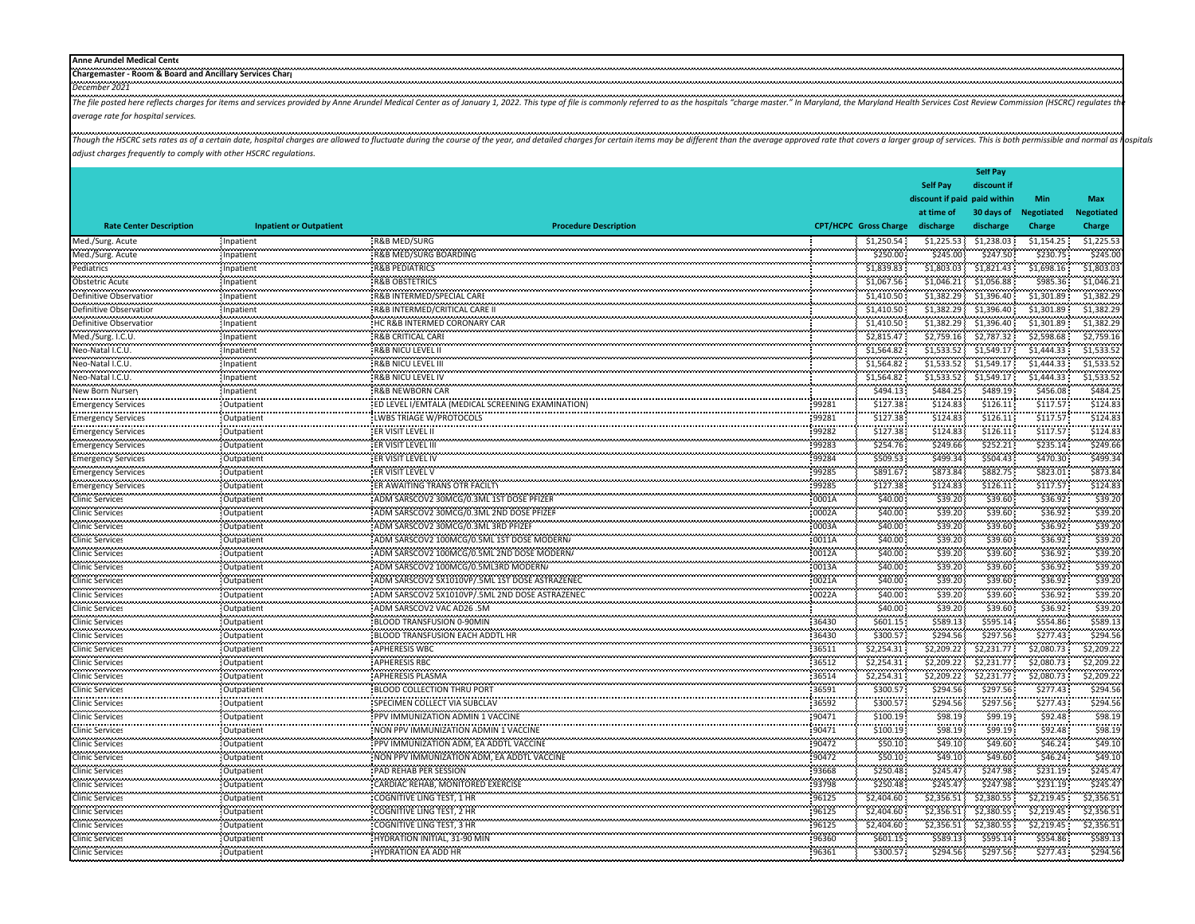**Anne Arundel Medical Cente**

**Chargemaster - Room & Board and Ancillary Services Char**

*December 2021*

*The file posted here reflects charges for items and services provided by Anne Arundel Medical Center as of January 1, 2022. This type of file is commonly referred to as the hospitals "charge master." In Maryland, the Maryland Health Services Cost Review Commission (HSCRC) regulates the average rate for hospital services.*

*Though the HSCRC sets rates as of a certain date, hospital charges are allowed to fluctuate during the course of the year, and detailed charges for certain items may be different than the average approved rate that covers a larger group of services. This is both permissible and normal as hospitals adjust charges frequently to comply with other HSCRC regulations.*

| Rate Center Description | Inpatient or Outpatient | Procedure Description | CPT/HCPC | Gross Charge | Self Pay discount if paid at time of discharge | Self Pay discount if paid within 30 days of discharge | Min Negotiated Charge | Max Negotiated Charge |
|---|---|---|---|---|---|---|---|---|
| Med./Surg. Acute | Inpatient | R&B MED/SURG | | $1,250.54 | $1,225.53 | $1,238.03 | $1,154.25 | $1,225.53 |
| Med./Surg. Acute | Inpatient | R&B MED/SURG BOARDING | | $250.00 | $245.00 | $247.50 | $230.75 | $245.00 |
| Pediatrics | Inpatient | R&B PEDIATRICS | | $1,839.83 | $1,803.03 | $1,821.43 | $1,698.16 | $1,803.03 |
| Obstetric Acute | Inpatient | R&B OBSTETRICS | | $1,067.56 | $1,046.21 | $1,056.88 | $985.36 | $1,046.21 |
| Definitive Observatior | Inpatient | R&B INTERMED/SPECIAL CARE | | $1,410.50 | $1,382.29 | $1,396.40 | $1,301.89 | $1,382.29 |
| Definitive Observatior | Inpatient | R&B INTERMED/CRITICAL CARE II | | $1,410.50 | $1,382.29 | $1,396.40 | $1,301.89 | $1,382.29 |
| Definitive Observatior | Inpatient | HC R&B INTERMED CORONARY CAR | | $1,410.50 | $1,382.29 | $1,396.40 | $1,301.89 | $1,382.29 |
| Med./Surg. I.C.U. | Inpatient | R&B CRITICAL CARE | | $2,815.47 | $2,759.16 | $2,787.32 | $2,598.68 | $2,759.16 |
| Neo-Natal I.C.U. | Inpatient | R&B NICU LEVEL II | | $1,564.82 | $1,533.52 | $1,549.17 | $1,444.33 | $1,533.52 |
| Neo-Natal I.C.U. | Inpatient | R&B NICU LEVEL III | | $1,564.82 | $1,533.52 | $1,549.17 | $1,444.33 | $1,533.52 |
| Neo-Natal I.C.U. | Inpatient | R&B NICU LEVEL IV | | $1,564.82 | $1,533.52 | $1,549.17 | $1,444.33 | $1,533.52 |
| New Born Nursery | Inpatient | R&B NEWBORN CAR | | $494.13 | $484.25 | $489.19 | $456.08 | $484.25 |
| Emergency Services | Outpatient | ED LEVEL I/EMTALA (MEDICAL SCREENING EXAMINATION) | 99281 | $127.38 | $124.83 | $126.11 | $117.57 | $124.83 |
| Emergency Services | Outpatient | LWBS TRIAGE W/PROTOCOLS | 99281 | $127.38 | $124.83 | $126.11 | $117.57 | $124.83 |
| Emergency Services | Outpatient | ER VISIT LEVEL II | 99282 | $127.38 | $124.83 | $126.11 | $117.57 | $124.83 |
| Emergency Services | Outpatient | ER VISIT LEVEL III | 99283 | $254.76 | $249.66 | $252.21 | $235.14 | $249.66 |
| Emergency Services | Outpatient | ER VISIT LEVEL IV | 99284 | $509.53 | $499.34 | $504.43 | $470.30 | $499.34 |
| Emergency Services | Outpatient | ER VISIT LEVEL V | 99285 | $891.67 | $873.84 | $882.75 | $823.01 | $873.84 |
| Emergency Services | Outpatient | ER AWAITING TRANS OTR FACILTY | 99285 | $127.38 | $124.83 | $126.11 | $117.57 | $124.83 |
| Clinic Services | Outpatient | ADM SARSCOV2 30MCG/0.3ML 1ST DOSE PFIZER | 0001A | $40.00 | $39.20 | $39.60 | $36.92 | $39.20 |
| Clinic Services | Outpatient | ADM SARSCOV2 30MCG/0.3ML 2ND DOSE PFIZER | 0002A | $40.00 | $39.20 | $39.60 | $36.92 | $39.20 |
| Clinic Services | Outpatient | ADM SARSCOV2 30MCG/0.3ML 3RD PFIZER | 0003A | $40.00 | $39.20 | $39.60 | $36.92 | $39.20 |
| Clinic Services | Outpatient | ADM SARSCOV2 100MCG/0.5ML 1ST DOSE MODERNA | 0011A | $40.00 | $39.20 | $39.60 | $36.92 | $39.20 |
| Clinic Services | Outpatient | ADM SARSCOV2 100MCG/0.5ML 2ND DOSE MODERNA | 0012A | $40.00 | $39.20 | $39.60 | $36.92 | $39.20 |
| Clinic Services | Outpatient | ADM SARSCOV2 100MCG/0.5ML3RD MODERNA | 0013A | $40.00 | $39.20 | $39.60 | $36.92 | $39.20 |
| Clinic Services | Outpatient | ADM SARSCOV2 5X1010VP/.5ML 1ST DOSE ASTRAZENEC | 0021A | $40.00 | $39.20 | $39.60 | $36.92 | $39.20 |
| Clinic Services | Outpatient | ADM SARSCOV2 5X1010VP/.5ML 2ND DOSE ASTRAZENEC | 0022A | $40.00 | $39.20 | $39.60 | $36.92 | $39.20 |
| Clinic Services | Outpatient | ADM SARSCOV2 VAC AD26 .5M | | $40.00 | $39.20 | $39.60 | $36.92 | $39.20 |
| Clinic Services | Outpatient | BLOOD TRANSFUSION 0-90MIN | 36430 | $601.15 | $589.13 | $595.14 | $554.86 | $589.13 |
| Clinic Services | Outpatient | BLOOD TRANSFUSION EACH ADDTL HR | 36430 | $300.57 | $294.56 | $297.56 | $277.43 | $294.56 |
| Clinic Services | Outpatient | APHERESIS WBC | 36511 | $2,254.31 | $2,209.22 | $2,231.77 | $2,080.73 | $2,209.22 |
| Clinic Services | Outpatient | APHERESIS RBC | 36512 | $2,254.31 | $2,209.22 | $2,231.77 | $2,080.73 | $2,209.22 |
| Clinic Services | Outpatient | APHERESIS PLASMA | 36514 | $2,254.31 | $2,209.22 | $2,231.77 | $2,080.73 | $2,209.22 |
| Clinic Services | Outpatient | BLOOD COLLECTION THRU PORT | 36591 | $300.57 | $294.56 | $297.56 | $277.43 | $294.56 |
| Clinic Services | Outpatient | SPECIMEN COLLECT VIA SUBCLAV | 36592 | $300.57 | $294.56 | $297.56 | $277.43 | $294.56 |
| Clinic Services | Outpatient | PPV IMMUNIZATION ADMIN 1 VACCINE | 90471 | $100.19 | $98.19 | $99.19 | $92.48 | $98.19 |
| Clinic Services | Outpatient | NON PPV IMMUNIZATION ADMIN 1 VACCINE | 90471 | $100.19 | $98.19 | $99.19 | $92.48 | $98.19 |
| Clinic Services | Outpatient | PPV IMMUNIZATION ADM, EA ADDTL VACCINE | 90472 | $50.10 | $49.10 | $49.60 | $46.24 | $49.10 |
| Clinic Services | Outpatient | NON PPV IMMUNIZATION ADM, EA ADDTL VACCINE | 90472 | $50.10 | $49.10 | $49.60 | $46.24 | $49.10 |
| Clinic Services | Outpatient | PAD REHAB PER SESSION | 93668 | $250.48 | $245.47 | $247.98 | $231.19 | $245.47 |
| Clinic Services | Outpatient | CARDIAC REHAB, MONITORED EXERCISE | 93798 | $250.48 | $245.47 | $247.98 | $231.19 | $245.47 |
| Clinic Services | Outpatient | COGNITIVE LING TEST, 1 HR | 96125 | $2,404.60 | $2,356.51 | $2,380.55 | $2,219.45 | $2,356.51 |
| Clinic Services | Outpatient | COGNITIVE LING TEST, 2 HR | 96125 | $2,404.60 | $2,356.51 | $2,380.55 | $2,219.45 | $2,356.51 |
| Clinic Services | Outpatient | COGNITIVE LING TEST, 3 HR | 96125 | $2,404.60 | $2,356.51 | $2,380.55 | $2,219.45 | $2,356.51 |
| Clinic Services | Outpatient | HYDRATION INITIAL, 31-90 MIN | 96360 | $601.15 | $589.13 | $595.14 | $554.86 | $589.13 |
| Clinic Services | Outpatient | HYDRATION EA ADD HR | 96361 | $300.57 | $294.56 | $297.56 | $277.43 | $294.56 |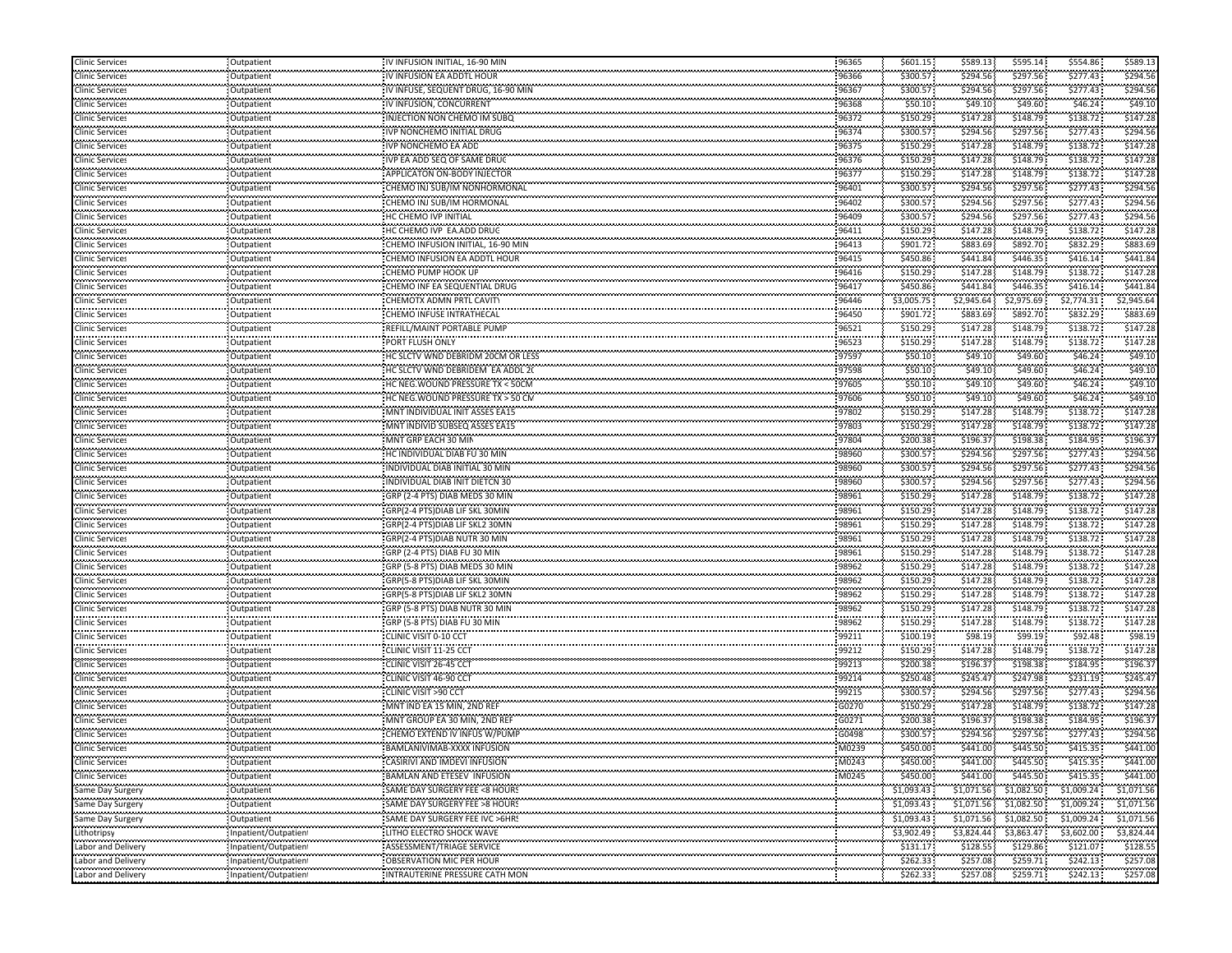| | | | | | | | | |
|---|---|---|---|---|---|---|---|---|
| Clinic Services | Outpatient | IV INFUSION INITIAL, 16-90 MIN | 96365 | $601.15 | $589.13 | $595.14 | $554.86 | $589.13 |
| Clinic Services | Outpatient | IV INFUSION EA ADDTL HOUR | 96366 | $300.57 | $294.56 | $297.56 | $277.43 | $294.56 |
| Clinic Services | Outpatient | IV INFUSE, SEQUENT DRUG, 16-90 MIN | 96367 | $300.57 | $294.56 | $297.56 | $277.43 | $294.56 |
| Clinic Services | Outpatient | IV INFUSION, CONCURRENT | 96368 | $50.10 | $49.10 | $49.60 | $46.24 | $49.10 |
| Clinic Services | Outpatient | INJECTION NON CHEMO IM SUBQ | 96372 | $150.29 | $147.28 | $148.79 | $138.72 | $147.28 |
| Clinic Services | Outpatient | IVP NONCHEMO INITIAL DRUG | 96374 | $300.57 | $294.56 | $297.56 | $277.43 | $294.56 |
| Clinic Services | Outpatient | IVP NONCHEMO EA ADD | 96375 | $150.29 | $147.28 | $148.79 | $138.72 | $147.28 |
| Clinic Services | Outpatient | IVP EA ADD SEQ OF SAME DRUG | 96376 | $150.29 | $147.28 | $148.79 | $138.72 | $147.28 |
| Clinic Services | Outpatient | APPLICATON ON-BODY INJECTOR | 96377 | $150.29 | $147.28 | $148.79 | $138.72 | $147.28 |
| Clinic Services | Outpatient | CHEMO INJ SUB/IM NONHORMONAL | 96401 | $300.57 | $294.56 | $297.56 | $277.43 | $294.56 |
| Clinic Services | Outpatient | CHEMO INJ SUB/IM HORMONAL | 96402 | $300.57 | $294.56 | $297.56 | $277.43 | $294.56 |
| Clinic Services | Outpatient | HC CHEMO IVP INITIAL | 96409 | $300.57 | $294.56 | $297.56 | $277.43 | $294.56 |
| Clinic Services | Outpatient | HC CHEMO IVP EA.ADD DRUG | 96411 | $150.29 | $147.28 | $148.79 | $138.72 | $147.28 |
| Clinic Services | Outpatient | CHEMO INFUSION INITIAL, 16-90 MIN | 96413 | $901.72 | $883.69 | $892.70 | $832.29 | $883.69 |
| Clinic Services | Outpatient | CHEMO INFUSION EA ADDTL HOUR | 96415 | $450.86 | $441.84 | $446.35 | $416.14 | $441.84 |
| Clinic Services | Outpatient | CHEMO PUMP HOOK UP | 96416 | $150.29 | $147.28 | $148.79 | $138.72 | $147.28 |
| Clinic Services | Outpatient | CHEMO INF EA SEQUENTIAL DRUG | 96417 | $450.86 | $441.84 | $446.35 | $416.14 | $441.84 |
| Clinic Services | Outpatient | CHEMOTX ADMN PRTL CAVITY | 96446 | $3,005.75 | $2,945.64 | $2,975.69 | $2,774.31 | $2,945.64 |
| Clinic Services | Outpatient | CHEMO INFUSE INTRATHECAL | 96450 | $901.72 | $883.69 | $892.70 | $832.29 | $883.69 |
| Clinic Services | Outpatient | REFILL/MAINT PORTABLE PUMP | 96521 | $150.29 | $147.28 | $148.79 | $138.72 | $147.28 |
| Clinic Services | Outpatient | PORT FLUSH ONLY | 96523 | $150.29 | $147.28 | $148.79 | $138.72 | $147.28 |
| Clinic Services | Outpatient | HC SLCTV WND DEBRIDM 20CM OR LESS | 97597 | $50.10 | $49.10 | $49.60 | $46.24 | $49.10 |
| Clinic Services | Outpatient | HC SLCTV WND DEBRIDEM EA ADDL 20 | 97598 | $50.10 | $49.10 | $49.60 | $46.24 | $49.10 |
| Clinic Services | Outpatient | HC NEG.WOUND PRESSURE TX < 50CM | 97605 | $50.10 | $49.10 | $49.60 | $46.24 | $49.10 |
| Clinic Services | Outpatient | HC NEG.WOUND PRESSURE TX > 50 CM | 97606 | $50.10 | $49.10 | $49.60 | $46.24 | $49.10 |
| Clinic Services | Outpatient | MNT INDIVIDUAL INIT ASSES EA15 | 97802 | $150.29 | $147.28 | $148.79 | $138.72 | $147.28 |
| Clinic Services | Outpatient | MNT INDIVID SUBSEQ ASSES EA15 | 97803 | $150.29 | $147.28 | $148.79 | $138.72 | $147.28 |
| Clinic Services | Outpatient | MNT GRP EACH 30 MIN | 97804 | $200.38 | $196.37 | $198.38 | $184.95 | $196.37 |
| Clinic Services | Outpatient | HC INDIVIDUAL DIAB FU 30 MIN | 98960 | $300.57 | $294.56 | $297.56 | $277.43 | $294.56 |
| Clinic Services | Outpatient | INDIVIDUAL DIAB INITIAL 30 MIN | 98960 | $300.57 | $294.56 | $297.56 | $277.43 | $294.56 |
| Clinic Services | Outpatient | INDIVIDUAL DIAB INIT DIETCN 30 | 98960 | $300.57 | $294.56 | $297.56 | $277.43 | $294.56 |
| Clinic Services | Outpatient | GRP (2-4 PTS) DIAB MEDS 30 MIN | 98961 | $150.29 | $147.28 | $148.79 | $138.72 | $147.28 |
| Clinic Services | Outpatient | GRP(2-4 PTS)DIAB LIF SKL 30MIN | 98961 | $150.29 | $147.28 | $148.79 | $138.72 | $147.28 |
| Clinic Services | Outpatient | GRP(2-4 PTS)DIAB LIF SKL2 30MN | 98961 | $150.29 | $147.28 | $148.79 | $138.72 | $147.28 |
| Clinic Services | Outpatient | GRP(2-4 PTS)DIAB NUTR 30 MIN | 98961 | $150.29 | $147.28 | $148.79 | $138.72 | $147.28 |
| Clinic Services | Outpatient | GRP (2-4 PTS) DIAB FU 30 MIN | 98961 | $150.29 | $147.28 | $148.79 | $138.72 | $147.28 |
| Clinic Services | Outpatient | GRP (5-8 PTS) DIAB MEDS 30 MIN | 98962 | $150.29 | $147.28 | $148.79 | $138.72 | $147.28 |
| Clinic Services | Outpatient | GRP(5-8 PTS)DIAB LIF SKL 30MIN | 98962 | $150.29 | $147.28 | $148.79 | $138.72 | $147.28 |
| Clinic Services | Outpatient | GRP(5-8 PTS)DIAB LIF SKL2 30MN | 98962 | $150.29 | $147.28 | $148.79 | $138.72 | $147.28 |
| Clinic Services | Outpatient | GRP (5-8 PTS) DIAB NUTR 30 MIN | 98962 | $150.29 | $147.28 | $148.79 | $138.72 | $147.28 |
| Clinic Services | Outpatient | GRP (5-8 PTS) DIAB FU 30 MIN | 98962 | $150.29 | $147.28 | $148.79 | $138.72 | $147.28 |
| Clinic Services | Outpatient | CLINIC VISIT 0-10 CCT | 99211 | $100.19 | $98.19 | $99.19 | $92.48 | $98.19 |
| Clinic Services | Outpatient | CLINIC VISIT 11-25 CCT | 99212 | $150.29 | $147.28 | $148.79 | $138.72 | $147.28 |
| Clinic Services | Outpatient | CLINIC VISIT 26-45 CCT | 99213 | $200.38 | $196.37 | $198.38 | $184.95 | $196.37 |
| Clinic Services | Outpatient | CLINIC VISIT 46-90 CCT | 99214 | $250.48 | $245.47 | $247.98 | $231.19 | $245.47 |
| Clinic Services | Outpatient | CLINIC VISIT >90 CCT | 99215 | $300.57 | $294.56 | $297.56 | $277.43 | $294.56 |
| Clinic Services | Outpatient | MNT IND EA 15 MIN, 2ND REF | G0270 | $150.29 | $147.28 | $148.79 | $138.72 | $147.28 |
| Clinic Services | Outpatient | MNT GROUP EA 30 MIN, 2ND REF | G0271 | $200.38 | $196.37 | $198.38 | $184.95 | $196.37 |
| Clinic Services | Outpatient | CHEMO EXTEND IV INFUS W/PUMP | G0498 | $300.57 | $294.56 | $297.56 | $277.43 | $294.56 |
| Clinic Services | Outpatient | BAMLANIVIMAB-XXXX INFUSION | M0239 | $450.00 | $441.00 | $445.50 | $415.35 | $441.00 |
| Clinic Services | Outpatient | CASIRIVI AND IMDEVI INFUSION | M0243 | $450.00 | $441.00 | $445.50 | $415.35 | $441.00 |
| Clinic Services | Outpatient | BAMLAN AND ETESEV INFUSION | M0245 | $450.00 | $441.00 | $445.50 | $415.35 | $441.00 |
| Same Day Surgery | Outpatient | SAME DAY SURGERY FEE <8 HOURS | | $1,093.43 | $1,071.56 | $1,082.50 | $1,009.24 | $1,071.56 |
| Same Day Surgery | Outpatient | SAME DAY SURGERY FEE >8 HOURS | | $1,093.43 | $1,071.56 | $1,082.50 | $1,009.24 | $1,071.56 |
| Same Day Surgery | Outpatient | SAME DAY SURGERY FEE IVC >6HRS | | $1,093.43 | $1,071.56 | $1,082.50 | $1,009.24 | $1,071.56 |
| Lithotripsy | Inpatient/Outpatient | LITHO ELECTRO SHOCK WAVE | | $3,902.49 | $3,824.44 | $3,863.47 | $3,602.00 | $3,824.44 |
| Labor and Delivery | Inpatient/Outpatient | ASSESSMENT/TRIAGE SERVICE | | $131.17 | $128.55 | $129.86 | $121.07 | $128.55 |
| Labor and Delivery | Inpatient/Outpatient | OBSERVATION MIC PER HOUR | | $262.33 | $257.08 | $259.71 | $242.13 | $257.08 |
| Labor and Delivery | Inpatient/Outpatient | INTRAUTERINE PRESSURE CATH MON | | $262.33 | $257.08 | $259.71 | $242.13 | $257.08 |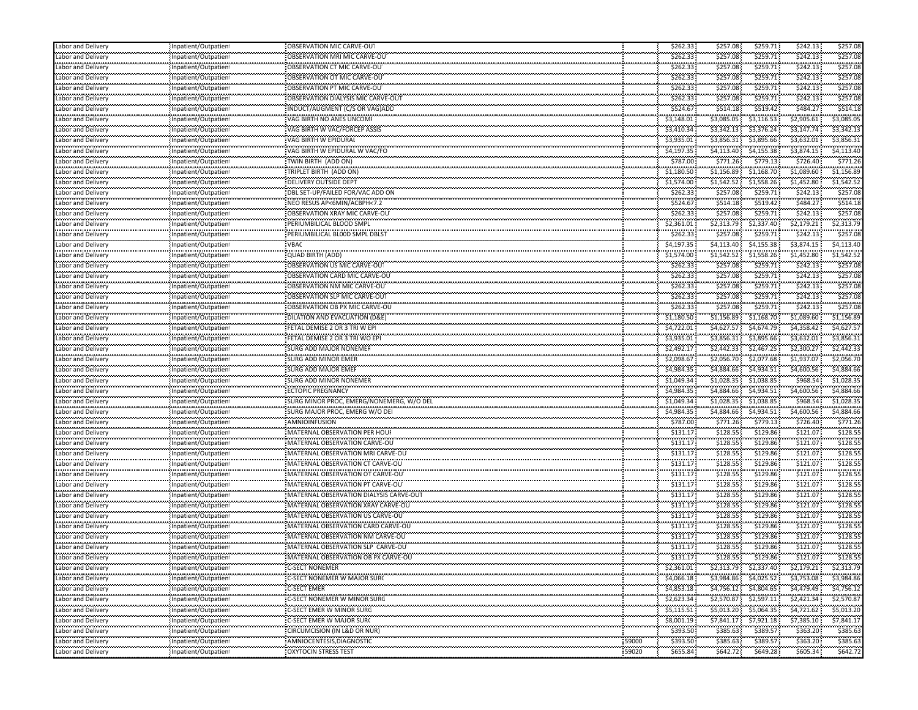| | | | | | | | | |
|---|---|---|---|---|---|---|---|---|
| Labor and Delivery | Inpatient/Outpatient | OBSERVATION MIC CARVE-OUT | | $262.33 | $257.08 | $259.71 | $242.13 | $257.08 |
| Labor and Delivery | Inpatient/Outpatient | OBSERVATION MRI MIC CARVE-OU | | $262.33 | $257.08 | $259.71 | $242.13 | $257.08 |
| Labor and Delivery | Inpatient/Outpatient | OBSERVATION CT MIC CARVE-OU | | $262.33 | $257.08 | $259.71 | $242.13 | $257.08 |
| Labor and Delivery | Inpatient/Outpatient | OBSERVATION OT MIC CARVE-OU | | $262.33 | $257.08 | $259.71 | $242.13 | $257.08 |
| Labor and Delivery | Inpatient/Outpatient | OBSERVATION PT MIC CARVE-OU | | $262.33 | $257.08 | $259.71 | $242.13 | $257.08 |
| Labor and Delivery | Inpatient/Outpatient | OBSERVATION DIALYSIS MIC CARVE-OUT | | $262.33 | $257.08 | $259.71 | $242.13 | $257.08 |
| Labor and Delivery | Inpatient/Outpatient | INDUCT/AUGMENT (C/S OR VAG)ADD | | $524.67 | $514.18 | $519.42 | $484.27 | $514.18 |
| Labor and Delivery | Inpatient/Outpatient | VAG BIRTH NO ANES UNCOMI | | $3,148.01 | $3,085.05 | $3,116.53 | $2,905.61 | $3,085.05 |
| Labor and Delivery | Inpatient/Outpatient | VAG BIRTH W VAC/FORCEP ASSIS | | $3,410.34 | $3,342.13 | $3,376.24 | $3,147.74 | $3,342.13 |
| Labor and Delivery | Inpatient/Outpatient | VAG BIRTH W EPIDURAL | | $3,935.01 | $3,856.31 | $3,895.66 | $3,632.01 | $3,856.31 |
| Labor and Delivery | Inpatient/Outpatient | VAG BIRTH W EPIDURAL W VAC/FO | | $4,197.35 | $4,113.40 | $4,155.38 | $3,874.15 | $4,113.40 |
| Labor and Delivery | Inpatient/Outpatient | TWIN BIRTH (ADD ON) | | $787.00 | $771.26 | $779.13 | $726.40 | $771.26 |
| Labor and Delivery | Inpatient/Outpatient | TRIPLET BIRTH (ADD ON) | | $1,180.50 | $1,156.89 | $1,168.70 | $1,089.60 | $1,156.89 |
| Labor and Delivery | Inpatient/Outpatient | DELIVERY OUTSIDE DEPT | | $1,574.00 | $1,542.52 | $1,558.26 | $1,452.80 | $1,542.52 |
| Labor and Delivery | Inpatient/Outpatient | DBL SET-UP/FAILED FOR/VAC ADD ON | | $262.33 | $257.08 | $259.71 | $242.13 | $257.08 |
| Labor and Delivery | Inpatient/Outpatient | NEO RESUS AP<6MIN/ACBPH<7.2 | | $524.67 | $514.18 | $519.42 | $484.27 | $514.18 |
| Labor and Delivery | Inpatient/Outpatient | OBSERVATION XRAY MIC CARVE-OU | | $262.33 | $257.08 | $259.71 | $242.13 | $257.08 |
| Labor and Delivery | Inpatient/Outpatient | PERIUMBILICAL BLOOD SMPL | | $2,361.01 | $2,313.79 | $2,337.40 | $2,179.21 | $2,313.79 |
| Labor and Delivery | Inpatient/Outpatient | PERIUMBILICAL BLOOD SMPL DBLST | | $262.33 | $257.08 | $259.71 | $242.13 | $257.08 |
| Labor and Delivery | Inpatient/Outpatient | VBAC | | $4,197.35 | $4,113.40 | $4,155.38 | $3,874.15 | $4,113.40 |
| Labor and Delivery | Inpatient/Outpatient | QUAD BIRTH (ADD) | | $1,574.00 | $1,542.52 | $1,558.26 | $1,452.80 | $1,542.52 |
| Labor and Delivery | Inpatient/Outpatient | OBSERVATION US MIC CARVE-OU | | $262.33 | $257.08 | $259.71 | $242.13 | $257.08 |
| Labor and Delivery | Inpatient/Outpatient | OBSERVATION CARD MIC CARVE-OU | | $262.33 | $257.08 | $259.71 | $242.13 | $257.08 |
| Labor and Delivery | Inpatient/Outpatient | OBSERVATION NM MIC CARVE-OU | | $262.33 | $257.08 | $259.71 | $242.13 | $257.08 |
| Labor and Delivery | Inpatient/Outpatient | OBSERVATION SLP MIC CARVE-OUT | | $262.33 | $257.08 | $259.71 | $242.13 | $257.08 |
| Labor and Delivery | Inpatient/Outpatient | OBSERVATION OB PX MIC CARVE-OU | | $262.33 | $257.08 | $259.71 | $242.13 | $257.08 |
| Labor and Delivery | Inpatient/Outpatient | DILATION AND EVACUATION (D&E) | | $1,180.50 | $1,156.89 | $1,168.70 | $1,089.60 | $1,156.89 |
| Labor and Delivery | Inpatient/Outpatient | FETAL DEMISE 2 OR 3 TRI W EPI | | $4,722.01 | $4,627.57 | $4,674.79 | $4,358.42 | $4,627.57 |
| Labor and Delivery | Inpatient/Outpatient | FETAL DEMISE 2 OR 3 TRI WO EPI | | $3,935.01 | $3,856.31 | $3,895.66 | $3,632.01 | $3,856.31 |
| Labor and Delivery | Inpatient/Outpatient | SURG ADD MAJOR NONEMER | | $2,492.17 | $2,442.33 | $2,467.25 | $2,300.27 | $2,442.33 |
| Labor and Delivery | Inpatient/Outpatient | SURG ADD MINOR EMER | | $2,098.67 | $2,056.70 | $2,077.68 | $1,937.07 | $2,056.70 |
| Labor and Delivery | Inpatient/Outpatient | SURG ADD MAJOR EMEF | | $4,984.35 | $4,884.66 | $4,934.51 | $4,600.56 | $4,884.66 |
| Labor and Delivery | Inpatient/Outpatient | SURG ADD MINOR NONEMER | | $1,049.34 | $1,028.35 | $1,038.85 | $968.54 | $1,028.35 |
| Labor and Delivery | Inpatient/Outpatient | ECTOPIC PREGNANCY | | $4,984.35 | $4,884.66 | $4,934.51 | $4,600.56 | $4,884.66 |
| Labor and Delivery | Inpatient/Outpatient | SURG MINOR PROC, EMERG/NONEMERG, W/O DEL | | $1,049.34 | $1,028.35 | $1,038.85 | $968.54 | $1,028.35 |
| Labor and Delivery | Inpatient/Outpatient | SURG MAJOR PROC, EMERG W/O DEI | | $4,984.35 | $4,884.66 | $4,934.51 | $4,600.56 | $4,884.66 |
| Labor and Delivery | Inpatient/Outpatient | AMNIOINFUSION | | $787.00 | $771.26 | $779.13 | $726.40 | $771.26 |
| Labor and Delivery | Inpatient/Outpatient | MATERNAL OBSERVATION PER HOUI | | $131.17 | $128.55 | $129.86 | $121.07 | $128.55 |
| Labor and Delivery | Inpatient/Outpatient | MATERNAL OBSERVATION CARVE-OU | | $131.17 | $128.55 | $129.86 | $121.07 | $128.55 |
| Labor and Delivery | Inpatient/Outpatient | MATERNAL OBSERVATION MRI CARVE-OU | | $131.17 | $128.55 | $129.86 | $121.07 | $128.55 |
| Labor and Delivery | Inpatient/Outpatient | MATERNAL OBSERVATION CT CARVE-OU | | $131.17 | $128.55 | $129.86 | $121.07 | $128.55 |
| Labor and Delivery | Inpatient/Outpatient | MATERNAL OBSERVATION OT CARVE-OU | | $131.17 | $128.55 | $129.86 | $121.07 | $128.55 |
| Labor and Delivery | Inpatient/Outpatient | MATERNAL OBSERVATION PT CARVE-OU | | $131.17 | $128.55 | $129.86 | $121.07 | $128.55 |
| Labor and Delivery | Inpatient/Outpatient | MATERNAL OBSERVATION DIALYSIS CARVE-OUT | | $131.17 | $128.55 | $129.86 | $121.07 | $128.55 |
| Labor and Delivery | Inpatient/Outpatient | MATERNAL OBSERVATION XRAY CARVE-OU | | $131.17 | $128.55 | $129.86 | $121.07 | $128.55 |
| Labor and Delivery | Inpatient/Outpatient | MATERNAL OBSERVATION US CARVE-OU | | $131.17 | $128.55 | $129.86 | $121.07 | $128.55 |
| Labor and Delivery | Inpatient/Outpatient | MATERNAL OBSERVATION CARD CARVE-OU | | $131.17 | $128.55 | $129.86 | $121.07 | $128.55 |
| Labor and Delivery | Inpatient/Outpatient | MATERNAL OBSERVATION NM CARVE-OU | | $131.17 | $128.55 | $129.86 | $121.07 | $128.55 |
| Labor and Delivery | Inpatient/Outpatient | MATERNAL OBSERVATION SLP CARVE-OU | | $131.17 | $128.55 | $129.86 | $121.07 | $128.55 |
| Labor and Delivery | Inpatient/Outpatient | MATERNAL OBSERVATION OB PX CARVE-OU | | $131.17 | $128.55 | $129.86 | $121.07 | $128.55 |
| Labor and Delivery | Inpatient/Outpatient | C-SECT NONEMER | | $2,361.01 | $2,313.79 | $2,337.40 | $2,179.21 | $2,313.79 |
| Labor and Delivery | Inpatient/Outpatient | C-SECT NONEMER W MAJOR SURG | | $4,066.18 | $3,984.86 | $4,025.52 | $3,753.08 | $3,984.86 |
| Labor and Delivery | Inpatient/Outpatient | C-SECT EMER | | $4,853.18 | $4,756.12 | $4,804.65 | $4,479.49 | $4,756.12 |
| Labor and Delivery | Inpatient/Outpatient | C-SECT NONEMER W MINOR SURG | | $2,623.34 | $2,570.87 | $2,597.11 | $2,421.34 | $2,570.87 |
| Labor and Delivery | Inpatient/Outpatient | C-SECT EMER W MINOR SURG | | $5,115.51 | $5,013.20 | $5,064.35 | $4,721.62 | $5,013.20 |
| Labor and Delivery | Inpatient/Outpatient | C-SECT EMER W MAJOR SURG | | $8,001.19 | $7,841.17 | $7,921.18 | $7,385.10 | $7,841.17 |
| Labor and Delivery | Inpatient/Outpatient | CIRCUMCISION (IN L&D OR NUR) | | $393.50 | $385.63 | $389.57 | $363.20 | $385.63 |
| Labor and Delivery | Inpatient/Outpatient | AMNIOCENTESIS,DIAGNOSTIC | 59000 | $393.50 | $385.63 | $389.57 | $363.20 | $385.63 |
| Labor and Delivery | Inpatient/Outpatient | OXYTOCIN STRESS TEST | 59020 | $655.84 | $642.72 | $649.28 | $605.34 | $642.72 |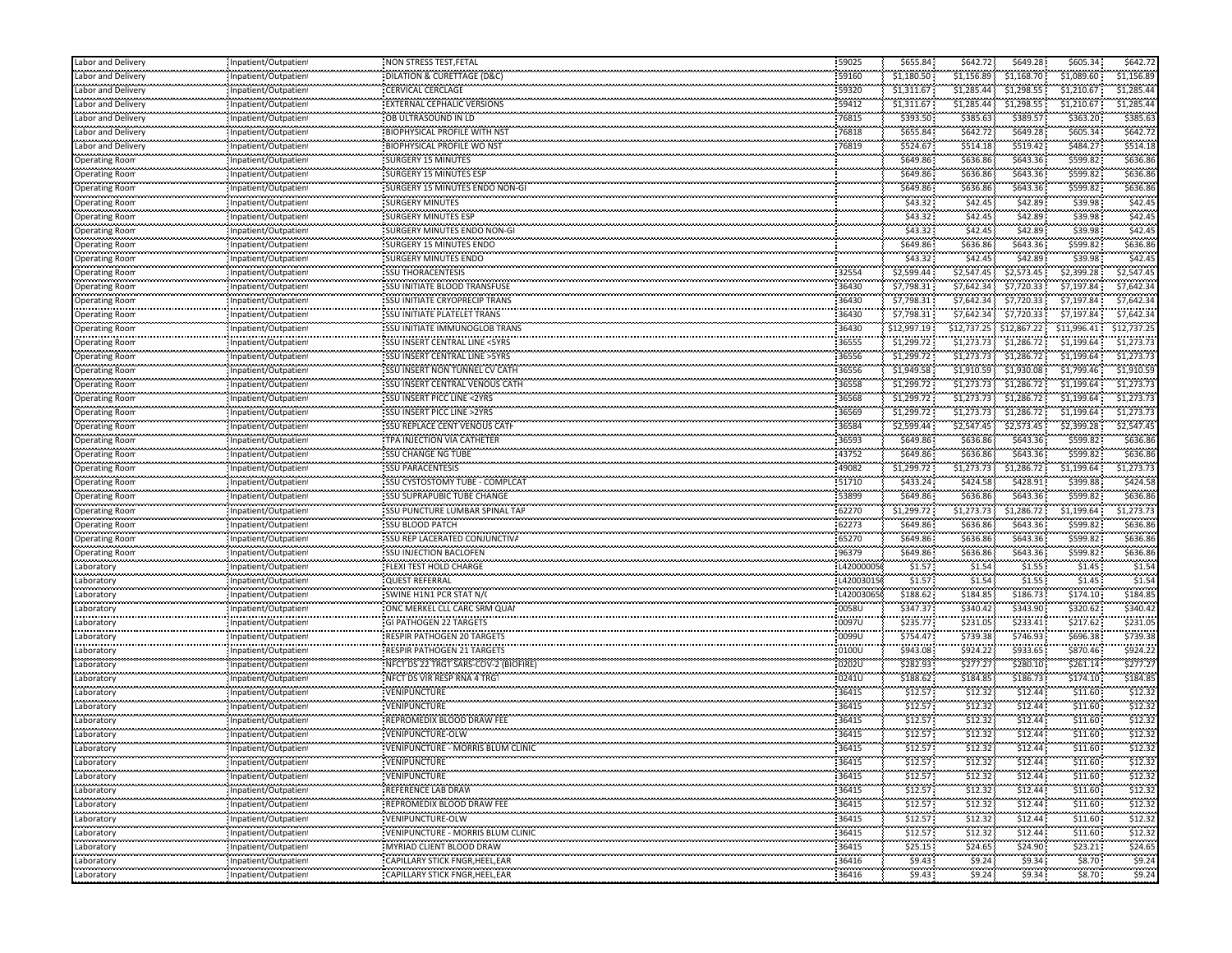| | | | | | | | | |
|---|---|---|---|---|---|---|---|---|
| Labor and Delivery | Inpatient/Outpatient | NON STRESS TEST,FETAL | 59025 | $655.84 | $642.72 | $649.28 | $605.34 | $642.72 |
| Labor and Delivery | Inpatient/Outpatient | DILATION & CURETTAGE (D&C) | 59160 | $1,180.50 | $1,156.89 | $1,168.70 | $1,089.60 | $1,156.89 |
| Labor and Delivery | Inpatient/Outpatient | CERVICAL CERCLAGE | 59320 | $1,311.67 | $1,285.44 | $1,298.55 | $1,210.67 | $1,285.44 |
| Labor and Delivery | Inpatient/Outpatient | EXTERNAL CEPHALIC VERSIONS | 59412 | $1,311.67 | $1,285.44 | $1,298.55 | $1,210.67 | $1,285.44 |
| Labor and Delivery | Inpatient/Outpatient | OB ULTRASOUND IN LD | 76815 | $393.50 | $385.63 | $389.57 | $363.20 | $385.63 |
| Labor and Delivery | Inpatient/Outpatient | BIOPHYSICAL PROFILE WITH NST | 76818 | $655.84 | $642.72 | $649.28 | $605.34 | $642.72 |
| Labor and Delivery | Inpatient/Outpatient | BIOPHYSICAL PROFILE WO NST | 76819 | $524.67 | $514.18 | $519.42 | $484.27 | $514.18 |
| Operating Room | Inpatient/Outpatient | SURGERY 15 MINUTES | | $649.86 | $636.86 | $643.36 | $599.82 | $636.86 |
| Operating Room | Inpatient/Outpatient | SURGERY 15 MINUTES ESP | | $649.86 | $636.86 | $643.36 | $599.82 | $636.86 |
| Operating Room | Inpatient/Outpatient | SURGERY 15 MINUTES ENDO NON-GI | | $649.86 | $636.86 | $643.36 | $599.82 | $636.86 |
| Operating Room | Inpatient/Outpatient | SURGERY MINUTES | | $43.32 | $42.45 | $42.89 | $39.98 | $42.45 |
| Operating Room | Inpatient/Outpatient | SURGERY MINUTES ESP | | $43.32 | $42.45 | $42.89 | $39.98 | $42.45 |
| Operating Room | Inpatient/Outpatient | SURGERY MINUTES ENDO NON-GI | | $43.32 | $42.45 | $42.89 | $39.98 | $42.45 |
| Operating Room | Inpatient/Outpatient | SURGERY 15 MINUTES ENDO | | $649.86 | $636.86 | $643.36 | $599.82 | $636.86 |
| Operating Room | Inpatient/Outpatient | SURGERY MINUTES ENDO | | $43.32 | $42.45 | $42.89 | $39.98 | $42.45 |
| Operating Room | Inpatient/Outpatient | SSU THORACENTESIS | 32554 | $2,599.44 | $2,547.45 | $2,573.45 | $2,399.28 | $2,547.45 |
| Operating Room | Inpatient/Outpatient | SSU INITIATE BLOOD TRANSFUSE | 36430 | $7,798.31 | $7,642.34 | $7,720.33 | $7,197.84 | $7,642.34 |
| Operating Room | Inpatient/Outpatient | SSU INITIATE CRYOPRECIP TRANS | 36430 | $7,798.31 | $7,642.34 | $7,720.33 | $7,197.84 | $7,642.34 |
| Operating Room | Inpatient/Outpatient | SSU INITIATE PLATELET TRANS | 36430 | $7,798.31 | $7,642.34 | $7,720.33 | $7,197.84 | $7,642.34 |
| Operating Room | Inpatient/Outpatient | SSU INITIATE IMMUNOGLOB TRANS | 36430 | $12,997.19 | $12,737.25 | $12,867.22 | $11,996.41 | $12,737.25 |
| Operating Room | Inpatient/Outpatient | SSU INSERT CENTRAL LINE <5YRS | 36555 | $1,299.72 | $1,273.73 | $1,286.72 | $1,199.64 | $1,273.73 |
| Operating Room | Inpatient/Outpatient | SSU INSERT CENTRAL LINE >5YRS | 36556 | $1,299.72 | $1,273.73 | $1,286.72 | $1,199.64 | $1,273.73 |
| Operating Room | Inpatient/Outpatient | SSU INSERT NON TUNNEL CV CATH | 36556 | $1,949.58 | $1,910.59 | $1,930.08 | $1,799.46 | $1,910.59 |
| Operating Room | Inpatient/Outpatient | SSU INSERT CENTRAL VENOUS CATH | 36558 | $1,299.72 | $1,273.73 | $1,286.72 | $1,199.64 | $1,273.73 |
| Operating Room | Inpatient/Outpatient | SSU INSERT PICC LINE <2YRS | 36568 | $1,299.72 | $1,273.73 | $1,286.72 | $1,199.64 | $1,273.73 |
| Operating Room | Inpatient/Outpatient | SSU INSERT PICC LINE >2YRS | 36569 | $1,299.72 | $1,273.73 | $1,286.72 | $1,199.64 | $1,273.73 |
| Operating Room | Inpatient/Outpatient | SSU REPLACE CENT VENOUS CATH | 36584 | $2,599.44 | $2,547.45 | $2,573.45 | $2,399.28 | $2,547.45 |
| Operating Room | Inpatient/Outpatient | TPA INJECTION VIA CATHETER | 36593 | $649.86 | $636.86 | $643.36 | $599.82 | $636.86 |
| Operating Room | Inpatient/Outpatient | SSU CHANGE NG TUBE | 43752 | $649.86 | $636.86 | $643.36 | $599.82 | $636.86 |
| Operating Room | Inpatient/Outpatient | SSU PARACENTESIS | 49082 | $1,299.72 | $1,273.73 | $1,286.72 | $1,199.64 | $1,273.73 |
| Operating Room | Inpatient/Outpatient | SSU CYSTOSTOMY TUBE - COMPLCAT | 51710 | $433.24 | $424.58 | $428.91 | $399.88 | $424.58 |
| Operating Room | Inpatient/Outpatient | SSU SUPRAPUBIC TUBE CHANGE | 53899 | $649.86 | $636.86 | $643.36 | $599.82 | $636.86 |
| Operating Room | Inpatient/Outpatient | SSU PUNCTURE LUMBAR SPINAL TAP | 62270 | $1,299.72 | $1,273.73 | $1,286.72 | $1,199.64 | $1,273.73 |
| Operating Room | Inpatient/Outpatient | SSU BLOOD PATCH | 62273 | $649.86 | $636.86 | $643.36 | $599.82 | $636.86 |
| Operating Room | Inpatient/Outpatient | SSU REP LACERATED CONJUNCTIVA | 65270 | $649.86 | $636.86 | $643.36 | $599.82 | $636.86 |
| Operating Room | Inpatient/Outpatient | SSU INJECTION BACLOFEN | 96379 | $649.86 | $636.86 | $643.36 | $599.82 | $636.86 |
| Laboratory | Inpatient/Outpatient | FLEXI TEST HOLD CHARGE | L42000005 | $1.57 | $1.54 | $1.55 | $1.45 | $1.54 |
| Laboratory | Inpatient/Outpatient | QUEST REFERRAL | L42003015 | $1.57 | $1.54 | $1.55 | $1.45 | $1.54 |
| Laboratory | Inpatient/Outpatient | SWINE H1N1 PCR STAT N/C | L42003065 | $188.62 | $184.85 | $186.73 | $174.10 | $184.85 |
| Laboratory | Inpatient/Outpatient | ONC MERKEL CLL CARC SRM QUAN | 0058U | $347.37 | $340.42 | $343.90 | $320.62 | $340.42 |
| Laboratory | Inpatient/Outpatient | GI PATHOGEN 22 TARGETS | 0097U | $235.77 | $231.05 | $233.41 | $217.62 | $231.05 |
| Laboratory | Inpatient/Outpatient | RESPIR PATHOGEN 20 TARGETS | 0099U | $754.47 | $739.38 | $746.93 | $696.38 | $739.38 |
| Laboratory | Inpatient/Outpatient | RESPIR PATHOGEN 21 TARGETS | 0100U | $943.08 | $924.22 | $933.65 | $870.46 | $924.22 |
| Laboratory | Inpatient/Outpatient | NFCT DS 22 TRGT SARS-COV-2 (BIOFIRE) | 0202U | $282.93 | $277.27 | $280.10 | $261.14 | $277.27 |
| Laboratory | Inpatient/Outpatient | NFCT DS VIR RESP RNA 4 TRGT | 0241U | $188.62 | $184.85 | $186.73 | $174.10 | $184.85 |
| Laboratory | Inpatient/Outpatient | VENIPUNCTURE | 36415 | $12.57 | $12.32 | $12.44 | $11.60 | $12.32 |
| Laboratory | Inpatient/Outpatient | VENIPUNCTURE | 36415 | $12.57 | $12.32 | $12.44 | $11.60 | $12.32 |
| Laboratory | Inpatient/Outpatient | REPROMEDIX BLOOD DRAW FEE | 36415 | $12.57 | $12.32 | $12.44 | $11.60 | $12.32 |
| Laboratory | Inpatient/Outpatient | VENIPUNCTURE-OLW | 36415 | $12.57 | $12.32 | $12.44 | $11.60 | $12.32 |
| Laboratory | Inpatient/Outpatient | VENIPUNCTURE - MORRIS BLUM CLINIC | 36415 | $12.57 | $12.32 | $12.44 | $11.60 | $12.32 |
| Laboratory | Inpatient/Outpatient | VENIPUNCTURE | 36415 | $12.57 | $12.32 | $12.44 | $11.60 | $12.32 |
| Laboratory | Inpatient/Outpatient | VENIPUNCTURE | 36415 | $12.57 | $12.32 | $12.44 | $11.60 | $12.32 |
| Laboratory | Inpatient/Outpatient | REFERENCE LAB DRAW | 36415 | $12.57 | $12.32 | $12.44 | $11.60 | $12.32 |
| Laboratory | Inpatient/Outpatient | REPROMEDIX BLOOD DRAW FEE | 36415 | $12.57 | $12.32 | $12.44 | $11.60 | $12.32 |
| Laboratory | Inpatient/Outpatient | VENIPUNCTURE-OLW | 36415 | $12.57 | $12.32 | $12.44 | $11.60 | $12.32 |
| Laboratory | Inpatient/Outpatient | VENIPUNCTURE - MORRIS BLUM CLINIC | 36415 | $12.57 | $12.32 | $12.44 | $11.60 | $12.32 |
| Laboratory | Inpatient/Outpatient | MYRIAD CLIENT BLOOD DRAW | 36415 | $25.15 | $24.65 | $24.90 | $23.21 | $24.65 |
| Laboratory | Inpatient/Outpatient | CAPILLARY STICK FNGR,HEEL,EAR | 36416 | $9.43 | $9.24 | $9.34 | $8.70 | $9.24 |
| Laboratory | Inpatient/Outpatient | CAPILLARY STICK FNGR,HEEL,EAR | 36416 | $9.43 | $9.24 | $9.34 | $8.70 | $9.24 |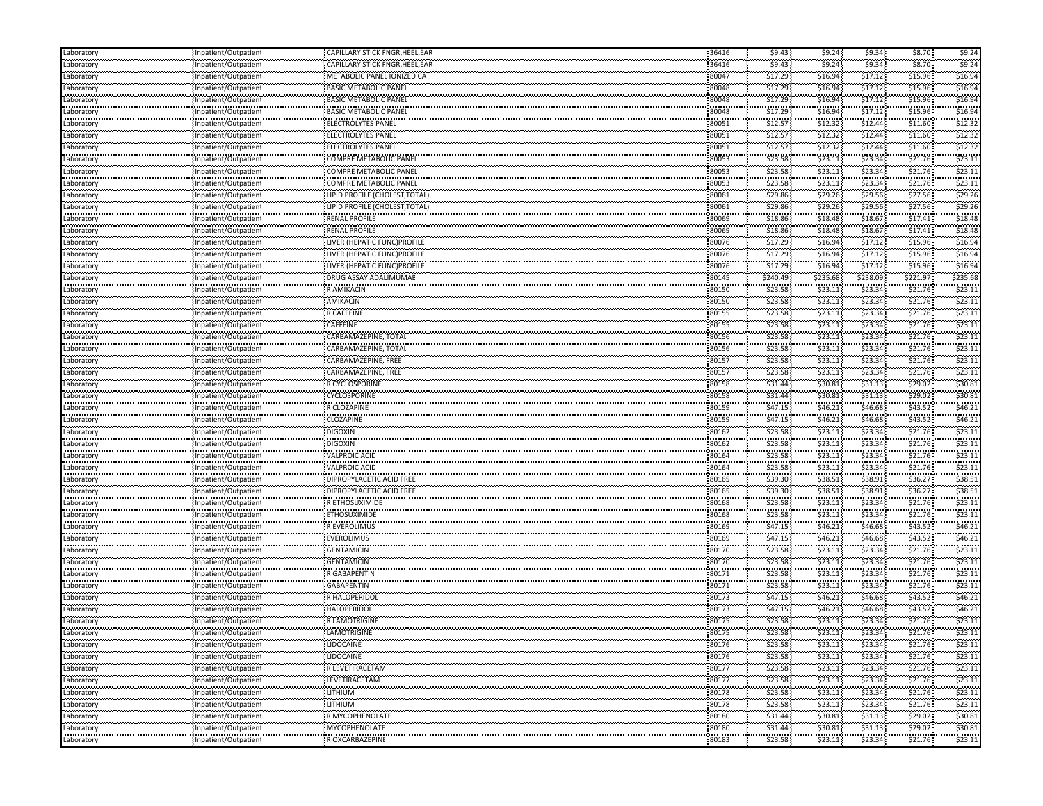| | | | | | | | | |
|---|---|---|---|---|---|---|---|---|
| Laboratory | Inpatient/Outpatient | CAPILLARY STICK FNGR,HEEL,EAR | 36416 | $9.43 | $9.24 | $9.34 | $8.70 | $9.24 |
| Laboratory | Inpatient/Outpatient | CAPILLARY STICK FNGR,HEEL,EAR | 36416 | $9.43 | $9.24 | $9.34 | $8.70 | $9.24 |
| Laboratory | Inpatient/Outpatient | METABOLIC PANEL IONIZED CA | 80047 | $17.29 | $16.94 | $17.12 | $15.96 | $16.94 |
| Laboratory | Inpatient/Outpatient | BASIC METABOLIC PANEL | 80048 | $17.29 | $16.94 | $17.12 | $15.96 | $16.94 |
| Laboratory | Inpatient/Outpatient | BASIC METABOLIC PANEL | 80048 | $17.29 | $16.94 | $17.12 | $15.96 | $16.94 |
| Laboratory | Inpatient/Outpatient | BASIC METABOLIC PANEL | 80048 | $17.29 | $16.94 | $17.12 | $15.96 | $16.94 |
| Laboratory | Inpatient/Outpatient | ELECTROLYTES PANEL | 80051 | $12.57 | $12.32 | $12.44 | $11.60 | $12.32 |
| Laboratory | Inpatient/Outpatient | ELECTROLYTES PANEL | 80051 | $12.57 | $12.32 | $12.44 | $11.60 | $12.32 |
| Laboratory | Inpatient/Outpatient | ELECTROLYTES PANEL | 80051 | $12.57 | $12.32 | $12.44 | $11.60 | $12.32 |
| Laboratory | Inpatient/Outpatient | COMPRE METABOLIC PANEL | 80053 | $23.58 | $23.11 | $23.34 | $21.76 | $23.11 |
| Laboratory | Inpatient/Outpatient | COMPRE METABOLIC PANEL | 80053 | $23.58 | $23.11 | $23.34 | $21.76 | $23.11 |
| Laboratory | Inpatient/Outpatient | COMPRE METABOLIC PANEL | 80053 | $23.58 | $23.11 | $23.34 | $21.76 | $23.11 |
| Laboratory | Inpatient/Outpatient | LIPID PROFILE (CHOLEST,TOTAL) | 80061 | $29.86 | $29.26 | $29.56 | $27.56 | $29.26 |
| Laboratory | Inpatient/Outpatient | LIPID PROFILE (CHOLEST,TOTAL) | 80061 | $29.86 | $29.26 | $29.56 | $27.56 | $29.26 |
| Laboratory | Inpatient/Outpatient | RENAL PROFILE | 80069 | $18.86 | $18.48 | $18.67 | $17.41 | $18.48 |
| Laboratory | Inpatient/Outpatient | RENAL PROFILE | 80069 | $18.86 | $18.48 | $18.67 | $17.41 | $18.48 |
| Laboratory | Inpatient/Outpatient | LIVER (HEPATIC FUNC)PROFILE | 80076 | $17.29 | $16.94 | $17.12 | $15.96 | $16.94 |
| Laboratory | Inpatient/Outpatient | LIVER (HEPATIC FUNC)PROFILE | 80076 | $17.29 | $16.94 | $17.12 | $15.96 | $16.94 |
| Laboratory | Inpatient/Outpatient | LIVER (HEPATIC FUNC)PROFILE | 80076 | $17.29 | $16.94 | $17.12 | $15.96 | $16.94 |
| Laboratory | Inpatient/Outpatient | DRUG ASSAY ADALIMUMAB | 80145 | $240.49 | $235.68 | $238.09 | $221.97 | $235.68 |
| Laboratory | Inpatient/Outpatient | R AMIKACIN | 80150 | $23.58 | $23.11 | $23.34 | $21.76 | $23.11 |
| Laboratory | Inpatient/Outpatient | AMIKACIN | 80150 | $23.58 | $23.11 | $23.34 | $21.76 | $23.11 |
| Laboratory | Inpatient/Outpatient | R CAFFEINE | 80155 | $23.58 | $23.11 | $23.34 | $21.76 | $23.11 |
| Laboratory | Inpatient/Outpatient | CAFFEINE | 80155 | $23.58 | $23.11 | $23.34 | $21.76 | $23.11 |
| Laboratory | Inpatient/Outpatient | CARBAMAZEPINE, TOTAL | 80156 | $23.58 | $23.11 | $23.34 | $21.76 | $23.11 |
| Laboratory | Inpatient/Outpatient | CARBAMAZEPINE, TOTAL | 80156 | $23.58 | $23.11 | $23.34 | $21.76 | $23.11 |
| Laboratory | Inpatient/Outpatient | CARBAMAZEPINE, FREE | 80157 | $23.58 | $23.11 | $23.34 | $21.76 | $23.11 |
| Laboratory | Inpatient/Outpatient | CARBAMAZEPINE, FREE | 80157 | $23.58 | $23.11 | $23.34 | $21.76 | $23.11 |
| Laboratory | Inpatient/Outpatient | R CYCLOSPORINE | 80158 | $31.44 | $30.81 | $31.13 | $29.02 | $30.81 |
| Laboratory | Inpatient/Outpatient | CYCLOSPORINE | 80158 | $31.44 | $30.81 | $31.13 | $29.02 | $30.81 |
| Laboratory | Inpatient/Outpatient | R CLOZAPINE | 80159 | $47.15 | $46.21 | $46.68 | $43.52 | $46.21 |
| Laboratory | Inpatient/Outpatient | CLOZAPINE | 80159 | $47.15 | $46.21 | $46.68 | $43.52 | $46.21 |
| Laboratory | Inpatient/Outpatient | DIGOXIN | 80162 | $23.58 | $23.11 | $23.34 | $21.76 | $23.11 |
| Laboratory | Inpatient/Outpatient | DIGOXIN | 80162 | $23.58 | $23.11 | $23.34 | $21.76 | $23.11 |
| Laboratory | Inpatient/Outpatient | VALPROIC ACID | 80164 | $23.58 | $23.11 | $23.34 | $21.76 | $23.11 |
| Laboratory | Inpatient/Outpatient | VALPROIC ACID | 80164 | $23.58 | $23.11 | $23.34 | $21.76 | $23.11 |
| Laboratory | Inpatient/Outpatient | DIPROPYLACETIC ACID FREE | 80165 | $39.30 | $38.51 | $38.91 | $36.27 | $38.51 |
| Laboratory | Inpatient/Outpatient | DIPROPYLACETIC ACID FREE | 80165 | $39.30 | $38.51 | $38.91 | $36.27 | $38.51 |
| Laboratory | Inpatient/Outpatient | R ETHOSUXIMIDE | 80168 | $23.58 | $23.11 | $23.34 | $21.76 | $23.11 |
| Laboratory | Inpatient/Outpatient | ETHOSUXIMIDE | 80168 | $23.58 | $23.11 | $23.34 | $21.76 | $23.11 |
| Laboratory | Inpatient/Outpatient | R EVEROLIMUS | 80169 | $47.15 | $46.21 | $46.68 | $43.52 | $46.21 |
| Laboratory | Inpatient/Outpatient | EVEROLIMUS | 80169 | $47.15 | $46.21 | $46.68 | $43.52 | $46.21 |
| Laboratory | Inpatient/Outpatient | GENTAMICIN | 80170 | $23.58 | $23.11 | $23.34 | $21.76 | $23.11 |
| Laboratory | Inpatient/Outpatient | GENTAMICIN | 80170 | $23.58 | $23.11 | $23.34 | $21.76 | $23.11 |
| Laboratory | Inpatient/Outpatient | R GABAPENTIN | 80171 | $23.58 | $23.11 | $23.34 | $21.76 | $23.11 |
| Laboratory | Inpatient/Outpatient | GABAPENTIN | 80171 | $23.58 | $23.11 | $23.34 | $21.76 | $23.11 |
| Laboratory | Inpatient/Outpatient | R HALOPERIDOL | 80173 | $47.15 | $46.21 | $46.68 | $43.52 | $46.21 |
| Laboratory | Inpatient/Outpatient | HALOPERIDOL | 80173 | $47.15 | $46.21 | $46.68 | $43.52 | $46.21 |
| Laboratory | Inpatient/Outpatient | R LAMOTRIGINE | 80175 | $23.58 | $23.11 | $23.34 | $21.76 | $23.11 |
| Laboratory | Inpatient/Outpatient | LAMOTRIGINE | 80175 | $23.58 | $23.11 | $23.34 | $21.76 | $23.11 |
| Laboratory | Inpatient/Outpatient | LIDOCAINE | 80176 | $23.58 | $23.11 | $23.34 | $21.76 | $23.11 |
| Laboratory | Inpatient/Outpatient | LIDOCAINE | 80176 | $23.58 | $23.11 | $23.34 | $21.76 | $23.11 |
| Laboratory | Inpatient/Outpatient | R LEVETIRACETAM | 80177 | $23.58 | $23.11 | $23.34 | $21.76 | $23.11 |
| Laboratory | Inpatient/Outpatient | LEVETIRACETAM | 80177 | $23.58 | $23.11 | $23.34 | $21.76 | $23.11 |
| Laboratory | Inpatient/Outpatient | LITHIUM | 80178 | $23.58 | $23.11 | $23.34 | $21.76 | $23.11 |
| Laboratory | Inpatient/Outpatient | LITHIUM | 80178 | $23.58 | $23.11 | $23.34 | $21.76 | $23.11 |
| Laboratory | Inpatient/Outpatient | R MYCOPHENOLATE | 80180 | $31.44 | $30.81 | $31.13 | $29.02 | $30.81 |
| Laboratory | Inpatient/Outpatient | MYCOPHENOLATE | 80180 | $31.44 | $30.81 | $31.13 | $29.02 | $30.81 |
| Laboratory | Inpatient/Outpatient | R OXCARBAZEPINE | 80183 | $23.58 | $23.11 | $23.34 | $21.76 | $23.11 |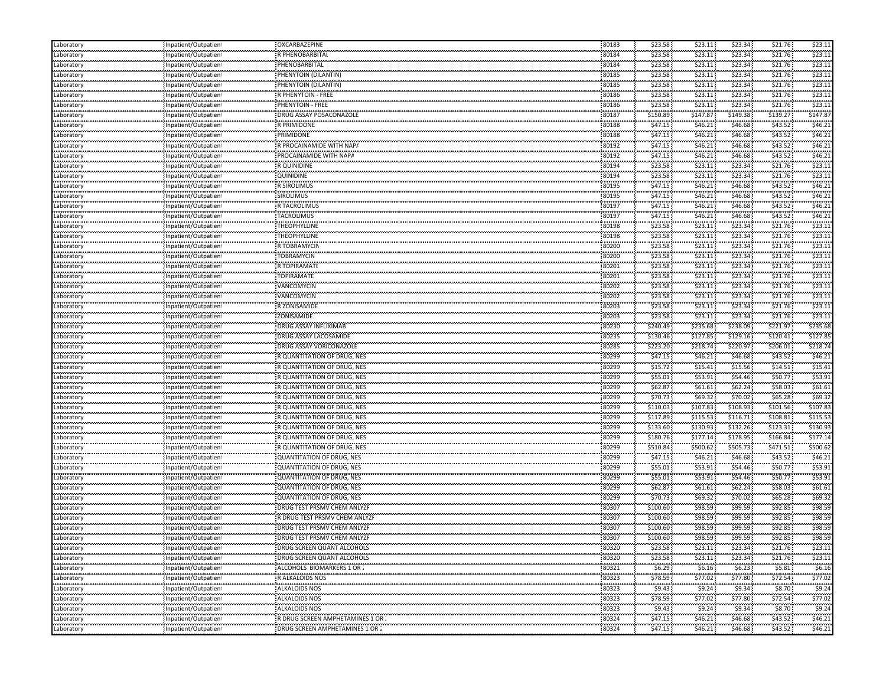| Laboratory | Inpatient/Outpatient | OXCARBAZEPINE | 80183 | $23.58 | $23.11 | $23.34 | $21.76 | $23.11 |
|---|---|---|---|---|---|---|---|---|
| Laboratory | Inpatient/Outpatient | R PHENOBARBITAL | 80184 | $23.58 | $23.11 | $23.34 | $21.76 | $23.11 |
| Laboratory | Inpatient/Outpatient | PHENOBARBITAL | 80184 | $23.58 | $23.11 | $23.34 | $21.76 | $23.11 |
| Laboratory | Inpatient/Outpatient | PHENYTOIN (DILANTIN) | 80185 | $23.58 | $23.11 | $23.34 | $21.76 | $23.11 |
| Laboratory | Inpatient/Outpatient | PHENYTOIN (DILANTIN) | 80185 | $23.58 | $23.11 | $23.34 | $21.76 | $23.11 |
| Laboratory | Inpatient/Outpatient | R PHENYTOIN - FREE | 80186 | $23.58 | $23.11 | $23.34 | $21.76 | $23.11 |
| Laboratory | Inpatient/Outpatient | PHENYTOIN - FREE | 80186 | $23.58 | $23.11 | $23.34 | $21.76 | $23.11 |
| Laboratory | Inpatient/Outpatient | DRUG ASSAY POSACONAZOLE | 80187 | $150.89 | $147.87 | $149.38 | $139.27 | $147.87 |
| Laboratory | Inpatient/Outpatient | R PRIMIDONE | 80188 | $47.15 | $46.21 | $46.68 | $43.52 | $46.21 |
| Laboratory | Inpatient/Outpatient | PRIMIDONE | 80188 | $47.15 | $46.21 | $46.68 | $43.52 | $46.21 |
| Laboratory | Inpatient/Outpatient | R PROCAINAMIDE WITH NAPA | 80192 | $47.15 | $46.21 | $46.68 | $43.52 | $46.21 |
| Laboratory | Inpatient/Outpatient | PROCAINAMIDE WITH NAPA | 80192 | $47.15 | $46.21 | $46.68 | $43.52 | $46.21 |
| Laboratory | Inpatient/Outpatient | R QUINIDINE | 80194 | $23.58 | $23.11 | $23.34 | $21.76 | $23.11 |
| Laboratory | Inpatient/Outpatient | QUINIDINE | 80194 | $23.58 | $23.11 | $23.34 | $21.76 | $23.11 |
| Laboratory | Inpatient/Outpatient | R SIROLIMUS | 80195 | $47.15 | $46.21 | $46.68 | $43.52 | $46.21 |
| Laboratory | Inpatient/Outpatient | SIROLIMUS | 80195 | $47.15 | $46.21 | $46.68 | $43.52 | $46.21 |
| Laboratory | Inpatient/Outpatient | R TACROLIMUS | 80197 | $47.15 | $46.21 | $46.68 | $43.52 | $46.21 |
| Laboratory | Inpatient/Outpatient | TACROLIMUS | 80197 | $47.15 | $46.21 | $46.68 | $43.52 | $46.21 |
| Laboratory | Inpatient/Outpatient | THEOPHYLLINE | 80198 | $23.58 | $23.11 | $23.34 | $21.76 | $23.11 |
| Laboratory | Inpatient/Outpatient | THEOPHYLLINE | 80198 | $23.58 | $23.11 | $23.34 | $21.76 | $23.11 |
| Laboratory | Inpatient/Outpatient | R TOBRAMYCIN | 80200 | $23.58 | $23.11 | $23.34 | $21.76 | $23.11 |
| Laboratory | Inpatient/Outpatient | TOBRAMYCIN | 80200 | $23.58 | $23.11 | $23.34 | $21.76 | $23.11 |
| Laboratory | Inpatient/Outpatient | R TOPIRAMATE | 80201 | $23.58 | $23.11 | $23.34 | $21.76 | $23.11 |
| Laboratory | Inpatient/Outpatient | TOPIRAMATE | 80201 | $23.58 | $23.11 | $23.34 | $21.76 | $23.11 |
| Laboratory | Inpatient/Outpatient | VANCOMYCIN | 80202 | $23.58 | $23.11 | $23.34 | $21.76 | $23.11 |
| Laboratory | Inpatient/Outpatient | VANCOMYCIN | 80202 | $23.58 | $23.11 | $23.34 | $21.76 | $23.11 |
| Laboratory | Inpatient/Outpatient | R ZONISAMIDE | 80203 | $23.58 | $23.11 | $23.34 | $21.76 | $23.11 |
| Laboratory | Inpatient/Outpatient | ZONISAMIDE | 80203 | $23.58 | $23.11 | $23.34 | $21.76 | $23.11 |
| Laboratory | Inpatient/Outpatient | DRUG ASSAY INFLIXIMAB | 80230 | $240.49 | $235.68 | $238.09 | $221.97 | $235.68 |
| Laboratory | Inpatient/Outpatient | DRUG ASSAY LACOSAMIDE | 80235 | $130.46 | $127.85 | $129.16 | $120.41 | $127.85 |
| Laboratory | Inpatient/Outpatient | DRUG ASSAY VORICONAZOLE | 80285 | $223.20 | $218.74 | $220.97 | $206.01 | $218.74 |
| Laboratory | Inpatient/Outpatient | R QUANTITATION OF DRUG, NES | 80299 | $47.15 | $46.21 | $46.68 | $43.52 | $46.21 |
| Laboratory | Inpatient/Outpatient | R QUANTITATION OF DRUG, NES | 80299 | $15.72 | $15.41 | $15.56 | $14.51 | $15.41 |
| Laboratory | Inpatient/Outpatient | R QUANTITATION OF DRUG, NES | 80299 | $55.01 | $53.91 | $54.46 | $50.77 | $53.91 |
| Laboratory | Inpatient/Outpatient | R QUANTITATION OF DRUG, NES | 80299 | $62.87 | $61.61 | $62.24 | $58.03 | $61.61 |
| Laboratory | Inpatient/Outpatient | R QUANTITATION OF DRUG, NES | 80299 | $70.73 | $69.32 | $70.02 | $65.28 | $69.32 |
| Laboratory | Inpatient/Outpatient | R QUANTITATION OF DRUG, NES | 80299 | $110.03 | $107.83 | $108.93 | $101.56 | $107.83 |
| Laboratory | Inpatient/Outpatient | R QUANTITATION OF DRUG, NES | 80299 | $117.89 | $115.53 | $116.71 | $108.81 | $115.53 |
| Laboratory | Inpatient/Outpatient | R QUANTITATION OF DRUG, NES | 80299 | $133.60 | $130.93 | $132.26 | $123.31 | $130.93 |
| Laboratory | Inpatient/Outpatient | R QUANTITATION OF DRUG, NES | 80299 | $180.76 | $177.14 | $178.95 | $166.84 | $177.14 |
| Laboratory | Inpatient/Outpatient | R QUANTITATION OF DRUG, NES | 80299 | $510.84 | $500.62 | $505.73 | $471.51 | $500.62 |
| Laboratory | Inpatient/Outpatient | QUANTITATION OF DRUG, NES | 80299 | $47.15 | $46.21 | $46.68 | $43.52 | $46.21 |
| Laboratory | Inpatient/Outpatient | QUANTITATION OF DRUG, NES | 80299 | $55.01 | $53.91 | $54.46 | $50.77 | $53.91 |
| Laboratory | Inpatient/Outpatient | QUANTITATION OF DRUG, NES | 80299 | $55.01 | $53.91 | $54.46 | $50.77 | $53.91 |
| Laboratory | Inpatient/Outpatient | QUANTITATION OF DRUG, NES | 80299 | $62.87 | $61.61 | $62.24 | $58.03 | $61.61 |
| Laboratory | Inpatient/Outpatient | QUANTITATION OF DRUG, NES | 80299 | $70.73 | $69.32 | $70.02 | $65.28 | $69.32 |
| Laboratory | Inpatient/Outpatient | DRUG TEST PRSMV CHEM ANLYZR | 80307 | $100.60 | $98.59 | $99.59 | $92.85 | $98.59 |
| Laboratory | Inpatient/Outpatient | R DRUG TEST PRSMV CHEM ANLYZR | 80307 | $100.60 | $98.59 | $99.59 | $92.85 | $98.59 |
| Laboratory | Inpatient/Outpatient | DRUG TEST PRSMV CHEM ANLYZR | 80307 | $100.60 | $98.59 | $99.59 | $92.85 | $98.59 |
| Laboratory | Inpatient/Outpatient | DRUG TEST PRSMV CHEM ANLYZR | 80307 | $100.60 | $98.59 | $99.59 | $92.85 | $98.59 |
| Laboratory | Inpatient/Outpatient | DRUG SCREEN QUANT ALCOHOLS | 80320 | $23.58 | $23.11 | $23.34 | $21.76 | $23.11 |
| Laboratory | Inpatient/Outpatient | DRUG SCREEN QUANT ALCOHOLS | 80320 | $23.58 | $23.11 | $23.34 | $21.76 | $23.11 |
| Laboratory | Inpatient/Outpatient | ALCOHOLS BIOMARKERS 1 OR 2 | 80321 | $6.29 | $6.16 | $6.23 | $5.81 | $6.16 |
| Laboratory | Inpatient/Outpatient | R ALKALOIDS NOS | 80323 | $78.59 | $77.02 | $77.80 | $72.54 | $77.02 |
| Laboratory | Inpatient/Outpatient | ALKALOIDS NOS | 80323 | $9.43 | $9.24 | $9.34 | $8.70 | $9.24 |
| Laboratory | Inpatient/Outpatient | ALKALOIDS NOS | 80323 | $78.59 | $77.02 | $77.80 | $72.54 | $77.02 |
| Laboratory | Inpatient/Outpatient | ALKALOIDS NOS | 80323 | $9.43 | $9.24 | $9.34 | $8.70 | $9.24 |
| Laboratory | Inpatient/Outpatient | R DRUG SCREEN AMPHETAMINES 1 OR 2 | 80324 | $47.15 | $46.21 | $46.68 | $43.52 | $46.21 |
| Laboratory | Inpatient/Outpatient | DRUG SCREEN AMPHETAMINES 1 OR 2 | 80324 | $47.15 | $46.21 | $46.68 | $43.52 | $46.21 |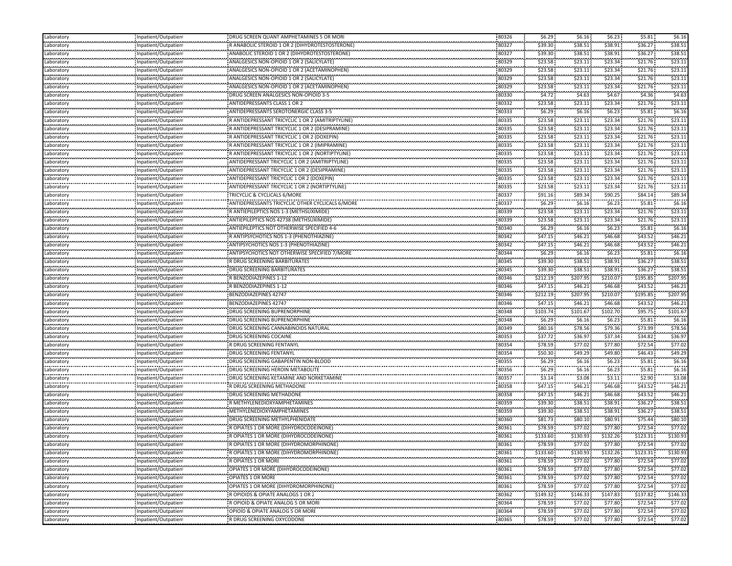| | | | | | | | | |
|---|---|---|---|---|---|---|---|---|
| Laboratory | Inpatient/Outpatient | DRUG SCREEN QUANT AMPHETAMINES 5 OR MORE | 80326 | $6.29 | $6.16 | $6.23 | $5.81 | $6.16 |
| Laboratory | Inpatient/Outpatient | R ANABOLIC STEROID 1 OR 2 (DIHYDROTESTOSTERONE) | 80327 | $39.30 | $38.51 | $38.91 | $36.27 | $38.51 |
| Laboratory | Inpatient/Outpatient | ANABOLIC STEROID 1 OR 2 (DIHYDROTESTOSTERONE) | 80327 | $39.30 | $38.51 | $38.91 | $36.27 | $38.51 |
| Laboratory | Inpatient/Outpatient | ANALGESICS NON-OPIOID 1 OR 2 (SALICYLATE) | 80329 | $23.58 | $23.11 | $23.34 | $21.76 | $23.11 |
| Laboratory | Inpatient/Outpatient | ANALGESICS NON-OPIOID 1 OR 2 (ACETAMINOPHEN) | 80329 | $23.58 | $23.11 | $23.34 | $21.76 | $23.11 |
| Laboratory | Inpatient/Outpatient | ANALGESICS NON-OPIOID 1 OR 2 (SALICYLATE) | 80329 | $23.58 | $23.11 | $23.34 | $21.76 | $23.11 |
| Laboratory | Inpatient/Outpatient | ANALGESICS NON-OPIOID 1 OR 2 (ACETAMINOPHEN) | 80329 | $23.58 | $23.11 | $23.34 | $21.76 | $23.11 |
| Laboratory | Inpatient/Outpatient | DRUG SCREEN ANALGESICS NON-OPIOID 3-5 | 80330 | $4.72 | $4.63 | $4.67 | $4.36 | $4.63 |
| Laboratory | Inpatient/Outpatient | ANTIDEPRESSANTS CLASS 1 OR 2 | 80332 | $23.58 | $23.11 | $23.34 | $21.76 | $23.11 |
| Laboratory | Inpatient/Outpatient | ANTIDEPRESSANTS SEROTONERGIC CLASS 3-5 | 80333 | $6.29 | $6.16 | $6.23 | $5.81 | $6.16 |
| Laboratory | Inpatient/Outpatient | R ANTIDEPRESSANT TRICYCLIC 1 OR 2 (AMITRIPTYLINE) | 80335 | $23.58 | $23.11 | $23.34 | $21.76 | $23.11 |
| Laboratory | Inpatient/Outpatient | R ANTIDEPRESSANT TRICYCLIC 1 OR 2 (DESIPRAMINE) | 80335 | $23.58 | $23.11 | $23.34 | $21.76 | $23.11 |
| Laboratory | Inpatient/Outpatient | R ANTIDEPRESSANT TRICYCLIC 1 OR 2 (DOXEPIN) | 80335 | $23.58 | $23.11 | $23.34 | $21.76 | $23.11 |
| Laboratory | Inpatient/Outpatient | R ANTIDEPRESSANT TRICYCLIC 1 OR 2 (IMIPRAMINE) | 80335 | $23.58 | $23.11 | $23.34 | $21.76 | $23.11 |
| Laboratory | Inpatient/Outpatient | R ANTIDEPRESSANT TRICYCLIC 1 OR 2 (NORTIPTYLINE) | 80335 | $23.58 | $23.11 | $23.34 | $21.76 | $23.11 |
| Laboratory | Inpatient/Outpatient | ANTIDEPRESSANT TRICYCLIC 1 OR 2 (AMITRIPTYLINE) | 80335 | $23.58 | $23.11 | $23.34 | $21.76 | $23.11 |
| Laboratory | Inpatient/Outpatient | ANTIDEPRESSANT TRICYCLIC 1 OR 2 (DESIPRAMINE) | 80335 | $23.58 | $23.11 | $23.34 | $21.76 | $23.11 |
| Laboratory | Inpatient/Outpatient | ANTIDEPRESSANT TRICYCLIC 1 OR 2 (DOXEPIN) | 80335 | $23.58 | $23.11 | $23.34 | $21.76 | $23.11 |
| Laboratory | Inpatient/Outpatient | ANTIDEPRESSANT TRICYCLIC 1 OR 2 (NORTIPTYLINE) | 80335 | $23.58 | $23.11 | $23.34 | $21.76 | $23.11 |
| Laboratory | Inpatient/Outpatient | TRICYCLIC & CYCLICALS 6/MORE | 80337 | $91.16 | $89.34 | $90.25 | $84.14 | $89.34 |
| Laboratory | Inpatient/Outpatient | ANTIDEPRESSANTS TRICYCLIC OTHER CYCLICALS 6/MORE | 80337 | $6.29 | $6.16 | $6.23 | $5.81 | $6.16 |
| Laboratory | Inpatient/Outpatient | R ANTIEPILEPTICS NOS 1-3 (METHSUXIMIDE) | 80339 | $23.58 | $23.11 | $23.34 | $21.76 | $23.11 |
| Laboratory | Inpatient/Outpatient | ANTIEPILEPTICS NOS 42738 (METHSUXIMIDE) | 80339 | $23.58 | $23.11 | $23.34 | $21.76 | $23.11 |
| Laboratory | Inpatient/Outpatient | ANTIEPILEPTICS NOT OTHERWISE SPECIFIED 4-6 | 80340 | $6.29 | $6.16 | $6.23 | $5.81 | $6.16 |
| Laboratory | Inpatient/Outpatient | R ANTIPSYCHOTICS NOS 1-3 (PHENOTHIAZINE) | 80342 | $47.15 | $46.21 | $46.68 | $43.52 | $46.21 |
| Laboratory | Inpatient/Outpatient | ANTIPSYCHOTICS NOS 1-3 (PHENOTHIAZINE) | 80342 | $47.15 | $46.21 | $46.68 | $43.52 | $46.21 |
| Laboratory | Inpatient/Outpatient | ANTIPSYCHOTICS NOT OTHERWISE SPECIFIED 7/MORE | 80344 | $6.29 | $6.16 | $6.23 | $5.81 | $6.16 |
| Laboratory | Inpatient/Outpatient | R DRUG SCREENING BARBITURATES | 80345 | $39.30 | $38.51 | $38.91 | $36.27 | $38.51 |
| Laboratory | Inpatient/Outpatient | DRUG SCREENING BARBITURATES | 80345 | $39.30 | $38.51 | $38.91 | $36.27 | $38.51 |
| Laboratory | Inpatient/Outpatient | R BENZODIAZEPINES 1-12 | 80346 | $212.19 | $207.95 | $210.07 | $195.85 | $207.95 |
| Laboratory | Inpatient/Outpatient | R BENZODIAZEPINES 1-12 | 80346 | $47.15 | $46.21 | $46.68 | $43.52 | $46.21 |
| Laboratory | Inpatient/Outpatient | BENZODIAZEPINES 42747 | 80346 | $212.19 | $207.95 | $210.07 | $195.85 | $207.95 |
| Laboratory | Inpatient/Outpatient | BENZODIAZEPINES 42747 | 80346 | $47.15 | $46.21 | $46.68 | $43.52 | $46.21 |
| Laboratory | Inpatient/Outpatient | DRUG SCREENING BUPRENORPHINE | 80348 | $103.74 | $101.67 | $102.70 | $95.75 | $101.67 |
| Laboratory | Inpatient/Outpatient | DRUG SCREENING BUPRENORPHINE | 80348 | $6.29 | $6.16 | $6.23 | $5.81 | $6.16 |
| Laboratory | Inpatient/Outpatient | DRUG SCREENING CANNABINOIDS NATURAL | 80349 | $80.16 | $78.56 | $79.36 | $73.99 | $78.56 |
| Laboratory | Inpatient/Outpatient | DRUG SCREENING COCAINE | 80353 | $37.72 | $36.97 | $37.34 | $34.82 | $36.97 |
| Laboratory | Inpatient/Outpatient | R DRUG SCREENING FENTANYL | 80354 | $78.59 | $77.02 | $77.80 | $72.54 | $77.02 |
| Laboratory | Inpatient/Outpatient | DRUG SCREENING FENTANYL | 80354 | $50.30 | $49.29 | $49.80 | $46.43 | $49.29 |
| Laboratory | Inpatient/Outpatient | DRUG SCREENING GABAPENTIN NON-BLOOD | 80355 | $6.29 | $6.16 | $6.23 | $5.81 | $6.16 |
| Laboratory | Inpatient/Outpatient | DRUG SCREENING HEROIN METABOLITE | 80356 | $6.29 | $6.16 | $6.23 | $5.81 | $6.16 |
| Laboratory | Inpatient/Outpatient | DRUG SCREENING KETAMINE AND NORKETAMINE | 80357 | $3.14 | $3.08 | $3.11 | $2.90 | $3.08 |
| Laboratory | Inpatient/Outpatient | R DRUG SCREENING METHADONE | 80358 | $47.15 | $46.21 | $46.68 | $43.52 | $46.21 |
| Laboratory | Inpatient/Outpatient | DRUG SCREENING METHADONE | 80358 | $47.15 | $46.21 | $46.68 | $43.52 | $46.21 |
| Laboratory | Inpatient/Outpatient | R METHYLENEDIOXYAMPHETAMINES | 80359 | $39.30 | $38.51 | $38.91 | $36.27 | $38.51 |
| Laboratory | Inpatient/Outpatient | METHYLENEDIOXYAMPHETAMINES | 80359 | $39.30 | $38.51 | $38.91 | $36.27 | $38.51 |
| Laboratory | Inpatient/Outpatient | DRUG SCREENING METHYLPHENIDATE | 80360 | $81.73 | $80.10 | $80.91 | $75.44 | $80.10 |
| Laboratory | Inpatient/Outpatient | R OPIATES 1 OR MORE (DIHYDROCODEINONE) | 80361 | $78.59 | $77.02 | $77.80 | $72.54 | $77.02 |
| Laboratory | Inpatient/Outpatient | R OPIATES 1 OR MORE (DIHYDROCODEINONE) | 80361 | $133.60 | $130.93 | $132.26 | $123.31 | $130.93 |
| Laboratory | Inpatient/Outpatient | R OPIATES 1 OR MORE (DIHYDROMORPHINONE) | 80361 | $78.59 | $77.02 | $77.80 | $72.54 | $77.02 |
| Laboratory | Inpatient/Outpatient | R OPIATES 1 OR MORE (DIHYDROMORPHINONE) | 80361 | $133.60 | $130.93 | $132.26 | $123.31 | $130.93 |
| Laboratory | Inpatient/Outpatient | R OPIATES 1 OR MORE | 80361 | $78.59 | $77.02 | $77.80 | $72.54 | $77.02 |
| Laboratory | Inpatient/Outpatient | OPIATES 1 OR MORE (DIHYDROCODEINONE) | 80361 | $78.59 | $77.02 | $77.80 | $72.54 | $77.02 |
| Laboratory | Inpatient/Outpatient | OPIATES 1 OR MORE | 80361 | $78.59 | $77.02 | $77.80 | $72.54 | $77.02 |
| Laboratory | Inpatient/Outpatient | OPIATES 1 OR MORE (DIHYDROMORPHINONE) | 80361 | $78.59 | $77.02 | $77.80 | $72.54 | $77.02 |
| Laboratory | Inpatient/Outpatient | R OPIOIDS & OPIATE ANALOGS 1 OR 2 | 80362 | $149.32 | $146.33 | $147.83 | $137.82 | $146.33 |
| Laboratory | Inpatient/Outpatient | R OPIOID & OPIATE ANALOG 5 OR MORE | 80364 | $78.59 | $77.02 | $77.80 | $72.54 | $77.02 |
| Laboratory | Inpatient/Outpatient | OPIOID & OPIATE ANALOG 5 OR MORE | 80364 | $78.59 | $77.02 | $77.80 | $72.54 | $77.02 |
| Laboratory | Inpatient/Outpatient | R DRUG SCREENING OXYCODONE | 80365 | $78.59 | $77.02 | $77.80 | $72.54 | $77.02 |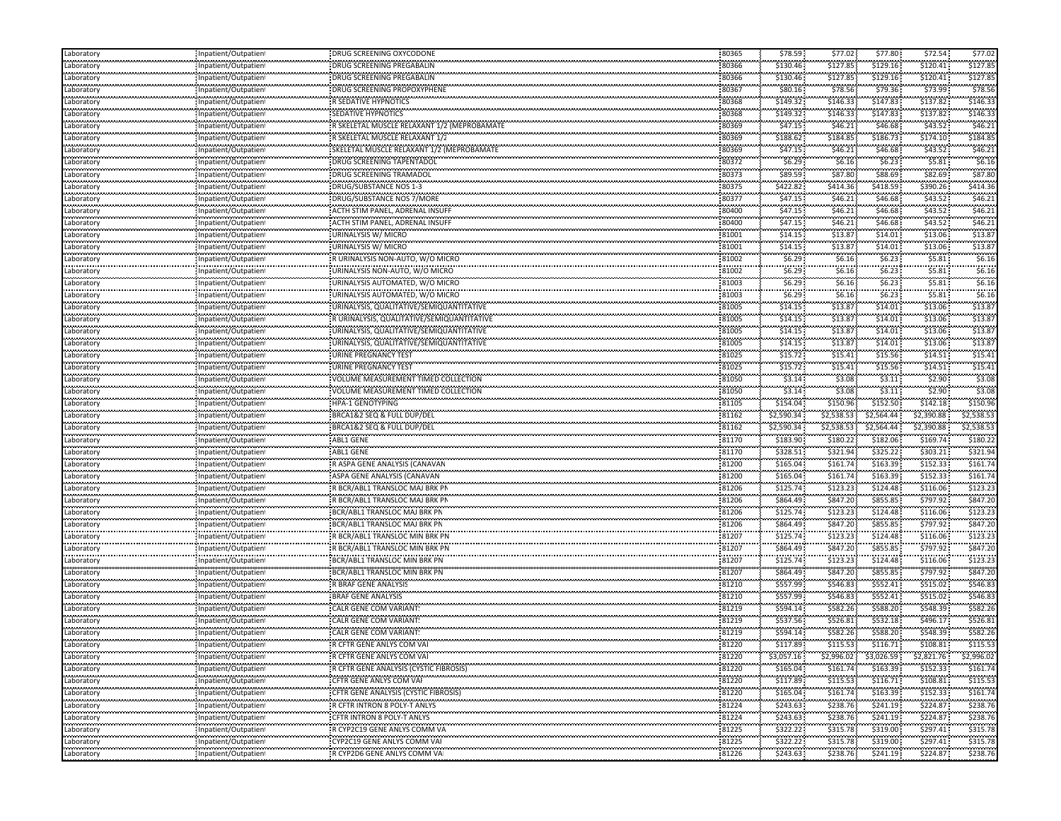| | | | | | | | | |
|---|---|---|---|---|---|---|---|---|
| Laboratory | Inpatient/Outpatient | DRUG SCREENING OXYCODONE | 80365 | $78.59 | $77.02 | $77.80 | $72.54 | $77.02 |
| Laboratory | Inpatient/Outpatient | DRUG SCREENING PREGABALIN | 80366 | $130.46 | $127.85 | $129.16 | $120.41 | $127.85 |
| Laboratory | Inpatient/Outpatient | DRUG SCREENING PREGABALIN | 80366 | $130.46 | $127.85 | $129.16 | $120.41 | $127.85 |
| Laboratory | Inpatient/Outpatient | DRUG SCREENING PROPOXYPHENE | 80367 | $80.16 | $78.56 | $79.36 | $73.99 | $78.56 |
| Laboratory | Inpatient/Outpatient | R SEDATIVE HYPNOTICS | 80368 | $149.32 | $146.33 | $147.83 | $137.82 | $146.33 |
| Laboratory | Inpatient/Outpatient | SEDATIVE HYPNOTICS | 80368 | $149.32 | $146.33 | $147.83 | $137.82 | $146.33 |
| Laboratory | Inpatient/Outpatient | R SKELETAL MUSCLE RELAXANT 1/2 (MEPROBAMATE | 80369 | $47.15 | $46.21 | $46.68 | $43.52 | $46.21 |
| Laboratory | Inpatient/Outpatient | R SKELETAL MUSCLE RELAXANT 1/2 | 80369 | $188.62 | $184.85 | $186.73 | $174.10 | $184.85 |
| Laboratory | Inpatient/Outpatient | SKELETAL MUSCLE RELAXANT 1/2 (MEPROBAMATE | 80369 | $47.15 | $46.21 | $46.68 | $43.52 | $46.21 |
| Laboratory | Inpatient/Outpatient | DRUG SCREENING TAPENTADOL | 80372 | $6.29 | $6.16 | $6.23 | $5.81 | $6.16 |
| Laboratory | Inpatient/Outpatient | DRUG SCREENING TRAMADOL | 80373 | $89.59 | $87.80 | $88.69 | $82.69 | $87.80 |
| Laboratory | Inpatient/Outpatient | DRUG/SUBSTANCE NOS 1-3 | 80375 | $422.82 | $414.36 | $418.59 | $390.26 | $414.36 |
| Laboratory | Inpatient/Outpatient | DRUG/SUBSTANCE NOS 7/MORE | 80377 | $47.15 | $46.21 | $46.68 | $43.52 | $46.21 |
| Laboratory | Inpatient/Outpatient | ACTH STIM PANEL, ADRENAL INSUFF | 80400 | $47.15 | $46.21 | $46.68 | $43.52 | $46.21 |
| Laboratory | Inpatient/Outpatient | ACTH STIM PANEL, ADRENAL INSUFF | 80400 | $47.15 | $46.21 | $46.68 | $43.52 | $46.21 |
| Laboratory | Inpatient/Outpatient | URINALYSIS W/ MICRO | 81001 | $14.15 | $13.87 | $14.01 | $13.06 | $13.87 |
| Laboratory | Inpatient/Outpatient | URINALYSIS W/ MICRO | 81001 | $14.15 | $13.87 | $14.01 | $13.06 | $13.87 |
| Laboratory | Inpatient/Outpatient | R URINALYSIS NON-AUTO, W/O MICRO | 81002 | $6.29 | $6.16 | $6.23 | $5.81 | $6.16 |
| Laboratory | Inpatient/Outpatient | URINALYSIS NON-AUTO, W/O MICRO | 81002 | $6.29 | $6.16 | $6.23 | $5.81 | $6.16 |
| Laboratory | Inpatient/Outpatient | URINALYSIS AUTOMATED, W/O MICRO | 81003 | $6.29 | $6.16 | $6.23 | $5.81 | $6.16 |
| Laboratory | Inpatient/Outpatient | URINALYSIS AUTOMATED, W/O MICRO | 81003 | $6.29 | $6.16 | $6.23 | $5.81 | $6.16 |
| Laboratory | Inpatient/Outpatient | URINALYSIS, QUALITATIVE/SEMIQUANTITATIVE | 81005 | $14.15 | $13.87 | $14.01 | $13.06 | $13.87 |
| Laboratory | Inpatient/Outpatient | R URINALYSIS, QUALITATIVE/SEMIQUANTITATIVE | 81005 | $14.15 | $13.87 | $14.01 | $13.06 | $13.87 |
| Laboratory | Inpatient/Outpatient | URINALYSIS, QUALITATIVE/SEMIQUANTITATIVE | 81005 | $14.15 | $13.87 | $14.01 | $13.06 | $13.87 |
| Laboratory | Inpatient/Outpatient | URINALYSIS, QUALITATIVE/SEMIQUANTITATIVE | 81005 | $14.15 | $13.87 | $14.01 | $13.06 | $13.87 |
| Laboratory | Inpatient/Outpatient | URINE PREGNANCY TEST | 81025 | $15.72 | $15.41 | $15.56 | $14.51 | $15.41 |
| Laboratory | Inpatient/Outpatient | URINE PREGNANCY TEST | 81025 | $15.72 | $15.41 | $15.56 | $14.51 | $15.41 |
| Laboratory | Inpatient/Outpatient | VOLUME MEASUREMENT TIMED COLLECTION | 81050 | $3.14 | $3.08 | $3.11 | $2.90 | $3.08 |
| Laboratory | Inpatient/Outpatient | VOLUME MEASUREMENT TIMED COLLECTION | 81050 | $3.14 | $3.08 | $3.11 | $2.90 | $3.08 |
| Laboratory | Inpatient/Outpatient | HPA-1 GENOTYPING | 81105 | $154.04 | $150.96 | $152.50 | $142.18 | $150.96 |
| Laboratory | Inpatient/Outpatient | BRCA1&2 SEQ & FULL DUP/DEL | 81162 | $2,590.34 | $2,538.53 | $2,564.44 | $2,390.88 | $2,538.53 |
| Laboratory | Inpatient/Outpatient | BRCA1&2 SEQ & FULL DUP/DEL | 81162 | $2,590.34 | $2,538.53 | $2,564.44 | $2,390.88 | $2,538.53 |
| Laboratory | Inpatient/Outpatient | ABL1 GENE | 81170 | $183.90 | $180.22 | $182.06 | $169.74 | $180.22 |
| Laboratory | Inpatient/Outpatient | ABL1 GENE | 81170 | $328.51 | $321.94 | $325.22 | $303.21 | $321.94 |
| Laboratory | Inpatient/Outpatient | R ASPA GENE ANALYSIS (CANAVAN | 81200 | $165.04 | $161.74 | $163.39 | $152.33 | $161.74 |
| Laboratory | Inpatient/Outpatient | ASPA GENE ANALYSIS (CANAVAN | 81200 | $165.04 | $161.74 | $163.39 | $152.33 | $161.74 |
| Laboratory | Inpatient/Outpatient | R BCR/ABL1 TRANSLOC MAJ BRK PN | 81206 | $125.74 | $123.23 | $124.48 | $116.06 | $123.23 |
| Laboratory | Inpatient/Outpatient | R BCR/ABL1 TRANSLOC MAJ BRK PN | 81206 | $864.49 | $847.20 | $855.85 | $797.92 | $847.20 |
| Laboratory | Inpatient/Outpatient | BCR/ABL1 TRANSLOC MAJ BRK PN | 81206 | $125.74 | $123.23 | $124.48 | $116.06 | $123.23 |
| Laboratory | Inpatient/Outpatient | BCR/ABL1 TRANSLOC MAJ BRK PN | 81206 | $864.49 | $847.20 | $855.85 | $797.92 | $847.20 |
| Laboratory | Inpatient/Outpatient | R BCR/ABL1 TRANSLOC MIN BRK PN | 81207 | $125.74 | $123.23 | $124.48 | $116.06 | $123.23 |
| Laboratory | Inpatient/Outpatient | R BCR/ABL1 TRANSLOC MIN BRK PN | 81207 | $864.49 | $847.20 | $855.85 | $797.92 | $847.20 |
| Laboratory | Inpatient/Outpatient | BCR/ABL1 TRANSLOC MIN BRK PN | 81207 | $125.74 | $123.23 | $124.48 | $116.06 | $123.23 |
| Laboratory | Inpatient/Outpatient | BCR/ABL1 TRANSLOC MIN BRK PN | 81207 | $864.49 | $847.20 | $855.85 | $797.92 | $847.20 |
| Laboratory | Inpatient/Outpatient | R BRAF GENE ANALYSIS | 81210 | $557.99 | $546.83 | $552.41 | $515.02 | $546.83 |
| Laboratory | Inpatient/Outpatient | BRAF GENE ANALYSIS | 81210 | $557.99 | $546.83 | $552.41 | $515.02 | $546.83 |
| Laboratory | Inpatient/Outpatient | CALR GENE COM VARIANTS | 81219 | $594.14 | $582.26 | $588.20 | $548.39 | $582.26 |
| Laboratory | Inpatient/Outpatient | CALR GENE COM VARIANTS | 81219 | $537.56 | $526.81 | $532.18 | $496.17 | $526.81 |
| Laboratory | Inpatient/Outpatient | CALR GENE COM VARIANTS | 81219 | $594.14 | $582.26 | $588.20 | $548.39 | $582.26 |
| Laboratory | Inpatient/Outpatient | R CFTR GENE ANLYS COM VAR | 81220 | $117.89 | $115.53 | $116.71 | $108.81 | $115.53 |
| Laboratory | Inpatient/Outpatient | R CFTR GENE ANLYS COM VAR | 81220 | $3,057.16 | $2,996.02 | $3,026.59 | $2,821.76 | $2,996.02 |
| Laboratory | Inpatient/Outpatient | R CFTR GENE ANALYSIS (CYSTIC FIBROSIS) | 81220 | $165.04 | $161.74 | $163.39 | $152.33 | $161.74 |
| Laboratory | Inpatient/Outpatient | CFTR GENE ANLYS COM VAR | 81220 | $117.89 | $115.53 | $116.71 | $108.81 | $115.53 |
| Laboratory | Inpatient/Outpatient | CFTR GENE ANALYSIS (CYSTIC FIBROSIS) | 81220 | $165.04 | $161.74 | $163.39 | $152.33 | $161.74 |
| Laboratory | Inpatient/Outpatient | R CFTR INTRON 8 POLY-T ANLYS | 81224 | $243.63 | $238.76 | $241.19 | $224.87 | $238.76 |
| Laboratory | Inpatient/Outpatient | CFTR INTRON 8 POLY-T ANLYS | 81224 | $243.63 | $238.76 | $241.19 | $224.87 | $238.76 |
| Laboratory | Inpatient/Outpatient | R CYP2C19 GENE ANLYS COMM VAR | 81225 | $322.22 | $315.78 | $319.00 | $297.41 | $315.78 |
| Laboratory | Inpatient/Outpatient | CYP2C19 GENE ANLYS COMM VAR | 81225 | $322.22 | $315.78 | $319.00 | $297.41 | $315.78 |
| Laboratory | Inpatient/Outpatient | R CYP2D6 GENE ANLYS COMM VAR | 81226 | $243.63 | $238.76 | $241.19 | $224.87 | $238.76 |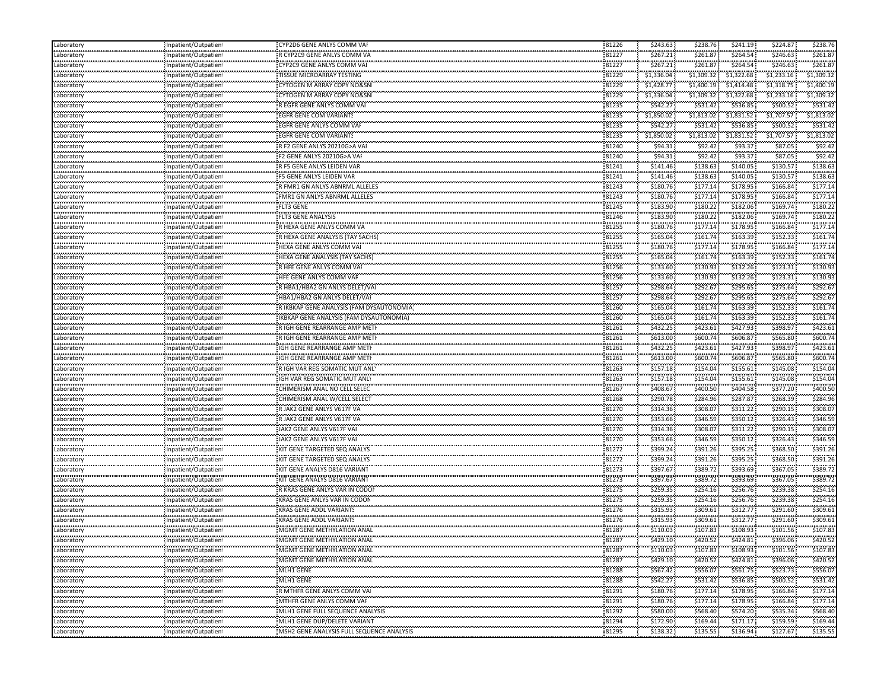| | | | | | | | | |
|---|---|---|---|---|---|---|---|---|
| Laboratory | Inpatient/Outpatient | CYP2D6 GENE ANLYS COMM VAF | 81226 | $243.63 | $238.76 | $241.19 | $224.87 | $238.76 |
| Laboratory | Inpatient/Outpatient | R CYP2C9 GENE ANLYS COMM VA | 81227 | $267.21 | $261.87 | $264.54 | $246.63 | $261.87 |
| Laboratory | Inpatient/Outpatient | CYP2C9 GENE ANLYS COMM VAI | 81227 | $267.21 | $261.87 | $264.54 | $246.63 | $261.87 |
| Laboratory | Inpatient/Outpatient | TISSUE MICROARRAY TESTING | 81229 | $1,336.04 | $1,309.32 | $1,322.68 | $1,233.16 | $1,309.32 |
| Laboratory | Inpatient/Outpatient | CYTOGEN M ARRAY COPY NO&SNI | 81229 | $1,428.77 | $1,400.19 | $1,414.48 | $1,318.75 | $1,400.19 |
| Laboratory | Inpatient/Outpatient | CYTOGEN M ARRAY COPY NO&SNI | 81229 | $1,336.04 | $1,309.32 | $1,322.68 | $1,233.16 | $1,309.32 |
| Laboratory | Inpatient/Outpatient | R EGFR GENE ANLYS COMM VAI | 81235 | $542.27 | $531.42 | $536.85 | $500.52 | $531.42 |
| Laboratory | Inpatient/Outpatient | EGFR GENE COM VARIANTS | 81235 | $1,850.02 | $1,813.02 | $1,831.52 | $1,707.57 | $1,813.02 |
| Laboratory | Inpatient/Outpatient | EGFR GENE ANLYS COMM VAF | 81235 | $542.27 | $531.42 | $536.85 | $500.52 | $531.42 |
| Laboratory | Inpatient/Outpatient | EGFR GENE COM VARIANTS | 81235 | $1,850.02 | $1,813.02 | $1,831.52 | $1,707.57 | $1,813.02 |
| Laboratory | Inpatient/Outpatient | R F2 GENE ANLYS 20210G>A VAI | 81240 | $94.31 | $92.42 | $93.37 | $87.05 | $92.42 |
| Laboratory | Inpatient/Outpatient | F2 GENE ANLYS 20210G>A VAF | 81240 | $94.31 | $92.42 | $93.37 | $87.05 | $92.42 |
| Laboratory | Inpatient/Outpatient | R F5 GENE ANLYS LEIDEN VAR | 81241 | $141.46 | $138.63 | $140.05 | $130.57 | $138.63 |
| Laboratory | Inpatient/Outpatient | F5 GENE ANLYS LEIDEN VAR | 81241 | $141.46 | $138.63 | $140.05 | $130.57 | $138.63 |
| Laboratory | Inpatient/Outpatient | R FMR1 GN ANLYS ABNRML ALLELES | 81243 | $180.76 | $177.14 | $178.95 | $166.84 | $177.14 |
| Laboratory | Inpatient/Outpatient | FMR1 GN ANLYS ABNRML ALLELES | 81243 | $180.76 | $177.14 | $178.95 | $166.84 | $177.14 |
| Laboratory | Inpatient/Outpatient | FLT3 GENE | 81245 | $183.90 | $180.22 | $182.06 | $169.74 | $180.22 |
| Laboratory | Inpatient/Outpatient | FLT3 GENE ANALYSIS | 81246 | $183.90 | $180.22 | $182.06 | $169.74 | $180.22 |
| Laboratory | Inpatient/Outpatient | R HEXA GENE ANLYS COMM VA | 81255 | $180.76 | $177.14 | $178.95 | $166.84 | $177.14 |
| Laboratory | Inpatient/Outpatient | R HEXA GENE ANALYSIS (TAY SACHS) | 81255 | $165.04 | $161.74 | $163.39 | $152.33 | $161.74 |
| Laboratory | Inpatient/Outpatient | HEXA GENE ANLYS COMM VAI | 81255 | $180.76 | $177.14 | $178.95 | $166.84 | $177.14 |
| Laboratory | Inpatient/Outpatient | HEXA GENE ANALYSIS (TAY SACHS) | 81255 | $165.04 | $161.74 | $163.39 | $152.33 | $161.74 |
| Laboratory | Inpatient/Outpatient | R HFE GENE ANLYS COMM VAI | 81256 | $133.60 | $130.93 | $132.26 | $123.31 | $130.93 |
| Laboratory | Inpatient/Outpatient | HFE GENE ANLYS COMM VAF | 81256 | $133.60 | $130.93 | $132.26 | $123.31 | $130.93 |
| Laboratory | Inpatient/Outpatient | R HBA1/HBA2 GN ANLYS DELET/VAI | 81257 | $298.64 | $292.67 | $295.65 | $275.64 | $292.67 |
| Laboratory | Inpatient/Outpatient | HBA1/HBA2 GN ANLYS DELET/VAI | 81257 | $298.64 | $292.67 | $295.65 | $275.64 | $292.67 |
| Laboratory | Inpatient/Outpatient | R IKBKAP GENE ANALYSIS (FAM DYSAUTONOMIA) | 81260 | $165.04 | $161.74 | $163.39 | $152.33 | $161.74 |
| Laboratory | Inpatient/Outpatient | IKBKAP GENE ANALYSIS (FAM DYSAUTONOMIA) | 81260 | $165.04 | $161.74 | $163.39 | $152.33 | $161.74 |
| Laboratory | Inpatient/Outpatient | R IGH GENE REARRANGE AMP METH | 81261 | $432.25 | $423.61 | $427.93 | $398.97 | $423.61 |
| Laboratory | Inpatient/Outpatient | R IGH GENE REARRANGE AMP METH | 81261 | $613.00 | $600.74 | $606.87 | $565.80 | $600.74 |
| Laboratory | Inpatient/Outpatient | IGH GENE REARRANGE AMP METH | 81261 | $432.25 | $423.61 | $427.93 | $398.97 | $423.61 |
| Laboratory | Inpatient/Outpatient | IGH GENE REARRANGE AMP METH | 81261 | $613.00 | $600.74 | $606.87 | $565.80 | $600.74 |
| Laboratory | Inpatient/Outpatient | R IGH VAR REG SOMATIC MUT ANLY | 81263 | $157.18 | $154.04 | $155.61 | $145.08 | $154.04 |
| Laboratory | Inpatient/Outpatient | IGH VAR REG SOMATIC MUT ANLY | 81263 | $157.18 | $154.04 | $155.61 | $145.08 | $154.04 |
| Laboratory | Inpatient/Outpatient | CHIMERISM ANAL NO CELL SELEC | 81267 | $408.67 | $400.50 | $404.58 | $377.20 | $400.50 |
| Laboratory | Inpatient/Outpatient | CHIMERISM ANAL W/CELL SELECT | 81268 | $290.78 | $284.96 | $287.87 | $268.39 | $284.96 |
| Laboratory | Inpatient/Outpatient | R JAK2 GENE ANLYS V617F VA | 81270 | $314.36 | $308.07 | $311.22 | $290.15 | $308.07 |
| Laboratory | Inpatient/Outpatient | R JAK2 GENE ANLYS V617F VA | 81270 | $353.66 | $346.59 | $350.12 | $326.43 | $346.59 |
| Laboratory | Inpatient/Outpatient | JAK2 GENE ANLYS V617F VAI | 81270 | $314.36 | $308.07 | $311.22 | $290.15 | $308.07 |
| Laboratory | Inpatient/Outpatient | JAK2 GENE ANLYS V617F VAI | 81270 | $353.66 | $346.59 | $350.12 | $326.43 | $346.59 |
| Laboratory | Inpatient/Outpatient | KIT GENE TARGETED SEQ ANALYS | 81272 | $399.24 | $391.26 | $395.25 | $368.50 | $391.26 |
| Laboratory | Inpatient/Outpatient | KIT GENE TARGETED SEQ ANALYS | 81272 | $399.24 | $391.26 | $395.25 | $368.50 | $391.26 |
| Laboratory | Inpatient/Outpatient | KIT GENE ANALYS D816 VARIANT | 81273 | $397.67 | $389.72 | $393.69 | $367.05 | $389.72 |
| Laboratory | Inpatient/Outpatient | KIT GENE ANALYS D816 VARIANT | 81273 | $397.67 | $389.72 | $393.69 | $367.05 | $389.72 |
| Laboratory | Inpatient/Outpatient | R KRAS GENE ANLYS VAR IN CODON | 81275 | $259.35 | $254.16 | $256.76 | $239.38 | $254.16 |
| Laboratory | Inpatient/Outpatient | KRAS GENE ANLYS VAR IN CODON | 81275 | $259.35 | $254.16 | $256.76 | $239.38 | $254.16 |
| Laboratory | Inpatient/Outpatient | KRAS GENE ADDL VARIANTS | 81276 | $315.93 | $309.61 | $312.77 | $291.60 | $309.61 |
| Laboratory | Inpatient/Outpatient | KRAS GENE ADDL VARIANTS | 81276 | $315.93 | $309.61 | $312.77 | $291.60 | $309.61 |
| Laboratory | Inpatient/Outpatient | MGMT GENE METHYLATION ANAL | 81287 | $110.03 | $107.83 | $108.93 | $101.56 | $107.83 |
| Laboratory | Inpatient/Outpatient | MGMT GENE METHYLATION ANAL | 81287 | $429.10 | $420.52 | $424.81 | $396.06 | $420.52 |
| Laboratory | Inpatient/Outpatient | MGMT GENE METHYLATION ANAL | 81287 | $110.03 | $107.83 | $108.93 | $101.56 | $107.83 |
| Laboratory | Inpatient/Outpatient | MGMT GENE METHYLATION ANAL | 81287 | $429.10 | $420.52 | $424.81 | $396.06 | $420.52 |
| Laboratory | Inpatient/Outpatient | MLH1 GENE | 81288 | $567.42 | $556.07 | $561.75 | $523.73 | $556.07 |
| Laboratory | Inpatient/Outpatient | MLH1 GENE | 81288 | $542.27 | $531.42 | $536.85 | $500.52 | $531.42 |
| Laboratory | Inpatient/Outpatient | R MTHFR GENE ANLYS COMM VAI | 81291 | $180.76 | $177.14 | $178.95 | $166.84 | $177.14 |
| Laboratory | Inpatient/Outpatient | MTHFR GENE ANLYS COMM VAF | 81291 | $180.76 | $177.14 | $178.95 | $166.84 | $177.14 |
| Laboratory | Inpatient/Outpatient | MLH1 GENE FULL SEQUENCE ANALYSIS | 81292 | $580.00 | $568.40 | $574.20 | $535.34 | $568.40 |
| Laboratory | Inpatient/Outpatient | MLH1 GENE DUP/DELETE VARIANT | 81294 | $172.90 | $169.44 | $171.17 | $159.59 | $169.44 |
| Laboratory | Inpatient/Outpatient | MSH2 GENE ANALYSIS FULL SEQUENCE ANALYSIS | 81295 | $138.32 | $135.55 | $136.94 | $127.67 | $135.55 |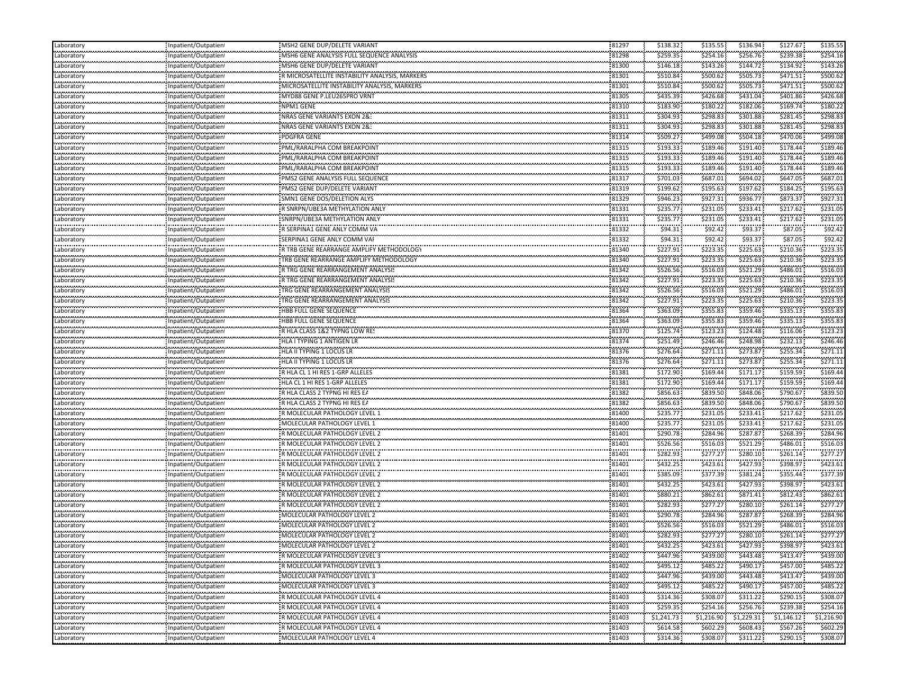| | | | | | | | | |
|---|---|---|---|---|---|---|---|---|
| Laboratory | Inpatient/Outpatient | MSH2 GENE DUP/DELETE VARIANT | 81297 | $138.32 | $135.55 | $136.94 | $127.67 | $135.55 |
| Laboratory | Inpatient/Outpatient | MSH6 GENE ANALYSIS FULL SEQUENCE ANALYSIS | 81298 | $259.35 | $254.16 | $256.76 | $239.38 | $254.16 |
| Laboratory | Inpatient/Outpatient | MSH6 GENE DUP/DELETE VARIANT | 81300 | $146.18 | $143.26 | $144.72 | $134.92 | $143.26 |
| Laboratory | Inpatient/Outpatient | R MICROSATELLITE INSTABILITY ANALYSIS, MARKERS | 81301 | $510.84 | $500.62 | $505.73 | $471.51 | $500.62 |
| Laboratory | Inpatient/Outpatient | MICROSATELLITE INSTABILITY ANALYSIS, MARKERS | 81301 | $510.84 | $500.62 | $505.73 | $471.51 | $500.62 |
| Laboratory | Inpatient/Outpatient | MYD88 GENE P.LEU265PRO VRNT | 81305 | $435.39 | $426.68 | $431.04 | $401.86 | $426.68 |
| Laboratory | Inpatient/Outpatient | NPM1 GENE | 81310 | $183.90 | $180.22 | $182.06 | $169.74 | $180.22 |
| Laboratory | Inpatient/Outpatient | NRAS GENE VARIANTS EXON 2&3 | 81311 | $304.93 | $298.83 | $301.88 | $281.45 | $298.83 |
| Laboratory | Inpatient/Outpatient | NRAS GENE VARIANTS EXON 2&3 | 81311 | $304.93 | $298.83 | $301.88 | $281.45 | $298.83 |
| Laboratory | Inpatient/Outpatient | PDGFRA GENE | 81314 | $509.27 | $499.08 | $504.18 | $470.06 | $499.08 |
| Laboratory | Inpatient/Outpatient | PML/RARALPHA COM BREAKPOINT | 81315 | $193.33 | $189.46 | $191.40 | $178.44 | $189.46 |
| Laboratory | Inpatient/Outpatient | PML/RARALPHA COM BREAKPOINT | 81315 | $193.33 | $189.46 | $191.40 | $178.44 | $189.46 |
| Laboratory | Inpatient/Outpatient | PML/RARALPHA COM BREAKPOINT | 81315 | $193.33 | $189.46 | $191.40 | $178.44 | $189.46 |
| Laboratory | Inpatient/Outpatient | PMS2 GENE ANALYSIS FULL SEQUENCE | 81317 | $701.03 | $687.01 | $694.02 | $647.05 | $687.01 |
| Laboratory | Inpatient/Outpatient | PMS2 GENE DUP/DELETE VARIANT | 81319 | $199.62 | $195.63 | $197.62 | $184.25 | $195.63 |
| Laboratory | Inpatient/Outpatient | SMN1 GENE DOS/DELETION ALYS | 81329 | $946.23 | $927.31 | $936.77 | $873.37 | $927.31 |
| Laboratory | Inpatient/Outpatient | R SNRPN/UBE3A METHYLATION ANLY | 81331 | $235.77 | $231.05 | $233.41 | $217.62 | $231.05 |
| Laboratory | Inpatient/Outpatient | SNRPN/UBE3A METHYLATION ANLY | 81331 | $235.77 | $231.05 | $233.41 | $217.62 | $231.05 |
| Laboratory | Inpatient/Outpatient | R SERPINA1 GENE ANLY COMM VAR | 81332 | $94.31 | $92.42 | $93.37 | $87.05 | $92.42 |
| Laboratory | Inpatient/Outpatient | SERPINA1 GENE ANLY COMM VAR | 81332 | $94.31 | $92.42 | $93.37 | $87.05 | $92.42 |
| Laboratory | Inpatient/Outpatient | R TRB GENE REARRANGE AMPLIFY METHODOLOGY | 81340 | $227.91 | $223.35 | $225.63 | $210.36 | $223.35 |
| Laboratory | Inpatient/Outpatient | TRB GENE REARRANGE AMPLIFY METHODOLOGY | 81340 | $227.91 | $223.35 | $225.63 | $210.36 | $223.35 |
| Laboratory | Inpatient/Outpatient | R TRG GENE REARRANGEMENT ANALYSIS | 81342 | $526.56 | $516.03 | $521.29 | $486.01 | $516.03 |
| Laboratory | Inpatient/Outpatient | R TRG GENE REARRANGEMENT ANALYSIS | 81342 | $227.91 | $223.35 | $225.63 | $210.36 | $223.35 |
| Laboratory | Inpatient/Outpatient | TRG GENE REARRANGEMENT ANALYSIS | 81342 | $526.56 | $516.03 | $521.29 | $486.01 | $516.03 |
| Laboratory | Inpatient/Outpatient | TRG GENE REARRANGEMENT ANALYSIS | 81342 | $227.91 | $223.35 | $225.63 | $210.36 | $223.35 |
| Laboratory | Inpatient/Outpatient | HBB FULL GENE SEQUENCE | 81364 | $363.09 | $355.83 | $359.46 | $335.13 | $355.83 |
| Laboratory | Inpatient/Outpatient | HBB FULL GENE SEQUENCE | 81364 | $363.09 | $355.83 | $359.46 | $335.13 | $355.83 |
| Laboratory | Inpatient/Outpatient | R HLA CLASS 1&2 TYPNG LOW RES | 81370 | $125.74 | $123.23 | $124.48 | $116.06 | $123.23 |
| Laboratory | Inpatient/Outpatient | HLA I TYPING 1 ANTIGEN LR | 81374 | $251.49 | $246.46 | $248.98 | $232.13 | $246.46 |
| Laboratory | Inpatient/Outpatient | HLA II TYPING 1 LOCUS LR | 81376 | $276.64 | $271.11 | $273.87 | $255.34 | $271.11 |
| Laboratory | Inpatient/Outpatient | HLA II TYPING 1 LOCUS LR | 81376 | $276.64 | $271.11 | $273.87 | $255.34 | $271.11 |
| Laboratory | Inpatient/Outpatient | R HLA CL 1 HI RES 1-GRP ALLELES | 81381 | $172.90 | $169.44 | $171.17 | $159.59 | $169.44 |
| Laboratory | Inpatient/Outpatient | HLA CL 1 HI RES 1-GRP ALLELES | 81381 | $172.90 | $169.44 | $171.17 | $159.59 | $169.44 |
| Laboratory | Inpatient/Outpatient | R HLA CLASS 2 TYPNG HI RES EA | 81382 | $856.63 | $839.50 | $848.06 | $790.67 | $839.50 |
| Laboratory | Inpatient/Outpatient | R HLA CLASS 2 TYPNG HI RES EA | 81382 | $856.63 | $839.50 | $848.06 | $790.67 | $839.50 |
| Laboratory | Inpatient/Outpatient | R MOLECULAR PATHOLOGY LEVEL 1 | 81400 | $235.77 | $231.05 | $233.41 | $217.62 | $231.05 |
| Laboratory | Inpatient/Outpatient | MOLECULAR PATHOLOGY LEVEL 1 | 81400 | $235.77 | $231.05 | $233.41 | $217.62 | $231.05 |
| Laboratory | Inpatient/Outpatient | R MOLECULAR PATHOLOGY LEVEL 2 | 81401 | $290.78 | $284.96 | $287.87 | $268.39 | $284.96 |
| Laboratory | Inpatient/Outpatient | R MOLECULAR PATHOLOGY LEVEL 2 | 81401 | $526.56 | $516.03 | $521.29 | $486.01 | $516.03 |
| Laboratory | Inpatient/Outpatient | R MOLECULAR PATHOLOGY LEVEL 2 | 81401 | $282.93 | $277.27 | $280.10 | $261.14 | $277.27 |
| Laboratory | Inpatient/Outpatient | R MOLECULAR PATHOLOGY LEVEL 2 | 81401 | $432.25 | $423.61 | $427.93 | $398.97 | $423.61 |
| Laboratory | Inpatient/Outpatient | R MOLECULAR PATHOLOGY LEVEL 2 | 81401 | $385.09 | $377.39 | $381.24 | $355.44 | $377.39 |
| Laboratory | Inpatient/Outpatient | R MOLECULAR PATHOLOGY LEVEL 2 | 81401 | $432.25 | $423.61 | $427.93 | $398.97 | $423.61 |
| Laboratory | Inpatient/Outpatient | R MOLECULAR PATHOLOGY LEVEL 2 | 81401 | $880.21 | $862.61 | $871.41 | $812.43 | $862.61 |
| Laboratory | Inpatient/Outpatient | R MOLECULAR PATHOLOGY LEVEL 2 | 81401 | $282.93 | $277.27 | $280.10 | $261.14 | $277.27 |
| Laboratory | Inpatient/Outpatient | MOLECULAR PATHOLOGY LEVEL 2 | 81401 | $290.78 | $284.96 | $287.87 | $268.39 | $284.96 |
| Laboratory | Inpatient/Outpatient | MOLECULAR PATHOLOGY LEVEL 2 | 81401 | $526.56 | $516.03 | $521.29 | $486.01 | $516.03 |
| Laboratory | Inpatient/Outpatient | MOLECULAR PATHOLOGY LEVEL 2 | 81401 | $282.93 | $277.27 | $280.10 | $261.14 | $277.27 |
| Laboratory | Inpatient/Outpatient | MOLECULAR PATHOLOGY LEVEL 2 | 81401 | $432.25 | $423.61 | $427.93 | $398.97 | $423.61 |
| Laboratory | Inpatient/Outpatient | R MOLECULAR PATHOLOGY LEVEL 3 | 81402 | $447.96 | $439.00 | $443.48 | $413.47 | $439.00 |
| Laboratory | Inpatient/Outpatient | R MOLECULAR PATHOLOGY LEVEL 3 | 81402 | $495.12 | $485.22 | $490.17 | $457.00 | $485.22 |
| Laboratory | Inpatient/Outpatient | MOLECULAR PATHOLOGY LEVEL 3 | 81402 | $447.96 | $439.00 | $443.48 | $413.47 | $439.00 |
| Laboratory | Inpatient/Outpatient | MOLECULAR PATHOLOGY LEVEL 3 | 81402 | $495.12 | $485.22 | $490.17 | $457.00 | $485.22 |
| Laboratory | Inpatient/Outpatient | R MOLECULAR PATHOLOGY LEVEL 4 | 81403 | $314.36 | $308.07 | $311.22 | $290.15 | $308.07 |
| Laboratory | Inpatient/Outpatient | R MOLECULAR PATHOLOGY LEVEL 4 | 81403 | $259.35 | $254.16 | $256.76 | $239.38 | $254.16 |
| Laboratory | Inpatient/Outpatient | R MOLECULAR PATHOLOGY LEVEL 4 | 81403 | $1,241.73 | $1,216.90 | $1,229.31 | $1,146.12 | $1,216.90 |
| Laboratory | Inpatient/Outpatient | R MOLECULAR PATHOLOGY LEVEL 4 | 81403 | $614.58 | $602.29 | $608.43 | $567.26 | $602.29 |
| Laboratory | Inpatient/Outpatient | MOLECULAR PATHOLOGY LEVEL 4 | 81403 | $314.36 | $308.07 | $311.22 | $290.15 | $308.07 |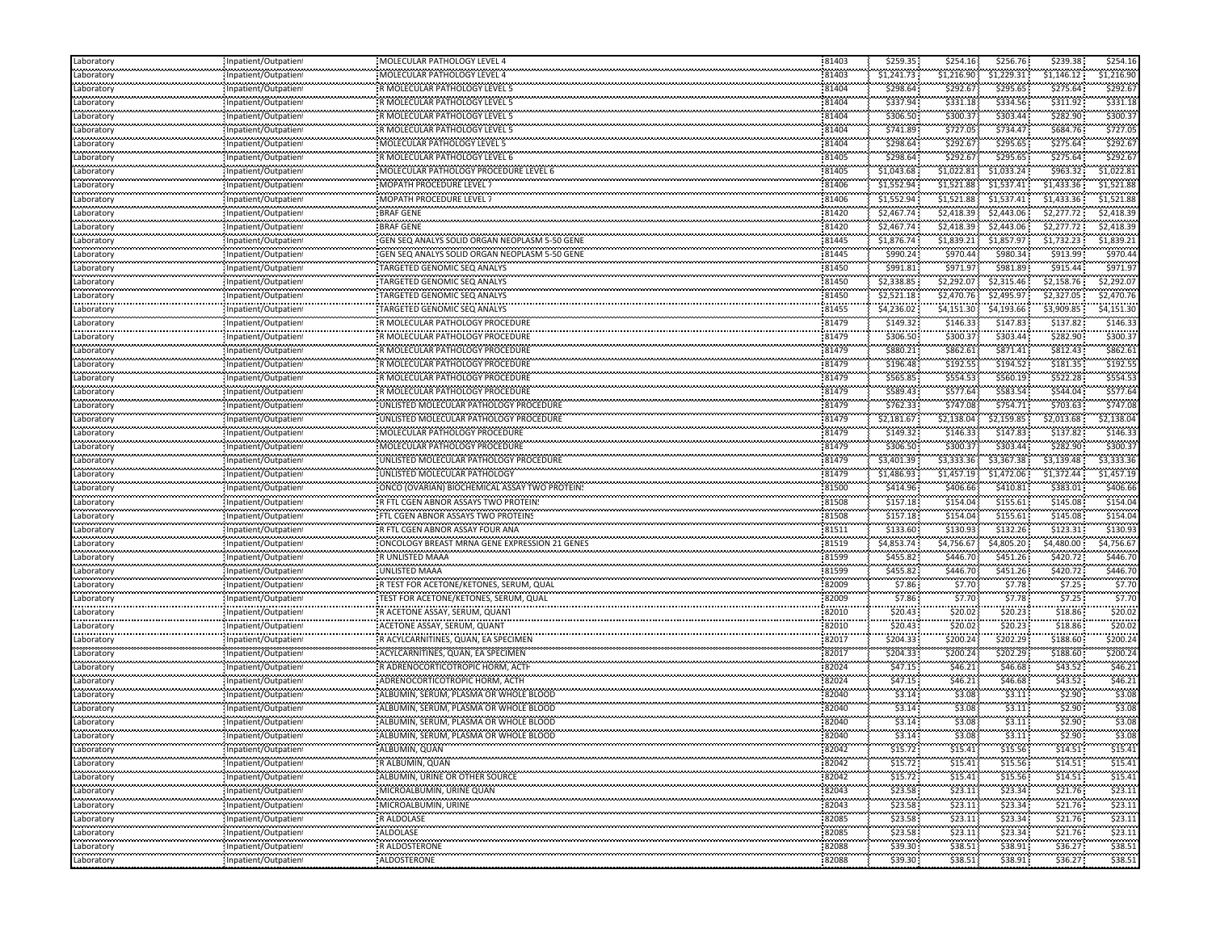| | | | | | | | | |
|---|---|---|---|---|---|---|---|---|
| Laboratory | Inpatient/Outpatient | MOLECULAR PATHOLOGY LEVEL 4 | 81403 | $259.35 | $254.16 | $256.76 | $239.38 | $254.16 |
| Laboratory | Inpatient/Outpatient | MOLECULAR PATHOLOGY LEVEL 4 | 81403 | $1,241.73 | $1,216.90 | $1,229.31 | $1,146.12 | $1,216.90 |
| Laboratory | Inpatient/Outpatient | R MOLECULAR PATHOLOGY LEVEL 5 | 81404 | $298.64 | $292.67 | $295.65 | $275.64 | $292.67 |
| Laboratory | Inpatient/Outpatient | R MOLECULAR PATHOLOGY LEVEL 5 | 81404 | $337.94 | $331.18 | $334.56 | $311.92 | $331.18 |
| Laboratory | Inpatient/Outpatient | R MOLECULAR PATHOLOGY LEVEL 5 | 81404 | $306.50 | $300.37 | $303.44 | $282.90 | $300.37 |
| Laboratory | Inpatient/Outpatient | R MOLECULAR PATHOLOGY LEVEL 5 | 81404 | $741.89 | $727.05 | $734.47 | $684.76 | $727.05 |
| Laboratory | Inpatient/Outpatient | MOLECULAR PATHOLOGY LEVEL 5 | 81404 | $298.64 | $292.67 | $295.65 | $275.64 | $292.67 |
| Laboratory | Inpatient/Outpatient | R MOLECULAR PATHOLOGY LEVEL 6 | 81405 | $298.64 | $292.67 | $295.65 | $275.64 | $292.67 |
| Laboratory | Inpatient/Outpatient | MOLECULAR PATHOLOGY PROCEDURE LEVEL 6 | 81405 | $1,043.68 | $1,022.81 | $1,033.24 | $963.32 | $1,022.81 |
| Laboratory | Inpatient/Outpatient | MOPATH PROCEDURE LEVEL 7 | 81406 | $1,552.94 | $1,521.88 | $1,537.41 | $1,433.36 | $1,521.88 |
| Laboratory | Inpatient/Outpatient | MOPATH PROCEDURE LEVEL 7 | 81406 | $1,552.94 | $1,521.88 | $1,537.41 | $1,433.36 | $1,521.88 |
| Laboratory | Inpatient/Outpatient | BRAF GENE | 81420 | $2,467.74 | $2,418.39 | $2,443.06 | $2,277.72 | $2,418.39 |
| Laboratory | Inpatient/Outpatient | BRAF GENE | 81420 | $2,467.74 | $2,418.39 | $2,443.06 | $2,277.72 | $2,418.39 |
| Laboratory | Inpatient/Outpatient | GEN SEQ ANALYS SOLID ORGAN NEOPLASM 5-50 GENE | 81445 | $1,876.74 | $1,839.21 | $1,857.97 | $1,732.23 | $1,839.21 |
| Laboratory | Inpatient/Outpatient | GEN SEQ ANALYS SOLID ORGAN NEOPLASM 5-50 GENE | 81445 | $990.24 | $970.44 | $980.34 | $913.99 | $970.44 |
| Laboratory | Inpatient/Outpatient | TARGETED GENOMIC SEQ ANALYS | 81450 | $991.81 | $971.97 | $981.89 | $915.44 | $971.97 |
| Laboratory | Inpatient/Outpatient | TARGETED GENOMIC SEQ ANALYS | 81450 | $2,338.85 | $2,292.07 | $2,315.46 | $2,158.76 | $2,292.07 |
| Laboratory | Inpatient/Outpatient | TARGETED GENOMIC SEQ ANALYS | 81450 | $2,521.18 | $2,470.76 | $2,495.97 | $2,327.05 | $2,470.76 |
| Laboratory | Inpatient/Outpatient | TARGETED GENOMIC SEQ ANALYS | 81455 | $4,236.02 | $4,151.30 | $4,193.66 | $3,909.85 | $4,151.30 |
| Laboratory | Inpatient/Outpatient | R MOLECULAR PATHOLOGY PROCEDURE | 81479 | $149.32 | $146.33 | $147.83 | $137.82 | $146.33 |
| Laboratory | Inpatient/Outpatient | R MOLECULAR PATHOLOGY PROCEDURE | 81479 | $306.50 | $300.37 | $303.44 | $282.90 | $300.37 |
| Laboratory | Inpatient/Outpatient | R MOLECULAR PATHOLOGY PROCEDURE | 81479 | $880.21 | $862.61 | $871.41 | $812.43 | $862.61 |
| Laboratory | Inpatient/Outpatient | R MOLECULAR PATHOLOGY PROCEDURE | 81479 | $196.48 | $192.55 | $194.52 | $181.35 | $192.55 |
| Laboratory | Inpatient/Outpatient | R MOLECULAR PATHOLOGY PROCEDURE | 81479 | $565.85 | $554.53 | $560.19 | $522.28 | $554.53 |
| Laboratory | Inpatient/Outpatient | R MOLECULAR PATHOLOGY PROCEDURE | 81479 | $589.43 | $577.64 | $583.54 | $544.04 | $577.64 |
| Laboratory | Inpatient/Outpatient | UNLISTED MOLECULAR PATHOLOGY PROCEDURE | 81479 | $762.33 | $747.08 | $754.71 | $703.63 | $747.08 |
| Laboratory | Inpatient/Outpatient | UNLISTED MOLECULAR PATHOLOGY PROCEDURE | 81479 | $2,181.67 | $2,138.04 | $2,159.85 | $2,013.68 | $2,138.04 |
| Laboratory | Inpatient/Outpatient | MOLECULAR PATHOLOGY PROCEDURE | 81479 | $149.32 | $146.33 | $147.83 | $137.82 | $146.33 |
| Laboratory | Inpatient/Outpatient | MOLECULAR PATHOLOGY PROCEDURE | 81479 | $306.50 | $300.37 | $303.44 | $282.90 | $300.37 |
| Laboratory | Inpatient/Outpatient | UNLISTED MOLECULAR PATHOLOGY PROCEDURE | 81479 | $3,401.39 | $3,333.36 | $3,367.38 | $3,139.48 | $3,333.36 |
| Laboratory | Inpatient/Outpatient | UNLISTED MOLECULAR PATHOLOGY | 81479 | $1,486.93 | $1,457.19 | $1,472.06 | $1,372.44 | $1,457.19 |
| Laboratory | Inpatient/Outpatient | ONCO (OVARIAN) BIOCHEMICAL ASSAY TWO PROTEINS | 81500 | $414.96 | $406.66 | $410.81 | $383.01 | $406.66 |
| Laboratory | Inpatient/Outpatient | R FTL CGEN ABNOR ASSAYS TWO PROTEINS | 81508 | $157.18 | $154.04 | $155.61 | $145.08 | $154.04 |
| Laboratory | Inpatient/Outpatient | FTL CGEN ABNOR ASSAYS TWO PROTEINS | 81508 | $157.18 | $154.04 | $155.61 | $145.08 | $154.04 |
| Laboratory | Inpatient/Outpatient | R FTL CGEN ABNOR ASSAY FOUR ANA | 81511 | $133.60 | $130.93 | $132.26 | $123.31 | $130.93 |
| Laboratory | Inpatient/Outpatient | ONCOLOGY BREAST MRNA GENE EXPRESSION 21 GENES | 81519 | $4,853.74 | $4,756.67 | $4,805.20 | $4,480.00 | $4,756.67 |
| Laboratory | Inpatient/Outpatient | R UNLISTED MAAA | 81599 | $455.82 | $446.70 | $451.26 | $420.72 | $446.70 |
| Laboratory | Inpatient/Outpatient | UNLISTED MAAA | 81599 | $455.82 | $446.70 | $451.26 | $420.72 | $446.70 |
| Laboratory | Inpatient/Outpatient | R TEST FOR ACETONE/KETONES, SERUM, QUAL | 82009 | $7.86 | $7.70 | $7.78 | $7.25 | $7.70 |
| Laboratory | Inpatient/Outpatient | TEST FOR ACETONE/KETONES, SERUM, QUAL | 82009 | $7.86 | $7.70 | $7.78 | $7.25 | $7.70 |
| Laboratory | Inpatient/Outpatient | R ACETONE ASSAY, SERUM, QUANT | 82010 | $20.43 | $20.02 | $20.23 | $18.86 | $20.02 |
| Laboratory | Inpatient/Outpatient | ACETONE ASSAY, SERUM, QUANT | 82010 | $20.43 | $20.02 | $20.23 | $18.86 | $20.02 |
| Laboratory | Inpatient/Outpatient | R ACYLCARNITINES, QUAN, EA SPECIMEN | 82017 | $204.33 | $200.24 | $202.29 | $188.60 | $200.24 |
| Laboratory | Inpatient/Outpatient | ACYLCARNITINES, QUAN, EA SPECIMEN | 82017 | $204.33 | $200.24 | $202.29 | $188.60 | $200.24 |
| Laboratory | Inpatient/Outpatient | R ADRENOCORTICOTROPIC HORM, ACTH | 82024 | $47.15 | $46.21 | $46.68 | $43.52 | $46.21 |
| Laboratory | Inpatient/Outpatient | ADRENOCORTICOTROPIC HORM, ACTH | 82024 | $47.15 | $46.21 | $46.68 | $43.52 | $46.21 |
| Laboratory | Inpatient/Outpatient | ALBUMIN, SERUM, PLASMA OR WHOLE BLOOD | 82040 | $3.14 | $3.08 | $3.11 | $2.90 | $3.08 |
| Laboratory | Inpatient/Outpatient | ALBUMIN, SERUM, PLASMA OR WHOLE BLOOD | 82040 | $3.14 | $3.08 | $3.11 | $2.90 | $3.08 |
| Laboratory | Inpatient/Outpatient | ALBUMIN, SERUM, PLASMA OR WHOLE BLOOD | 82040 | $3.14 | $3.08 | $3.11 | $2.90 | $3.08 |
| Laboratory | Inpatient/Outpatient | ALBUMIN, SERUM, PLASMA OR WHOLE BLOOD | 82040 | $3.14 | $3.08 | $3.11 | $2.90 | $3.08 |
| Laboratory | Inpatient/Outpatient | ALBUMIN, QUAN | 82042 | $15.72 | $15.41 | $15.56 | $14.51 | $15.41 |
| Laboratory | Inpatient/Outpatient | R ALBUMIN, QUAN | 82042 | $15.72 | $15.41 | $15.56 | $14.51 | $15.41 |
| Laboratory | Inpatient/Outpatient | ALBUMIN, URINE OR OTHER SOURCE | 82042 | $15.72 | $15.41 | $15.56 | $14.51 | $15.41 |
| Laboratory | Inpatient/Outpatient | MICROALBUMIN, URINE QUAN | 82043 | $23.58 | $23.11 | $23.34 | $21.76 | $23.11 |
| Laboratory | Inpatient/Outpatient | MICROALBUMIN, URINE | 82043 | $23.58 | $23.11 | $23.34 | $21.76 | $23.11 |
| Laboratory | Inpatient/Outpatient | R ALDOLASE | 82085 | $23.58 | $23.11 | $23.34 | $21.76 | $23.11 |
| Laboratory | Inpatient/Outpatient | ALDOLASE | 82085 | $23.58 | $23.11 | $23.34 | $21.76 | $23.11 |
| Laboratory | Inpatient/Outpatient | R ALDOSTERONE | 82088 | $39.30 | $38.51 | $38.91 | $36.27 | $38.51 |
| Laboratory | Inpatient/Outpatient | ALDOSTERONE | 82088 | $39.30 | $38.51 | $38.91 | $36.27 | $38.51 |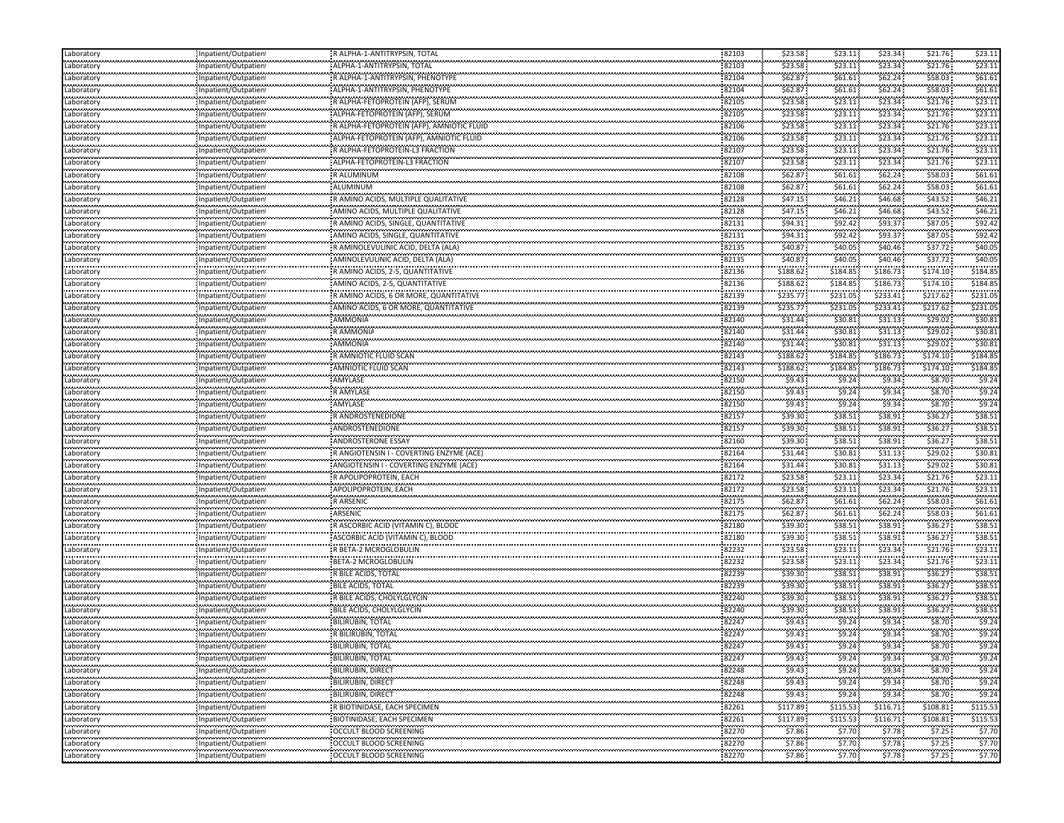| Laboratory | Inpatient/Outpatient | R ALPHA-1-ANTITRYPSIN, TOTAL | 82103 | $23.58 | $23.11 | $23.34 | $21.76 | $23.11 |
|---|---|---|---|---|---|---|---|---|
| Laboratory | Inpatient/Outpatient | ALPHA-1-ANTITRYPSIN, TOTAL | 82103 | $23.58 | $23.11 | $23.34 | $21.76 | $23.11 |
| Laboratory | Inpatient/Outpatient | R ALPHA-1-ANTITRYPSIN, PHENOTYPE | 82104 | $62.87 | $61.61 | $62.24 | $58.03 | $61.61 |
| Laboratory | Inpatient/Outpatient | ALPHA-1-ANTITRYPSIN, PHENOTYPE | 82104 | $62.87 | $61.61 | $62.24 | $58.03 | $61.61 |
| Laboratory | Inpatient/Outpatient | R ALPHA-FETOPROTEIN (AFP), SERUM | 82105 | $23.58 | $23.11 | $23.34 | $21.76 | $23.11 |
| Laboratory | Inpatient/Outpatient | ALPHA-FETOPROTEIN (AFP), SERUM | 82105 | $23.58 | $23.11 | $23.34 | $21.76 | $23.11 |
| Laboratory | Inpatient/Outpatient | R ALPHA-FETOPROTEIN (AFP), AMNIOTIC FLUID | 82106 | $23.58 | $23.11 | $23.34 | $21.76 | $23.11 |
| Laboratory | Inpatient/Outpatient | ALPHA-FETOPROTEIN (AFP), AMNIOTIC FLUID | 82106 | $23.58 | $23.11 | $23.34 | $21.76 | $23.11 |
| Laboratory | Inpatient/Outpatient | R ALPHA-FETOPROTEIN-L3 FRACTION | 82107 | $23.58 | $23.11 | $23.34 | $21.76 | $23.11 |
| Laboratory | Inpatient/Outpatient | ALPHA-FETOPROTEIN-L3 FRACTION | 82107 | $23.58 | $23.11 | $23.34 | $21.76 | $23.11 |
| Laboratory | Inpatient/Outpatient | R ALUMINUM | 82108 | $62.87 | $61.61 | $62.24 | $58.03 | $61.61 |
| Laboratory | Inpatient/Outpatient | ALUMINUM | 82108 | $62.87 | $61.61 | $62.24 | $58.03 | $61.61 |
| Laboratory | Inpatient/Outpatient | R AMINO ACIDS, MULTIPLE QUALITATIVE | 82128 | $47.15 | $46.21 | $46.68 | $43.52 | $46.21 |
| Laboratory | Inpatient/Outpatient | AMINO ACIDS, MULTIPLE QUALITATIVE | 82128 | $47.15 | $46.21 | $46.68 | $43.52 | $46.21 |
| Laboratory | Inpatient/Outpatient | R AMINO ACIDS, SINGLE, QUANTITATIVE | 82131 | $94.31 | $92.42 | $93.37 | $87.05 | $92.42 |
| Laboratory | Inpatient/Outpatient | AMINO ACIDS, SINGLE, QUANTITATIVE | 82131 | $94.31 | $92.42 | $93.37 | $87.05 | $92.42 |
| Laboratory | Inpatient/Outpatient | R AMINOLEVULINIC ACID, DELTA (ALA) | 82135 | $40.87 | $40.05 | $40.46 | $37.72 | $40.05 |
| Laboratory | Inpatient/Outpatient | AMINOLEVULINIC ACID, DELTA (ALA) | 82135 | $40.87 | $40.05 | $40.46 | $37.72 | $40.05 |
| Laboratory | Inpatient/Outpatient | R AMINO ACIDS, 2-5, QUANTITATIVE | 82136 | $188.62 | $184.85 | $186.73 | $174.10 | $184.85 |
| Laboratory | Inpatient/Outpatient | AMINO ACIDS, 2-5, QUANTITATIVE | 82136 | $188.62 | $184.85 | $186.73 | $174.10 | $184.85 |
| Laboratory | Inpatient/Outpatient | R AMINO ACIDS, 6 OR MORE, QUANTITATIVE | 82139 | $235.77 | $231.05 | $233.41 | $217.62 | $231.05 |
| Laboratory | Inpatient/Outpatient | AMINO ACIDS, 6 OR MORE, QUANTITATIVE | 82139 | $235.77 | $231.05 | $233.41 | $217.62 | $231.05 |
| Laboratory | Inpatient/Outpatient | AMMONIA | 82140 | $31.44 | $30.81 | $31.13 | $29.02 | $30.81 |
| Laboratory | Inpatient/Outpatient | R AMMONIA | 82140 | $31.44 | $30.81 | $31.13 | $29.02 | $30.81 |
| Laboratory | Inpatient/Outpatient | AMMONIA | 82140 | $31.44 | $30.81 | $31.13 | $29.02 | $30.81 |
| Laboratory | Inpatient/Outpatient | R AMNIOTIC FLUID SCAN | 82143 | $188.62 | $184.85 | $186.73 | $174.10 | $184.85 |
| Laboratory | Inpatient/Outpatient | AMNIOTIC FLUID SCAN | 82143 | $188.62 | $184.85 | $186.73 | $174.10 | $184.85 |
| Laboratory | Inpatient/Outpatient | AMYLASE | 82150 | $9.43 | $9.24 | $9.34 | $8.70 | $9.24 |
| Laboratory | Inpatient/Outpatient | R AMYLASE | 82150 | $9.43 | $9.24 | $9.34 | $8.70 | $9.24 |
| Laboratory | Inpatient/Outpatient | AMYLASE | 82150 | $9.43 | $9.24 | $9.34 | $8.70 | $9.24 |
| Laboratory | Inpatient/Outpatient | R ANDROSTENEDIONE | 82157 | $39.30 | $38.51 | $38.91 | $36.27 | $38.51 |
| Laboratory | Inpatient/Outpatient | ANDROSTENEDIONE | 82157 | $39.30 | $38.51 | $38.91 | $36.27 | $38.51 |
| Laboratory | Inpatient/Outpatient | ANDROSTERONE ESSAY | 82160 | $39.30 | $38.51 | $38.91 | $36.27 | $38.51 |
| Laboratory | Inpatient/Outpatient | R ANGIOTENSIN I - COVERTING ENZYME (ACE) | 82164 | $31.44 | $30.81 | $31.13 | $29.02 | $30.81 |
| Laboratory | Inpatient/Outpatient | ANGIOTENSIN I - COVERTING ENZYME (ACE) | 82164 | $31.44 | $30.81 | $31.13 | $29.02 | $30.81 |
| Laboratory | Inpatient/Outpatient | R APOLIPOPROTEIN, EACH | 82172 | $23.58 | $23.11 | $23.34 | $21.76 | $23.11 |
| Laboratory | Inpatient/Outpatient | APOLIPOPROTEIN, EACH | 82172 | $23.58 | $23.11 | $23.34 | $21.76 | $23.11 |
| Laboratory | Inpatient/Outpatient | R ARSENIC | 82175 | $62.87 | $61.61 | $62.24 | $58.03 | $61.61 |
| Laboratory | Inpatient/Outpatient | ARSENIC | 82175 | $62.87 | $61.61 | $62.24 | $58.03 | $61.61 |
| Laboratory | Inpatient/Outpatient | R ASCORBIC ACID (VITAMIN C), BLOOD | 82180 | $39.30 | $38.51 | $38.91 | $36.27 | $38.51 |
| Laboratory | Inpatient/Outpatient | ASCORBIC ACID (VITAMIN C), BLOOD | 82180 | $39.30 | $38.51 | $38.91 | $36.27 | $38.51 |
| Laboratory | Inpatient/Outpatient | R BETA-2 MCROGLOBULIN | 82232 | $23.58 | $23.11 | $23.34 | $21.76 | $23.11 |
| Laboratory | Inpatient/Outpatient | BETA-2 MCROGLOBULIN | 82232 | $23.58 | $23.11 | $23.34 | $21.76 | $23.11 |
| Laboratory | Inpatient/Outpatient | R BILE ACIDS, TOTAL | 82239 | $39.30 | $38.51 | $38.91 | $36.27 | $38.51 |
| Laboratory | Inpatient/Outpatient | BILE ACIDS, TOTAL | 82239 | $39.30 | $38.51 | $38.91 | $36.27 | $38.51 |
| Laboratory | Inpatient/Outpatient | R BILE ACIDS, CHOLYLGLYCIN | 82240 | $39.30 | $38.51 | $38.91 | $36.27 | $38.51 |
| Laboratory | Inpatient/Outpatient | BILE ACIDS, CHOLYLGLYCIN | 82240 | $39.30 | $38.51 | $38.91 | $36.27 | $38.51 |
| Laboratory | Inpatient/Outpatient | BILIRUBIN, TOTAL | 82247 | $9.43 | $9.24 | $9.34 | $8.70 | $9.24 |
| Laboratory | Inpatient/Outpatient | R BILIRUBIN, TOTAL | 82247 | $9.43 | $9.24 | $9.34 | $8.70 | $9.24 |
| Laboratory | Inpatient/Outpatient | BILIRUBIN, TOTAL | 82247 | $9.43 | $9.24 | $9.34 | $8.70 | $9.24 |
| Laboratory | Inpatient/Outpatient | BILIRUBIN, TOTAL | 82247 | $9.43 | $9.24 | $9.34 | $8.70 | $9.24 |
| Laboratory | Inpatient/Outpatient | BILIRUBIN, DIRECT | 82248 | $9.43 | $9.24 | $9.34 | $8.70 | $9.24 |
| Laboratory | Inpatient/Outpatient | BILIRUBIN, DIRECT | 82248 | $9.43 | $9.24 | $9.34 | $8.70 | $9.24 |
| Laboratory | Inpatient/Outpatient | BILIRUBIN, DIRECT | 82248 | $9.43 | $9.24 | $9.34 | $8.70 | $9.24 |
| Laboratory | Inpatient/Outpatient | R BIOTINIDASE, EACH SPECIMEN | 82261 | $117.89 | $115.53 | $116.71 | $108.81 | $115.53 |
| Laboratory | Inpatient/Outpatient | BIOTINIDASE, EACH SPECIMEN | 82261 | $117.89 | $115.53 | $116.71 | $108.81 | $115.53 |
| Laboratory | Inpatient/Outpatient | OCCULT BLOOD SCREENING | 82270 | $7.86 | $7.70 | $7.78 | $7.25 | $7.70 |
| Laboratory | Inpatient/Outpatient | OCCULT BLOOD SCREENING | 82270 | $7.86 | $7.70 | $7.78 | $7.25 | $7.70 |
| Laboratory | Inpatient/Outpatient | OCCULT BLOOD SCREENING | 82270 | $7.86 | $7.70 | $7.78 | $7.25 | $7.70 |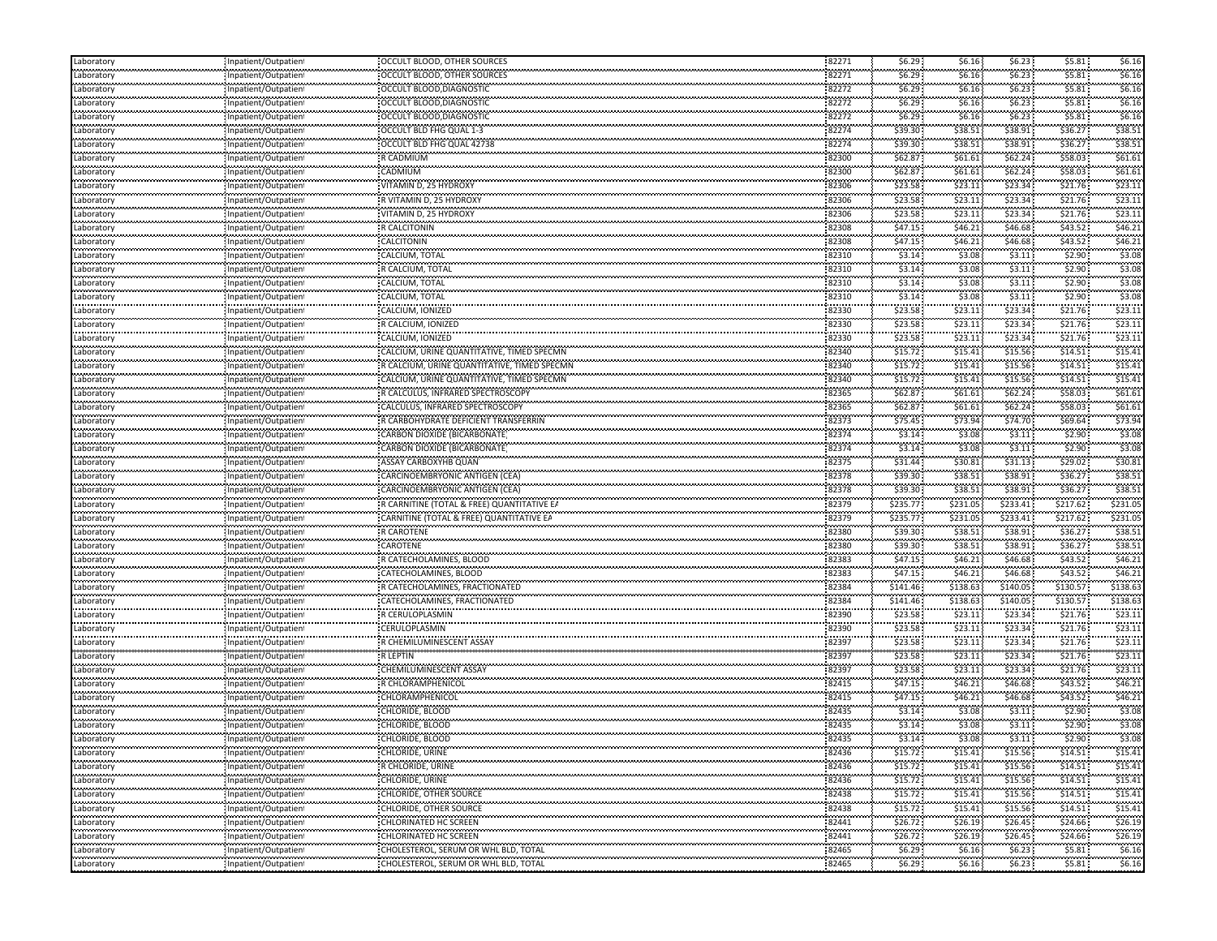| | | | | | | | | |
|---|---|---|---|---|---|---|---|---|
| Laboratory | Inpatient/Outpatient | OCCULT BLOOD, OTHER SOURCES | 82271 | $6.29 | $6.16 | $6.23 | $5.81 | $6.16 |
| Laboratory | Inpatient/Outpatient | OCCULT BLOOD, OTHER SOURCES | 82271 | $6.29 | $6.16 | $6.23 | $5.81 | $6.16 |
| Laboratory | Inpatient/Outpatient | OCCULT BLOOD,DIAGNOSTIC | 82272 | $6.29 | $6.16 | $6.23 | $5.81 | $6.16 |
| Laboratory | Inpatient/Outpatient | OCCULT BLOOD,DIAGNOSTIC | 82272 | $6.29 | $6.16 | $6.23 | $5.81 | $6.16 |
| Laboratory | Inpatient/Outpatient | OCCULT BLOOD,DIAGNOSTIC | 82272 | $6.29 | $6.16 | $6.23 | $5.81 | $6.16 |
| Laboratory | Inpatient/Outpatient | OCCULT BLD FHG QUAL 1-3 | 82274 | $39.30 | $38.51 | $38.91 | $36.27 | $38.51 |
| Laboratory | Inpatient/Outpatient | OCCULT BLD FHG QUAL 42738 | 82274 | $39.30 | $38.51 | $38.91 | $36.27 | $38.51 |
| Laboratory | Inpatient/Outpatient | R CADMIUM | 82300 | $62.87 | $61.61 | $62.24 | $58.03 | $61.61 |
| Laboratory | Inpatient/Outpatient | CADMIUM | 82300 | $62.87 | $61.61 | $62.24 | $58.03 | $61.61 |
| Laboratory | Inpatient/Outpatient | VITAMIN D, 25 HYDROXY | 82306 | $23.58 | $23.11 | $23.34 | $21.76 | $23.11 |
| Laboratory | Inpatient/Outpatient | R VITAMIN D, 25 HYDROXY | 82306 | $23.58 | $23.11 | $23.34 | $21.76 | $23.11 |
| Laboratory | Inpatient/Outpatient | VITAMIN D, 25 HYDROXY | 82306 | $23.58 | $23.11 | $23.34 | $21.76 | $23.11 |
| Laboratory | Inpatient/Outpatient | R CALCITONIN | 82308 | $47.15 | $46.21 | $46.68 | $43.52 | $46.21 |
| Laboratory | Inpatient/Outpatient | CALCITONIN | 82308 | $47.15 | $46.21 | $46.68 | $43.52 | $46.21 |
| Laboratory | Inpatient/Outpatient | CALCIUM, TOTAL | 82310 | $3.14 | $3.08 | $3.11 | $2.90 | $3.08 |
| Laboratory | Inpatient/Outpatient | R CALCIUM, TOTAL | 82310 | $3.14 | $3.08 | $3.11 | $2.90 | $3.08 |
| Laboratory | Inpatient/Outpatient | CALCIUM, TOTAL | 82310 | $3.14 | $3.08 | $3.11 | $2.90 | $3.08 |
| Laboratory | Inpatient/Outpatient | CALCIUM, TOTAL | 82310 | $3.14 | $3.08 | $3.11 | $2.90 | $3.08 |
| Laboratory | Inpatient/Outpatient | CALCIUM, IONIZED | 82330 | $23.58 | $23.11 | $23.34 | $21.76 | $23.11 |
| Laboratory | Inpatient/Outpatient | R CALCIUM, IONIZED | 82330 | $23.58 | $23.11 | $23.34 | $21.76 | $23.11 |
| Laboratory | Inpatient/Outpatient | CALCIUM, IONIZED | 82330 | $23.58 | $23.11 | $23.34 | $21.76 | $23.11 |
| Laboratory | Inpatient/Outpatient | CALCIUM, URINE QUANTITATIVE, TIMED SPECMN | 82340 | $15.72 | $15.41 | $15.56 | $14.51 | $15.41 |
| Laboratory | Inpatient/Outpatient | R CALCIUM, URINE QUANTITATIVE, TIMED SPECMN | 82340 | $15.72 | $15.41 | $15.56 | $14.51 | $15.41 |
| Laboratory | Inpatient/Outpatient | CALCIUM, URINE QUANTITATIVE, TIMED SPECMN | 82340 | $15.72 | $15.41 | $15.56 | $14.51 | $15.41 |
| Laboratory | Inpatient/Outpatient | R CALCULUS, INFRARED SPECTROSCOPY | 82365 | $62.87 | $61.61 | $62.24 | $58.03 | $61.61 |
| Laboratory | Inpatient/Outpatient | CALCULUS, INFRARED SPECTROSCOPY | 82365 | $62.87 | $61.61 | $62.24 | $58.03 | $61.61 |
| Laboratory | Inpatient/Outpatient | R CARBOHYDRATE DEFICIENT TRANSFERRIN | 82373 | $75.45 | $73.94 | $74.70 | $69.64 | $73.94 |
| Laboratory | Inpatient/Outpatient | CARBON DIOXIDE (BICARBONATE) | 82374 | $3.14 | $3.08 | $3.11 | $2.90 | $3.08 |
| Laboratory | Inpatient/Outpatient | CARBON DIOXIDE (BICARBONATE) | 82374 | $3.14 | $3.08 | $3.11 | $2.90 | $3.08 |
| Laboratory | Inpatient/Outpatient | ASSAY CARBOXYHB QUAN | 82375 | $31.44 | $30.81 | $31.13 | $29.02 | $30.81 |
| Laboratory | Inpatient/Outpatient | CARCINOEMBRYONIC ANTIGEN (CEA) | 82378 | $39.30 | $38.51 | $38.91 | $36.27 | $38.51 |
| Laboratory | Inpatient/Outpatient | CARCINOEMBRYONIC ANTIGEN (CEA) | 82378 | $39.30 | $38.51 | $38.91 | $36.27 | $38.51 |
| Laboratory | Inpatient/Outpatient | R CARNITINE (TOTAL & FREE) QUANTITATIVE EA | 82379 | $235.77 | $231.05 | $233.41 | $217.62 | $231.05 |
| Laboratory | Inpatient/Outpatient | CARNITINE (TOTAL & FREE) QUANTITATIVE EA | 82379 | $235.77 | $231.05 | $233.41 | $217.62 | $231.05 |
| Laboratory | Inpatient/Outpatient | R CAROTENE | 82380 | $39.30 | $38.51 | $38.91 | $36.27 | $38.51 |
| Laboratory | Inpatient/Outpatient | CAROTENE | 82380 | $39.30 | $38.51 | $38.91 | $36.27 | $38.51 |
| Laboratory | Inpatient/Outpatient | R CATECHOLAMINES, BLOOD | 82383 | $47.15 | $46.21 | $46.68 | $43.52 | $46.21 |
| Laboratory | Inpatient/Outpatient | CATECHOLAMINES, BLOOD | 82383 | $47.15 | $46.21 | $46.68 | $43.52 | $46.21 |
| Laboratory | Inpatient/Outpatient | R CATECHOLAMINES, FRACTIONATED | 82384 | $141.46 | $138.63 | $140.05 | $130.57 | $138.63 |
| Laboratory | Inpatient/Outpatient | CATECHOLAMINES, FRACTIONATED | 82384 | $141.46 | $138.63 | $140.05 | $130.57 | $138.63 |
| Laboratory | Inpatient/Outpatient | R CERULOPLASMIN | 82390 | $23.58 | $23.11 | $23.34 | $21.76 | $23.11 |
| Laboratory | Inpatient/Outpatient | CERULOPLASMIN | 82390 | $23.58 | $23.11 | $23.34 | $21.76 | $23.11 |
| Laboratory | Inpatient/Outpatient | R CHEMILUMINESCENT ASSAY | 82397 | $23.58 | $23.11 | $23.34 | $21.76 | $23.11 |
| Laboratory | Inpatient/Outpatient | R LEPTIN | 82397 | $23.58 | $23.11 | $23.34 | $21.76 | $23.11 |
| Laboratory | Inpatient/Outpatient | CHEMILUMINESCENT ASSAY | 82397 | $23.58 | $23.11 | $23.34 | $21.76 | $23.11 |
| Laboratory | Inpatient/Outpatient | R CHLORAMPHENICOL | 82415 | $47.15 | $46.21 | $46.68 | $43.52 | $46.21 |
| Laboratory | Inpatient/Outpatient | CHLORAMPHENICOL | 82415 | $47.15 | $46.21 | $46.68 | $43.52 | $46.21 |
| Laboratory | Inpatient/Outpatient | CHLORIDE, BLOOD | 82435 | $3.14 | $3.08 | $3.11 | $2.90 | $3.08 |
| Laboratory | Inpatient/Outpatient | CHLORIDE, BLOOD | 82435 | $3.14 | $3.08 | $3.11 | $2.90 | $3.08 |
| Laboratory | Inpatient/Outpatient | CHLORIDE, BLOOD | 82435 | $3.14 | $3.08 | $3.11 | $2.90 | $3.08 |
| Laboratory | Inpatient/Outpatient | CHLORIDE, URINE | 82436 | $15.72 | $15.41 | $15.56 | $14.51 | $15.41 |
| Laboratory | Inpatient/Outpatient | R CHLORIDE, URINE | 82436 | $15.72 | $15.41 | $15.56 | $14.51 | $15.41 |
| Laboratory | Inpatient/Outpatient | CHLORIDE, URINE | 82436 | $15.72 | $15.41 | $15.56 | $14.51 | $15.41 |
| Laboratory | Inpatient/Outpatient | CHLORIDE, OTHER SOURCE | 82438 | $15.72 | $15.41 | $15.56 | $14.51 | $15.41 |
| Laboratory | Inpatient/Outpatient | CHLORIDE, OTHER SOURCE | 82438 | $15.72 | $15.41 | $15.56 | $14.51 | $15.41 |
| Laboratory | Inpatient/Outpatient | CHLORINATED HC SCREEN | 82441 | $26.72 | $26.19 | $26.45 | $24.66 | $26.19 |
| Laboratory | Inpatient/Outpatient | CHLORINATED HC SCREEN | 82441 | $26.72 | $26.19 | $26.45 | $24.66 | $26.19 |
| Laboratory | Inpatient/Outpatient | CHOLESTEROL, SERUM OR WHL BLD, TOTAL | 82465 | $6.29 | $6.16 | $6.23 | $5.81 | $6.16 |
| Laboratory | Inpatient/Outpatient | CHOLESTEROL, SERUM OR WHL BLD, TOTAL | 82465 | $6.29 | $6.16 | $6.23 | $5.81 | $6.16 |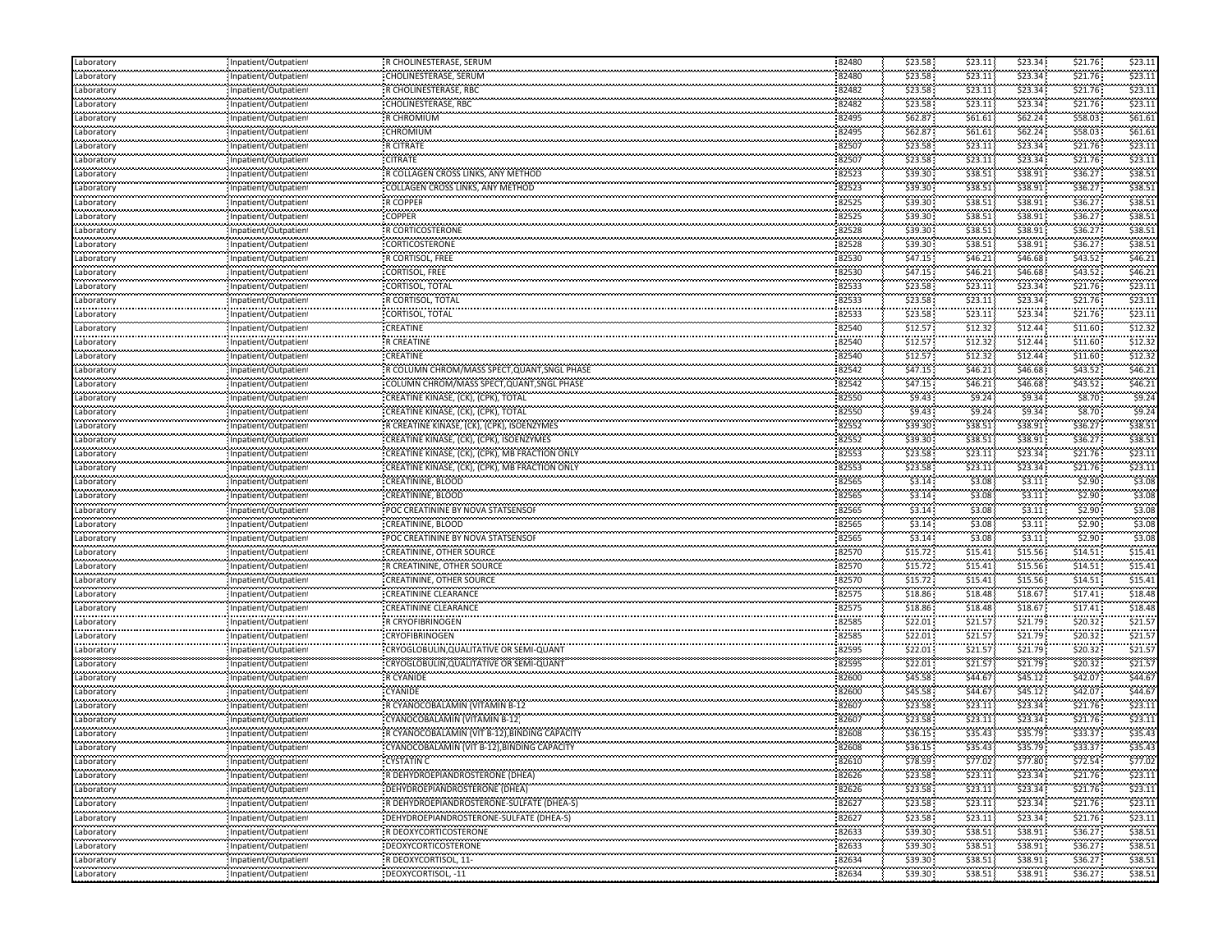| Laboratory | Inpatient/Outpatient | R CHOLINESTERASE, SERUM | 82480 | $23.58 | $23.11 | $23.34 | $21.76 | $23.11 |
|---|---|---|---|---|---|---|---|---|
| Laboratory | Inpatient/Outpatient | CHOLINESTERASE, SERUM | 82480 | $23.58 | $23.11 | $23.34 | $21.76 | $23.11 |
| Laboratory | Inpatient/Outpatient | R CHOLINESTERASE, RBC | 82482 | $23.58 | $23.11 | $23.34 | $21.76 | $23.11 |
| Laboratory | Inpatient/Outpatient | CHOLINESTERASE, RBC | 82482 | $23.58 | $23.11 | $23.34 | $21.76 | $23.11 |
| Laboratory | Inpatient/Outpatient | R CHROMIUM | 82495 | $62.87 | $61.61 | $62.24 | $58.03 | $61.61 |
| Laboratory | Inpatient/Outpatient | CHROMIUM | 82495 | $62.87 | $61.61 | $62.24 | $58.03 | $61.61 |
| Laboratory | Inpatient/Outpatient | R CITRATE | 82507 | $23.58 | $23.11 | $23.34 | $21.76 | $23.11 |
| Laboratory | Inpatient/Outpatient | CITRATE | 82507 | $23.58 | $23.11 | $23.34 | $21.76 | $23.11 |
| Laboratory | Inpatient/Outpatient | R COLLAGEN CROSS LINKS, ANY METHOD | 82523 | $39.30 | $38.51 | $38.91 | $36.27 | $38.51 |
| Laboratory | Inpatient/Outpatient | COLLAGEN CROSS LINKS, ANY METHOD | 82523 | $39.30 | $38.51 | $38.91 | $36.27 | $38.51 |
| Laboratory | Inpatient/Outpatient | R COPPER | 82525 | $39.30 | $38.51 | $38.91 | $36.27 | $38.51 |
| Laboratory | Inpatient/Outpatient | COPPER | 82525 | $39.30 | $38.51 | $38.91 | $36.27 | $38.51 |
| Laboratory | Inpatient/Outpatient | R CORTICOSTERONE | 82528 | $39.30 | $38.51 | $38.91 | $36.27 | $38.51 |
| Laboratory | Inpatient/Outpatient | CORTICOSTERONE | 82528 | $39.30 | $38.51 | $38.91 | $36.27 | $38.51 |
| Laboratory | Inpatient/Outpatient | R CORTISOL, FREE | 82530 | $47.15 | $46.21 | $46.68 | $43.52 | $46.21 |
| Laboratory | Inpatient/Outpatient | CORTISOL, FREE | 82530 | $47.15 | $46.21 | $46.68 | $43.52 | $46.21 |
| Laboratory | Inpatient/Outpatient | CORTISOL, TOTAL | 82533 | $23.58 | $23.11 | $23.34 | $21.76 | $23.11 |
| Laboratory | Inpatient/Outpatient | R CORTISOL, TOTAL | 82533 | $23.58 | $23.11 | $23.34 | $21.76 | $23.11 |
| Laboratory | Inpatient/Outpatient | CORTISOL, TOTAL | 82533 | $23.58 | $23.11 | $23.34 | $21.76 | $23.11 |
| Laboratory | Inpatient/Outpatient | CREATINE | 82540 | $12.57 | $12.32 | $12.44 | $11.60 | $12.32 |
| Laboratory | Inpatient/Outpatient | R CREATINE | 82540 | $12.57 | $12.32 | $12.44 | $11.60 | $12.32 |
| Laboratory | Inpatient/Outpatient | CREATINE | 82540 | $12.57 | $12.32 | $12.44 | $11.60 | $12.32 |
| Laboratory | Inpatient/Outpatient | R COLUMN CHROM/MASS SPECT,QUANT,SNGL PHASE | 82542 | $47.15 | $46.21 | $46.68 | $43.52 | $46.21 |
| Laboratory | Inpatient/Outpatient | COLUMN CHROM/MASS SPECT,QUANT,SNGL PHASE | 82542 | $47.15 | $46.21 | $46.68 | $43.52 | $46.21 |
| Laboratory | Inpatient/Outpatient | CREATINE KINASE, (CK), (CPK), TOTAL | 82550 | $9.43 | $9.24 | $9.34 | $8.70 | $9.24 |
| Laboratory | Inpatient/Outpatient | CREATINE KINASE, (CK), (CPK), TOTAL | 82550 | $9.43 | $9.24 | $9.34 | $8.70 | $9.24 |
| Laboratory | Inpatient/Outpatient | R CREATINE KINASE, (CK), (CPK), ISOENZYMES | 82552 | $39.30 | $38.51 | $38.91 | $36.27 | $38.51 |
| Laboratory | Inpatient/Outpatient | CREATINE KINASE, (CK), (CPK), ISOENZYMES | 82552 | $39.30 | $38.51 | $38.91 | $36.27 | $38.51 |
| Laboratory | Inpatient/Outpatient | CREATINE KINASE, (CK), (CPK), MB FRACTION ONLY | 82553 | $23.58 | $23.11 | $23.34 | $21.76 | $23.11 |
| Laboratory | Inpatient/Outpatient | CREATINE KINASE, (CK), (CPK), MB FRACTION ONLY | 82553 | $23.58 | $23.11 | $23.34 | $21.76 | $23.11 |
| Laboratory | Inpatient/Outpatient | CREATININE, BLOOD | 82565 | $3.14 | $3.08 | $3.11 | $2.90 | $3.08 |
| Laboratory | Inpatient/Outpatient | CREATININE, BLOOD | 82565 | $3.14 | $3.08 | $3.11 | $2.90 | $3.08 |
| Laboratory | Inpatient/Outpatient | POC CREATININE BY NOVA STATSENSOF | 82565 | $3.14 | $3.08 | $3.11 | $2.90 | $3.08 |
| Laboratory | Inpatient/Outpatient | CREATININE, BLOOD | 82565 | $3.14 | $3.08 | $3.11 | $2.90 | $3.08 |
| Laboratory | Inpatient/Outpatient | POC CREATININE BY NOVA STATSENSOF | 82565 | $3.14 | $3.08 | $3.11 | $2.90 | $3.08 |
| Laboratory | Inpatient/Outpatient | CREATININE, OTHER SOURCE | 82570 | $15.72 | $15.41 | $15.56 | $14.51 | $15.41 |
| Laboratory | Inpatient/Outpatient | R CREATININE, OTHER SOURCE | 82570 | $15.72 | $15.41 | $15.56 | $14.51 | $15.41 |
| Laboratory | Inpatient/Outpatient | CREATININE, OTHER SOURCE | 82570 | $15.72 | $15.41 | $15.56 | $14.51 | $15.41 |
| Laboratory | Inpatient/Outpatient | CREATININE CLEARANCE | 82575 | $18.86 | $18.48 | $18.67 | $17.41 | $18.48 |
| Laboratory | Inpatient/Outpatient | CREATININE CLEARANCE | 82575 | $18.86 | $18.48 | $18.67 | $17.41 | $18.48 |
| Laboratory | Inpatient/Outpatient | R CRYOFIBRINOGEN | 82585 | $22.01 | $21.57 | $21.79 | $20.32 | $21.57 |
| Laboratory | Inpatient/Outpatient | CRYOFIBRINOGEN | 82585 | $22.01 | $21.57 | $21.79 | $20.32 | $21.57 |
| Laboratory | Inpatient/Outpatient | CRYOGLOBULIN,QUALITATIVE OR SEMI-QUANT | 82595 | $22.01 | $21.57 | $21.79 | $20.32 | $21.57 |
| Laboratory | Inpatient/Outpatient | CRYOGLOBULIN,QUALITATIVE OR SEMI-QUANT | 82595 | $22.01 | $21.57 | $21.79 | $20.32 | $21.57 |
| Laboratory | Inpatient/Outpatient | R CYANIDE | 82600 | $45.58 | $44.67 | $45.12 | $42.07 | $44.67 |
| Laboratory | Inpatient/Outpatient | CYANIDE | 82600 | $45.58 | $44.67 | $45.12 | $42.07 | $44.67 |
| Laboratory | Inpatient/Outpatient | R CYANOCOBALAMIN (VITAMIN B-12 | 82607 | $23.58 | $23.11 | $23.34 | $21.76 | $23.11 |
| Laboratory | Inpatient/Outpatient | CYANOCOBALAMIN (VITAMIN B-12 | 82607 | $23.58 | $23.11 | $23.34 | $21.76 | $23.11 |
| Laboratory | Inpatient/Outpatient | R CYANOCOBALAMIN (VIT B-12),BINDING CAPACITY | 82608 | $36.15 | $35.43 | $35.79 | $33.37 | $35.43 |
| Laboratory | Inpatient/Outpatient | CYANOCOBALAMIN (VIT B-12),BINDING CAPACITY | 82608 | $36.15 | $35.43 | $35.79 | $33.37 | $35.43 |
| Laboratory | Inpatient/Outpatient | CYSTATIN C | 82610 | $78.59 | $77.02 | $77.80 | $72.54 | $77.02 |
| Laboratory | Inpatient/Outpatient | R DEHYDROEPIANDROSTERONE (DHEA) | 82626 | $23.58 | $23.11 | $23.34 | $21.76 | $23.11 |
| Laboratory | Inpatient/Outpatient | DEHYDROEPIANDROSTERONE (DHEA) | 82626 | $23.58 | $23.11 | $23.34 | $21.76 | $23.11 |
| Laboratory | Inpatient/Outpatient | R DEHYDROEPIANDROSTERONE-SULFATE (DHEA-S) | 82627 | $23.58 | $23.11 | $23.34 | $21.76 | $23.11 |
| Laboratory | Inpatient/Outpatient | DEHYDROEPIANDROSTERONE-SULFATE (DHEA-S) | 82627 | $23.58 | $23.11 | $23.34 | $21.76 | $23.11 |
| Laboratory | Inpatient/Outpatient | R DEOXYCORTICOSTERONE | 82633 | $39.30 | $38.51 | $38.91 | $36.27 | $38.51 |
| Laboratory | Inpatient/Outpatient | DEOXYCORTICOSTERONE | 82633 | $39.30 | $38.51 | $38.91 | $36.27 | $38.51 |
| Laboratory | Inpatient/Outpatient | R DEOXYCORTISOL, 11- | 82634 | $39.30 | $38.51 | $38.91 | $36.27 | $38.51 |
| Laboratory | Inpatient/Outpatient | DEOXYCORTISOL, -11 | 82634 | $39.30 | $38.51 | $38.91 | $36.27 | $38.51 |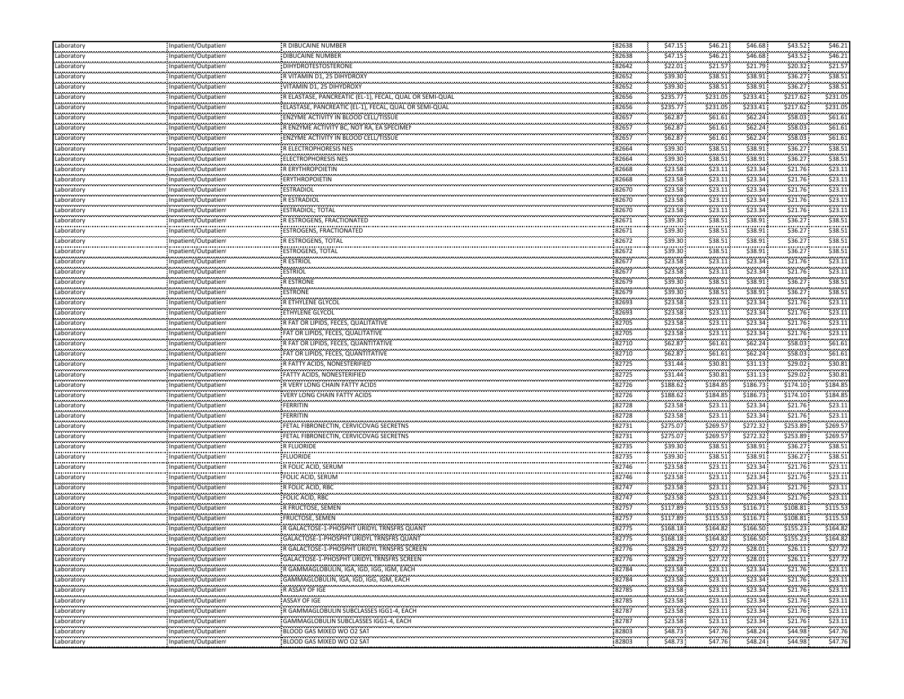| Laboratory | Inpatient/Outpatient | R DIBUCAINE NUMBER | 82638 | $47.15 | $46.21 | $46.68 | $43.52 | $46.21 |
|---|---|---|---|---|---|---|---|---|
| Laboratory | Inpatient/Outpatient | DIBUCAINE NUMBER | 82638 | $47.15 | $46.21 | $46.68 | $43.52 | $46.21 |
| Laboratory | Inpatient/Outpatient | DIHYDROTESTOSTERONE | 82642 | $22.01 | $21.57 | $21.79 | $20.32 | $21.57 |
| Laboratory | Inpatient/Outpatient | R VITAMIN D1, 25 DIHYDROXY | 82652 | $39.30 | $38.51 | $38.91 | $36.27 | $38.51 |
| Laboratory | Inpatient/Outpatient | VITAMIN D1, 25 DIHYDROXY | 82652 | $39.30 | $38.51 | $38.91 | $36.27 | $38.51 |
| Laboratory | Inpatient/Outpatient | R ELASTASE, PANCREATIC (EL-1), FECAL, QUAL OR SEMI-QUAL | 82656 | $235.77 | $231.05 | $233.41 | $217.62 | $231.05 |
| Laboratory | Inpatient/Outpatient | ELASTASE, PANCREATIC (EL-1), FECAL, QUAL OR SEMI-QUAL | 82656 | $235.77 | $231.05 | $233.41 | $217.62 | $231.05 |
| Laboratory | Inpatient/Outpatient | ENZYME ACTIVITY IN BLOOD CELL/TISSUE | 82657 | $62.87 | $61.61 | $62.24 | $58.03 | $61.61 |
| Laboratory | Inpatient/Outpatient | R ENZYME ACTIVITY BC, NOT RA, EA SPECIMEN | 82657 | $62.87 | $61.61 | $62.24 | $58.03 | $61.61 |
| Laboratory | Inpatient/Outpatient | ENZYME ACTIVITY IN BLOOD CELL/TISSUE | 82657 | $62.87 | $61.61 | $62.24 | $58.03 | $61.61 |
| Laboratory | Inpatient/Outpatient | R ELECTROPHORESIS NES | 82664 | $39.30 | $38.51 | $38.91 | $36.27 | $38.51 |
| Laboratory | Inpatient/Outpatient | ELECTROPHORESIS NES | 82664 | $39.30 | $38.51 | $38.91 | $36.27 | $38.51 |
| Laboratory | Inpatient/Outpatient | R ERYTHROPOIETIN | 82668 | $23.58 | $23.11 | $23.34 | $21.76 | $23.11 |
| Laboratory | Inpatient/Outpatient | ERYTHROPOIETIN | 82668 | $23.58 | $23.11 | $23.34 | $21.76 | $23.11 |
| Laboratory | Inpatient/Outpatient | ESTRADIOL | 82670 | $23.58 | $23.11 | $23.34 | $21.76 | $23.11 |
| Laboratory | Inpatient/Outpatient | R ESTRADIOL | 82670 | $23.58 | $23.11 | $23.34 | $21.76 | $23.11 |
| Laboratory | Inpatient/Outpatient | ESTRADIOL; TOTAL | 82670 | $23.58 | $23.11 | $23.34 | $21.76 | $23.11 |
| Laboratory | Inpatient/Outpatient | R ESTROGENS, FRACTIONATED | 82671 | $39.30 | $38.51 | $38.91 | $36.27 | $38.51 |
| Laboratory | Inpatient/Outpatient | ESTROGENS, FRACTIONATED | 82671 | $39.30 | $38.51 | $38.91 | $36.27 | $38.51 |
| Laboratory | Inpatient/Outpatient | R ESTROGENS, TOTAL | 82672 | $39.30 | $38.51 | $38.91 | $36.27 | $38.51 |
| Laboratory | Inpatient/Outpatient | ESTROGENS, TOTAL | 82672 | $39.30 | $38.51 | $38.91 | $36.27 | $38.51 |
| Laboratory | Inpatient/Outpatient | R ESTRIOL | 82677 | $23.58 | $23.11 | $23.34 | $21.76 | $23.11 |
| Laboratory | Inpatient/Outpatient | ESTRIOL | 82677 | $23.58 | $23.11 | $23.34 | $21.76 | $23.11 |
| Laboratory | Inpatient/Outpatient | R ESTRONE | 82679 | $39.30 | $38.51 | $38.91 | $36.27 | $38.51 |
| Laboratory | Inpatient/Outpatient | ESTRONE | 82679 | $39.30 | $38.51 | $38.91 | $36.27 | $38.51 |
| Laboratory | Inpatient/Outpatient | R ETHYLENE GLYCOL | 82693 | $23.58 | $23.11 | $23.34 | $21.76 | $23.11 |
| Laboratory | Inpatient/Outpatient | ETHYLENE GLYCOL | 82693 | $23.58 | $23.11 | $23.34 | $21.76 | $23.11 |
| Laboratory | Inpatient/Outpatient | R FAT OR LIPIDS, FECES, QUALITATIVE | 82705 | $23.58 | $23.11 | $23.34 | $21.76 | $23.11 |
| Laboratory | Inpatient/Outpatient | FAT OR LIPIDS, FECES, QUALITATIVE | 82705 | $23.58 | $23.11 | $23.34 | $21.76 | $23.11 |
| Laboratory | Inpatient/Outpatient | R FAT OR LIPIDS, FECES, QUANTITATIVE | 82710 | $62.87 | $61.61 | $62.24 | $58.03 | $61.61 |
| Laboratory | Inpatient/Outpatient | FAT OR LIPIDS, FECES, QUANTITATIVE | 82710 | $62.87 | $61.61 | $62.24 | $58.03 | $61.61 |
| Laboratory | Inpatient/Outpatient | R FATTY ACIDS, NONESTERIFIED | 82725 | $31.44 | $30.81 | $31.13 | $29.02 | $30.81 |
| Laboratory | Inpatient/Outpatient | FATTY ACIDS, NONESTERIFIED | 82725 | $31.44 | $30.81 | $31.13 | $29.02 | $30.81 |
| Laboratory | Inpatient/Outpatient | R VERY LONG CHAIN FATTY ACIDS | 82726 | $188.62 | $184.85 | $186.73 | $174.10 | $184.85 |
| Laboratory | Inpatient/Outpatient | VERY LONG CHAIN FATTY ACIDS | 82726 | $188.62 | $184.85 | $186.73 | $174.10 | $184.85 |
| Laboratory | Inpatient/Outpatient | FERRITIN | 82728 | $23.58 | $23.11 | $23.34 | $21.76 | $23.11 |
| Laboratory | Inpatient/Outpatient | FERRITIN | 82728 | $23.58 | $23.11 | $23.34 | $21.76 | $23.11 |
| Laboratory | Inpatient/Outpatient | FETAL FIBRONECTIN, CERVICOVAG SECRETNS | 82731 | $275.07 | $269.57 | $272.32 | $253.89 | $269.57 |
| Laboratory | Inpatient/Outpatient | FETAL FIBRONECTIN, CERVICOVAG SECRETNS | 82731 | $275.07 | $269.57 | $272.32 | $253.89 | $269.57 |
| Laboratory | Inpatient/Outpatient | R FLUORIDE | 82735 | $39.30 | $38.51 | $38.91 | $36.27 | $38.51 |
| Laboratory | Inpatient/Outpatient | FLUORIDE | 82735 | $39.30 | $38.51 | $38.91 | $36.27 | $38.51 |
| Laboratory | Inpatient/Outpatient | R FOLIC ACID, SERUM | 82746 | $23.58 | $23.11 | $23.34 | $21.76 | $23.11 |
| Laboratory | Inpatient/Outpatient | FOLIC ACID, SERUM | 82746 | $23.58 | $23.11 | $23.34 | $21.76 | $23.11 |
| Laboratory | Inpatient/Outpatient | R FOLIC ACID, RBC | 82747 | $23.58 | $23.11 | $23.34 | $21.76 | $23.11 |
| Laboratory | Inpatient/Outpatient | FOLIC ACID, RBC | 82747 | $23.58 | $23.11 | $23.34 | $21.76 | $23.11 |
| Laboratory | Inpatient/Outpatient | R FRUCTOSE, SEMEN | 82757 | $117.89 | $115.53 | $116.71 | $108.81 | $115.53 |
| Laboratory | Inpatient/Outpatient | FRUCTOSE, SEMEN | 82757 | $117.89 | $115.53 | $116.71 | $108.81 | $115.53 |
| Laboratory | Inpatient/Outpatient | R GALACTOSE-1-PHOSPHT URIDYL TRNSFRS QUANT | 82775 | $168.18 | $164.82 | $166.50 | $155.23 | $164.82 |
| Laboratory | Inpatient/Outpatient | GALACTOSE-1-PHOSPHT URIDYL TRNSFRS QUANT | 82775 | $168.18 | $164.82 | $166.50 | $155.23 | $164.82 |
| Laboratory | Inpatient/Outpatient | R GALACTOSE-1-PHOSPHT URIDYL TRNSFRS SCREEN | 82776 | $28.29 | $27.72 | $28.01 | $26.11 | $27.72 |
| Laboratory | Inpatient/Outpatient | GALACTOSE-1-PHOSPHT URIDYL TRNSFRS SCREEN | 82776 | $28.29 | $27.72 | $28.01 | $26.11 | $27.72 |
| Laboratory | Inpatient/Outpatient | R GAMMAGLOBULIN, IGA, IGD, IGG, IGM, EACH | 82784 | $23.58 | $23.11 | $23.34 | $21.76 | $23.11 |
| Laboratory | Inpatient/Outpatient | GAMMAGLOBULIN, IGA, IGD, IGG, IGM, EACH | 82784 | $23.58 | $23.11 | $23.34 | $21.76 | $23.11 |
| Laboratory | Inpatient/Outpatient | R ASSAY OF IGE | 82785 | $23.58 | $23.11 | $23.34 | $21.76 | $23.11 |
| Laboratory | Inpatient/Outpatient | ASSAY OF IGE | 82785 | $23.58 | $23.11 | $23.34 | $21.76 | $23.11 |
| Laboratory | Inpatient/Outpatient | R GAMMAGLOBULIN SUBCLASSES IGG1-4, EACH | 82787 | $23.58 | $23.11 | $23.34 | $21.76 | $23.11 |
| Laboratory | Inpatient/Outpatient | GAMMAGLOBULIN SUBCLASSES IGG1-4, EACH | 82787 | $23.58 | $23.11 | $23.34 | $21.76 | $23.11 |
| Laboratory | Inpatient/Outpatient | BLOOD GAS MIXED WO O2 SAT | 82803 | $48.73 | $47.76 | $48.24 | $44.98 | $47.76 |
| Laboratory | Inpatient/Outpatient | BLOOD GAS MIXED WO O2 SAT | 82803 | $48.73 | $47.76 | $48.24 | $44.98 | $47.76 |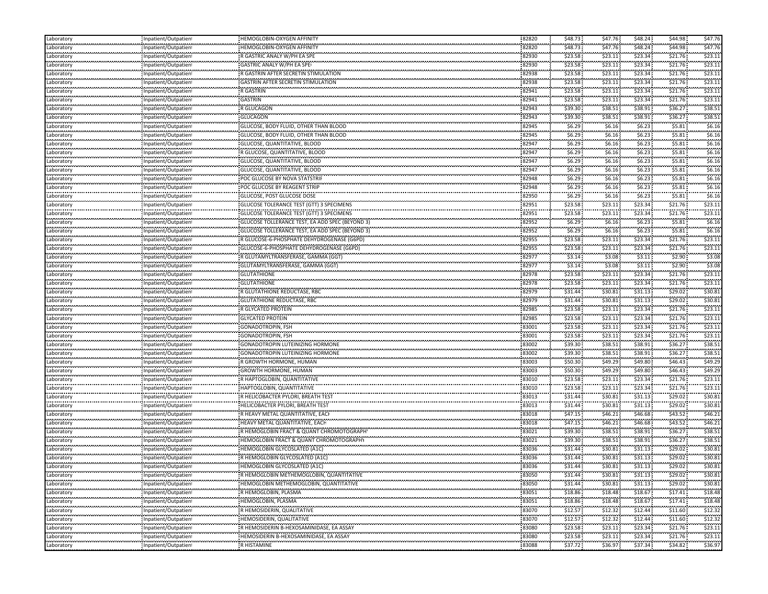| | | | | | | | | |
|---|---|---|---|---|---|---|---|---|
| Laboratory | Inpatient/Outpatient | HEMOGLOBIN-OXYGEN AFFINITY | 82820 | $48.73 | $47.76 | $48.24 | $44.98 | $47.76 |
| Laboratory | Inpatient/Outpatient | HEMOGLOBIN-OXYGEN AFFINITY | 82820 | $48.73 | $47.76 | $48.24 | $44.98 | $47.76 |
| Laboratory | Inpatient/Outpatient | R GASTRIC ANALY W/PH EA SPE | 82930 | $23.58 | $23.11 | $23.34 | $21.76 | $23.11 |
| Laboratory | Inpatient/Outpatient | GASTRIC ANALY W/PH EA SPE | 82930 | $23.58 | $23.11 | $23.34 | $21.76 | $23.11 |
| Laboratory | Inpatient/Outpatient | R GASTRIN AFTER SECRETIN STIMULATION | 82938 | $23.58 | $23.11 | $23.34 | $21.76 | $23.11 |
| Laboratory | Inpatient/Outpatient | GASTRIN AFTER SECRETIN STIMULATION | 82938 | $23.58 | $23.11 | $23.34 | $21.76 | $23.11 |
| Laboratory | Inpatient/Outpatient | R GASTRIN | 82941 | $23.58 | $23.11 | $23.34 | $21.76 | $23.11 |
| Laboratory | Inpatient/Outpatient | GASTRIN | 82941 | $23.58 | $23.11 | $23.34 | $21.76 | $23.11 |
| Laboratory | Inpatient/Outpatient | R GLUCAGON | 82943 | $39.30 | $38.51 | $38.91 | $36.27 | $38.51 |
| Laboratory | Inpatient/Outpatient | GLUCAGON | 82943 | $39.30 | $38.51 | $38.91 | $36.27 | $38.51 |
| Laboratory | Inpatient/Outpatient | GLUCOSE, BODY FLUID, OTHER THAN BLOOD | 82945 | $6.29 | $6.16 | $6.23 | $5.81 | $6.16 |
| Laboratory | Inpatient/Outpatient | GLUCOSE, BODY FLUID, OTHER THAN BLOOD | 82945 | $6.29 | $6.16 | $6.23 | $5.81 | $6.16 |
| Laboratory | Inpatient/Outpatient | GLUCOSE, QUANTITATIVE, BLOOD | 82947 | $6.29 | $6.16 | $6.23 | $5.81 | $6.16 |
| Laboratory | Inpatient/Outpatient | R GLUCOSE, QUANTITATIVE, BLOOD | 82947 | $6.29 | $6.16 | $6.23 | $5.81 | $6.16 |
| Laboratory | Inpatient/Outpatient | GLUCOSE, QUANTITATIVE, BLOOD | 82947 | $6.29 | $6.16 | $6.23 | $5.81 | $6.16 |
| Laboratory | Inpatient/Outpatient | GLUCOSE, QUANTITATIVE, BLOOD | 82947 | $6.29 | $6.16 | $6.23 | $5.81 | $6.16 |
| Laboratory | Inpatient/Outpatient | POC GLUCOSE BY NOVA STATSTRIP | 82948 | $6.29 | $6.16 | $6.23 | $5.81 | $6.16 |
| Laboratory | Inpatient/Outpatient | POC GLUCOSE BY REAGENT STRIP | 82948 | $6.29 | $6.16 | $6.23 | $5.81 | $6.16 |
| Laboratory | Inpatient/Outpatient | GLUCOSE, POST GLUCOSE DOSE | 82950 | $6.29 | $6.16 | $6.23 | $5.81 | $6.16 |
| Laboratory | Inpatient/Outpatient | GLUCOSE TOLERANCE TEST (GTT) 3 SPECIMENS | 82951 | $23.58 | $23.11 | $23.34 | $21.76 | $23.11 |
| Laboratory | Inpatient/Outpatient | GLUCOSE TOLERANCE TEST (GTT) 3 SPECIMENS | 82951 | $23.58 | $23.11 | $23.34 | $21.76 | $23.11 |
| Laboratory | Inpatient/Outpatient | GLUCOSE TOLLERANCE TEST, EA ADD SPEC (BEYOND 3) | 82952 | $6.29 | $6.16 | $6.23 | $5.81 | $6.16 |
| Laboratory | Inpatient/Outpatient | GLUCOSE TOLLERANCE TEST, EA ADD SPEC (BEYOND 3) | 82952 | $6.29 | $6.16 | $6.23 | $5.81 | $6.16 |
| Laboratory | Inpatient/Outpatient | R GLUCOSE-6-PHOSPHATE DEHYDROGENASE (G6PD) | 82955 | $23.58 | $23.11 | $23.34 | $21.76 | $23.11 |
| Laboratory | Inpatient/Outpatient | GLUCOSE-6-PHOSPHATE DEHYDROGENASE (G6PD) | 82955 | $23.58 | $23.11 | $23.34 | $21.76 | $23.11 |
| Laboratory | Inpatient/Outpatient | R GLUTAMYLTRANSFERASE, GAMMA (GGT) | 82977 | $3.14 | $3.08 | $3.11 | $2.90 | $3.08 |
| Laboratory | Inpatient/Outpatient | GLUTAMYLTRANSFERASE, GAMMA (GGT) | 82977 | $3.14 | $3.08 | $3.11 | $2.90 | $3.08 |
| Laboratory | Inpatient/Outpatient | GLUTATHIONE | 82978 | $23.58 | $23.11 | $23.34 | $21.76 | $23.11 |
| Laboratory | Inpatient/Outpatient | GLUTATHIONE | 82978 | $23.58 | $23.11 | $23.34 | $21.76 | $23.11 |
| Laboratory | Inpatient/Outpatient | R GLUTATHIONE REDUCTASE, RBC | 82979 | $31.44 | $30.81 | $31.13 | $29.02 | $30.81 |
| Laboratory | Inpatient/Outpatient | GLUTATHIONE REDUCTASE, RBC | 82979 | $31.44 | $30.81 | $31.13 | $29.02 | $30.81 |
| Laboratory | Inpatient/Outpatient | R GLYCATED PROTEIN | 82985 | $23.58 | $23.11 | $23.34 | $21.76 | $23.11 |
| Laboratory | Inpatient/Outpatient | GLYCATED PROTEIN | 82985 | $23.58 | $23.11 | $23.34 | $21.76 | $23.11 |
| Laboratory | Inpatient/Outpatient | GONADOTROPIN, FSH | 83001 | $23.58 | $23.11 | $23.34 | $21.76 | $23.11 |
| Laboratory | Inpatient/Outpatient | GONADOTROPIN, FSH | 83001 | $23.58 | $23.11 | $23.34 | $21.76 | $23.11 |
| Laboratory | Inpatient/Outpatient | GONADOTROPIN LUTEINIZING HORMONE | 83002 | $39.30 | $38.51 | $38.91 | $36.27 | $38.51 |
| Laboratory | Inpatient/Outpatient | GONADOTROPIN LUTEINIZING HORMONE | 83002 | $39.30 | $38.51 | $38.91 | $36.27 | $38.51 |
| Laboratory | Inpatient/Outpatient | R GROWTH HORMONE, HUMAN | 83003 | $50.30 | $49.29 | $49.80 | $46.43 | $49.29 |
| Laboratory | Inpatient/Outpatient | GROWTH HORMONE, HUMAN | 83003 | $50.30 | $49.29 | $49.80 | $46.43 | $49.29 |
| Laboratory | Inpatient/Outpatient | R HAPTOGLOBIN, QUANTITATIVE | 83010 | $23.58 | $23.11 | $23.34 | $21.76 | $23.11 |
| Laboratory | Inpatient/Outpatient | HAPTOGLOBIN, QUANTITATIVE | 83010 | $23.58 | $23.11 | $23.34 | $21.76 | $23.11 |
| Laboratory | Inpatient/Outpatient | R HELICOBACTER PYLORI, BREATH TEST | 83013 | $31.44 | $30.81 | $31.13 | $29.02 | $30.81 |
| Laboratory | Inpatient/Outpatient | HELICOBACTER PYLORI, BREATH TEST | 83013 | $31.44 | $30.81 | $31.13 | $29.02 | $30.81 |
| Laboratory | Inpatient/Outpatient | R HEAVY METAL QUANTITATIVE, EACH | 83018 | $47.15 | $46.21 | $46.68 | $43.52 | $46.21 |
| Laboratory | Inpatient/Outpatient | HEAVY METAL QUANTITATIVE, EACH | 83018 | $47.15 | $46.21 | $46.68 | $43.52 | $46.21 |
| Laboratory | Inpatient/Outpatient | R HEMOGLOBIN FRACT & QUANT CHROMOTOGRAPHY | 83021 | $39.30 | $38.51 | $38.91 | $36.27 | $38.51 |
| Laboratory | Inpatient/Outpatient | HEMOGLOBIN FRACT & QUANT CHROMOTOGRAPHY | 83021 | $39.30 | $38.51 | $38.91 | $36.27 | $38.51 |
| Laboratory | Inpatient/Outpatient | HEMOGLOBIN GLYCOSLATED (A1C) | 83036 | $31.44 | $30.81 | $31.13 | $29.02 | $30.81 |
| Laboratory | Inpatient/Outpatient | R HEMOGLOBIN GLYCOSLATED (A1C) | 83036 | $31.44 | $30.81 | $31.13 | $29.02 | $30.81 |
| Laboratory | Inpatient/Outpatient | HEMOGLOBIN GLYCOSLATED (A1C) | 83036 | $31.44 | $30.81 | $31.13 | $29.02 | $30.81 |
| Laboratory | Inpatient/Outpatient | R HEMOGLOBIN METHEMOGLOBIN, QUANTITATIVE | 83050 | $31.44 | $30.81 | $31.13 | $29.02 | $30.81 |
| Laboratory | Inpatient/Outpatient | HEMOGLOBIN METHEMOGLOBIN, QUANTITATIVE | 83050 | $31.44 | $30.81 | $31.13 | $29.02 | $30.81 |
| Laboratory | Inpatient/Outpatient | R HEMOGLOBIN, PLASMA | 83051 | $18.86 | $18.48 | $18.67 | $17.41 | $18.48 |
| Laboratory | Inpatient/Outpatient | HEMOGLOBIN, PLASMA | 83051 | $18.86 | $18.48 | $18.67 | $17.41 | $18.48 |
| Laboratory | Inpatient/Outpatient | R HEMOSIDERIN, QUALITATIVE | 83070 | $12.57 | $12.32 | $12.44 | $11.60 | $12.32 |
| Laboratory | Inpatient/Outpatient | HEMOSIDERIN, QUALITATIVE | 83070 | $12.57 | $12.32 | $12.44 | $11.60 | $12.32 |
| Laboratory | Inpatient/Outpatient | R HEMOSIDERIN B-HEXOSAMINIDASE, EA ASSAY | 83080 | $23.58 | $23.11 | $23.34 | $21.76 | $23.11 |
| Laboratory | Inpatient/Outpatient | HEMOSIDERIN B-HEXOSAMINIDASE, EA ASSAY | 83080 | $23.58 | $23.11 | $23.34 | $21.76 | $23.11 |
| Laboratory | Inpatient/Outpatient | R HISTAMINE | 83088 | $37.72 | $36.97 | $37.34 | $34.82 | $36.97 |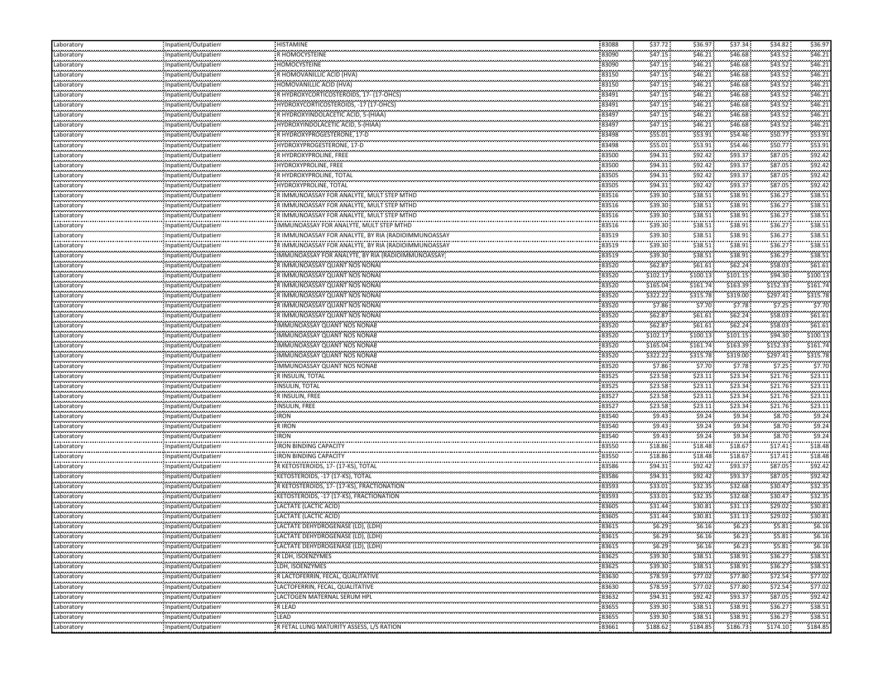| Laboratory | Inpatient/Outpatient | HISTAMINE | 83088 | $37.72 | $36.97 | $37.34 | $34.82 | $36.97 |
|---|---|---|---|---|---|---|---|---|
| Laboratory | Inpatient/Outpatient | R HOMOCYSTEINE | 83090 | $47.15 | $46.21 | $46.68 | $43.52 | $46.21 |
| Laboratory | Inpatient/Outpatient | HOMOCYSTEINE | 83090 | $47.15 | $46.21 | $46.68 | $43.52 | $46.21 |
| Laboratory | Inpatient/Outpatient | R HOMOVANILLIC ACID (HVA) | 83150 | $47.15 | $46.21 | $46.68 | $43.52 | $46.21 |
| Laboratory | Inpatient/Outpatient | HOMOVANILLIC ACID (HVA) | 83150 | $47.15 | $46.21 | $46.68 | $43.52 | $46.21 |
| Laboratory | Inpatient/Outpatient | R HYDROXYCORTICOSTEROIDS, 17- (17-OHCS) | 83491 | $47.15 | $46.21 | $46.68 | $43.52 | $46.21 |
| Laboratory | Inpatient/Outpatient | HYDROXYCORTICOSTEROIDS, -17 (17-OHCS) | 83491 | $47.15 | $46.21 | $46.68 | $43.52 | $46.21 |
| Laboratory | Inpatient/Outpatient | R HYDROXYINDOLACETIC ACID, 5-(HIAA) | 83497 | $47.15 | $46.21 | $46.68 | $43.52 | $46.21 |
| Laboratory | Inpatient/Outpatient | HYDROXYINDOLACETIC ACID, 5-(HIAA) | 83497 | $47.15 | $46.21 | $46.68 | $43.52 | $46.21 |
| Laboratory | Inpatient/Outpatient | R HYDROXYPROGESTERONE, 17-D | 83498 | $55.01 | $53.91 | $54.46 | $50.77 | $53.91 |
| Laboratory | Inpatient/Outpatient | HYDROXYPROGESTERONE, 17-D | 83498 | $55.01 | $53.91 | $54.46 | $50.77 | $53.91 |
| Laboratory | Inpatient/Outpatient | R HYDROXYPROLINE, FREE | 83500 | $94.31 | $92.42 | $93.37 | $87.05 | $92.42 |
| Laboratory | Inpatient/Outpatient | HYDROXYPROLINE, FREE | 83500 | $94.31 | $92.42 | $93.37 | $87.05 | $92.42 |
| Laboratory | Inpatient/Outpatient | R HYDROXYPROLINE, TOTAL | 83505 | $94.31 | $92.42 | $93.37 | $87.05 | $92.42 |
| Laboratory | Inpatient/Outpatient | HYDROXYPROLINE, TOTAL | 83505 | $94.31 | $92.42 | $93.37 | $87.05 | $92.42 |
| Laboratory | Inpatient/Outpatient | R IMMUNOASSAY FOR ANALYTE, MULT STEP MTHD | 83516 | $39.30 | $38.51 | $38.91 | $36.27 | $38.51 |
| Laboratory | Inpatient/Outpatient | R IMMUNOASSAY FOR ANALYTE, MULT STEP MTHD | 83516 | $39.30 | $38.51 | $38.91 | $36.27 | $38.51 |
| Laboratory | Inpatient/Outpatient | R IMMUNOASSAY FOR ANALYTE, MULT STEP MTHD | 83516 | $39.30 | $38.51 | $38.91 | $36.27 | $38.51 |
| Laboratory | Inpatient/Outpatient | IMMUNOASSAY FOR ANALYTE, MULT STEP MTHD | 83516 | $39.30 | $38.51 | $38.91 | $36.27 | $38.51 |
| Laboratory | Inpatient/Outpatient | R IMMUNOASSAY FOR ANALYTE, BY RIA (RADIOIMMUNOASSAY | 83519 | $39.30 | $38.51 | $38.91 | $36.27 | $38.51 |
| Laboratory | Inpatient/Outpatient | R IMMUNOASSAY FOR ANALYTE, BY RIA (RADIOIMMUNOASSAY | 83519 | $39.30 | $38.51 | $38.91 | $36.27 | $38.51 |
| Laboratory | Inpatient/Outpatient | IMMUNOASSAY FOR ANALYTE, BY RIA (RADIOIMMUNOASSAY) | 83519 | $39.30 | $38.51 | $38.91 | $36.27 | $38.51 |
| Laboratory | Inpatient/Outpatient | R IMMUNOASSAY QUANT NOS NONAB | 83520 | $62.87 | $61.61 | $62.24 | $58.03 | $61.61 |
| Laboratory | Inpatient/Outpatient | R IMMUNOASSAY QUANT NOS NONAB | 83520 | $102.17 | $100.13 | $101.15 | $94.30 | $100.13 |
| Laboratory | Inpatient/Outpatient | R IMMUNOASSAY QUANT NOS NONAB | 83520 | $165.04 | $161.74 | $163.39 | $152.33 | $161.74 |
| Laboratory | Inpatient/Outpatient | R IMMUNOASSAY QUANT NOS NONAB | 83520 | $322.22 | $315.78 | $319.00 | $297.41 | $315.78 |
| Laboratory | Inpatient/Outpatient | R IMMUNOASSAY QUANT NOS NONAB | 83520 | $7.86 | $7.70 | $7.78 | $7.25 | $7.70 |
| Laboratory | Inpatient/Outpatient | R IMMUNOASSAY QUANT NOS NONAB | 83520 | $62.87 | $61.61 | $62.24 | $58.03 | $61.61 |
| Laboratory | Inpatient/Outpatient | IMMUNOASSAY QUANT NOS NONAB | 83520 | $62.87 | $61.61 | $62.24 | $58.03 | $61.61 |
| Laboratory | Inpatient/Outpatient | IMMUNOASSAY QUANT NOS NONAB | 83520 | $102.17 | $100.13 | $101.15 | $94.30 | $100.13 |
| Laboratory | Inpatient/Outpatient | IMMUNOASSAY QUANT NOS NONAB | 83520 | $165.04 | $161.74 | $163.39 | $152.33 | $161.74 |
| Laboratory | Inpatient/Outpatient | IMMUNOASSAY QUANT NOS NONAB | 83520 | $322.22 | $315.78 | $319.00 | $297.41 | $315.78 |
| Laboratory | Inpatient/Outpatient | IMMUNOASSAY QUANT NOS NONAB | 83520 | $7.86 | $7.70 | $7.78 | $7.25 | $7.70 |
| Laboratory | Inpatient/Outpatient | R INSULIN, TOTAL | 83525 | $23.58 | $23.11 | $23.34 | $21.76 | $23.11 |
| Laboratory | Inpatient/Outpatient | INSULIN, TOTAL | 83525 | $23.58 | $23.11 | $23.34 | $21.76 | $23.11 |
| Laboratory | Inpatient/Outpatient | R INSULIN, FREE | 83527 | $23.58 | $23.11 | $23.34 | $21.76 | $23.11 |
| Laboratory | Inpatient/Outpatient | INSULIN, FREE | 83527 | $23.58 | $23.11 | $23.34 | $21.76 | $23.11 |
| Laboratory | Inpatient/Outpatient | IRON | 83540 | $9.43 | $9.24 | $9.34 | $8.70 | $9.24 |
| Laboratory | Inpatient/Outpatient | R IRON | 83540 | $9.43 | $9.24 | $9.34 | $8.70 | $9.24 |
| Laboratory | Inpatient/Outpatient | IRON | 83540 | $9.43 | $9.24 | $9.34 | $8.70 | $9.24 |
| Laboratory | Inpatient/Outpatient | IRON BINDING CAPACITY | 83550 | $18.86 | $18.48 | $18.67 | $17.41 | $18.48 |
| Laboratory | Inpatient/Outpatient | IRON BINDING CAPACITY | 83550 | $18.86 | $18.48 | $18.67 | $17.41 | $18.48 |
| Laboratory | Inpatient/Outpatient | R KETOSTEROIDS, 17- (17-KS), TOTAL | 83586 | $94.31 | $92.42 | $93.37 | $87.05 | $92.42 |
| Laboratory | Inpatient/Outpatient | KETOSTEROIDS, -17 (17-KS), TOTAL | 83586 | $94.31 | $92.42 | $93.37 | $87.05 | $92.42 |
| Laboratory | Inpatient/Outpatient | R KETOSTEROIDS, 17- (17-KS), FRACTIONATION | 83593 | $33.01 | $32.35 | $32.68 | $30.47 | $32.35 |
| Laboratory | Inpatient/Outpatient | KETOSTEROIDS, -17 (17-KS), FRACTIONATION | 83593 | $33.01 | $32.35 | $32.68 | $30.47 | $32.35 |
| Laboratory | Inpatient/Outpatient | LACTATE (LACTIC ACID) | 83605 | $31.44 | $30.81 | $31.13 | $29.02 | $30.81 |
| Laboratory | Inpatient/Outpatient | LACTATE (LACTIC ACID) | 83605 | $31.44 | $30.81 | $31.13 | $29.02 | $30.81 |
| Laboratory | Inpatient/Outpatient | LACTATE DEHYDROGENASE (LD), (LDH) | 83615 | $6.29 | $6.16 | $6.23 | $5.81 | $6.16 |
| Laboratory | Inpatient/Outpatient | LACTATE DEHYDROGENASE (LD), (LDH) | 83615 | $6.29 | $6.16 | $6.23 | $5.81 | $6.16 |
| Laboratory | Inpatient/Outpatient | LACTATE DEHYDROGENASE (LD), (LDH) | 83615 | $6.29 | $6.16 | $6.23 | $5.81 | $6.16 |
| Laboratory | Inpatient/Outpatient | R LDH, ISOENZYMES | 83625 | $39.30 | $38.51 | $38.91 | $36.27 | $38.51 |
| Laboratory | Inpatient/Outpatient | LDH, ISOENZYMES | 83625 | $39.30 | $38.51 | $38.91 | $36.27 | $38.51 |
| Laboratory | Inpatient/Outpatient | R LACTOFERRIN, FECAL, QUALITATIVE | 83630 | $78.59 | $77.02 | $77.80 | $72.54 | $77.02 |
| Laboratory | Inpatient/Outpatient | LACTOFERRIN, FECAL, QUALITATIVE | 83630 | $78.59 | $77.02 | $77.80 | $72.54 | $77.02 |
| Laboratory | Inpatient/Outpatient | LACTOGEN MATERNAL SERUM HPL | 83632 | $94.31 | $92.42 | $93.37 | $87.05 | $92.42 |
| Laboratory | Inpatient/Outpatient | R LEAD | 83655 | $39.30 | $38.51 | $38.91 | $36.27 | $38.51 |
| Laboratory | Inpatient/Outpatient | LEAD | 83655 | $39.30 | $38.51 | $38.91 | $36.27 | $38.51 |
| Laboratory | Inpatient/Outpatient | R FETAL LUNG MATURITY ASSESS, L/S RATION | 83661 | $188.62 | $184.85 | $186.73 | $174.10 | $184.85 |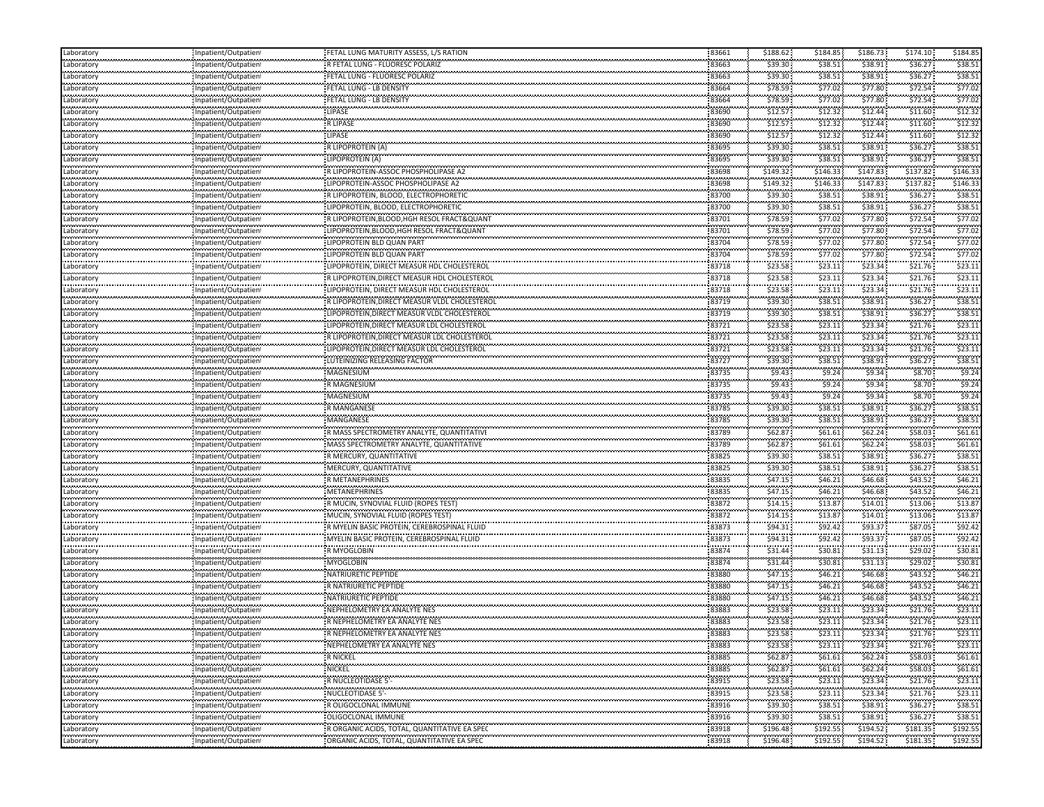| | | | | | | | | |
|---|---|---|---|---|---|---|---|---|
| Laboratory | Inpatient/Outpatient | FETAL LUNG MATURITY ASSESS, L/S RATION | 83661 | $188.62 | $184.85 | $186.73 | $174.10 | $184.85 |
| Laboratory | Inpatient/Outpatient | R FETAL LUNG - FLUORESC POLARIZ | 83663 | $39.30 | $38.51 | $38.91 | $36.27 | $38.51 |
| Laboratory | Inpatient/Outpatient | FETAL LUNG - FLUORESC POLARIZ | 83663 | $39.30 | $38.51 | $38.91 | $36.27 | $38.51 |
| Laboratory | Inpatient/Outpatient | FETAL LUNG - LB DENSITY | 83664 | $78.59 | $77.02 | $77.80 | $72.54 | $77.02 |
| Laboratory | Inpatient/Outpatient | FETAL LUNG - LB DENSITY | 83664 | $78.59 | $77.02 | $77.80 | $72.54 | $77.02 |
| Laboratory | Inpatient/Outpatient | LIPASE | 83690 | $12.57 | $12.32 | $12.44 | $11.60 | $12.32 |
| Laboratory | Inpatient/Outpatient | R LIPASE | 83690 | $12.57 | $12.32 | $12.44 | $11.60 | $12.32 |
| Laboratory | Inpatient/Outpatient | LIPASE | 83690 | $12.57 | $12.32 | $12.44 | $11.60 | $12.32 |
| Laboratory | Inpatient/Outpatient | R LIPOPROTEIN (A) | 83695 | $39.30 | $38.51 | $38.91 | $36.27 | $38.51 |
| Laboratory | Inpatient/Outpatient | LIPOPROTEIN (A) | 83695 | $39.30 | $38.51 | $38.91 | $36.27 | $38.51 |
| Laboratory | Inpatient/Outpatient | R LIPOPROTEIN-ASSOC PHOSPHOLIPASE A2 | 83698 | $149.32 | $146.33 | $147.83 | $137.82 | $146.33 |
| Laboratory | Inpatient/Outpatient | LIPOPROTEIN-ASSOC PHOSPHOLIPASE A2 | 83698 | $149.32 | $146.33 | $147.83 | $137.82 | $146.33 |
| Laboratory | Inpatient/Outpatient | R LIPOPROTEIN, BLOOD, ELECTROPHORETIC | 83700 | $39.30 | $38.51 | $38.91 | $36.27 | $38.51 |
| Laboratory | Inpatient/Outpatient | LIPOPROTEIN, BLOOD, ELECTROPHORETIC | 83700 | $39.30 | $38.51 | $38.91 | $36.27 | $38.51 |
| Laboratory | Inpatient/Outpatient | R LIPOPROTEIN,BLOOD,HGH RESOL FRACT&QUANT | 83701 | $78.59 | $77.02 | $77.80 | $72.54 | $77.02 |
| Laboratory | Inpatient/Outpatient | LIPOPROTEIN,BLOOD,HGH RESOL FRACT&QUANT | 83701 | $78.59 | $77.02 | $77.80 | $72.54 | $77.02 |
| Laboratory | Inpatient/Outpatient | LIPOPROTEIN BLD QUAN PART | 83704 | $78.59 | $77.02 | $77.80 | $72.54 | $77.02 |
| Laboratory | Inpatient/Outpatient | LIPOPROTEIN BLD QUAN PART | 83704 | $78.59 | $77.02 | $77.80 | $72.54 | $77.02 |
| Laboratory | Inpatient/Outpatient | LIPOPROTEIN, DIRECT MEASUR HDL CHOLESTEROL | 83718 | $23.58 | $23.11 | $23.34 | $21.76 | $23.11 |
| Laboratory | Inpatient/Outpatient | R LIPOPROTEIN,DIRECT MEASUR HDL CHOLESTEROL | 83718 | $23.58 | $23.11 | $23.34 | $21.76 | $23.11 |
| Laboratory | Inpatient/Outpatient | LIPOPROTEIN, DIRECT MEASUR HDL CHOLESTEROL | 83718 | $23.58 | $23.11 | $23.34 | $21.76 | $23.11 |
| Laboratory | Inpatient/Outpatient | R LIPOPROTEIN,DIRECT MEASUR VLDL CHOLESTEROL | 83719 | $39.30 | $38.51 | $38.91 | $36.27 | $38.51 |
| Laboratory | Inpatient/Outpatient | LIPOPROTEIN,DIRECT MEASUR VLDL CHOLESTEROL | 83719 | $39.30 | $38.51 | $38.91 | $36.27 | $38.51 |
| Laboratory | Inpatient/Outpatient | LIPOPROTEIN,DIRECT MEASUR LDL CHOLESTEROL | 83721 | $23.58 | $23.11 | $23.34 | $21.76 | $23.11 |
| Laboratory | Inpatient/Outpatient | R LIPOPROTEIN,DIRECT MEASUR LDL CHOLESTEROL | 83721 | $23.58 | $23.11 | $23.34 | $21.76 | $23.11 |
| Laboratory | Inpatient/Outpatient | LIPOPROTEIN,DIRECT MEASUR LDL CHOLESTEROL | 83721 | $23.58 | $23.11 | $23.34 | $21.76 | $23.11 |
| Laboratory | Inpatient/Outpatient | LUTEINIZING RELEASING FACTOR | 83727 | $39.30 | $38.51 | $38.91 | $36.27 | $38.51 |
| Laboratory | Inpatient/Outpatient | MAGNESIUM | 83735 | $9.43 | $9.24 | $9.34 | $8.70 | $9.24 |
| Laboratory | Inpatient/Outpatient | R MAGNESIUM | 83735 | $9.43 | $9.24 | $9.34 | $8.70 | $9.24 |
| Laboratory | Inpatient/Outpatient | MAGNESIUM | 83735 | $9.43 | $9.24 | $9.34 | $8.70 | $9.24 |
| Laboratory | Inpatient/Outpatient | R MANGANESE | 83785 | $39.30 | $38.51 | $38.91 | $36.27 | $38.51 |
| Laboratory | Inpatient/Outpatient | MANGANESE | 83785 | $39.30 | $38.51 | $38.91 | $36.27 | $38.51 |
| Laboratory | Inpatient/Outpatient | R MASS SPECTROMETRY ANALYTE, QUANTITATIVE | 83789 | $62.87 | $61.61 | $62.24 | $58.03 | $61.61 |
| Laboratory | Inpatient/Outpatient | MASS SPECTROMETRY ANALYTE, QUANTITATIVE | 83789 | $62.87 | $61.61 | $62.24 | $58.03 | $61.61 |
| Laboratory | Inpatient/Outpatient | R MERCURY, QUANTITATIVE | 83825 | $39.30 | $38.51 | $38.91 | $36.27 | $38.51 |
| Laboratory | Inpatient/Outpatient | MERCURY, QUANTITATIVE | 83825 | $39.30 | $38.51 | $38.91 | $36.27 | $38.51 |
| Laboratory | Inpatient/Outpatient | R METANEPHRINES | 83835 | $47.15 | $46.21 | $46.68 | $43.52 | $46.21 |
| Laboratory | Inpatient/Outpatient | METANEPHRINES | 83835 | $47.15 | $46.21 | $46.68 | $43.52 | $46.21 |
| Laboratory | Inpatient/Outpatient | R MUCIN, SYNOVIAL FLUID (ROPES TEST) | 83872 | $14.15 | $13.87 | $14.01 | $13.06 | $13.87 |
| Laboratory | Inpatient/Outpatient | MUCIN, SYNOVIAL FLUID (ROPES TEST) | 83872 | $14.15 | $13.87 | $14.01 | $13.06 | $13.87 |
| Laboratory | Inpatient/Outpatient | R MYELIN BASIC PROTEIN, CEREBROSPINAL FLUID | 83873 | $94.31 | $92.42 | $93.37 | $87.05 | $92.42 |
| Laboratory | Inpatient/Outpatient | MYELIN BASIC PROTEIN, CEREBROSPINAL FLUID | 83873 | $94.31 | $92.42 | $93.37 | $87.05 | $92.42 |
| Laboratory | Inpatient/Outpatient | R MYOGLOBIN | 83874 | $31.44 | $30.81 | $31.13 | $29.02 | $30.81 |
| Laboratory | Inpatient/Outpatient | MYOGLOBIN | 83874 | $31.44 | $30.81 | $31.13 | $29.02 | $30.81 |
| Laboratory | Inpatient/Outpatient | NATRIURETIC PEPTIDE | 83880 | $47.15 | $46.21 | $46.68 | $43.52 | $46.21 |
| Laboratory | Inpatient/Outpatient | R NATRIURETIC PEPTIDE | 83880 | $47.15 | $46.21 | $46.68 | $43.52 | $46.21 |
| Laboratory | Inpatient/Outpatient | NATRIURETIC PEPTIDE | 83880 | $47.15 | $46.21 | $46.68 | $43.52 | $46.21 |
| Laboratory | Inpatient/Outpatient | NEPHELOMETRY EA ANALYTE NES | 83883 | $23.58 | $23.11 | $23.34 | $21.76 | $23.11 |
| Laboratory | Inpatient/Outpatient | R NEPHELOMETRY EA ANALYTE NES | 83883 | $23.58 | $23.11 | $23.34 | $21.76 | $23.11 |
| Laboratory | Inpatient/Outpatient | R NEPHELOMETRY EA ANALYTE NES | 83883 | $23.58 | $23.11 | $23.34 | $21.76 | $23.11 |
| Laboratory | Inpatient/Outpatient | NEPHELOMETRY EA ANALYTE NES | 83883 | $23.58 | $23.11 | $23.34 | $21.76 | $23.11 |
| Laboratory | Inpatient/Outpatient | R NICKEL | 83885 | $62.87 | $61.61 | $62.24 | $58.03 | $61.61 |
| Laboratory | Inpatient/Outpatient | NICKEL | 83885 | $62.87 | $61.61 | $62.24 | $58.03 | $61.61 |
| Laboratory | Inpatient/Outpatient | R NUCLEOTIDASE 5'- | 83915 | $23.58 | $23.11 | $23.34 | $21.76 | $23.11 |
| Laboratory | Inpatient/Outpatient | NUCLEOTIDASE 5'- | 83915 | $23.58 | $23.11 | $23.34 | $21.76 | $23.11 |
| Laboratory | Inpatient/Outpatient | R OLIGOCLONAL IMMUNE | 83916 | $39.30 | $38.51 | $38.91 | $36.27 | $38.51 |
| Laboratory | Inpatient/Outpatient | OLIGOCLONAL IMMUNE | 83916 | $39.30 | $38.51 | $38.91 | $36.27 | $38.51 |
| Laboratory | Inpatient/Outpatient | R ORGANIC ACIDS, TOTAL, QUANTITATIVE EA SPEC | 83918 | $196.48 | $192.55 | $194.52 | $181.35 | $192.55 |
| Laboratory | Inpatient/Outpatient | ORGANIC ACIDS, TOTAL, QUANTITATIVE EA SPEC | 83918 | $196.48 | $192.55 | $194.52 | $181.35 | $192.55 |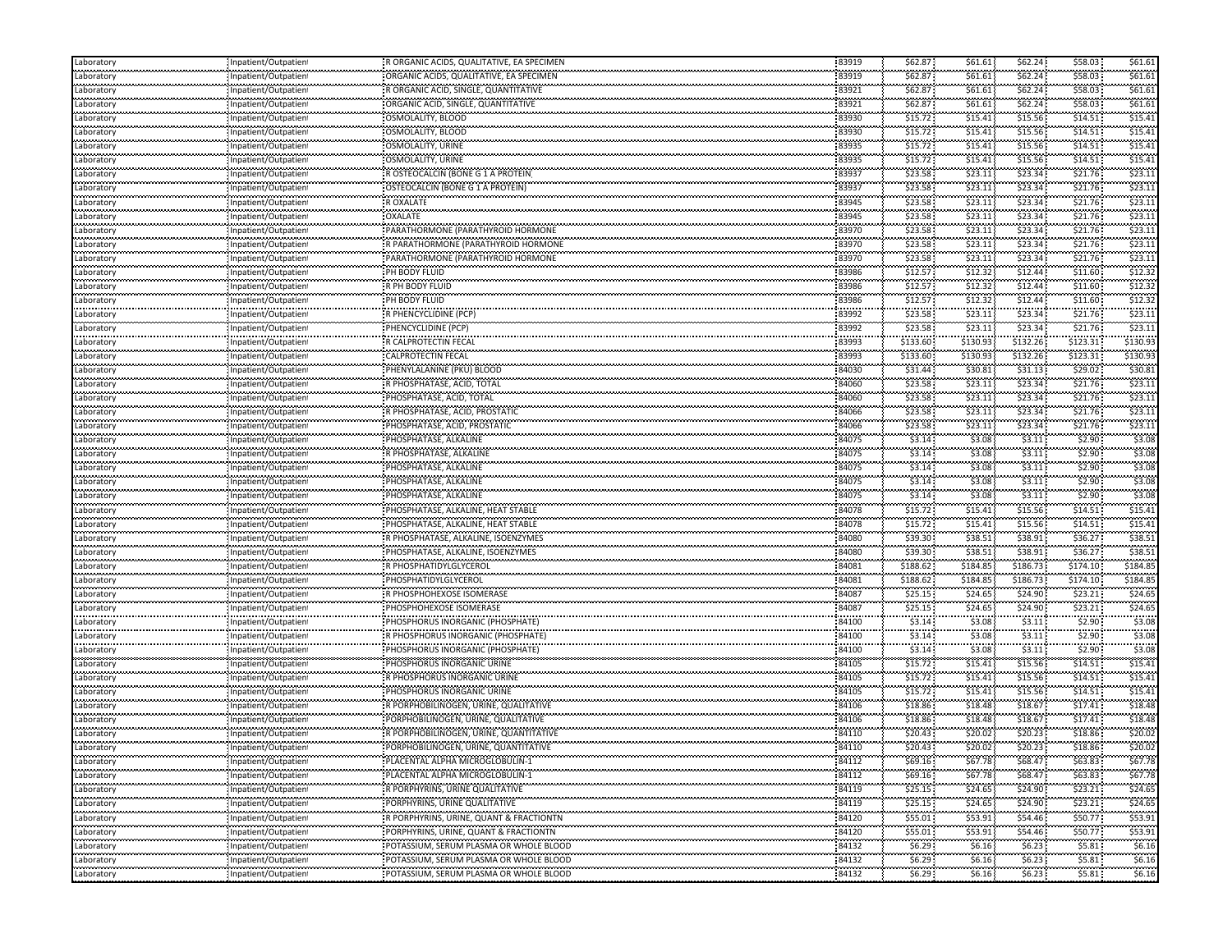| Laboratory | Inpatient/Outpatient | R ORGANIC ACIDS, QUALITATIVE, EA SPECIMEN | 83919 | $62.87 | $61.61 | $62.24 | $58.03 | $61.61 |
|---|---|---|---|---|---|---|---|---|
| Laboratory | Inpatient/Outpatient | ORGANIC ACIDS, QUALITATIVE, EA SPECIMEN | 83919 | $62.87 | $61.61 | $62.24 | $58.03 | $61.61 |
| Laboratory | Inpatient/Outpatient | R ORGANIC ACID, SINGLE, QUANTITATIVE | 83921 | $62.87 | $61.61 | $62.24 | $58.03 | $61.61 |
| Laboratory | Inpatient/Outpatient | ORGANIC ACID, SINGLE, QUANTITATIVE | 83921 | $62.87 | $61.61 | $62.24 | $58.03 | $61.61 |
| Laboratory | Inpatient/Outpatient | OSMOLALITY, BLOOD | 83930 | $15.72 | $15.41 | $15.56 | $14.51 | $15.41 |
| Laboratory | Inpatient/Outpatient | OSMOLALITY, BLOOD | 83930 | $15.72 | $15.41 | $15.56 | $14.51 | $15.41 |
| Laboratory | Inpatient/Outpatient | OSMOLALITY, URINE | 83935 | $15.72 | $15.41 | $15.56 | $14.51 | $15.41 |
| Laboratory | Inpatient/Outpatient | OSMOLALITY, URINE | 83935 | $15.72 | $15.41 | $15.56 | $14.51 | $15.41 |
| Laboratory | Inpatient/Outpatient | R OSTEOCALCIN (BONE G 1 A PROTEIN | 83937 | $23.58 | $23.11 | $23.34 | $21.76 | $23.11 |
| Laboratory | Inpatient/Outpatient | OSTEOCALCIN (BONE G 1 A PROTEIN) | 83937 | $23.58 | $23.11 | $23.34 | $21.76 | $23.11 |
| Laboratory | Inpatient/Outpatient | R OXALATE | 83945 | $23.58 | $23.11 | $23.34 | $21.76 | $23.11 |
| Laboratory | Inpatient/Outpatient | OXALATE | 83945 | $23.58 | $23.11 | $23.34 | $21.76 | $23.11 |
| Laboratory | Inpatient/Outpatient | PARATHORMONE (PARATHYROID HORMONE | 83970 | $23.58 | $23.11 | $23.34 | $21.76 | $23.11 |
| Laboratory | Inpatient/Outpatient | R PARATHORMONE (PARATHYROID HORMONE | 83970 | $23.58 | $23.11 | $23.34 | $21.76 | $23.11 |
| Laboratory | Inpatient/Outpatient | PARATHORMONE (PARATHYROID HORMONE | 83970 | $23.58 | $23.11 | $23.34 | $21.76 | $23.11 |
| Laboratory | Inpatient/Outpatient | PH BODY FLUID | 83986 | $12.57 | $12.32 | $12.44 | $11.60 | $12.32 |
| Laboratory | Inpatient/Outpatient | R PH BODY FLUID | 83986 | $12.57 | $12.32 | $12.44 | $11.60 | $12.32 |
| Laboratory | Inpatient/Outpatient | PH BODY FLUID | 83986 | $12.57 | $12.32 | $12.44 | $11.60 | $12.32 |
| Laboratory | Inpatient/Outpatient | R PHENCYCLIDINE (PCP) | 83992 | $23.58 | $23.11 | $23.34 | $21.76 | $23.11 |
| Laboratory | Inpatient/Outpatient | PHENCYCLIDINE (PCP) | 83992 | $23.58 | $23.11 | $23.34 | $21.76 | $23.11 |
| Laboratory | Inpatient/Outpatient | R CALPROTECTIN FECAL | 83993 | $133.60 | $130.93 | $132.26 | $123.31 | $130.93 |
| Laboratory | Inpatient/Outpatient | CALPROTECTIN FECAL | 83993 | $133.60 | $130.93 | $132.26 | $123.31 | $130.93 |
| Laboratory | Inpatient/Outpatient | PHENYLALANINE (PKU) BLOOD | 84030 | $31.44 | $30.81 | $31.13 | $29.02 | $30.81 |
| Laboratory | Inpatient/Outpatient | R PHOSPHATASE, ACID, TOTAL | 84060 | $23.58 | $23.11 | $23.34 | $21.76 | $23.11 |
| Laboratory | Inpatient/Outpatient | PHOSPHATASE, ACID, TOTAL | 84060 | $23.58 | $23.11 | $23.34 | $21.76 | $23.11 |
| Laboratory | Inpatient/Outpatient | R PHOSPHATASE, ACID, PROSTATIC | 84066 | $23.58 | $23.11 | $23.34 | $21.76 | $23.11 |
| Laboratory | Inpatient/Outpatient | PHOSPHATASE, ACID, PROSTATIC | 84066 | $23.58 | $23.11 | $23.34 | $21.76 | $23.11 |
| Laboratory | Inpatient/Outpatient | PHOSPHATASE, ALKALINE | 84075 | $3.14 | $3.08 | $3.11 | $2.90 | $3.08 |
| Laboratory | Inpatient/Outpatient | R PHOSPHATASE, ALKALINE | 84075 | $3.14 | $3.08 | $3.11 | $2.90 | $3.08 |
| Laboratory | Inpatient/Outpatient | PHOSPHATASE, ALKALINE | 84075 | $3.14 | $3.08 | $3.11 | $2.90 | $3.08 |
| Laboratory | Inpatient/Outpatient | PHOSPHATASE, ALKALINE | 84075 | $3.14 | $3.08 | $3.11 | $2.90 | $3.08 |
| Laboratory | Inpatient/Outpatient | PHOSPHATASE, ALKALINE | 84075 | $3.14 | $3.08 | $3.11 | $2.90 | $3.08 |
| Laboratory | Inpatient/Outpatient | PHOSPHATASE, ALKALINE, HEAT STABLE | 84078 | $15.72 | $15.41 | $15.56 | $14.51 | $15.41 |
| Laboratory | Inpatient/Outpatient | PHOSPHATASE, ALKALINE, HEAT STABLE | 84078 | $15.72 | $15.41 | $15.56 | $14.51 | $15.41 |
| Laboratory | Inpatient/Outpatient | R PHOSPHATASE, ALKALINE, ISOENZYMES | 84080 | $39.30 | $38.51 | $38.91 | $36.27 | $38.51 |
| Laboratory | Inpatient/Outpatient | PHOSPHATASE, ALKALINE, ISOENZYMES | 84080 | $39.30 | $38.51 | $38.91 | $36.27 | $38.51 |
| Laboratory | Inpatient/Outpatient | R PHOSPHATIDYLGLYCEROL | 84081 | $188.62 | $184.85 | $186.73 | $174.10 | $184.85 |
| Laboratory | Inpatient/Outpatient | PHOSPHATIDYLGLYCEROL | 84081 | $188.62 | $184.85 | $186.73 | $174.10 | $184.85 |
| Laboratory | Inpatient/Outpatient | R PHOSPHOHEXOSE ISOMERASE | 84087 | $25.15 | $24.65 | $24.90 | $23.21 | $24.65 |
| Laboratory | Inpatient/Outpatient | PHOSPHOHEXOSE ISOMERASE | 84087 | $25.15 | $24.65 | $24.90 | $23.21 | $24.65 |
| Laboratory | Inpatient/Outpatient | PHOSPHORUS INORGANIC (PHOSPHATE) | 84100 | $3.14 | $3.08 | $3.11 | $2.90 | $3.08 |
| Laboratory | Inpatient/Outpatient | R PHOSPHORUS INORGANIC (PHOSPHATE) | 84100 | $3.14 | $3.08 | $3.11 | $2.90 | $3.08 |
| Laboratory | Inpatient/Outpatient | PHOSPHORUS INORGANIC (PHOSPHATE) | 84100 | $3.14 | $3.08 | $3.11 | $2.90 | $3.08 |
| Laboratory | Inpatient/Outpatient | PHOSPHORUS INORGANIC URINE | 84105 | $15.72 | $15.41 | $15.56 | $14.51 | $15.41 |
| Laboratory | Inpatient/Outpatient | R PHOSPHORUS INORGANIC URINE | 84105 | $15.72 | $15.41 | $15.56 | $14.51 | $15.41 |
| Laboratory | Inpatient/Outpatient | PHOSPHORUS INORGANIC URINE | 84105 | $15.72 | $15.41 | $15.56 | $14.51 | $15.41 |
| Laboratory | Inpatient/Outpatient | R PORPHOBILINOGEN, URINE, QUALITATIVE | 84106 | $18.86 | $18.48 | $18.67 | $17.41 | $18.48 |
| Laboratory | Inpatient/Outpatient | PORPHOBILINOGEN, URINE, QUALITATIVE | 84106 | $18.86 | $18.48 | $18.67 | $17.41 | $18.48 |
| Laboratory | Inpatient/Outpatient | R PORPHOBILINOGEN, URINE, QUANTITATIVE | 84110 | $20.43 | $20.02 | $20.23 | $18.86 | $20.02 |
| Laboratory | Inpatient/Outpatient | PORPHOBILINOGEN, URINE, QUANTITATIVE | 84110 | $20.43 | $20.02 | $20.23 | $18.86 | $20.02 |
| Laboratory | Inpatient/Outpatient | PLACENTAL ALPHA MICROGLOBULIN-1 | 84112 | $69.16 | $67.78 | $68.47 | $63.83 | $67.78 |
| Laboratory | Inpatient/Outpatient | PLACENTAL ALPHA MICROGLOBULIN-1 | 84112 | $69.16 | $67.78 | $68.47 | $63.83 | $67.78 |
| Laboratory | Inpatient/Outpatient | R PORPHYRINS, URINE QUALITATIVE | 84119 | $25.15 | $24.65 | $24.90 | $23.21 | $24.65 |
| Laboratory | Inpatient/Outpatient | PORPHYRINS, URINE QUALITATIVE | 84119 | $25.15 | $24.65 | $24.90 | $23.21 | $24.65 |
| Laboratory | Inpatient/Outpatient | R PORPHYRINS, URINE, QUANT & FRACTIONTN | 84120 | $55.01 | $53.91 | $54.46 | $50.77 | $53.91 |
| Laboratory | Inpatient/Outpatient | PORPHYRINS, URINE, QUANT & FRACTIONTN | 84120 | $55.01 | $53.91 | $54.46 | $50.77 | $53.91 |
| Laboratory | Inpatient/Outpatient | POTASSIUM, SERUM PLASMA OR WHOLE BLOOD | 84132 | $6.29 | $6.16 | $6.23 | $5.81 | $6.16 |
| Laboratory | Inpatient/Outpatient | POTASSIUM, SERUM PLASMA OR WHOLE BLOOD | 84132 | $6.29 | $6.16 | $6.23 | $5.81 | $6.16 |
| Laboratory | Inpatient/Outpatient | POTASSIUM, SERUM PLASMA OR WHOLE BLOOD | 84132 | $6.29 | $6.16 | $6.23 | $5.81 | $6.16 |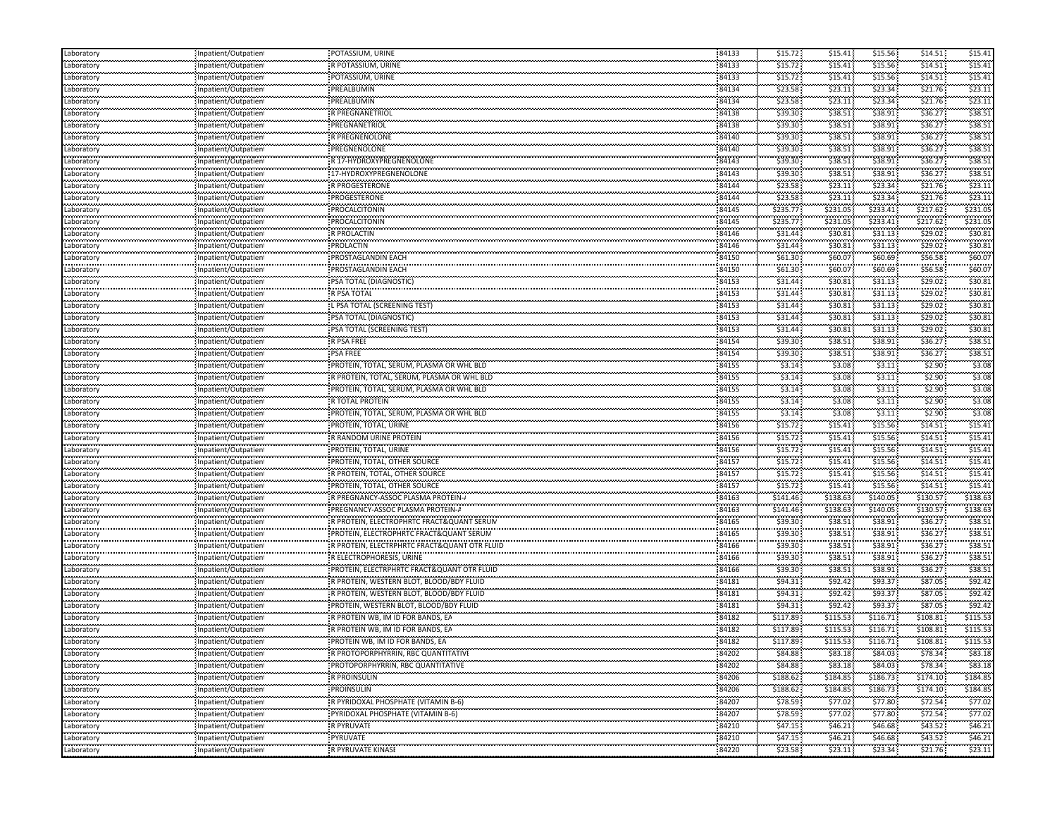| | | | | | | | | |
|---|---|---|---|---|---|---|---|---|
| Laboratory | Inpatient/Outpatient | POTASSIUM, URINE | 84133 | $15.72 | $15.41 | $15.56 | $14.51 | $15.41 |
| Laboratory | Inpatient/Outpatient | R POTASSIUM, URINE | 84133 | $15.72 | $15.41 | $15.56 | $14.51 | $15.41 |
| Laboratory | Inpatient/Outpatient | POTASSIUM, URINE | 84133 | $15.72 | $15.41 | $15.56 | $14.51 | $15.41 |
| Laboratory | Inpatient/Outpatient | PREALBUMIN | 84134 | $23.58 | $23.11 | $23.34 | $21.76 | $23.11 |
| Laboratory | Inpatient/Outpatient | PREALBUMIN | 84134 | $23.58 | $23.11 | $23.34 | $21.76 | $23.11 |
| Laboratory | Inpatient/Outpatient | R PREGNANETRIOL | 84138 | $39.30 | $38.51 | $38.91 | $36.27 | $38.51 |
| Laboratory | Inpatient/Outpatient | PREGNANETRIOL | 84138 | $39.30 | $38.51 | $38.91 | $36.27 | $38.51 |
| Laboratory | Inpatient/Outpatient | R PREGNENOLONE | 84140 | $39.30 | $38.51 | $38.91 | $36.27 | $38.51 |
| Laboratory | Inpatient/Outpatient | PREGNENOLONE | 84140 | $39.30 | $38.51 | $38.91 | $36.27 | $38.51 |
| Laboratory | Inpatient/Outpatient | R 17-HYDROXYPREGNENOLONE | 84143 | $39.30 | $38.51 | $38.91 | $36.27 | $38.51 |
| Laboratory | Inpatient/Outpatient | 17-HYDROXYPREGNENOLONE | 84143 | $39.30 | $38.51 | $38.91 | $36.27 | $38.51 |
| Laboratory | Inpatient/Outpatient | R PROGESTERONE | 84144 | $23.58 | $23.11 | $23.34 | $21.76 | $23.11 |
| Laboratory | Inpatient/Outpatient | PROGESTERONE | 84144 | $23.58 | $23.11 | $23.34 | $21.76 | $23.11 |
| Laboratory | Inpatient/Outpatient | PROCALCITONIN | 84145 | $235.77 | $231.05 | $233.41 | $217.62 | $231.05 |
| Laboratory | Inpatient/Outpatient | PROCALCITONIN | 84145 | $235.77 | $231.05 | $233.41 | $217.62 | $231.05 |
| Laboratory | Inpatient/Outpatient | R PROLACTIN | 84146 | $31.44 | $30.81 | $31.13 | $29.02 | $30.81 |
| Laboratory | Inpatient/Outpatient | PROLACTIN | 84146 | $31.44 | $30.81 | $31.13 | $29.02 | $30.81 |
| Laboratory | Inpatient/Outpatient | PROSTAGLANDIN EACH | 84150 | $61.30 | $60.07 | $60.69 | $56.58 | $60.07 |
| Laboratory | Inpatient/Outpatient | PROSTAGLANDIN EACH | 84150 | $61.30 | $60.07 | $60.69 | $56.58 | $60.07 |
| Laboratory | Inpatient/Outpatient | PSA TOTAL (DIAGNOSTIC) | 84153 | $31.44 | $30.81 | $31.13 | $29.02 | $30.81 |
| Laboratory | Inpatient/Outpatient | R PSA TOTAL | 84153 | $31.44 | $30.81 | $31.13 | $29.02 | $30.81 |
| Laboratory | Inpatient/Outpatient | L PSA TOTAL (SCREENING TEST) | 84153 | $31.44 | $30.81 | $31.13 | $29.02 | $30.81 |
| Laboratory | Inpatient/Outpatient | PSA TOTAL (DIAGNOSTIC) | 84153 | $31.44 | $30.81 | $31.13 | $29.02 | $30.81 |
| Laboratory | Inpatient/Outpatient | PSA TOTAL (SCREENING TEST) | 84153 | $31.44 | $30.81 | $31.13 | $29.02 | $30.81 |
| Laboratory | Inpatient/Outpatient | R PSA FREE | 84154 | $39.30 | $38.51 | $38.91 | $36.27 | $38.51 |
| Laboratory | Inpatient/Outpatient | PSA FREE | 84154 | $39.30 | $38.51 | $38.91 | $36.27 | $38.51 |
| Laboratory | Inpatient/Outpatient | PROTEIN, TOTAL, SERUM, PLASMA OR WHL BLD | 84155 | $3.14 | $3.08 | $3.11 | $2.90 | $3.08 |
| Laboratory | Inpatient/Outpatient | R PROTEIN, TOTAL, SERUM, PLASMA OR WHL BLD | 84155 | $3.14 | $3.08 | $3.11 | $2.90 | $3.08 |
| Laboratory | Inpatient/Outpatient | PROTEIN, TOTAL, SERUM, PLASMA OR WHL BLD | 84155 | $3.14 | $3.08 | $3.11 | $2.90 | $3.08 |
| Laboratory | Inpatient/Outpatient | R TOTAL PROTEIN | 84155 | $3.14 | $3.08 | $3.11 | $2.90 | $3.08 |
| Laboratory | Inpatient/Outpatient | PROTEIN, TOTAL, SERUM, PLASMA OR WHL BLD | 84155 | $3.14 | $3.08 | $3.11 | $2.90 | $3.08 |
| Laboratory | Inpatient/Outpatient | PROTEIN, TOTAL, URINE | 84156 | $15.72 | $15.41 | $15.56 | $14.51 | $15.41 |
| Laboratory | Inpatient/Outpatient | R RANDOM URINE PROTEIN | 84156 | $15.72 | $15.41 | $15.56 | $14.51 | $15.41 |
| Laboratory | Inpatient/Outpatient | PROTEIN, TOTAL, URINE | 84156 | $15.72 | $15.41 | $15.56 | $14.51 | $15.41 |
| Laboratory | Inpatient/Outpatient | PROTEIN, TOTAL, OTHER SOURCE | 84157 | $15.72 | $15.41 | $15.56 | $14.51 | $15.41 |
| Laboratory | Inpatient/Outpatient | R PROTEIN, TOTAL, OTHER SOURCE | 84157 | $15.72 | $15.41 | $15.56 | $14.51 | $15.41 |
| Laboratory | Inpatient/Outpatient | PROTEIN, TOTAL, OTHER SOURCE | 84157 | $15.72 | $15.41 | $15.56 | $14.51 | $15.41 |
| Laboratory | Inpatient/Outpatient | R PREGNANCY-ASSOC PLASMA PROTEIN-A | 84163 | $141.46 | $138.63 | $140.05 | $130.57 | $138.63 |
| Laboratory | Inpatient/Outpatient | PREGNANCY-ASSOC PLASMA PROTEIN-A | 84163 | $141.46 | $138.63 | $140.05 | $130.57 | $138.63 |
| Laboratory | Inpatient/Outpatient | R PROTEIN, ELECTROPHRTC FRACT&QUANT SERUM | 84165 | $39.30 | $38.51 | $38.91 | $36.27 | $38.51 |
| Laboratory | Inpatient/Outpatient | PROTEIN, ELECTROPHRTC FRACT&QUANT SERUM | 84165 | $39.30 | $38.51 | $38.91 | $36.27 | $38.51 |
| Laboratory | Inpatient/Outpatient | R PROTEIN, ELECTRPHRTC FRACT&QUANT OTR FLUID | 84166 | $39.30 | $38.51 | $38.91 | $36.27 | $38.51 |
| Laboratory | Inpatient/Outpatient | R ELECTROPHORESIS, URINE | 84166 | $39.30 | $38.51 | $38.91 | $36.27 | $38.51 |
| Laboratory | Inpatient/Outpatient | PROTEIN, ELECTRPHRTC FRACT&QUANT OTR FLUID | 84166 | $39.30 | $38.51 | $38.91 | $36.27 | $38.51 |
| Laboratory | Inpatient/Outpatient | R PROTEIN, WESTERN BLOT, BLOOD/BDY FLUID | 84181 | $94.31 | $92.42 | $93.37 | $87.05 | $92.42 |
| Laboratory | Inpatient/Outpatient | R PROTEIN, WESTERN BLOT, BLOOD/BDY FLUID | 84181 | $94.31 | $92.42 | $93.37 | $87.05 | $92.42 |
| Laboratory | Inpatient/Outpatient | PROTEIN, WESTERN BLOT, BLOOD/BDY FLUID | 84181 | $94.31 | $92.42 | $93.37 | $87.05 | $92.42 |
| Laboratory | Inpatient/Outpatient | R PROTEIN WB, IM ID FOR BANDS, EA | 84182 | $117.89 | $115.53 | $116.71 | $108.81 | $115.53 |
| Laboratory | Inpatient/Outpatient | R PROTEIN WB, IM ID FOR BANDS, EA | 84182 | $117.89 | $115.53 | $116.71 | $108.81 | $115.53 |
| Laboratory | Inpatient/Outpatient | PROTEIN WB, IM ID FOR BANDS, EA | 84182 | $117.89 | $115.53 | $116.71 | $108.81 | $115.53 |
| Laboratory | Inpatient/Outpatient | R PROTOPORPHYRRIN, RBC QUANTITATIVE | 84202 | $84.88 | $83.18 | $84.03 | $78.34 | $83.18 |
| Laboratory | Inpatient/Outpatient | PROTOPORPHYRRIN, RBC QUANTITATIVE | 84202 | $84.88 | $83.18 | $84.03 | $78.34 | $83.18 |
| Laboratory | Inpatient/Outpatient | R PROINSULIN | 84206 | $188.62 | $184.85 | $186.73 | $174.10 | $184.85 |
| Laboratory | Inpatient/Outpatient | PROINSULIN | 84206 | $188.62 | $184.85 | $186.73 | $174.10 | $184.85 |
| Laboratory | Inpatient/Outpatient | R PYRIDOXAL PHOSPHATE (VITAMIN B-6) | 84207 | $78.59 | $77.02 | $77.80 | $72.54 | $77.02 |
| Laboratory | Inpatient/Outpatient | PYRIDOXAL PHOSPHATE (VITAMIN B-6) | 84207 | $78.59 | $77.02 | $77.80 | $72.54 | $77.02 |
| Laboratory | Inpatient/Outpatient | R PYRUVATE | 84210 | $47.15 | $46.21 | $46.68 | $43.52 | $46.21 |
| Laboratory | Inpatient/Outpatient | PYRUVATE | 84210 | $47.15 | $46.21 | $46.68 | $43.52 | $46.21 |
| Laboratory | Inpatient/Outpatient | R PYRUVATE KINASE | 84220 | $23.58 | $23.11 | $23.34 | $21.76 | $23.11 |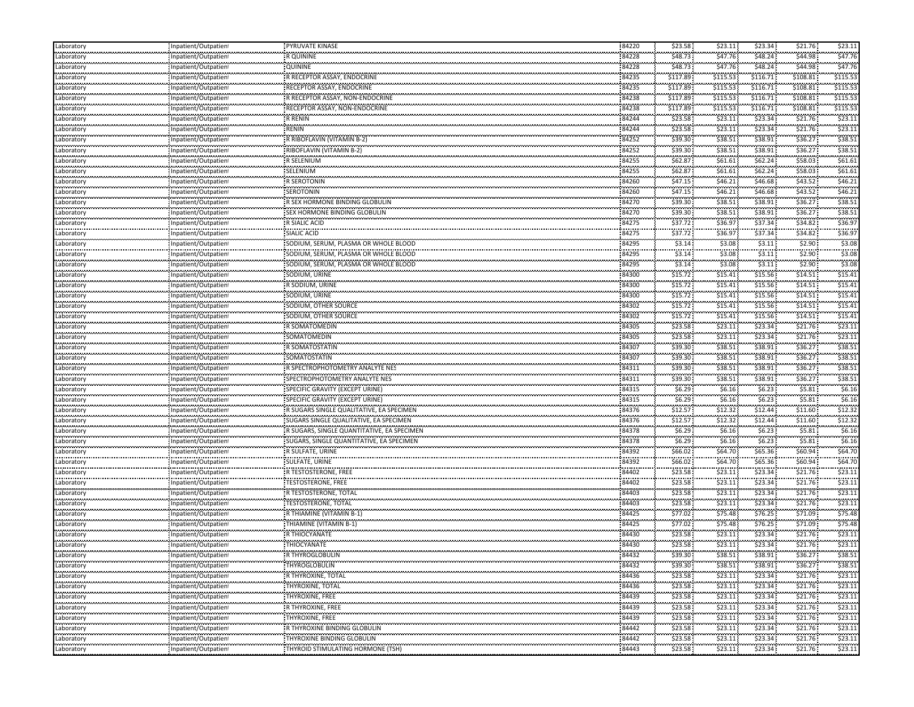| | | | | | | | | |
|---|---|---|---|---|---|---|---|---|
| Laboratory | Inpatient/Outpatient | PYRUVATE KINASE | 84220 | $23.58 | $23.11 | $23.34 | $21.76 | $23.11 |
| Laboratory | Inpatient/Outpatient | R QUININE | 84228 | $48.73 | $47.76 | $48.24 | $44.98 | $47.76 |
| Laboratory | Inpatient/Outpatient | QUININE | 84228 | $48.73 | $47.76 | $48.24 | $44.98 | $47.76 |
| Laboratory | Inpatient/Outpatient | R RECEPTOR ASSAY, ENDOCRINE | 84235 | $117.89 | $115.53 | $116.71 | $108.81 | $115.53 |
| Laboratory | Inpatient/Outpatient | RECEPTOR ASSAY, ENDOCRINE | 84235 | $117.89 | $115.53 | $116.71 | $108.81 | $115.53 |
| Laboratory | Inpatient/Outpatient | R RECEPTOR ASSAY, NON-ENDOCRINE | 84238 | $117.89 | $115.53 | $116.71 | $108.81 | $115.53 |
| Laboratory | Inpatient/Outpatient | RECEPTOR ASSAY, NON-ENDOCRINE | 84238 | $117.89 | $115.53 | $116.71 | $108.81 | $115.53 |
| Laboratory | Inpatient/Outpatient | R RENIN | 84244 | $23.58 | $23.11 | $23.34 | $21.76 | $23.11 |
| Laboratory | Inpatient/Outpatient | RENIN | 84244 | $23.58 | $23.11 | $23.34 | $21.76 | $23.11 |
| Laboratory | Inpatient/Outpatient | R RIBOFLAVIN (VITAMIN B-2) | 84252 | $39.30 | $38.51 | $38.91 | $36.27 | $38.51 |
| Laboratory | Inpatient/Outpatient | RIBOFLAVIN (VITAMIN B-2) | 84252 | $39.30 | $38.51 | $38.91 | $36.27 | $38.51 |
| Laboratory | Inpatient/Outpatient | R SELENIUM | 84255 | $62.87 | $61.61 | $62.24 | $58.03 | $61.61 |
| Laboratory | Inpatient/Outpatient | SELENIUM | 84255 | $62.87 | $61.61 | $62.24 | $58.03 | $61.61 |
| Laboratory | Inpatient/Outpatient | R SEROTONIN | 84260 | $47.15 | $46.21 | $46.68 | $43.52 | $46.21 |
| Laboratory | Inpatient/Outpatient | SEROTONIN | 84260 | $47.15 | $46.21 | $46.68 | $43.52 | $46.21 |
| Laboratory | Inpatient/Outpatient | R SEX HORMONE BINDING GLOBULIN | 84270 | $39.30 | $38.51 | $38.91 | $36.27 | $38.51 |
| Laboratory | Inpatient/Outpatient | SEX HORMONE BINDING GLOBULIN | 84270 | $39.30 | $38.51 | $38.91 | $36.27 | $38.51 |
| Laboratory | Inpatient/Outpatient | R SIALIC ACID | 84275 | $37.72 | $36.97 | $37.34 | $34.82 | $36.97 |
| Laboratory | Inpatient/Outpatient | SIALIC ACID | 84275 | $37.72 | $36.97 | $37.34 | $34.82 | $36.97 |
| Laboratory | Inpatient/Outpatient | SODIUM, SERUM, PLASMA OR WHOLE BLOOD | 84295 | $3.14 | $3.08 | $3.11 | $2.90 | $3.08 |
| Laboratory | Inpatient/Outpatient | SODIUM, SERUM, PLASMA OR WHOLE BLOOD | 84295 | $3.14 | $3.08 | $3.11 | $2.90 | $3.08 |
| Laboratory | Inpatient/Outpatient | SODIUM, SERUM, PLASMA OR WHOLE BLOOD | 84295 | $3.14 | $3.08 | $3.11 | $2.90 | $3.08 |
| Laboratory | Inpatient/Outpatient | SODIUM, URINE | 84300 | $15.72 | $15.41 | $15.56 | $14.51 | $15.41 |
| Laboratory | Inpatient/Outpatient | R SODIUM, URINE | 84300 | $15.72 | $15.41 | $15.56 | $14.51 | $15.41 |
| Laboratory | Inpatient/Outpatient | SODIUM, URINE | 84300 | $15.72 | $15.41 | $15.56 | $14.51 | $15.41 |
| Laboratory | Inpatient/Outpatient | SODIUM, OTHER SOURCE | 84302 | $15.72 | $15.41 | $15.56 | $14.51 | $15.41 |
| Laboratory | Inpatient/Outpatient | SODIUM, OTHER SOURCE | 84302 | $15.72 | $15.41 | $15.56 | $14.51 | $15.41 |
| Laboratory | Inpatient/Outpatient | R SOMATOMEDIN | 84305 | $23.58 | $23.11 | $23.34 | $21.76 | $23.11 |
| Laboratory | Inpatient/Outpatient | SOMATOMEDIN | 84305 | $23.58 | $23.11 | $23.34 | $21.76 | $23.11 |
| Laboratory | Inpatient/Outpatient | R SOMATOSTATIN | 84307 | $39.30 | $38.51 | $38.91 | $36.27 | $38.51 |
| Laboratory | Inpatient/Outpatient | SOMATOSTATIN | 84307 | $39.30 | $38.51 | $38.91 | $36.27 | $38.51 |
| Laboratory | Inpatient/Outpatient | R SPECTROPHOTOMETRY ANALYTE NES | 84311 | $39.30 | $38.51 | $38.91 | $36.27 | $38.51 |
| Laboratory | Inpatient/Outpatient | SPECTROPHOTOMETRY ANALYTE NES | 84311 | $39.30 | $38.51 | $38.91 | $36.27 | $38.51 |
| Laboratory | Inpatient/Outpatient | SPECIFIC GRAVITY (EXCEPT URINE) | 84315 | $6.29 | $6.16 | $6.23 | $5.81 | $6.16 |
| Laboratory | Inpatient/Outpatient | SPECIFIC GRAVITY (EXCEPT URINE) | 84315 | $6.29 | $6.16 | $6.23 | $5.81 | $6.16 |
| Laboratory | Inpatient/Outpatient | R SUGARS SINGLE QUALITATIVE, EA SPECIMEN | 84376 | $12.57 | $12.32 | $12.44 | $11.60 | $12.32 |
| Laboratory | Inpatient/Outpatient | SUGARS SINGLE QUALITATIVE, EA SPECIMEN | 84376 | $12.57 | $12.32 | $12.44 | $11.60 | $12.32 |
| Laboratory | Inpatient/Outpatient | R SUGARS, SINGLE QUANTITATIVE, EA SPECIMEN | 84378 | $6.29 | $6.16 | $6.23 | $5.81 | $6.16 |
| Laboratory | Inpatient/Outpatient | SUGARS, SINGLE QUANTITATIVE, EA SPECIMEN | 84378 | $6.29 | $6.16 | $6.23 | $5.81 | $6.16 |
| Laboratory | Inpatient/Outpatient | R SULFATE, URINE | 84392 | $66.02 | $64.70 | $65.36 | $60.94 | $64.70 |
| Laboratory | Inpatient/Outpatient | SULFATE, URINE | 84392 | $66.02 | $64.70 | $65.36 | $60.94 | $64.70 |
| Laboratory | Inpatient/Outpatient | R TESTOSTERONE, FREE | 84402 | $23.58 | $23.11 | $23.34 | $21.76 | $23.11 |
| Laboratory | Inpatient/Outpatient | TESTOSTERONE, FREE | 84402 | $23.58 | $23.11 | $23.34 | $21.76 | $23.11 |
| Laboratory | Inpatient/Outpatient | R TESTOSTERONE, TOTAL | 84403 | $23.58 | $23.11 | $23.34 | $21.76 | $23.11 |
| Laboratory | Inpatient/Outpatient | TESTOSTERONE, TOTAL | 84403 | $23.58 | $23.11 | $23.34 | $21.76 | $23.11 |
| Laboratory | Inpatient/Outpatient | R THIAMINE (VITAMIN B-1) | 84425 | $77.02 | $75.48 | $76.25 | $71.09 | $75.48 |
| Laboratory | Inpatient/Outpatient | THIAMINE (VITAMIN B-1) | 84425 | $77.02 | $75.48 | $76.25 | $71.09 | $75.48 |
| Laboratory | Inpatient/Outpatient | R THIOCYANATE | 84430 | $23.58 | $23.11 | $23.34 | $21.76 | $23.11 |
| Laboratory | Inpatient/Outpatient | THIOCYANATE | 84430 | $23.58 | $23.11 | $23.34 | $21.76 | $23.11 |
| Laboratory | Inpatient/Outpatient | R THYROGLOBULIN | 84432 | $39.30 | $38.51 | $38.91 | $36.27 | $38.51 |
| Laboratory | Inpatient/Outpatient | THYROGLOBULIN | 84432 | $39.30 | $38.51 | $38.91 | $36.27 | $38.51 |
| Laboratory | Inpatient/Outpatient | R THYROXINE, TOTAL | 84436 | $23.58 | $23.11 | $23.34 | $21.76 | $23.11 |
| Laboratory | Inpatient/Outpatient | THYROXINE, TOTAL | 84436 | $23.58 | $23.11 | $23.34 | $21.76 | $23.11 |
| Laboratory | Inpatient/Outpatient | THYROXINE, FREE | 84439 | $23.58 | $23.11 | $23.34 | $21.76 | $23.11 |
| Laboratory | Inpatient/Outpatient | R THYROXINE, FREE | 84439 | $23.58 | $23.11 | $23.34 | $21.76 | $23.11 |
| Laboratory | Inpatient/Outpatient | THYROXINE, FREE | 84439 | $23.58 | $23.11 | $23.34 | $21.76 | $23.11 |
| Laboratory | Inpatient/Outpatient | R THYROXINE BINDING GLOBULIN | 84442 | $23.58 | $23.11 | $23.34 | $21.76 | $23.11 |
| Laboratory | Inpatient/Outpatient | THYROXINE BINDING GLOBULIN | 84442 | $23.58 | $23.11 | $23.34 | $21.76 | $23.11 |
| Laboratory | Inpatient/Outpatient | THYROID STIMULATING HORMONE (TSH) | 84443 | $23.58 | $23.11 | $23.34 | $21.76 | $23.11 |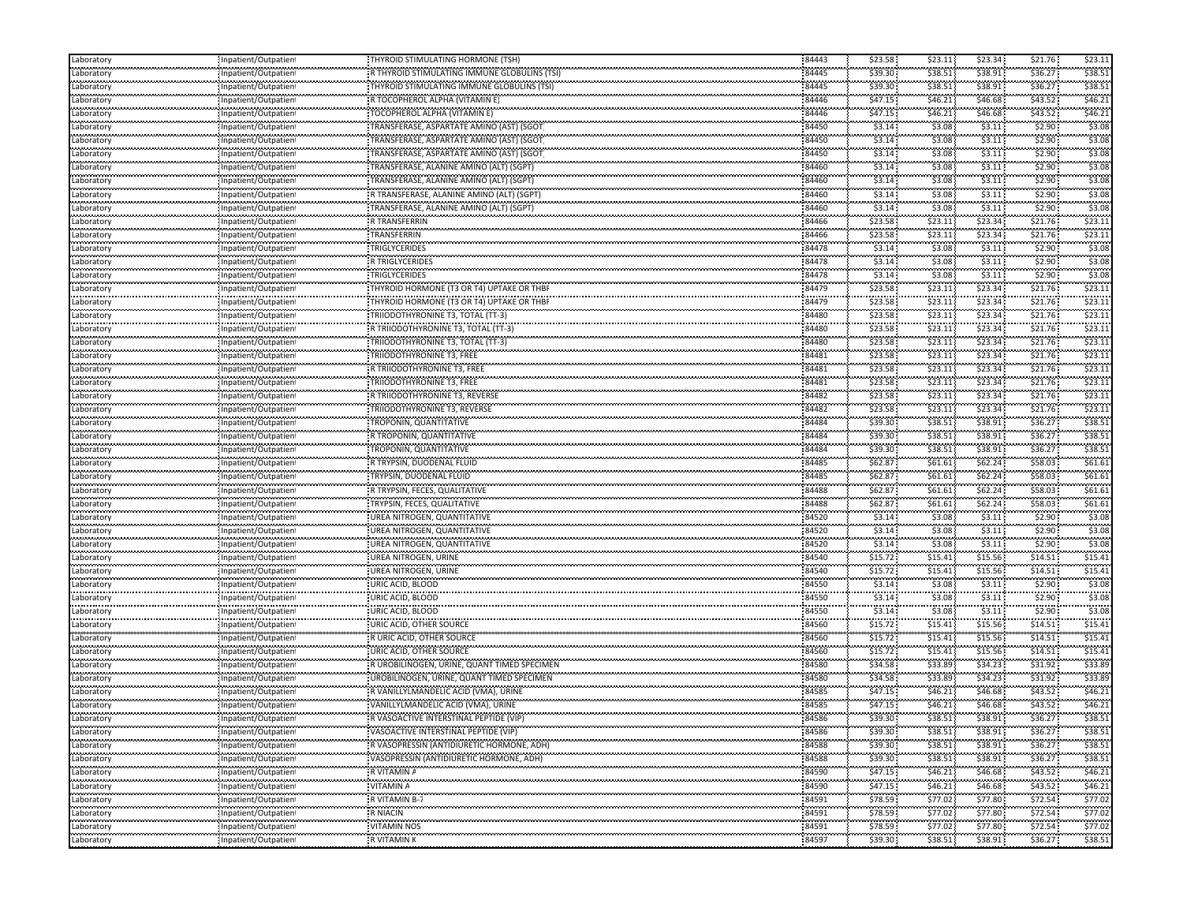| Laboratory | Inpatient/Outpatient | THYROID STIMULATING HORMONE (TSH) | 84443 | $23.58 | $23.11 | $23.34 | $21.76 | $23.11 |
|---|---|---|---|---|---|---|---|---|
| Laboratory | Inpatient/Outpatient | R THYROID STIMULATING IMMUNE GLOBULINS (TSI) | 84445 | $39.30 | $38.51 | $38.91 | $36.27 | $38.51 |
| Laboratory | Inpatient/Outpatient | THYROID STIMULATING IMMUNE GLOBULINS (TSI) | 84445 | $39.30 | $38.51 | $38.91 | $36.27 | $38.51 |
| Laboratory | Inpatient/Outpatient | R TOCOPHEROL ALPHA (VITAMIN E) | 84446 | $47.15 | $46.21 | $46.68 | $43.52 | $46.21 |
| Laboratory | Inpatient/Outpatient | TOCOPHEROL ALPHA (VITAMIN E) | 84446 | $47.15 | $46.21 | $46.68 | $43.52 | $46.21 |
| Laboratory | Inpatient/Outpatient | TRANSFERASE, ASPARTATE AMINO (AST) (SGOT | 84450 | $3.14 | $3.08 | $3.11 | $2.90 | $3.08 |
| Laboratory | Inpatient/Outpatient | TRANSFERASE, ASPARTATE AMINO (AST) (SGOT | 84450 | $3.14 | $3.08 | $3.11 | $2.90 | $3.08 |
| Laboratory | Inpatient/Outpatient | TRANSFERASE, ASPARTATE AMINO (AST) (SGOT | 84450 | $3.14 | $3.08 | $3.11 | $2.90 | $3.08 |
| Laboratory | Inpatient/Outpatient | TRANSFERASE, ALANINE AMINO (ALT) (SGPT) | 84460 | $3.14 | $3.08 | $3.11 | $2.90 | $3.08 |
| Laboratory | Inpatient/Outpatient | TRANSFERASE, ALANINE AMINO (ALT) (SGPT) | 84460 | $3.14 | $3.08 | $3.11 | $2.90 | $3.08 |
| Laboratory | Inpatient/Outpatient | R TRANSFERASE, ALANINE AMINO (ALT) (SGPT) | 84460 | $3.14 | $3.08 | $3.11 | $2.90 | $3.08 |
| Laboratory | Inpatient/Outpatient | TRANSFERASE, ALANINE AMINO (ALT) (SGPT) | 84460 | $3.14 | $3.08 | $3.11 | $2.90 | $3.08 |
| Laboratory | Inpatient/Outpatient | R TRANSFERRIN | 84466 | $23.58 | $23.11 | $23.34 | $21.76 | $23.11 |
| Laboratory | Inpatient/Outpatient | TRANSFERRIN | 84466 | $23.58 | $23.11 | $23.34 | $21.76 | $23.11 |
| Laboratory | Inpatient/Outpatient | TRIGLYCERIDES | 84478 | $3.14 | $3.08 | $3.11 | $2.90 | $3.08 |
| Laboratory | Inpatient/Outpatient | R TRIGLYCERIDES | 84478 | $3.14 | $3.08 | $3.11 | $2.90 | $3.08 |
| Laboratory | Inpatient/Outpatient | TRIGLYCERIDES | 84478 | $3.14 | $3.08 | $3.11 | $2.90 | $3.08 |
| Laboratory | Inpatient/Outpatient | THYROID HORMONE (T3 OR T4) UPTAKE OR THBF | 84479 | $23.58 | $23.11 | $23.34 | $21.76 | $23.11 |
| Laboratory | Inpatient/Outpatient | THYROID HORMONE (T3 OR T4) UPTAKE OR THBF | 84479 | $23.58 | $23.11 | $23.34 | $21.76 | $23.11 |
| Laboratory | Inpatient/Outpatient | TRIIODOTHYRONINE T3, TOTAL (TT-3) | 84480 | $23.58 | $23.11 | $23.34 | $21.76 | $23.11 |
| Laboratory | Inpatient/Outpatient | R TRIIODOTHYRONINE T3, TOTAL (TT-3) | 84480 | $23.58 | $23.11 | $23.34 | $21.76 | $23.11 |
| Laboratory | Inpatient/Outpatient | TRIIODOTHYRONINE T3, TOTAL (TT-3) | 84480 | $23.58 | $23.11 | $23.34 | $21.76 | $23.11 |
| Laboratory | Inpatient/Outpatient | TRIIODOTHYRONINE T3, FREE | 84481 | $23.58 | $23.11 | $23.34 | $21.76 | $23.11 |
| Laboratory | Inpatient/Outpatient | R TRIIODOTHYRONINE T3, FREE | 84481 | $23.58 | $23.11 | $23.34 | $21.76 | $23.11 |
| Laboratory | Inpatient/Outpatient | TRIIODOTHYRONINE T3, FREE | 84481 | $23.58 | $23.11 | $23.34 | $21.76 | $23.11 |
| Laboratory | Inpatient/Outpatient | R TRIIODOTHYRONINE T3, REVERSE | 84482 | $23.58 | $23.11 | $23.34 | $21.76 | $23.11 |
| Laboratory | Inpatient/Outpatient | TRIIODOTHYRONINE T3, REVERSE | 84482 | $23.58 | $23.11 | $23.34 | $21.76 | $23.11 |
| Laboratory | Inpatient/Outpatient | TROPONIN, QUANTITATIVE | 84484 | $39.30 | $38.51 | $38.91 | $36.27 | $38.51 |
| Laboratory | Inpatient/Outpatient | R TROPONIN, QUANTITATIVE | 84484 | $39.30 | $38.51 | $38.91 | $36.27 | $38.51 |
| Laboratory | Inpatient/Outpatient | TROPONIN, QUANTITATIVE | 84484 | $39.30 | $38.51 | $38.91 | $36.27 | $38.51 |
| Laboratory | Inpatient/Outpatient | R TRYPSIN, DUODENAL FLUID | 84485 | $62.87 | $61.61 | $62.24 | $58.03 | $61.61 |
| Laboratory | Inpatient/Outpatient | TRYPSIN, DUODENAL FLUID | 84485 | $62.87 | $61.61 | $62.24 | $58.03 | $61.61 |
| Laboratory | Inpatient/Outpatient | R TRYPSIN, FECES, QUALITATIVE | 84488 | $62.87 | $61.61 | $62.24 | $58.03 | $61.61 |
| Laboratory | Inpatient/Outpatient | TRYPSIN, FECES, QUALITATIVE | 84488 | $62.87 | $61.61 | $62.24 | $58.03 | $61.61 |
| Laboratory | Inpatient/Outpatient | UREA NITROGEN, QUANTITATIVE | 84520 | $3.14 | $3.08 | $3.11 | $2.90 | $3.08 |
| Laboratory | Inpatient/Outpatient | UREA NITROGEN, QUANTITATIVE | 84520 | $3.14 | $3.08 | $3.11 | $2.90 | $3.08 |
| Laboratory | Inpatient/Outpatient | UREA NITROGEN, QUANTITATIVE | 84520 | $3.14 | $3.08 | $3.11 | $2.90 | $3.08 |
| Laboratory | Inpatient/Outpatient | UREA NITROGEN, URINE | 84540 | $15.72 | $15.41 | $15.56 | $14.51 | $15.41 |
| Laboratory | Inpatient/Outpatient | UREA NITROGEN, URINE | 84540 | $15.72 | $15.41 | $15.56 | $14.51 | $15.41 |
| Laboratory | Inpatient/Outpatient | URIC ACID, BLOOD | 84550 | $3.14 | $3.08 | $3.11 | $2.90 | $3.08 |
| Laboratory | Inpatient/Outpatient | URIC ACID, BLOOD | 84550 | $3.14 | $3.08 | $3.11 | $2.90 | $3.08 |
| Laboratory | Inpatient/Outpatient | URIC ACID, BLOOD | 84550 | $3.14 | $3.08 | $3.11 | $2.90 | $3.08 |
| Laboratory | Inpatient/Outpatient | URIC ACID, OTHER SOURCE | 84560 | $15.72 | $15.41 | $15.56 | $14.51 | $15.41 |
| Laboratory | Inpatient/Outpatient | R URIC ACID, OTHER SOURCE | 84560 | $15.72 | $15.41 | $15.56 | $14.51 | $15.41 |
| Laboratory | Inpatient/Outpatient | URIC ACID, OTHER SOURCE | 84560 | $15.72 | $15.41 | $15.56 | $14.51 | $15.41 |
| Laboratory | Inpatient/Outpatient | R UROBILINOGEN, URINE, QUANT TIMED SPECIMEN | 84580 | $34.58 | $33.89 | $34.23 | $31.92 | $33.89 |
| Laboratory | Inpatient/Outpatient | UROBILINOGEN, URINE, QUANT TIMED SPECIMEN | 84580 | $34.58 | $33.89 | $34.23 | $31.92 | $33.89 |
| Laboratory | Inpatient/Outpatient | R VANILLYLMANDELIC ACID (VMA), URINE | 84585 | $47.15 | $46.21 | $46.68 | $43.52 | $46.21 |
| Laboratory | Inpatient/Outpatient | VANILLYLMANDELIC ACID (VMA), URINE | 84585 | $47.15 | $46.21 | $46.68 | $43.52 | $46.21 |
| Laboratory | Inpatient/Outpatient | R VASOACTIVE INTERSTINAL PEPTIDE (VIP) | 84586 | $39.30 | $38.51 | $38.91 | $36.27 | $38.51 |
| Laboratory | Inpatient/Outpatient | VASOACTIVE INTERSTINAL PEPTIDE (VIP) | 84586 | $39.30 | $38.51 | $38.91 | $36.27 | $38.51 |
| Laboratory | Inpatient/Outpatient | R VASOPRESSIN (ANTIDIURETIC HORMONE, ADH) | 84588 | $39.30 | $38.51 | $38.91 | $36.27 | $38.51 |
| Laboratory | Inpatient/Outpatient | VASOPRESSIN (ANTIDIURETIC HORMONE, ADH) | 84588 | $39.30 | $38.51 | $38.91 | $36.27 | $38.51 |
| Laboratory | Inpatient/Outpatient | R VITAMIN A | 84590 | $47.15 | $46.21 | $46.68 | $43.52 | $46.21 |
| Laboratory | Inpatient/Outpatient | VITAMIN A | 84590 | $47.15 | $46.21 | $46.68 | $43.52 | $46.21 |
| Laboratory | Inpatient/Outpatient | R VITAMIN B-7 | 84591 | $78.59 | $77.02 | $77.80 | $72.54 | $77.02 |
| Laboratory | Inpatient/Outpatient | R NIACIN | 84591 | $78.59 | $77.02 | $77.80 | $72.54 | $77.02 |
| Laboratory | Inpatient/Outpatient | VITAMIN NOS | 84591 | $78.59 | $77.02 | $77.80 | $72.54 | $77.02 |
| Laboratory | Inpatient/Outpatient | R VITAMIN K | 84597 | $39.30 | $38.51 | $38.91 | $36.27 | $38.51 |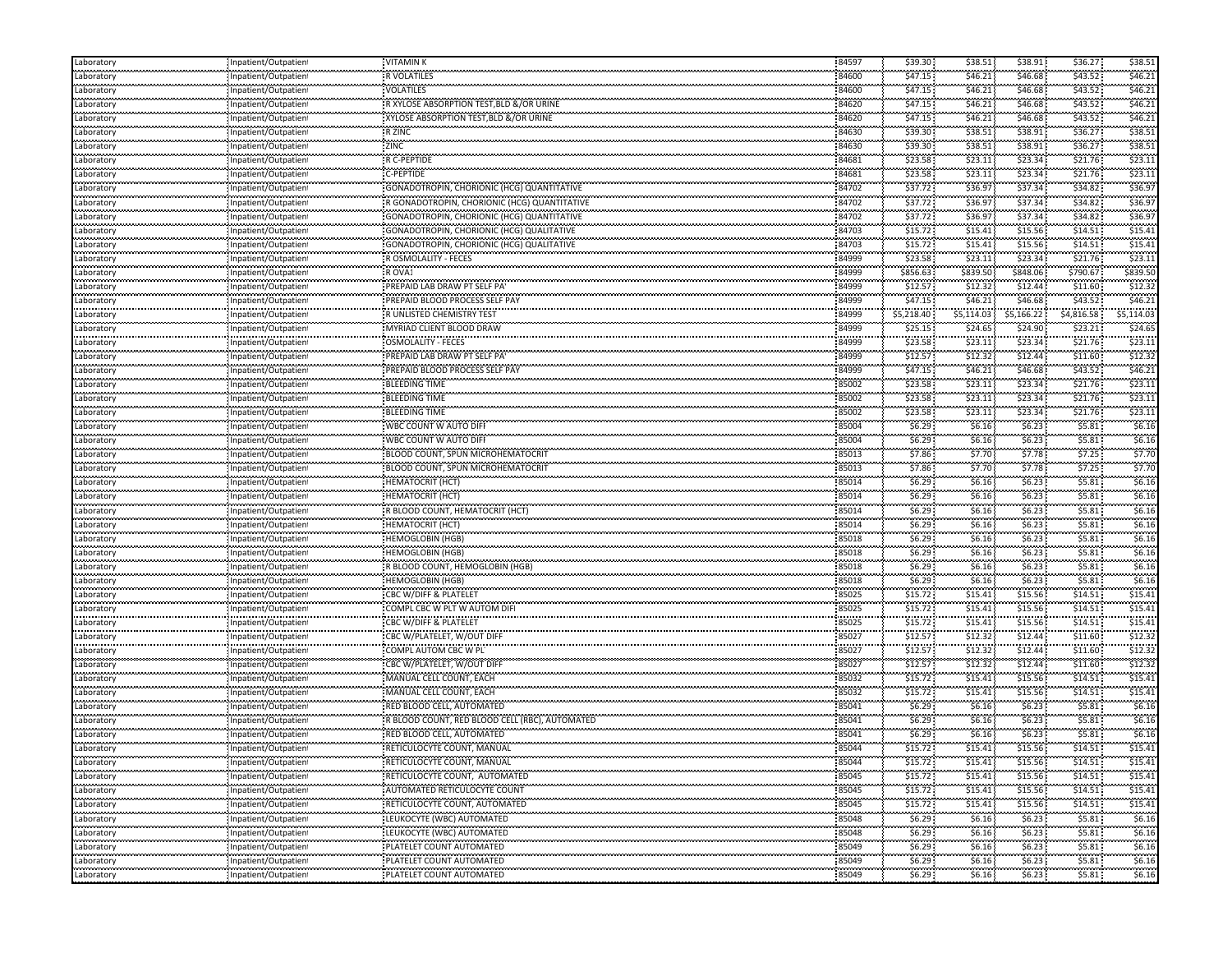| Laboratory | Inpatient/Outpatient | VITAMIN K | 84597 | $39.30 | $38.51 | $38.91 | $36.27 | $38.51 |
|---|---|---|---|---|---|---|---|---|
| Laboratory | Inpatient/Outpatient | R VOLATILES | 84600 | $47.15 | $46.21 | $46.68 | $43.52 | $46.21 |
| Laboratory | Inpatient/Outpatient | VOLATILES | 84600 | $47.15 | $46.21 | $46.68 | $43.52 | $46.21 |
| Laboratory | Inpatient/Outpatient | R XYLOSE ABSORPTION TEST,BLD &/OR URINE | 84620 | $47.15 | $46.21 | $46.68 | $43.52 | $46.21 |
| Laboratory | Inpatient/Outpatient | XYLOSE ABSORPTION TEST,BLD &/OR URINE | 84620 | $47.15 | $46.21 | $46.68 | $43.52 | $46.21 |
| Laboratory | Inpatient/Outpatient | R ZINC | 84630 | $39.30 | $38.51 | $38.91 | $36.27 | $38.51 |
| Laboratory | Inpatient/Outpatient | ZINC | 84630 | $39.30 | $38.51 | $38.91 | $36.27 | $38.51 |
| Laboratory | Inpatient/Outpatient | R C-PEPTIDE | 84681 | $23.58 | $23.11 | $23.34 | $21.76 | $23.11 |
| Laboratory | Inpatient/Outpatient | C-PEPTIDE | 84681 | $23.58 | $23.11 | $23.34 | $21.76 | $23.11 |
| Laboratory | Inpatient/Outpatient | GONADOTROPIN, CHORIONIC (HCG) QUANTITATIVE | 84702 | $37.72 | $36.97 | $37.34 | $34.82 | $36.97 |
| Laboratory | Inpatient/Outpatient | R GONADOTROPIN, CHORIONIC (HCG) QUANTITATIVE | 84702 | $37.72 | $36.97 | $37.34 | $34.82 | $36.97 |
| Laboratory | Inpatient/Outpatient | GONADOTROPIN, CHORIONIC (HCG) QUANTITATIVE | 84702 | $37.72 | $36.97 | $37.34 | $34.82 | $36.97 |
| Laboratory | Inpatient/Outpatient | GONADOTROPIN, CHORIONIC (HCG) QUALITATIVE | 84703 | $15.72 | $15.41 | $15.56 | $14.51 | $15.41 |
| Laboratory | Inpatient/Outpatient | GONADOTROPIN, CHORIONIC (HCG) QUALITATIVE | 84703 | $15.72 | $15.41 | $15.56 | $14.51 | $15.41 |
| Laboratory | Inpatient/Outpatient | R OSMOLALITY - FECES | 84999 | $23.58 | $23.11 | $23.34 | $21.76 | $23.11 |
| Laboratory | Inpatient/Outpatient | R OVA1 | 84999 | $856.63 | $839.50 | $848.06 | $790.67 | $839.50 |
| Laboratory | Inpatient/Outpatient | PREPAID LAB DRAW PT SELF PA | 84999 | $12.57 | $12.32 | $12.44 | $11.60 | $12.32 |
| Laboratory | Inpatient/Outpatient | PREPAID BLOOD PROCESS SELF PAY | 84999 | $47.15 | $46.21 | $46.68 | $43.52 | $46.21 |
| Laboratory | Inpatient/Outpatient | R UNLISTED CHEMISTRY TEST | 84999 | $5,218.40 | $5,114.03 | $5,166.22 | $4,816.58 | $5,114.03 |
| Laboratory | Inpatient/Outpatient | MYRIAD CLIENT BLOOD DRAW | 84999 | $25.15 | $24.65 | $24.90 | $23.21 | $24.65 |
| Laboratory | Inpatient/Outpatient | OSMOLALITY - FECES | 84999 | $23.58 | $23.11 | $23.34 | $21.76 | $23.11 |
| Laboratory | Inpatient/Outpatient | PREPAID LAB DRAW PT SELF PA | 84999 | $12.57 | $12.32 | $12.44 | $11.60 | $12.32 |
| Laboratory | Inpatient/Outpatient | PREPAID BLOOD PROCESS SELF PAY | 84999 | $47.15 | $46.21 | $46.68 | $43.52 | $46.21 |
| Laboratory | Inpatient/Outpatient | BLEEDING TIME | 85002 | $23.58 | $23.11 | $23.34 | $21.76 | $23.11 |
| Laboratory | Inpatient/Outpatient | BLEEDING TIME | 85002 | $23.58 | $23.11 | $23.34 | $21.76 | $23.11 |
| Laboratory | Inpatient/Outpatient | BLEEDING TIME | 85002 | $23.58 | $23.11 | $23.34 | $21.76 | $23.11 |
| Laboratory | Inpatient/Outpatient | WBC COUNT W AUTO DIFF | 85004 | $6.29 | $6.16 | $6.23 | $5.81 | $6.16 |
| Laboratory | Inpatient/Outpatient | WBC COUNT W AUTO DIFF | 85004 | $6.29 | $6.16 | $6.23 | $5.81 | $6.16 |
| Laboratory | Inpatient/Outpatient | BLOOD COUNT, SPUN MICROHEMATOCRIT | 85013 | $7.86 | $7.70 | $7.78 | $7.25 | $7.70 |
| Laboratory | Inpatient/Outpatient | BLOOD COUNT, SPUN MICROHEMATOCRIT | 85013 | $7.86 | $7.70 | $7.78 | $7.25 | $7.70 |
| Laboratory | Inpatient/Outpatient | HEMATOCRIT (HCT) | 85014 | $6.29 | $6.16 | $6.23 | $5.81 | $6.16 |
| Laboratory | Inpatient/Outpatient | HEMATOCRIT (HCT) | 85014 | $6.29 | $6.16 | $6.23 | $5.81 | $6.16 |
| Laboratory | Inpatient/Outpatient | R BLOOD COUNT, HEMATOCRIT (HCT) | 85014 | $6.29 | $6.16 | $6.23 | $5.81 | $6.16 |
| Laboratory | Inpatient/Outpatient | HEMATOCRIT (HCT) | 85014 | $6.29 | $6.16 | $6.23 | $5.81 | $6.16 |
| Laboratory | Inpatient/Outpatient | HEMOGLOBIN (HGB) | 85018 | $6.29 | $6.16 | $6.23 | $5.81 | $6.16 |
| Laboratory | Inpatient/Outpatient | HEMOGLOBIN (HGB) | 85018 | $6.29 | $6.16 | $6.23 | $5.81 | $6.16 |
| Laboratory | Inpatient/Outpatient | R BLOOD COUNT, HEMOGLOBIN (HGB) | 85018 | $6.29 | $6.16 | $6.23 | $5.81 | $6.16 |
| Laboratory | Inpatient/Outpatient | HEMOGLOBIN (HGB) | 85018 | $6.29 | $6.16 | $6.23 | $5.81 | $6.16 |
| Laboratory | Inpatient/Outpatient | CBC W/DIFF & PLATELET | 85025 | $15.72 | $15.41 | $15.56 | $14.51 | $15.41 |
| Laboratory | Inpatient/Outpatient | COMPL CBC W PLT W AUTOM DIFI | 85025 | $15.72 | $15.41 | $15.56 | $14.51 | $15.41 |
| Laboratory | Inpatient/Outpatient | CBC W/DIFF & PLATELET | 85025 | $15.72 | $15.41 | $15.56 | $14.51 | $15.41 |
| Laboratory | Inpatient/Outpatient | CBC W/PLATELET, W/OUT DIFF | 85027 | $12.57 | $12.32 | $12.44 | $11.60 | $12.32 |
| Laboratory | Inpatient/Outpatient | COMPL AUTOM CBC W PL | 85027 | $12.57 | $12.32 | $12.44 | $11.60 | $12.32 |
| Laboratory | Inpatient/Outpatient | CBC W/PLATELET, W/OUT DIFF | 85027 | $12.57 | $12.32 | $12.44 | $11.60 | $12.32 |
| Laboratory | Inpatient/Outpatient | MANUAL CELL COUNT, EACH | 85032 | $15.72 | $15.41 | $15.56 | $14.51 | $15.41 |
| Laboratory | Inpatient/Outpatient | MANUAL CELL COUNT, EACH | 85032 | $15.72 | $15.41 | $15.56 | $14.51 | $15.41 |
| Laboratory | Inpatient/Outpatient | RED BLOOD CELL, AUTOMATED | 85041 | $6.29 | $6.16 | $6.23 | $5.81 | $6.16 |
| Laboratory | Inpatient/Outpatient | R BLOOD COUNT, RED BLOOD CELL (RBC), AUTOMATED | 85041 | $6.29 | $6.16 | $6.23 | $5.81 | $6.16 |
| Laboratory | Inpatient/Outpatient | RED BLOOD CELL, AUTOMATED | 85041 | $6.29 | $6.16 | $6.23 | $5.81 | $6.16 |
| Laboratory | Inpatient/Outpatient | RETICULOCYTE COUNT, MANUAL | 85044 | $15.72 | $15.41 | $15.56 | $14.51 | $15.41 |
| Laboratory | Inpatient/Outpatient | RETICULOCYTE COUNT, MANUAL | 85044 | $15.72 | $15.41 | $15.56 | $14.51 | $15.41 |
| Laboratory | Inpatient/Outpatient | RETICULOCYTE COUNT, AUTOMATED | 85045 | $15.72 | $15.41 | $15.56 | $14.51 | $15.41 |
| Laboratory | Inpatient/Outpatient | AUTOMATED RETICULOCYTE COUNT | 85045 | $15.72 | $15.41 | $15.56 | $14.51 | $15.41 |
| Laboratory | Inpatient/Outpatient | RETICULOCYTE COUNT, AUTOMATED | 85045 | $15.72 | $15.41 | $15.56 | $14.51 | $15.41 |
| Laboratory | Inpatient/Outpatient | LEUKOCYTE (WBC) AUTOMATED | 85048 | $6.29 | $6.16 | $6.23 | $5.81 | $6.16 |
| Laboratory | Inpatient/Outpatient | LEUKOCYTE (WBC) AUTOMATED | 85048 | $6.29 | $6.16 | $6.23 | $5.81 | $6.16 |
| Laboratory | Inpatient/Outpatient | PLATELET COUNT AUTOMATED | 85049 | $6.29 | $6.16 | $6.23 | $5.81 | $6.16 |
| Laboratory | Inpatient/Outpatient | PLATELET COUNT AUTOMATED | 85049 | $6.29 | $6.16 | $6.23 | $5.81 | $6.16 |
| Laboratory | Inpatient/Outpatient | PLATELET COUNT AUTOMATED | 85049 | $6.29 | $6.16 | $6.23 | $5.81 | $6.16 |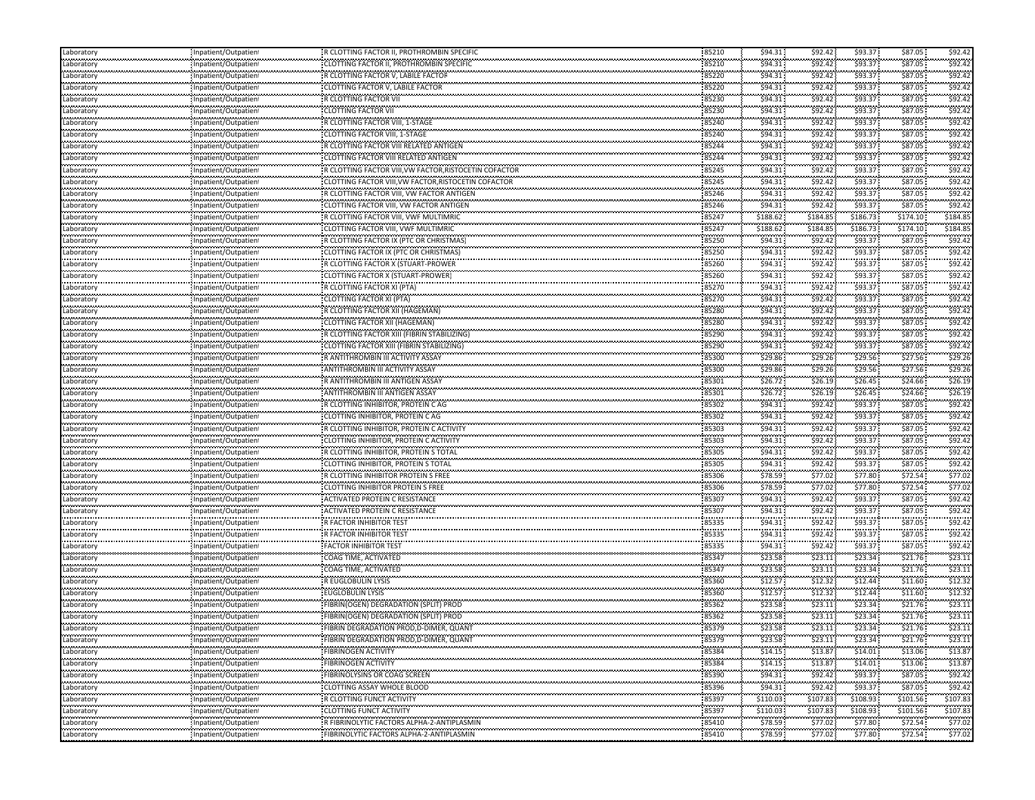| Laboratory | Inpatient/Outpatient | R CLOTTING FACTOR II, PROTHROMBIN SPECIFIC | 85210 | $94.31 | $92.42 | $93.37 | $87.05 | $92.42 |
|---|---|---|---|---|---|---|---|---|
| Laboratory | Inpatient/Outpatient | CLOTTING FACTOR II, PROTHROMBIN SPECIFIC | 85210 | $94.31 | $92.42 | $93.37 | $87.05 | $92.42 |
| Laboratory | Inpatient/Outpatient | R CLOTTING FACTOR V, LABILE FACTOR | 85220 | $94.31 | $92.42 | $93.37 | $87.05 | $92.42 |
| Laboratory | Inpatient/Outpatient | CLOTTING FACTOR V, LABILE FACTOR | 85220 | $94.31 | $92.42 | $93.37 | $87.05 | $92.42 |
| Laboratory | Inpatient/Outpatient | R CLOTTING FACTOR VII | 85230 | $94.31 | $92.42 | $93.37 | $87.05 | $92.42 |
| Laboratory | Inpatient/Outpatient | CLOTTING FACTOR VII | 85230 | $94.31 | $92.42 | $93.37 | $87.05 | $92.42 |
| Laboratory | Inpatient/Outpatient | R CLOTTING FACTOR VIII, 1-STAGE | 85240 | $94.31 | $92.42 | $93.37 | $87.05 | $92.42 |
| Laboratory | Inpatient/Outpatient | CLOTTING FACTOR VIII, 1-STAGE | 85240 | $94.31 | $92.42 | $93.37 | $87.05 | $92.42 |
| Laboratory | Inpatient/Outpatient | R CLOTTING FACTOR VIII RELATED ANTIGEN | 85244 | $94.31 | $92.42 | $93.37 | $87.05 | $92.42 |
| Laboratory | Inpatient/Outpatient | CLOTTING FACTOR VIII RELATED ANTIGEN | 85244 | $94.31 | $92.42 | $93.37 | $87.05 | $92.42 |
| Laboratory | Inpatient/Outpatient | R CLOTTING FACTOR VIII,VW FACTOR,RISTOCETIN COFACTOR | 85245 | $94.31 | $92.42 | $93.37 | $87.05 | $92.42 |
| Laboratory | Inpatient/Outpatient | CLOTTING FACTOR VIII,VW FACTOR,RISTOCETIN COFACTOR | 85245 | $94.31 | $92.42 | $93.37 | $87.05 | $92.42 |
| Laboratory | Inpatient/Outpatient | R CLOTTING FACTOR VIII, VW FACTOR ANTIGEN | 85246 | $94.31 | $92.42 | $93.37 | $87.05 | $92.42 |
| Laboratory | Inpatient/Outpatient | CLOTTING FACTOR VIII, VW FACTOR ANTIGEN | 85246 | $94.31 | $92.42 | $93.37 | $87.05 | $92.42 |
| Laboratory | Inpatient/Outpatient | R CLOTTING FACTOR VIII, VWF MULTIMRIC | 85247 | $188.62 | $184.85 | $186.73 | $174.10 | $184.85 |
| Laboratory | Inpatient/Outpatient | CLOTTING FACTOR VIII, VWF MULTIMRIC | 85247 | $188.62 | $184.85 | $186.73 | $174.10 | $184.85 |
| Laboratory | Inpatient/Outpatient | R CLOTTING FACTOR IX (PTC OR CHRISTMAS) | 85250 | $94.31 | $92.42 | $93.37 | $87.05 | $92.42 |
| Laboratory | Inpatient/Outpatient | CLOTTING FACTOR IX (PTC OR CHRISTMAS) | 85250 | $94.31 | $92.42 | $93.37 | $87.05 | $92.42 |
| Laboratory | Inpatient/Outpatient | R CLOTTING FACTOR X (STUART-PROWER | 85260 | $94.31 | $92.42 | $93.37 | $87.05 | $92.42 |
| Laboratory | Inpatient/Outpatient | CLOTTING FACTOR X (STUART-PROWER) | 85260 | $94.31 | $92.42 | $93.37 | $87.05 | $92.42 |
| Laboratory | Inpatient/Outpatient | R CLOTTING FACTOR XI (PTA) | 85270 | $94.31 | $92.42 | $93.37 | $87.05 | $92.42 |
| Laboratory | Inpatient/Outpatient | CLOTTING FACTOR XI (PTA) | 85270 | $94.31 | $92.42 | $93.37 | $87.05 | $92.42 |
| Laboratory | Inpatient/Outpatient | R CLOTTING FACTOR XII (HAGEMAN) | 85280 | $94.31 | $92.42 | $93.37 | $87.05 | $92.42 |
| Laboratory | Inpatient/Outpatient | CLOTTING FACTOR XII (HAGEMAN) | 85280 | $94.31 | $92.42 | $93.37 | $87.05 | $92.42 |
| Laboratory | Inpatient/Outpatient | R CLOTTING FACTOR XIII (FIBRIN STABILIZING) | 85290 | $94.31 | $92.42 | $93.37 | $87.05 | $92.42 |
| Laboratory | Inpatient/Outpatient | CLOTTING FACTOR XIII (FIBRIN STABILIZING) | 85290 | $94.31 | $92.42 | $93.37 | $87.05 | $92.42 |
| Laboratory | Inpatient/Outpatient | R ANTITHROMBIN III ACTIVITY ASSAY | 85300 | $29.86 | $29.26 | $29.56 | $27.56 | $29.26 |
| Laboratory | Inpatient/Outpatient | ANTITHROMBIN III ACTIVITY ASSAY | 85300 | $29.86 | $29.26 | $29.56 | $27.56 | $29.26 |
| Laboratory | Inpatient/Outpatient | R ANTITHROMBIN III ANTIGEN ASSAY | 85301 | $26.72 | $26.19 | $26.45 | $24.66 | $26.19 |
| Laboratory | Inpatient/Outpatient | ANTITHROMBIN III ANTIGEN ASSAY | 85301 | $26.72 | $26.19 | $26.45 | $24.66 | $26.19 |
| Laboratory | Inpatient/Outpatient | R CLOTTING INHIBITOR, PROTEIN C AG | 85302 | $94.31 | $92.42 | $93.37 | $87.05 | $92.42 |
| Laboratory | Inpatient/Outpatient | CLOTTING INHIBITOR, PROTEIN C AG | 85302 | $94.31 | $92.42 | $93.37 | $87.05 | $92.42 |
| Laboratory | Inpatient/Outpatient | R CLOTTING INHIBITOR, PROTEIN C ACTIVITY | 85303 | $94.31 | $92.42 | $93.37 | $87.05 | $92.42 |
| Laboratory | Inpatient/Outpatient | CLOTTING INHIBITOR, PROTEIN C ACTIVITY | 85303 | $94.31 | $92.42 | $93.37 | $87.05 | $92.42 |
| Laboratory | Inpatient/Outpatient | R CLOTTING INHIBITOR, PROTEIN S TOTAL | 85305 | $94.31 | $92.42 | $93.37 | $87.05 | $92.42 |
| Laboratory | Inpatient/Outpatient | CLOTTING INHIBITOR, PROTEIN S TOTAL | 85305 | $94.31 | $92.42 | $93.37 | $87.05 | $92.42 |
| Laboratory | Inpatient/Outpatient | R CLOTTING INHIBITOR PROTEIN S FREE | 85306 | $78.59 | $77.02 | $77.80 | $72.54 | $77.02 |
| Laboratory | Inpatient/Outpatient | CLOTTING INHIBITOR PROTEIN S FREE | 85306 | $78.59 | $77.02 | $77.80 | $72.54 | $77.02 |
| Laboratory | Inpatient/Outpatient | ACTIVATED PROTEIN C RESISTANCE | 85307 | $94.31 | $92.42 | $93.37 | $87.05 | $92.42 |
| Laboratory | Inpatient/Outpatient | ACTIVATED PROTEIN C RESISTANCE | 85307 | $94.31 | $92.42 | $93.37 | $87.05 | $92.42 |
| Laboratory | Inpatient/Outpatient | R FACTOR INHIBITOR TEST | 85335 | $94.31 | $92.42 | $93.37 | $87.05 | $92.42 |
| Laboratory | Inpatient/Outpatient | R FACTOR INHIBITOR TEST | 85335 | $94.31 | $92.42 | $93.37 | $87.05 | $92.42 |
| Laboratory | Inpatient/Outpatient | FACTOR INHIBITOR TEST | 85335 | $94.31 | $92.42 | $93.37 | $87.05 | $92.42 |
| Laboratory | Inpatient/Outpatient | COAG TIME, ACTIVATED | 85347 | $23.58 | $23.11 | $23.34 | $21.76 | $23.11 |
| Laboratory | Inpatient/Outpatient | COAG TIME, ACTIVATED | 85347 | $23.58 | $23.11 | $23.34 | $21.76 | $23.11 |
| Laboratory | Inpatient/Outpatient | R EUGLOBULIN LYSIS | 85360 | $12.57 | $12.32 | $12.44 | $11.60 | $12.32 |
| Laboratory | Inpatient/Outpatient | EUGLOBULIN LYSIS | 85360 | $12.57 | $12.32 | $12.44 | $11.60 | $12.32 |
| Laboratory | Inpatient/Outpatient | FIBRIN(OGEN) DEGRADATION (SPLIT) PROD | 85362 | $23.58 | $23.11 | $23.34 | $21.76 | $23.11 |
| Laboratory | Inpatient/Outpatient | FIBRIN(OGEN) DEGRADATION (SPLIT) PROD | 85362 | $23.58 | $23.11 | $23.34 | $21.76 | $23.11 |
| Laboratory | Inpatient/Outpatient | FIBRIN DEGRADATION PROD,D-DIMER, QUANT | 85379 | $23.58 | $23.11 | $23.34 | $21.76 | $23.11 |
| Laboratory | Inpatient/Outpatient | FIBRIN DEGRADATION PROD,D-DIMER, QUANT | 85379 | $23.58 | $23.11 | $23.34 | $21.76 | $23.11 |
| Laboratory | Inpatient/Outpatient | FIBRINOGEN ACTIVITY | 85384 | $14.15 | $13.87 | $14.01 | $13.06 | $13.87 |
| Laboratory | Inpatient/Outpatient | FIBRINOGEN ACTIVITY | 85384 | $14.15 | $13.87 | $14.01 | $13.06 | $13.87 |
| Laboratory | Inpatient/Outpatient | FIBRINOLYSINS OR COAG SCREEN | 85390 | $94.31 | $92.42 | $93.37 | $87.05 | $92.42 |
| Laboratory | Inpatient/Outpatient | CLOTTING ASSAY WHOLE BLOOD | 85396 | $94.31 | $92.42 | $93.37 | $87.05 | $92.42 |
| Laboratory | Inpatient/Outpatient | R CLOTTING FUNCT ACTIVITY | 85397 | $110.03 | $107.83 | $108.93 | $101.56 | $107.83 |
| Laboratory | Inpatient/Outpatient | CLOTTING FUNCT ACTIVITY | 85397 | $110.03 | $107.83 | $108.93 | $101.56 | $107.83 |
| Laboratory | Inpatient/Outpatient | R FIBRINOLYTIC FACTORS ALPHA-2-ANTIPLASMIN | 85410 | $78.59 | $77.02 | $77.80 | $72.54 | $77.02 |
| Laboratory | Inpatient/Outpatient | FIBRINOLYTIC FACTORS ALPHA-2-ANTIPLASMIN | 85410 | $78.59 | $77.02 | $77.80 | $72.54 | $77.02 |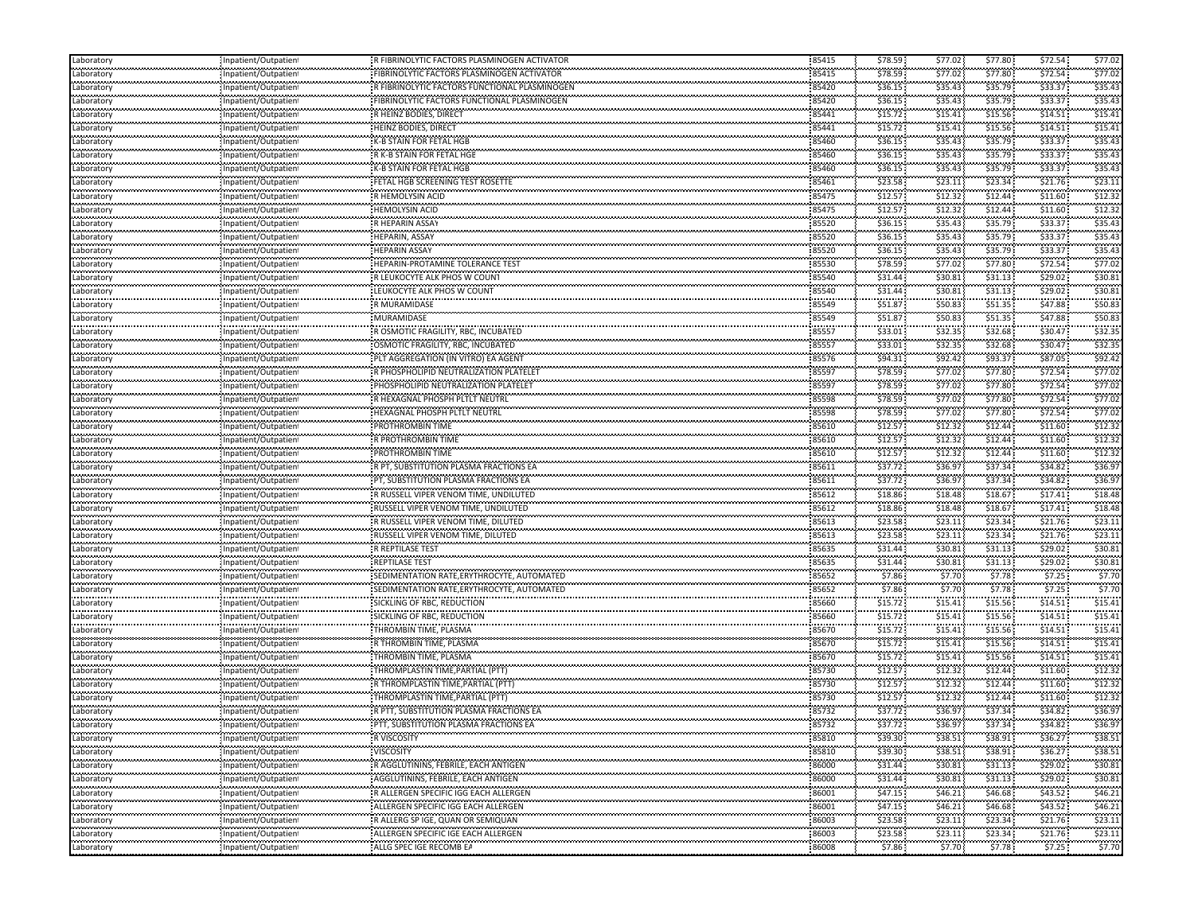| Laboratory | Inpatient/Outpatient | R FIBRINOLYTIC FACTORS PLASMINOGEN ACTIVATOR | 85415 | $78.59 | $77.02 | $77.80 | $72.54 | $77.02 |
|---|---|---|---|---|---|---|---|---|
| Laboratory | Inpatient/Outpatient | FIBRINOLYTIC FACTORS PLASMINOGEN ACTIVATOR | 85415 | $78.59 | $77.02 | $77.80 | $72.54 | $77.02 |
| Laboratory | Inpatient/Outpatient | R FIBRINOLYTIC FACTORS FUNCTIONAL PLASMINOGEN | 85420 | $36.15 | $35.43 | $35.79 | $33.37 | $35.43 |
| Laboratory | Inpatient/Outpatient | FIBRINOLYTIC FACTORS FUNCTIONAL PLASMINOGEN | 85420 | $36.15 | $35.43 | $35.79 | $33.37 | $35.43 |
| Laboratory | Inpatient/Outpatient | R HEINZ BODIES, DIRECT | 85441 | $15.72 | $15.41 | $15.56 | $14.51 | $15.41 |
| Laboratory | Inpatient/Outpatient | HEINZ BODIES, DIRECT | 85441 | $15.72 | $15.41 | $15.56 | $14.51 | $15.41 |
| Laboratory | Inpatient/Outpatient | K-B STAIN FOR FETAL HGB | 85460 | $36.15 | $35.43 | $35.79 | $33.37 | $35.43 |
| Laboratory | Inpatient/Outpatient | R K-B STAIN FOR FETAL HGE | 85460 | $36.15 | $35.43 | $35.79 | $33.37 | $35.43 |
| Laboratory | Inpatient/Outpatient | K-B STAIN FOR FETAL HGB | 85460 | $36.15 | $35.43 | $35.79 | $33.37 | $35.43 |
| Laboratory | Inpatient/Outpatient | FETAL HGB SCREENING TEST ROSETTE | 85461 | $23.58 | $23.11 | $23.34 | $21.76 | $23.11 |
| Laboratory | Inpatient/Outpatient | R HEMOLYSIN ACID | 85475 | $12.57 | $12.32 | $12.44 | $11.60 | $12.32 |
| Laboratory | Inpatient/Outpatient | HEMOLYSIN ACID | 85475 | $12.57 | $12.32 | $12.44 | $11.60 | $12.32 |
| Laboratory | Inpatient/Outpatient | R HEPARIN ASSAY | 85520 | $36.15 | $35.43 | $35.79 | $33.37 | $35.43 |
| Laboratory | Inpatient/Outpatient | HEPARIN, ASSAY | 85520 | $36.15 | $35.43 | $35.79 | $33.37 | $35.43 |
| Laboratory | Inpatient/Outpatient | HEPARIN ASSAY | 85520 | $36.15 | $35.43 | $35.79 | $33.37 | $35.43 |
| Laboratory | Inpatient/Outpatient | HEPARIN-PROTAMINE TOLERANCE TEST | 85530 | $78.59 | $77.02 | $77.80 | $72.54 | $77.02 |
| Laboratory | Inpatient/Outpatient | R LEUKOCYTE ALK PHOS W COUNT | 85540 | $31.44 | $30.81 | $31.13 | $29.02 | $30.81 |
| Laboratory | Inpatient/Outpatient | LEUKOCYTE ALK PHOS W COUNT | 85540 | $31.44 | $30.81 | $31.13 | $29.02 | $30.81 |
| Laboratory | Inpatient/Outpatient | R MURAMIDASE | 85549 | $51.87 | $50.83 | $51.35 | $47.88 | $50.83 |
| Laboratory | Inpatient/Outpatient | MURAMIDASE | 85549 | $51.87 | $50.83 | $51.35 | $47.88 | $50.83 |
| Laboratory | Inpatient/Outpatient | R OSMOTIC FRAGILITY, RBC, INCUBATED | 85557 | $33.01 | $32.35 | $32.68 | $30.47 | $32.35 |
| Laboratory | Inpatient/Outpatient | OSMOTIC FRAGILITY, RBC, INCUBATED | 85557 | $33.01 | $32.35 | $32.68 | $30.47 | $32.35 |
| Laboratory | Inpatient/Outpatient | PLT AGGREGATION (IN VITRO) EA AGENT | 85576 | $94.31 | $92.42 | $93.37 | $87.05 | $92.42 |
| Laboratory | Inpatient/Outpatient | R PHOSPHOLIPID NEUTRALIZATION PLATELET | 85597 | $78.59 | $77.02 | $77.80 | $72.54 | $77.02 |
| Laboratory | Inpatient/Outpatient | PHOSPHOLIPID NEUTRALIZATION PLATELET | 85597 | $78.59 | $77.02 | $77.80 | $72.54 | $77.02 |
| Laboratory | Inpatient/Outpatient | R HEXAGNAL PHOSPH PLTLT NEUTRL | 85598 | $78.59 | $77.02 | $77.80 | $72.54 | $77.02 |
| Laboratory | Inpatient/Outpatient | HEXAGNAL PHOSPH PLTLT NEUTRL | 85598 | $78.59 | $77.02 | $77.80 | $72.54 | $77.02 |
| Laboratory | Inpatient/Outpatient | PROTHROMBIN TIME | 85610 | $12.57 | $12.32 | $12.44 | $11.60 | $12.32 |
| Laboratory | Inpatient/Outpatient | R PROTHROMBIN TIME | 85610 | $12.57 | $12.32 | $12.44 | $11.60 | $12.32 |
| Laboratory | Inpatient/Outpatient | PROTHROMBIN TIME | 85610 | $12.57 | $12.32 | $12.44 | $11.60 | $12.32 |
| Laboratory | Inpatient/Outpatient | R PT, SUBSTITUTION PLASMA FRACTIONS EA | 85611 | $37.72 | $36.97 | $37.34 | $34.82 | $36.97 |
| Laboratory | Inpatient/Outpatient | PT, SUBSTITUTION PLASMA FRACTIONS EA | 85611 | $37.72 | $36.97 | $37.34 | $34.82 | $36.97 |
| Laboratory | Inpatient/Outpatient | R RUSSELL VIPER VENOM TIME, UNDILUTED | 85612 | $18.86 | $18.48 | $18.67 | $17.41 | $18.48 |
| Laboratory | Inpatient/Outpatient | RUSSELL VIPER VENOM TIME, UNDILUTED | 85612 | $18.86 | $18.48 | $18.67 | $17.41 | $18.48 |
| Laboratory | Inpatient/Outpatient | R RUSSELL VIPER VENOM TIME, DILUTED | 85613 | $23.58 | $23.11 | $23.34 | $21.76 | $23.11 |
| Laboratory | Inpatient/Outpatient | RUSSELL VIPER VENOM TIME, DILUTED | 85613 | $23.58 | $23.11 | $23.34 | $21.76 | $23.11 |
| Laboratory | Inpatient/Outpatient | R REPTILASE TEST | 85635 | $31.44 | $30.81 | $31.13 | $29.02 | $30.81 |
| Laboratory | Inpatient/Outpatient | REPTILASE TEST | 85635 | $31.44 | $30.81 | $31.13 | $29.02 | $30.81 |
| Laboratory | Inpatient/Outpatient | SEDIMENTATION RATE,ERYTHROCYTE, AUTOMATED | 85652 | $7.86 | $7.70 | $7.78 | $7.25 | $7.70 |
| Laboratory | Inpatient/Outpatient | SEDIMENTATION RATE,ERYTHROCYTE, AUTOMATED | 85652 | $7.86 | $7.70 | $7.78 | $7.25 | $7.70 |
| Laboratory | Inpatient/Outpatient | SICKLING OF RBC, REDUCTION | 85660 | $15.72 | $15.41 | $15.56 | $14.51 | $15.41 |
| Laboratory | Inpatient/Outpatient | SICKLING OF RBC, REDUCTION | 85660 | $15.72 | $15.41 | $15.56 | $14.51 | $15.41 |
| Laboratory | Inpatient/Outpatient | THROMBIN TIME, PLASMA | 85670 | $15.72 | $15.41 | $15.56 | $14.51 | $15.41 |
| Laboratory | Inpatient/Outpatient | R THROMBIN TIME, PLASMA | 85670 | $15.72 | $15.41 | $15.56 | $14.51 | $15.41 |
| Laboratory | Inpatient/Outpatient | THROMBIN TIME, PLASMA | 85670 | $15.72 | $15.41 | $15.56 | $14.51 | $15.41 |
| Laboratory | Inpatient/Outpatient | THROMPLASTIN TIME,PARTIAL (PTT) | 85730 | $12.57 | $12.32 | $12.44 | $11.60 | $12.32 |
| Laboratory | Inpatient/Outpatient | R THROMPLASTIN TIME,PARTIAL (PTT) | 85730 | $12.57 | $12.32 | $12.44 | $11.60 | $12.32 |
| Laboratory | Inpatient/Outpatient | THROMPLASTIN TIME,PARTIAL (PTT) | 85730 | $12.57 | $12.32 | $12.44 | $11.60 | $12.32 |
| Laboratory | Inpatient/Outpatient | R PTT, SUBSTITUTION PLASMA FRACTIONS EA | 85732 | $37.72 | $36.97 | $37.34 | $34.82 | $36.97 |
| Laboratory | Inpatient/Outpatient | PTT, SUBSTITUTION PLASMA FRACTIONS EA | 85732 | $37.72 | $36.97 | $37.34 | $34.82 | $36.97 |
| Laboratory | Inpatient/Outpatient | R VISCOSITY | 85810 | $39.30 | $38.51 | $38.91 | $36.27 | $38.51 |
| Laboratory | Inpatient/Outpatient | VISCOSITY | 85810 | $39.30 | $38.51 | $38.91 | $36.27 | $38.51 |
| Laboratory | Inpatient/Outpatient | R AGGLUTININS, FEBRILE, EACH ANTIGEN | 86000 | $31.44 | $30.81 | $31.13 | $29.02 | $30.81 |
| Laboratory | Inpatient/Outpatient | AGGLUTININS, FEBRILE, EACH ANTIGEN | 86000 | $31.44 | $30.81 | $31.13 | $29.02 | $30.81 |
| Laboratory | Inpatient/Outpatient | R ALLERGEN SPECIFIC IGG EACH ALLERGEN | 86001 | $47.15 | $46.21 | $46.68 | $43.52 | $46.21 |
| Laboratory | Inpatient/Outpatient | ALLERGEN SPECIFIC IGG EACH ALLERGEN | 86001 | $47.15 | $46.21 | $46.68 | $43.52 | $46.21 |
| Laboratory | Inpatient/Outpatient | R ALLERG SP IGE, QUAN OR SEMIQUAN | 86003 | $23.58 | $23.11 | $23.34 | $21.76 | $23.11 |
| Laboratory | Inpatient/Outpatient | ALLERGEN SPECIFIC IGE EACH ALLERGEN | 86003 | $23.58 | $23.11 | $23.34 | $21.76 | $23.11 |
| Laboratory | Inpatient/Outpatient | ALLG SPEC IGE RECOMB EA | 86008 | $7.86 | $7.70 | $7.78 | $7.25 | $7.70 |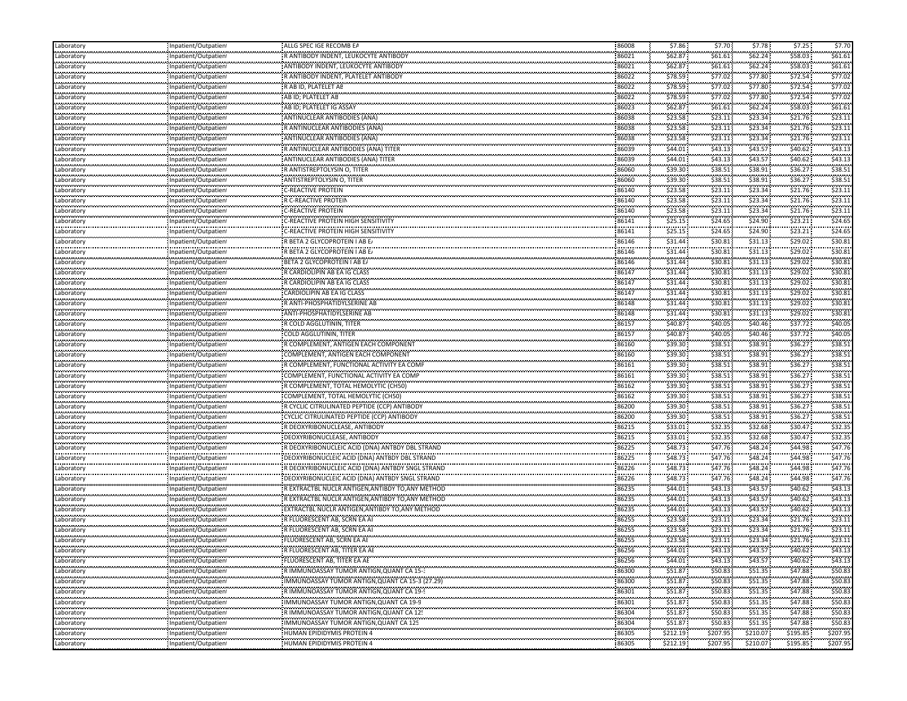| | | | | | | | | |
|---|---|---|---|---|---|---|---|---|
| Laboratory | Inpatient/Outpatient | ALLG SPEC IGE RECOMB EA | 86008 | $7.86 | $7.70 | $7.78 | $7.25 | $7.70 |
| Laboratory | Inpatient/Outpatient | R ANTIBODY INDENT, LEUKOCYTE ANTIBODY | 86021 | $62.87 | $61.61 | $62.24 | $58.03 | $61.61 |
| Laboratory | Inpatient/Outpatient | ANTIBODY INDENT, LEUKOCYTE ANTIBODY | 86021 | $62.87 | $61.61 | $62.24 | $58.03 | $61.61 |
| Laboratory | Inpatient/Outpatient | R ANTIBODY INDENT, PLATELET ANTIBODY | 86022 | $78.59 | $77.02 | $77.80 | $72.54 | $77.02 |
| Laboratory | Inpatient/Outpatient | R AB ID, PLATELET AB | 86022 | $78.59 | $77.02 | $77.80 | $72.54 | $77.02 |
| Laboratory | Inpatient/Outpatient | AB ID; PLATELET AB | 86022 | $78.59 | $77.02 | $77.80 | $72.54 | $77.02 |
| Laboratory | Inpatient/Outpatient | AB ID; PLATELET IG ASSAY | 86023 | $62.87 | $61.61 | $62.24 | $58.03 | $61.61 |
| Laboratory | Inpatient/Outpatient | ANTINUCLEAR ANTIBODIES (ANA) | 86038 | $23.58 | $23.11 | $23.34 | $21.76 | $23.11 |
| Laboratory | Inpatient/Outpatient | R ANTINUCLEAR ANTIBODIES (ANA) | 86038 | $23.58 | $23.11 | $23.34 | $21.76 | $23.11 |
| Laboratory | Inpatient/Outpatient | ANTINUCLEAR ANTIBODIES (ANA) | 86038 | $23.58 | $23.11 | $23.34 | $21.76 | $23.11 |
| Laboratory | Inpatient/Outpatient | R ANTINUCLEAR ANTIBODIES (ANA) TITER | 86039 | $44.01 | $43.13 | $43.57 | $40.62 | $43.13 |
| Laboratory | Inpatient/Outpatient | ANTINUCLEAR ANTIBODIES (ANA) TITER | 86039 | $44.01 | $43.13 | $43.57 | $40.62 | $43.13 |
| Laboratory | Inpatient/Outpatient | R ANTISTREPTOLYSIN O, TITER | 86060 | $39.30 | $38.51 | $38.91 | $36.27 | $38.51 |
| Laboratory | Inpatient/Outpatient | ANTISTREPTOLYSIN O, TITER | 86060 | $39.30 | $38.51 | $38.91 | $36.27 | $38.51 |
| Laboratory | Inpatient/Outpatient | C-REACTIVE PROTEIN | 86140 | $23.58 | $23.11 | $23.34 | $21.76 | $23.11 |
| Laboratory | Inpatient/Outpatient | R C-REACTIVE PROTEIN | 86140 | $23.58 | $23.11 | $23.34 | $21.76 | $23.11 |
| Laboratory | Inpatient/Outpatient | C-REACTIVE PROTEIN | 86140 | $23.58 | $23.11 | $23.34 | $21.76 | $23.11 |
| Laboratory | Inpatient/Outpatient | C-REACTIVE PROTEIN HIGH SENSITIVITY | 86141 | $25.15 | $24.65 | $24.90 | $23.21 | $24.65 |
| Laboratory | Inpatient/Outpatient | C-REACTIVE PROTEIN HIGH SENSITIVITY | 86141 | $25.15 | $24.65 | $24.90 | $23.21 | $24.65 |
| Laboratory | Inpatient/Outpatient | R BETA 2 GLYCOPROTEIN I AB EA | 86146 | $31.44 | $30.81 | $31.13 | $29.02 | $30.81 |
| Laboratory | Inpatient/Outpatient | R BETA 2 GLYCOPROTEIN I AB EA | 86146 | $31.44 | $30.81 | $31.13 | $29.02 | $30.81 |
| Laboratory | Inpatient/Outpatient | BETA 2 GLYCOPROTEIN I AB EA | 86146 | $31.44 | $30.81 | $31.13 | $29.02 | $30.81 |
| Laboratory | Inpatient/Outpatient | R CARDIOLIPIN AB EA IG CLASS | 86147 | $31.44 | $30.81 | $31.13 | $29.02 | $30.81 |
| Laboratory | Inpatient/Outpatient | R CARDIOLIPIN AB EA IG CLASS | 86147 | $31.44 | $30.81 | $31.13 | $29.02 | $30.81 |
| Laboratory | Inpatient/Outpatient | CARDIOLIPIN AB EA IG CLASS | 86147 | $31.44 | $30.81 | $31.13 | $29.02 | $30.81 |
| Laboratory | Inpatient/Outpatient | R ANTI-PHOSPHATIDYLSERINE AB | 86148 | $31.44 | $30.81 | $31.13 | $29.02 | $30.81 |
| Laboratory | Inpatient/Outpatient | ANTI-PHOSPHATIDYLSERINE AB | 86148 | $31.44 | $30.81 | $31.13 | $29.02 | $30.81 |
| Laboratory | Inpatient/Outpatient | R COLD AGGLUTININ, TITER | 86157 | $40.87 | $40.05 | $40.46 | $37.72 | $40.05 |
| Laboratory | Inpatient/Outpatient | COLD AGGLUTININ, TITER | 86157 | $40.87 | $40.05 | $40.46 | $37.72 | $40.05 |
| Laboratory | Inpatient/Outpatient | R COMPLEMENT, ANTIGEN EACH COMPONENT | 86160 | $39.30 | $38.51 | $38.91 | $36.27 | $38.51 |
| Laboratory | Inpatient/Outpatient | COMPLEMENT, ANTIGEN EACH COMPONENT | 86160 | $39.30 | $38.51 | $38.91 | $36.27 | $38.51 |
| Laboratory | Inpatient/Outpatient | R COMPLEMENT, FUNCTIONAL ACTIVITY EA COMP | 86161 | $39.30 | $38.51 | $38.91 | $36.27 | $38.51 |
| Laboratory | Inpatient/Outpatient | COMPLEMENT, FUNCTIONAL ACTIVITY EA COMP | 86161 | $39.30 | $38.51 | $38.91 | $36.27 | $38.51 |
| Laboratory | Inpatient/Outpatient | R COMPLEMENT, TOTAL HEMOLYTIC (CH50) | 86162 | $39.30 | $38.51 | $38.91 | $36.27 | $38.51 |
| Laboratory | Inpatient/Outpatient | COMPLEMENT, TOTAL HEMOLYTIC (CH50) | 86162 | $39.30 | $38.51 | $38.91 | $36.27 | $38.51 |
| Laboratory | Inpatient/Outpatient | R CYCLIC CITRULINATED PEPTIDE (CCP) ANTIBODY | 86200 | $39.30 | $38.51 | $38.91 | $36.27 | $38.51 |
| Laboratory | Inpatient/Outpatient | CYCLIC CITRULINATED PEPTIDE (CCP) ANTIBODY | 86200 | $39.30 | $38.51 | $38.91 | $36.27 | $38.51 |
| Laboratory | Inpatient/Outpatient | R DEOXYRIBONUCLEASE, ANTIBODY | 86215 | $33.01 | $32.35 | $32.68 | $30.47 | $32.35 |
| Laboratory | Inpatient/Outpatient | DEOXYRIBONUCLEASE, ANTIBODY | 86215 | $33.01 | $32.35 | $32.68 | $30.47 | $32.35 |
| Laboratory | Inpatient/Outpatient | R DEOXYRIBONUCLEIC ACID (DNA) ANTBDY DBL STRAND | 86225 | $48.73 | $47.76 | $48.24 | $44.98 | $47.76 |
| Laboratory | Inpatient/Outpatient | DEOXYRIBONUCLEIC ACID (DNA) ANTBDY DBL STRAND | 86225 | $48.73 | $47.76 | $48.24 | $44.98 | $47.76 |
| Laboratory | Inpatient/Outpatient | R DEOXYRIBONUCLEIC ACID (DNA) ANTBDY SNGL STRAND | 86226 | $48.73 | $47.76 | $48.24 | $44.98 | $47.76 |
| Laboratory | Inpatient/Outpatient | DEOXYRIBONUCLEIC ACID (DNA) ANTBDY SNGL STRAND | 86226 | $48.73 | $47.76 | $48.24 | $44.98 | $47.76 |
| Laboratory | Inpatient/Outpatient | R EXTRACTBL NUCLR ANTIGEN,ANTIBDY TO,ANY METHOD | 86235 | $44.01 | $43.13 | $43.57 | $40.62 | $43.13 |
| Laboratory | Inpatient/Outpatient | R EXTRACTBL NUCLR ANTIGEN,ANTIBDY TO,ANY METHOD | 86235 | $44.01 | $43.13 | $43.57 | $40.62 | $43.13 |
| Laboratory | Inpatient/Outpatient | EXTRACTBL NUCLR ANTIGEN,ANTIBDY TO,ANY METHOD | 86235 | $44.01 | $43.13 | $43.57 | $40.62 | $43.13 |
| Laboratory | Inpatient/Outpatient | R FLUORESCENT AB, SCRN EA AB | 86255 | $23.58 | $23.11 | $23.34 | $21.76 | $23.11 |
| Laboratory | Inpatient/Outpatient | R FLUORESCENT AB, SCRN EA AB | 86255 | $23.58 | $23.11 | $23.34 | $21.76 | $23.11 |
| Laboratory | Inpatient/Outpatient | FLUORESCENT AB, SCRN EA AB | 86255 | $23.58 | $23.11 | $23.34 | $21.76 | $23.11 |
| Laboratory | Inpatient/Outpatient | R FLUORESCENT AB, TITER EA AB | 86256 | $44.01 | $43.13 | $43.57 | $40.62 | $43.13 |
| Laboratory | Inpatient/Outpatient | FLUORESCENT AB, TITER EA AB | 86256 | $44.01 | $43.13 | $43.57 | $40.62 | $43.13 |
| Laboratory | Inpatient/Outpatient | R IMMUNOASSAY TUMOR ANTIGEN,QUANT CA 15-3 | 86300 | $51.87 | $50.83 | $51.35 | $47.88 | $50.83 |
| Laboratory | Inpatient/Outpatient | IMMUNOASSAY TUMOR ANTIGEN,QUANT CA 15-3 (27.29) | 86300 | $51.87 | $50.83 | $51.35 | $47.88 | $50.83 |
| Laboratory | Inpatient/Outpatient | R IMMUNOASSAY TUMOR ANTIGEN,QUANT CA 19-9 | 86301 | $51.87 | $50.83 | $51.35 | $47.88 | $50.83 |
| Laboratory | Inpatient/Outpatient | IMMUNOASSAY TUMOR ANTIGEN,QUANT CA 19-9 | 86301 | $51.87 | $50.83 | $51.35 | $47.88 | $50.83 |
| Laboratory | Inpatient/Outpatient | R IMMUNOASSAY TUMOR ANTIGEN,QUANT CA 125 | 86304 | $51.87 | $50.83 | $51.35 | $47.88 | $50.83 |
| Laboratory | Inpatient/Outpatient | IMMUNOASSAY TUMOR ANTIGEN,QUANT CA 125 | 86304 | $51.87 | $50.83 | $51.35 | $47.88 | $50.83 |
| Laboratory | Inpatient/Outpatient | HUMAN EPIDIDYMIS PROTEIN 4 | 86305 | $212.19 | $207.95 | $210.07 | $195.85 | $207.95 |
| Laboratory | Inpatient/Outpatient | HUMAN EPIDIDYMIS PROTEIN 4 | 86305 | $212.19 | $207.95 | $210.07 | $195.85 | $207.95 |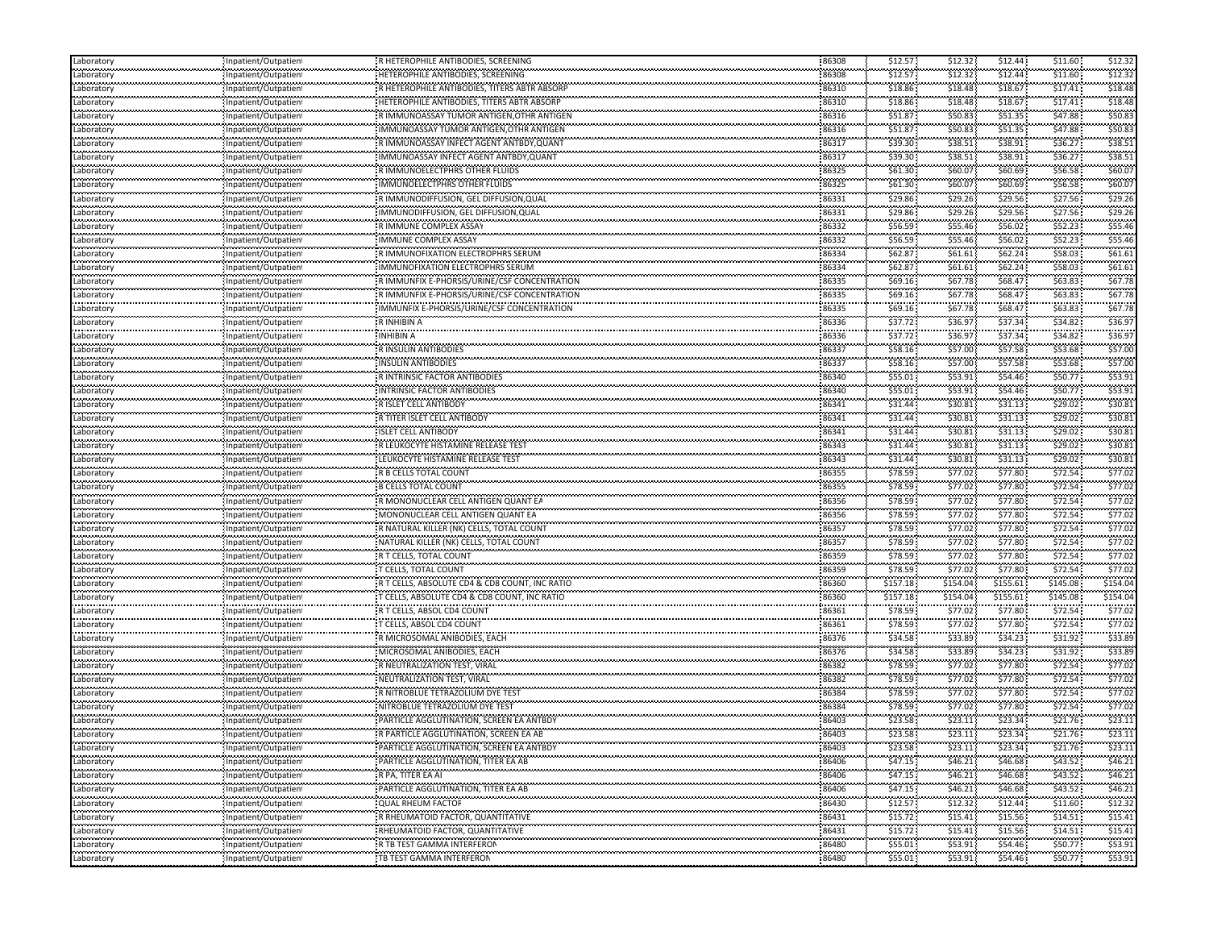| | | | | | | | | |
|---|---|---|---|---|---|---|---|---|
| Laboratory | Inpatient/Outpatient | R HETEROPHILE ANTIBODIES, SCREENING | 86308 | $12.57 | $12.32 | $12.44 | $11.60 | $12.32 |
| Laboratory | Inpatient/Outpatient | HETEROPHILE ANTIBODIES, SCREENING | 86308 | $12.57 | $12.32 | $12.44 | $11.60 | $12.32 |
| Laboratory | Inpatient/Outpatient | R HETEROPHILE ANTIBODIES, TITERS ABTR ABSORP | 86310 | $18.86 | $18.48 | $18.67 | $17.41 | $18.48 |
| Laboratory | Inpatient/Outpatient | HETEROPHILE ANTIBODIES, TITERS ABTR ABSORP | 86310 | $18.86 | $18.48 | $18.67 | $17.41 | $18.48 |
| Laboratory | Inpatient/Outpatient | R IMMUNOASSAY TUMOR ANTIGEN,OTHR ANTIGEN | 86316 | $51.87 | $50.83 | $51.35 | $47.88 | $50.83 |
| Laboratory | Inpatient/Outpatient | IMMUNOASSAY TUMOR ANTIGEN,OTHR ANTIGEN | 86316 | $51.87 | $50.83 | $51.35 | $47.88 | $50.83 |
| Laboratory | Inpatient/Outpatient | R IMMUNOASSAY INFECT AGENT ANTBDY,QUANT | 86317 | $39.30 | $38.51 | $38.91 | $36.27 | $38.51 |
| Laboratory | Inpatient/Outpatient | IMMUNOASSAY INFECT AGENT ANTBDY,QUANT | 86317 | $39.30 | $38.51 | $38.91 | $36.27 | $38.51 |
| Laboratory | Inpatient/Outpatient | R IMMUNOELECTPHRS OTHER FLUIDS | 86325 | $61.30 | $60.07 | $60.69 | $56.58 | $60.07 |
| Laboratory | Inpatient/Outpatient | IMMUNOELECTPHRS OTHER FLUIDS | 86325 | $61.30 | $60.07 | $60.69 | $56.58 | $60.07 |
| Laboratory | Inpatient/Outpatient | R IMMUNODIFFUSION, GEL DIFFUSION,QUAL | 86331 | $29.86 | $29.26 | $29.56 | $27.56 | $29.26 |
| Laboratory | Inpatient/Outpatient | IMMUNODIFFUSION, GEL DIFFUSION,QUAL | 86331 | $29.86 | $29.26 | $29.56 | $27.56 | $29.26 |
| Laboratory | Inpatient/Outpatient | R IMMUNE COMPLEX ASSAY | 86332 | $56.59 | $55.46 | $56.02 | $52.23 | $55.46 |
| Laboratory | Inpatient/Outpatient | IMMUNE COMPLEX ASSAY | 86332 | $56.59 | $55.46 | $56.02 | $52.23 | $55.46 |
| Laboratory | Inpatient/Outpatient | R IMMUNOFIXATION ELECTROPHRS SERUM | 86334 | $62.87 | $61.61 | $62.24 | $58.03 | $61.61 |
| Laboratory | Inpatient/Outpatient | IMMUNOFIXATION ELECTROPHRS SERUM | 86334 | $62.87 | $61.61 | $62.24 | $58.03 | $61.61 |
| Laboratory | Inpatient/Outpatient | R IMMUNFIX E-PHORSIS/URINE/CSF CONCENTRATION | 86335 | $69.16 | $67.78 | $68.47 | $63.83 | $67.78 |
| Laboratory | Inpatient/Outpatient | R IMMUNFIX E-PHORSIS/URINE/CSF CONCENTRATION | 86335 | $69.16 | $67.78 | $68.47 | $63.83 | $67.78 |
| Laboratory | Inpatient/Outpatient | IMMUNFIX E-PHORSIS/URINE/CSF CONCENTRATION | 86335 | $69.16 | $67.78 | $68.47 | $63.83 | $67.78 |
| Laboratory | Inpatient/Outpatient | R INHIBIN A | 86336 | $37.72 | $36.97 | $37.34 | $34.82 | $36.97 |
| Laboratory | Inpatient/Outpatient | INHIBIN A | 86336 | $37.72 | $36.97 | $37.34 | $34.82 | $36.97 |
| Laboratory | Inpatient/Outpatient | R INSULIN ANTIBODIES | 86337 | $58.16 | $57.00 | $57.58 | $53.68 | $57.00 |
| Laboratory | Inpatient/Outpatient | INSULIN ANTIBODIES | 86337 | $58.16 | $57.00 | $57.58 | $53.68 | $57.00 |
| Laboratory | Inpatient/Outpatient | R INTRINSIC FACTOR ANTIBODIES | 86340 | $55.01 | $53.91 | $54.46 | $50.77 | $53.91 |
| Laboratory | Inpatient/Outpatient | INTRINSIC FACTOR ANTIBODIES | 86340 | $55.01 | $53.91 | $54.46 | $50.77 | $53.91 |
| Laboratory | Inpatient/Outpatient | R ISLET CELL ANTIBODY | 86341 | $31.44 | $30.81 | $31.13 | $29.02 | $30.81 |
| Laboratory | Inpatient/Outpatient | R TITER ISLET CELL ANTIBODY | 86341 | $31.44 | $30.81 | $31.13 | $29.02 | $30.81 |
| Laboratory | Inpatient/Outpatient | ISLET CELL ANTIBODY | 86341 | $31.44 | $30.81 | $31.13 | $29.02 | $30.81 |
| Laboratory | Inpatient/Outpatient | R LEUKOCYTE HISTAMINE RELEASE TEST | 86343 | $31.44 | $30.81 | $31.13 | $29.02 | $30.81 |
| Laboratory | Inpatient/Outpatient | LEUKOCYTE HISTAMINE RELEASE TEST | 86343 | $31.44 | $30.81 | $31.13 | $29.02 | $30.81 |
| Laboratory | Inpatient/Outpatient | R B CELLS TOTAL COUNT | 86355 | $78.59 | $77.02 | $77.80 | $72.54 | $77.02 |
| Laboratory | Inpatient/Outpatient | B CELLS TOTAL COUNT | 86355 | $78.59 | $77.02 | $77.80 | $72.54 | $77.02 |
| Laboratory | Inpatient/Outpatient | R MONONUCLEAR CELL ANTIGEN QUANT EA | 86356 | $78.59 | $77.02 | $77.80 | $72.54 | $77.02 |
| Laboratory | Inpatient/Outpatient | MONONUCLEAR CELL ANTIGEN QUANT EA | 86356 | $78.59 | $77.02 | $77.80 | $72.54 | $77.02 |
| Laboratory | Inpatient/Outpatient | R NATURAL KILLER (NK) CELLS, TOTAL COUNT | 86357 | $78.59 | $77.02 | $77.80 | $72.54 | $77.02 |
| Laboratory | Inpatient/Outpatient | NATURAL KILLER (NK) CELLS, TOTAL COUNT | 86357 | $78.59 | $77.02 | $77.80 | $72.54 | $77.02 |
| Laboratory | Inpatient/Outpatient | R T CELLS, TOTAL COUNT | 86359 | $78.59 | $77.02 | $77.80 | $72.54 | $77.02 |
| Laboratory | Inpatient/Outpatient | T CELLS, TOTAL COUNT | 86359 | $78.59 | $77.02 | $77.80 | $72.54 | $77.02 |
| Laboratory | Inpatient/Outpatient | R T CELLS, ABSOLUTE CD4 & CD8 COUNT, INC RATIO | 86360 | $157.18 | $154.04 | $155.61 | $145.08 | $154.04 |
| Laboratory | Inpatient/Outpatient | T CELLS, ABSOLUTE CD4 & CD8 COUNT, INC RATIO | 86360 | $157.18 | $154.04 | $155.61 | $145.08 | $154.04 |
| Laboratory | Inpatient/Outpatient | R T CELLS, ABSOL CD4 COUNT | 86361 | $78.59 | $77.02 | $77.80 | $72.54 | $77.02 |
| Laboratory | Inpatient/Outpatient | T CELLS, ABSOL CD4 COUNT | 86361 | $78.59 | $77.02 | $77.80 | $72.54 | $77.02 |
| Laboratory | Inpatient/Outpatient | R MICROSOMAL ANIBODIES, EACH | 86376 | $34.58 | $33.89 | $34.23 | $31.92 | $33.89 |
| Laboratory | Inpatient/Outpatient | MICROSOMAL ANIBODIES, EACH | 86376 | $34.58 | $33.89 | $34.23 | $31.92 | $33.89 |
| Laboratory | Inpatient/Outpatient | R NEUTRALIZATION TEST, VIRAL | 86382 | $78.59 | $77.02 | $77.80 | $72.54 | $77.02 |
| Laboratory | Inpatient/Outpatient | NEUTRALIZATION TEST, VIRAL | 86382 | $78.59 | $77.02 | $77.80 | $72.54 | $77.02 |
| Laboratory | Inpatient/Outpatient | R NITROBLUE TETRAZOLIUM DYE TEST | 86384 | $78.59 | $77.02 | $77.80 | $72.54 | $77.02 |
| Laboratory | Inpatient/Outpatient | NITROBLUE TETRAZOLIUM DYE TEST | 86384 | $78.59 | $77.02 | $77.80 | $72.54 | $77.02 |
| Laboratory | Inpatient/Outpatient | PARTICLE AGGLUTINATION, SCREEN EA ANTBDY | 86403 | $23.58 | $23.11 | $23.34 | $21.76 | $23.11 |
| Laboratory | Inpatient/Outpatient | R PARTICLE AGGLUTINATION, SCREEN EA AB | 86403 | $23.58 | $23.11 | $23.34 | $21.76 | $23.11 |
| Laboratory | Inpatient/Outpatient | PARTICLE AGGLUTINATION, SCREEN EA ANTBDY | 86403 | $23.58 | $23.11 | $23.34 | $21.76 | $23.11 |
| Laboratory | Inpatient/Outpatient | PARTICLE AGGLUTINATION, TITER EA AB | 86406 | $47.15 | $46.21 | $46.68 | $43.52 | $46.21 |
| Laboratory | Inpatient/Outpatient | R PA, TITER EA AB | 86406 | $47.15 | $46.21 | $46.68 | $43.52 | $46.21 |
| Laboratory | Inpatient/Outpatient | PARTICLE AGGLUTINATION, TITER EA AB | 86406 | $47.15 | $46.21 | $46.68 | $43.52 | $46.21 |
| Laboratory | Inpatient/Outpatient | QUAL RHEUM FACTOR | 86430 | $12.57 | $12.32 | $12.44 | $11.60 | $12.32 |
| Laboratory | Inpatient/Outpatient | R RHEUMATOID FACTOR, QUANTITATIVE | 86431 | $15.72 | $15.41 | $15.56 | $14.51 | $15.41 |
| Laboratory | Inpatient/Outpatient | RHEUMATOID FACTOR, QUANTITATIVE | 86431 | $15.72 | $15.41 | $15.56 | $14.51 | $15.41 |
| Laboratory | Inpatient/Outpatient | R TB TEST GAMMA INTERFERON | 86480 | $55.01 | $53.91 | $54.46 | $50.77 | $53.91 |
| Laboratory | Inpatient/Outpatient | TB TEST GAMMA INTERFERON | 86480 | $55.01 | $53.91 | $54.46 | $50.77 | $53.91 |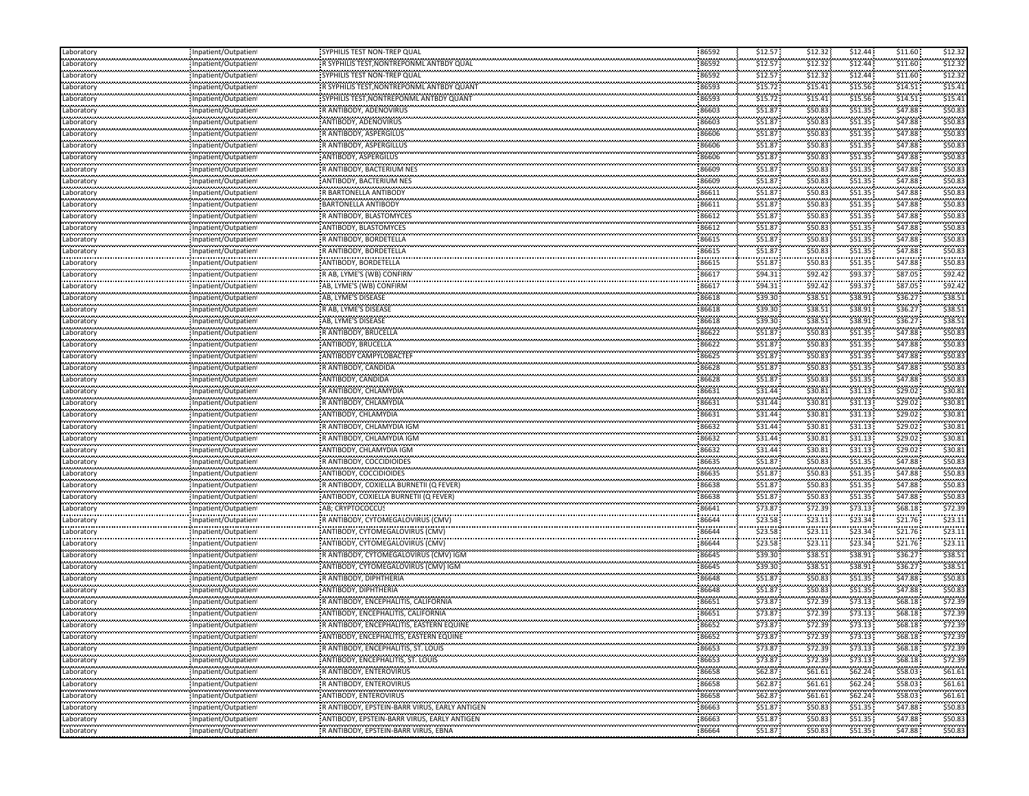| | | | | | | | | |
|---|---|---|---|---|---|---|---|---|
| Laboratory | Inpatient/Outpatient | SYPHILIS TEST NON-TREP QUAL | 86592 | $12.57 | $12.32 | $12.44 | $11.60 | $12.32 |
| Laboratory | Inpatient/Outpatient | R SYPHILIS TEST,NONTREPONML ANTBDY QUAL | 86592 | $12.57 | $12.32 | $12.44 | $11.60 | $12.32 |
| Laboratory | Inpatient/Outpatient | SYPHILIS TEST NON-TREP QUAL | 86592 | $12.57 | $12.32 | $12.44 | $11.60 | $12.32 |
| Laboratory | Inpatient/Outpatient | R SYPHILIS TEST,NONTREPONML ANTBDY QUANT | 86593 | $15.72 | $15.41 | $15.56 | $14.51 | $15.41 |
| Laboratory | Inpatient/Outpatient | SYPHILIS TEST,NONTREPONML ANTBDY QUANT | 86593 | $15.72 | $15.41 | $15.56 | $14.51 | $15.41 |
| Laboratory | Inpatient/Outpatient | R ANTIBODY, ADENOVIRUS | 86603 | $51.87 | $50.83 | $51.35 | $47.88 | $50.83 |
| Laboratory | Inpatient/Outpatient | ANTIBODY, ADENOVIRUS | 86603 | $51.87 | $50.83 | $51.35 | $47.88 | $50.83 |
| Laboratory | Inpatient/Outpatient | R ANTIBODY, ASPERGILLUS | 86606 | $51.87 | $50.83 | $51.35 | $47.88 | $50.83 |
| Laboratory | Inpatient/Outpatient | R ANTIBODY, ASPERGILLUS | 86606 | $51.87 | $50.83 | $51.35 | $47.88 | $50.83 |
| Laboratory | Inpatient/Outpatient | ANTIBODY, ASPERGILLUS | 86606 | $51.87 | $50.83 | $51.35 | $47.88 | $50.83 |
| Laboratory | Inpatient/Outpatient | R ANTIBODY, BACTERIUM NES | 86609 | $51.87 | $50.83 | $51.35 | $47.88 | $50.83 |
| Laboratory | Inpatient/Outpatient | ANTIBODY, BACTERIUM NES | 86609 | $51.87 | $50.83 | $51.35 | $47.88 | $50.83 |
| Laboratory | Inpatient/Outpatient | R BARTONELLA ANTIBODY | 86611 | $51.87 | $50.83 | $51.35 | $47.88 | $50.83 |
| Laboratory | Inpatient/Outpatient | BARTONELLA ANTIBODY | 86611 | $51.87 | $50.83 | $51.35 | $47.88 | $50.83 |
| Laboratory | Inpatient/Outpatient | R ANTIBODY, BLASTOMYCES | 86612 | $51.87 | $50.83 | $51.35 | $47.88 | $50.83 |
| Laboratory | Inpatient/Outpatient | ANTIBODY, BLASTOMYCES | 86612 | $51.87 | $50.83 | $51.35 | $47.88 | $50.83 |
| Laboratory | Inpatient/Outpatient | R ANTIBODY, BORDETELLA | 86615 | $51.87 | $50.83 | $51.35 | $47.88 | $50.83 |
| Laboratory | Inpatient/Outpatient | R ANTIBODY, BORDETELLA | 86615 | $51.87 | $50.83 | $51.35 | $47.88 | $50.83 |
| Laboratory | Inpatient/Outpatient | ANTIBODY, BORDETELLA | 86615 | $51.87 | $50.83 | $51.35 | $47.88 | $50.83 |
| Laboratory | Inpatient/Outpatient | R AB, LYME'S (WB) CONFIRM | 86617 | $94.31 | $92.42 | $93.37 | $87.05 | $92.42 |
| Laboratory | Inpatient/Outpatient | AB, LYME'S (WB) CONFIRM | 86617 | $94.31 | $92.42 | $93.37 | $87.05 | $92.42 |
| Laboratory | Inpatient/Outpatient | AB, LYME'S DISEASE | 86618 | $39.30 | $38.51 | $38.91 | $36.27 | $38.51 |
| Laboratory | Inpatient/Outpatient | R AB, LYME'S DISEASE | 86618 | $39.30 | $38.51 | $38.91 | $36.27 | $38.51 |
| Laboratory | Inpatient/Outpatient | AB, LYME'S DISEASE | 86618 | $39.30 | $38.51 | $38.91 | $36.27 | $38.51 |
| Laboratory | Inpatient/Outpatient | R ANTIBODY, BRUCELLA | 86622 | $51.87 | $50.83 | $51.35 | $47.88 | $50.83 |
| Laboratory | Inpatient/Outpatient | ANTIBODY, BRUCELLA | 86622 | $51.87 | $50.83 | $51.35 | $47.88 | $50.83 |
| Laboratory | Inpatient/Outpatient | ANTIBODY CAMPYLOBACTER | 86625 | $51.87 | $50.83 | $51.35 | $47.88 | $50.83 |
| Laboratory | Inpatient/Outpatient | R ANTIBODY, CANDIDA | 86628 | $51.87 | $50.83 | $51.35 | $47.88 | $50.83 |
| Laboratory | Inpatient/Outpatient | ANTIBODY, CANDIDA | 86628 | $51.87 | $50.83 | $51.35 | $47.88 | $50.83 |
| Laboratory | Inpatient/Outpatient | R ANTIBODY, CHLAMYDIA | 86631 | $31.44 | $30.81 | $31.13 | $29.02 | $30.81 |
| Laboratory | Inpatient/Outpatient | R ANTIBODY, CHLAMYDIA | 86631 | $31.44 | $30.81 | $31.13 | $29.02 | $30.81 |
| Laboratory | Inpatient/Outpatient | ANTIBODY, CHLAMYDIA | 86631 | $31.44 | $30.81 | $31.13 | $29.02 | $30.81 |
| Laboratory | Inpatient/Outpatient | R ANTIBODY, CHLAMYDIA IGM | 86632 | $31.44 | $30.81 | $31.13 | $29.02 | $30.81 |
| Laboratory | Inpatient/Outpatient | R ANTIBODY, CHLAMYDIA IGM | 86632 | $31.44 | $30.81 | $31.13 | $29.02 | $30.81 |
| Laboratory | Inpatient/Outpatient | ANTIBODY, CHLAMYDIA IGM | 86632 | $31.44 | $30.81 | $31.13 | $29.02 | $30.81 |
| Laboratory | Inpatient/Outpatient | R ANTIBODY, COCCIDIOIDES | 86635 | $51.87 | $50.83 | $51.35 | $47.88 | $50.83 |
| Laboratory | Inpatient/Outpatient | ANTIBODY, COCCIDIOIDES | 86635 | $51.87 | $50.83 | $51.35 | $47.88 | $50.83 |
| Laboratory | Inpatient/Outpatient | R ANTIBODY, COXIELLA BURNETII (Q FEVER) | 86638 | $51.87 | $50.83 | $51.35 | $47.88 | $50.83 |
| Laboratory | Inpatient/Outpatient | ANTIBODY, COXIELLA BURNETII (Q FEVER) | 86638 | $51.87 | $50.83 | $51.35 | $47.88 | $50.83 |
| Laboratory | Inpatient/Outpatient | AB; CRYPTOCOCCUS | 86641 | $73.87 | $72.39 | $73.13 | $68.18 | $72.39 |
| Laboratory | Inpatient/Outpatient | R ANTIBODY, CYTOMEGALOVIRUS (CMV) | 86644 | $23.58 | $23.11 | $23.34 | $21.76 | $23.11 |
| Laboratory | Inpatient/Outpatient | ANTIBODY, CYTOMEGALOVIRUS (CMV) | 86644 | $23.58 | $23.11 | $23.34 | $21.76 | $23.11 |
| Laboratory | Inpatient/Outpatient | ANTIBODY, CYTOMEGALOVIRUS (CMV) | 86644 | $23.58 | $23.11 | $23.34 | $21.76 | $23.11 |
| Laboratory | Inpatient/Outpatient | R ANTIBODY, CYTOMEGALOVIRUS (CMV) IGM | 86645 | $39.30 | $38.51 | $38.91 | $36.27 | $38.51 |
| Laboratory | Inpatient/Outpatient | ANTIBODY, CYTOMEGALOVIRUS (CMV) IGM | 86645 | $39.30 | $38.51 | $38.91 | $36.27 | $38.51 |
| Laboratory | Inpatient/Outpatient | R ANTIBODY, DIPHTHERIA | 86648 | $51.87 | $50.83 | $51.35 | $47.88 | $50.83 |
| Laboratory | Inpatient/Outpatient | ANTIBODY, DIPHTHERIA | 86648 | $51.87 | $50.83 | $51.35 | $47.88 | $50.83 |
| Laboratory | Inpatient/Outpatient | R ANTIBODY, ENCEPHALITIS, CALIFORNIA | 86651 | $73.87 | $72.39 | $73.13 | $68.18 | $72.39 |
| Laboratory | Inpatient/Outpatient | ANTIBODY, ENCEPHALITIS, CALIFORNIA | 86651 | $73.87 | $72.39 | $73.13 | $68.18 | $72.39 |
| Laboratory | Inpatient/Outpatient | R ANTIBODY, ENCEPHALITIS, EASTERN EQUINE | 86652 | $73.87 | $72.39 | $73.13 | $68.18 | $72.39 |
| Laboratory | Inpatient/Outpatient | ANTIBODY, ENCEPHALITIS, EASTERN EQUINE | 86652 | $73.87 | $72.39 | $73.13 | $68.18 | $72.39 |
| Laboratory | Inpatient/Outpatient | R ANTIBODY, ENCEPHALITIS, ST. LOUIS | 86653 | $73.87 | $72.39 | $73.13 | $68.18 | $72.39 |
| Laboratory | Inpatient/Outpatient | ANTIBODY, ENCEPHALITIS, ST. LOUIS | 86653 | $73.87 | $72.39 | $73.13 | $68.18 | $72.39 |
| Laboratory | Inpatient/Outpatient | R ANTIBODY, ENTEROVIRUS | 86658 | $62.87 | $61.61 | $62.24 | $58.03 | $61.61 |
| Laboratory | Inpatient/Outpatient | R ANTIBODY, ENTEROVIRUS | 86658 | $62.87 | $61.61 | $62.24 | $58.03 | $61.61 |
| Laboratory | Inpatient/Outpatient | ANTIBODY, ENTEROVIRUS | 86658 | $62.87 | $61.61 | $62.24 | $58.03 | $61.61 |
| Laboratory | Inpatient/Outpatient | R ANTIBODY, EPSTEIN-BARR VIRUS, EARLY ANTIGEN | 86663 | $51.87 | $50.83 | $51.35 | $47.88 | $50.83 |
| Laboratory | Inpatient/Outpatient | ANTIBODY, EPSTEIN-BARR VIRUS, EARLY ANTIGEN | 86663 | $51.87 | $50.83 | $51.35 | $47.88 | $50.83 |
| Laboratory | Inpatient/Outpatient | R ANTIBODY, EPSTEIN-BARR VIRUS, EBNA | 86664 | $51.87 | $50.83 | $51.35 | $47.88 | $50.83 |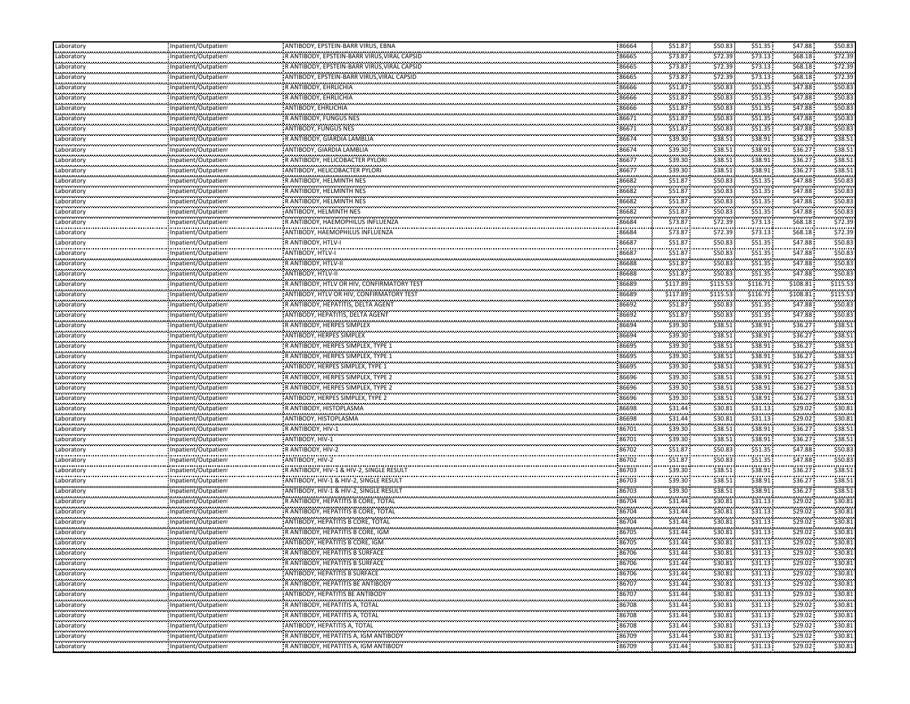| Laboratory | Inpatient/Outpatient | ANTIBODY, EPSTEIN-BARR VIRUS, EBNA | 86664 | $51.87 | $50.83 | $51.35 | $47.88 | $50.83 |
|---|---|---|---|---|---|---|---|---|
| Laboratory | Inpatient/Outpatient | R ANTIBODY, EPSTEIN-BARR VIRUS,VIRAL CAPSID | 86665 | $73.87 | $72.39 | $73.13 | $68.18 | $72.39 |
| Laboratory | Inpatient/Outpatient | R ANTIBODY, EPSTEIN-BARR VIRUS,VIRAL CAPSID | 86665 | $73.87 | $72.39 | $73.13 | $68.18 | $72.39 |
| Laboratory | Inpatient/Outpatient | ANTIBODY, EPSTEIN-BARR VIRUS,VIRAL CAPSID | 86665 | $73.87 | $72.39 | $73.13 | $68.18 | $72.39 |
| Laboratory | Inpatient/Outpatient | R ANTIBODY, EHRLICHIA | 86666 | $51.87 | $50.83 | $51.35 | $47.88 | $50.83 |
| Laboratory | Inpatient/Outpatient | R ANTIBODY, EHRLICHIA | 86666 | $51.87 | $50.83 | $51.35 | $47.88 | $50.83 |
| Laboratory | Inpatient/Outpatient | ANTIBODY, EHRLICHIA | 86666 | $51.87 | $50.83 | $51.35 | $47.88 | $50.83 |
| Laboratory | Inpatient/Outpatient | R ANTIBODY, FUNGUS NES | 86671 | $51.87 | $50.83 | $51.35 | $47.88 | $50.83 |
| Laboratory | Inpatient/Outpatient | ANTIBODY, FUNGUS NES | 86671 | $51.87 | $50.83 | $51.35 | $47.88 | $50.83 |
| Laboratory | Inpatient/Outpatient | R ANTIBODY, GIARDIA LAMBLIA | 86674 | $39.30 | $38.51 | $38.91 | $36.27 | $38.51 |
| Laboratory | Inpatient/Outpatient | ANTIBODY, GIARDIA LAMBLIA | 86674 | $39.30 | $38.51 | $38.91 | $36.27 | $38.51 |
| Laboratory | Inpatient/Outpatient | R ANTIBODY, HELICOBACTER PYLORI | 86677 | $39.30 | $38.51 | $38.91 | $36.27 | $38.51 |
| Laboratory | Inpatient/Outpatient | ANTIBODY, HELICOBACTER PYLORI | 86677 | $39.30 | $38.51 | $38.91 | $36.27 | $38.51 |
| Laboratory | Inpatient/Outpatient | R ANTIBODY, HELMINTH NES | 86682 | $51.87 | $50.83 | $51.35 | $47.88 | $50.83 |
| Laboratory | Inpatient/Outpatient | R ANTIBODY, HELMINTH NES | 86682 | $51.87 | $50.83 | $51.35 | $47.88 | $50.83 |
| Laboratory | Inpatient/Outpatient | R ANTIBODY, HELMINTH NES | 86682 | $51.87 | $50.83 | $51.35 | $47.88 | $50.83 |
| Laboratory | Inpatient/Outpatient | ANTIBODY, HELMINTH NES | 86682 | $51.87 | $50.83 | $51.35 | $47.88 | $50.83 |
| Laboratory | Inpatient/Outpatient | R ANTIBODY, HAEMOPHILUS INFLUENZA | 86684 | $73.87 | $72.39 | $73.13 | $68.18 | $72.39 |
| Laboratory | Inpatient/Outpatient | ANTIBODY, HAEMOPHILUS INFLUENZA | 86684 | $73.87 | $72.39 | $73.13 | $68.18 | $72.39 |
| Laboratory | Inpatient/Outpatient | R ANTIBODY, HTLV-I | 86687 | $51.87 | $50.83 | $51.35 | $47.88 | $50.83 |
| Laboratory | Inpatient/Outpatient | ANTIBODY, HTLV-I | 86687 | $51.87 | $50.83 | $51.35 | $47.88 | $50.83 |
| Laboratory | Inpatient/Outpatient | R ANTIBODY, HTLV-II | 86688 | $51.87 | $50.83 | $51.35 | $47.88 | $50.83 |
| Laboratory | Inpatient/Outpatient | ANTIBODY, HTLV-II | 86688 | $51.87 | $50.83 | $51.35 | $47.88 | $50.83 |
| Laboratory | Inpatient/Outpatient | R ANTIBODY, HTLV OR HIV, CONFIRMATORY TEST | 86689 | $117.89 | $115.53 | $116.71 | $108.81 | $115.53 |
| Laboratory | Inpatient/Outpatient | ANTIBODY, HTLV OR HIV, CONFIRMATORY TEST | 86689 | $117.89 | $115.53 | $116.71 | $108.81 | $115.53 |
| Laboratory | Inpatient/Outpatient | R ANTIBODY, HEPATITIS, DELTA AGENT | 86692 | $51.87 | $50.83 | $51.35 | $47.88 | $50.83 |
| Laboratory | Inpatient/Outpatient | ANTIBODY, HEPATITIS, DELTA AGENT | 86692 | $51.87 | $50.83 | $51.35 | $47.88 | $50.83 |
| Laboratory | Inpatient/Outpatient | R ANTIBODY, HERPES SIMPLEX | 86694 | $39.30 | $38.51 | $38.91 | $36.27 | $38.51 |
| Laboratory | Inpatient/Outpatient | ANTIBODY, HERPES SIMPLEX | 86694 | $39.30 | $38.51 | $38.91 | $36.27 | $38.51 |
| Laboratory | Inpatient/Outpatient | R ANTIBODY, HERPES SIMPLEX, TYPE 1 | 86695 | $39.30 | $38.51 | $38.91 | $36.27 | $38.51 |
| Laboratory | Inpatient/Outpatient | R ANTIBODY, HERPES SIMPLEX, TYPE 1 | 86695 | $39.30 | $38.51 | $38.91 | $36.27 | $38.51 |
| Laboratory | Inpatient/Outpatient | ANTIBODY, HERPES SIMPLEX, TYPE 1 | 86695 | $39.30 | $38.51 | $38.91 | $36.27 | $38.51 |
| Laboratory | Inpatient/Outpatient | R ANTIBODY, HERPES SIMPLEX, TYPE 2 | 86696 | $39.30 | $38.51 | $38.91 | $36.27 | $38.51 |
| Laboratory | Inpatient/Outpatient | R ANTIBODY, HERPES SIMPLEX, TYPE 2 | 86696 | $39.30 | $38.51 | $38.91 | $36.27 | $38.51 |
| Laboratory | Inpatient/Outpatient | ANTIBODY, HERPES SIMPLEX, TYPE 2 | 86696 | $39.30 | $38.51 | $38.91 | $36.27 | $38.51 |
| Laboratory | Inpatient/Outpatient | R ANTIBODY, HISTOPLASMA | 86698 | $31.44 | $30.81 | $31.13 | $29.02 | $30.81 |
| Laboratory | Inpatient/Outpatient | ANTIBODY, HISTOPLASMA | 86698 | $31.44 | $30.81 | $31.13 | $29.02 | $30.81 |
| Laboratory | Inpatient/Outpatient | R ANTIBODY, HIV-1 | 86701 | $39.30 | $38.51 | $38.91 | $36.27 | $38.51 |
| Laboratory | Inpatient/Outpatient | ANTIBODY, HIV-1 | 86701 | $39.30 | $38.51 | $38.91 | $36.27 | $38.51 |
| Laboratory | Inpatient/Outpatient | R ANTIBODY, HIV-2 | 86702 | $51.87 | $50.83 | $51.35 | $47.88 | $50.83 |
| Laboratory | Inpatient/Outpatient | ANTIBODY, HIV-2 | 86702 | $51.87 | $50.83 | $51.35 | $47.88 | $50.83 |
| Laboratory | Inpatient/Outpatient | R ANTIBODY, HIV-1 & HIV-2, SINGLE RESULT | 86703 | $39.30 | $38.51 | $38.91 | $36.27 | $38.51 |
| Laboratory | Inpatient/Outpatient | ANTIBODY, HIV-1 & HIV-2, SINGLE RESULT | 86703 | $39.30 | $38.51 | $38.91 | $36.27 | $38.51 |
| Laboratory | Inpatient/Outpatient | ANTIBODY, HIV-1 & HIV-2, SINGLE RESULT | 86703 | $39.30 | $38.51 | $38.91 | $36.27 | $38.51 |
| Laboratory | Inpatient/Outpatient | R ANTIBODY, HEPATITIS B CORE, TOTAL | 86704 | $31.44 | $30.81 | $31.13 | $29.02 | $30.81 |
| Laboratory | Inpatient/Outpatient | R ANTIBODY, HEPATITIS B CORE, TOTAL | 86704 | $31.44 | $30.81 | $31.13 | $29.02 | $30.81 |
| Laboratory | Inpatient/Outpatient | ANTIBODY, HEPATITIS B CORE, TOTAL | 86704 | $31.44 | $30.81 | $31.13 | $29.02 | $30.81 |
| Laboratory | Inpatient/Outpatient | R ANTIBODY, HEPATITIS B CORE, IGM | 86705 | $31.44 | $30.81 | $31.13 | $29.02 | $30.81 |
| Laboratory | Inpatient/Outpatient | ANTIBODY, HEPATITIS B CORE, IGM | 86705 | $31.44 | $30.81 | $31.13 | $29.02 | $30.81 |
| Laboratory | Inpatient/Outpatient | R ANTIBODY, HEPATITIS B SURFACE | 86706 | $31.44 | $30.81 | $31.13 | $29.02 | $30.81 |
| Laboratory | Inpatient/Outpatient | R ANTIBODY, HEPATITIS B SURFACE | 86706 | $31.44 | $30.81 | $31.13 | $29.02 | $30.81 |
| Laboratory | Inpatient/Outpatient | ANTIBODY, HEPATITIS B SURFACE | 86706 | $31.44 | $30.81 | $31.13 | $29.02 | $30.81 |
| Laboratory | Inpatient/Outpatient | R ANTIBODY, HEPATITIS BE ANTIBODY | 86707 | $31.44 | $30.81 | $31.13 | $29.02 | $30.81 |
| Laboratory | Inpatient/Outpatient | ANTIBODY, HEPATITIS BE ANTIBODY | 86707 | $31.44 | $30.81 | $31.13 | $29.02 | $30.81 |
| Laboratory | Inpatient/Outpatient | R ANTIBODY, HEPATITIS A, TOTAL | 86708 | $31.44 | $30.81 | $31.13 | $29.02 | $30.81 |
| Laboratory | Inpatient/Outpatient | R ANTIBODY, HEPATITIS A, TOTAL | 86708 | $31.44 | $30.81 | $31.13 | $29.02 | $30.81 |
| Laboratory | Inpatient/Outpatient | ANTIBODY, HEPATITIS A, TOTAL | 86708 | $31.44 | $30.81 | $31.13 | $29.02 | $30.81 |
| Laboratory | Inpatient/Outpatient | R ANTIBODY, HEPATITIS A, IGM ANTIBODY | 86709 | $31.44 | $30.81 | $31.13 | $29.02 | $30.81 |
| Laboratory | Inpatient/Outpatient | R ANTIBODY, HEPATITIS A, IGM ANTIBODY | 86709 | $31.44 | $30.81 | $31.13 | $29.02 | $30.81 |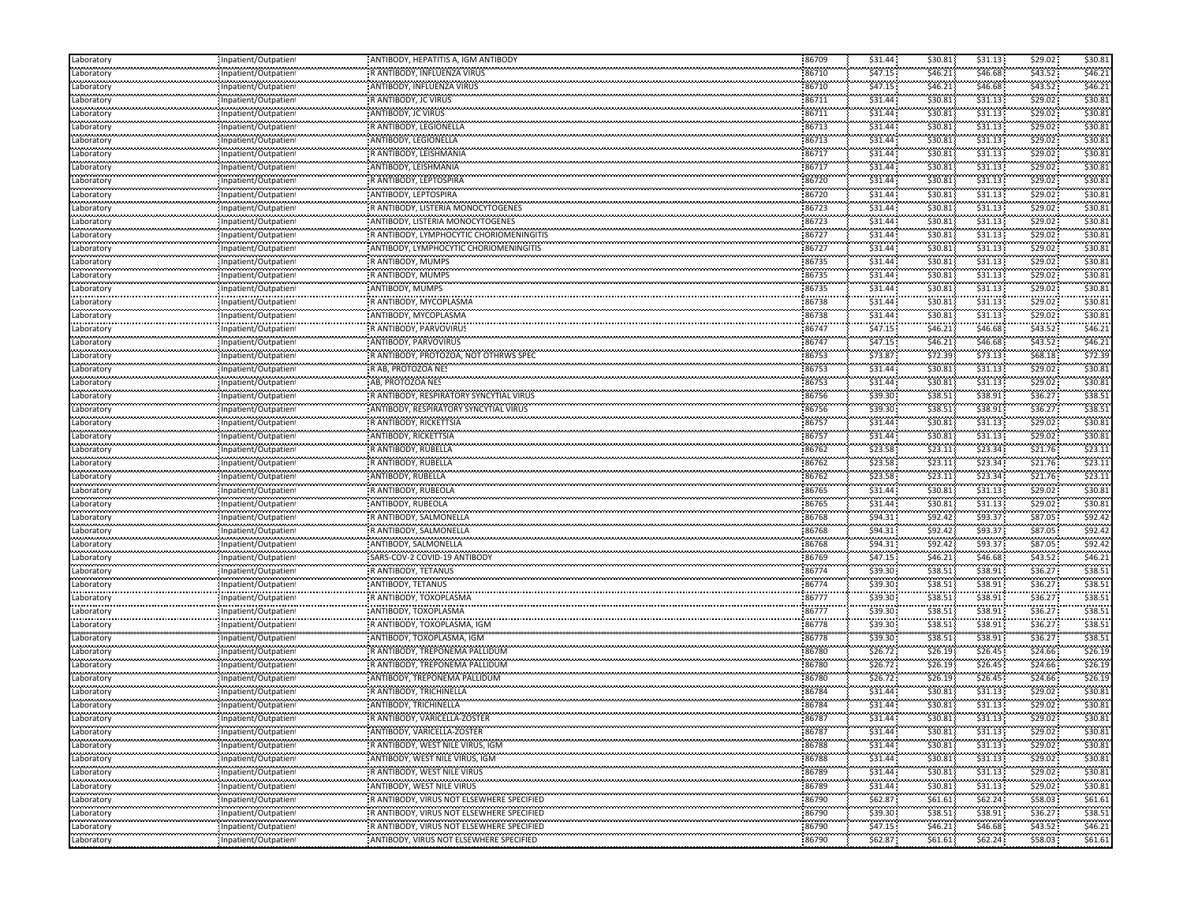| Laboratory | Inpatient/Outpatient | ANTIBODY, HEPATITIS A, IGM ANTIBODY | 86709 | $31.44 | $30.81 | $31.13 | $29.02 | $30.81 |
|---|---|---|---|---|---|---|---|---|
| Laboratory | Inpatient/Outpatient | R ANTIBODY, INFLUENZA VIRUS | 86710 | $47.15 | $46.21 | $46.68 | $43.52 | $46.21 |
| Laboratory | Inpatient/Outpatient | ANTIBODY, INFLUENZA VIRUS | 86710 | $47.15 | $46.21 | $46.68 | $43.52 | $46.21 |
| Laboratory | Inpatient/Outpatient | R ANTIBODY, JC VIRUS | 86711 | $31.44 | $30.81 | $31.13 | $29.02 | $30.81 |
| Laboratory | Inpatient/Outpatient | ANTIBODY, JC VIRUS | 86711 | $31.44 | $30.81 | $31.13 | $29.02 | $30.81 |
| Laboratory | Inpatient/Outpatient | R ANTIBODY, LEGIONELLA | 86713 | $31.44 | $30.81 | $31.13 | $29.02 | $30.81 |
| Laboratory | Inpatient/Outpatient | ANTIBODY, LEGIONELLA | 86713 | $31.44 | $30.81 | $31.13 | $29.02 | $30.81 |
| Laboratory | Inpatient/Outpatient | R ANTIBODY, LEISHMANIA | 86717 | $31.44 | $30.81 | $31.13 | $29.02 | $30.81 |
| Laboratory | Inpatient/Outpatient | ANTIBODY, LEISHMANIA | 86717 | $31.44 | $30.81 | $31.13 | $29.02 | $30.81 |
| Laboratory | Inpatient/Outpatient | R ANTIBODY, LEPTOSPIRA | 86720 | $31.44 | $30.81 | $31.13 | $29.02 | $30.81 |
| Laboratory | Inpatient/Outpatient | ANTIBODY, LEPTOSPIRA | 86720 | $31.44 | $30.81 | $31.13 | $29.02 | $30.81 |
| Laboratory | Inpatient/Outpatient | R ANTIBODY, LISTERIA MONOCYTOGENES | 86723 | $31.44 | $30.81 | $31.13 | $29.02 | $30.81 |
| Laboratory | Inpatient/Outpatient | ANTIBODY, LISTERIA MONOCYTOGENES | 86723 | $31.44 | $30.81 | $31.13 | $29.02 | $30.81 |
| Laboratory | Inpatient/Outpatient | R ANTIBODY, LYMPHOCYTIC CHORIOMENINGITIS | 86727 | $31.44 | $30.81 | $31.13 | $29.02 | $30.81 |
| Laboratory | Inpatient/Outpatient | ANTIBODY, LYMPHOCYTIC CHORIOMENINGITIS | 86727 | $31.44 | $30.81 | $31.13 | $29.02 | $30.81 |
| Laboratory | Inpatient/Outpatient | R ANTIBODY, MUMPS | 86735 | $31.44 | $30.81 | $31.13 | $29.02 | $30.81 |
| Laboratory | Inpatient/Outpatient | R ANTIBODY, MUMPS | 86735 | $31.44 | $30.81 | $31.13 | $29.02 | $30.81 |
| Laboratory | Inpatient/Outpatient | ANTIBODY, MUMPS | 86735 | $31.44 | $30.81 | $31.13 | $29.02 | $30.81 |
| Laboratory | Inpatient/Outpatient | R ANTIBODY, MYCOPLASMA | 86738 | $31.44 | $30.81 | $31.13 | $29.02 | $30.81 |
| Laboratory | Inpatient/Outpatient | ANTIBODY, MYCOPLASMA | 86738 | $31.44 | $30.81 | $31.13 | $29.02 | $30.81 |
| Laboratory | Inpatient/Outpatient | R ANTIBODY, PARVOVIRUS | 86747 | $47.15 | $46.21 | $46.68 | $43.52 | $46.21 |
| Laboratory | Inpatient/Outpatient | ANTIBODY, PARVOVIRUS | 86747 | $47.15 | $46.21 | $46.68 | $43.52 | $46.21 |
| Laboratory | Inpatient/Outpatient | R ANTIBODY, PROTOZOA, NOT OTHRWS SPEC | 86753 | $73.87 | $72.39 | $73.13 | $68.18 | $72.39 |
| Laboratory | Inpatient/Outpatient | R AB, PROTOZOA NES | 86753 | $31.44 | $30.81 | $31.13 | $29.02 | $30.81 |
| Laboratory | Inpatient/Outpatient | AB, PROTOZOA NES | 86753 | $31.44 | $30.81 | $31.13 | $29.02 | $30.81 |
| Laboratory | Inpatient/Outpatient | R ANTIBODY, RESPIRATORY SYNCYTIAL VIRUS | 86756 | $39.30 | $38.51 | $38.91 | $36.27 | $38.51 |
| Laboratory | Inpatient/Outpatient | ANTIBODY, RESPIRATORY SYNCYTIAL VIRUS | 86756 | $39.30 | $38.51 | $38.91 | $36.27 | $38.51 |
| Laboratory | Inpatient/Outpatient | R ANTIBODY, RICKETTSIA | 86757 | $31.44 | $30.81 | $31.13 | $29.02 | $30.81 |
| Laboratory | Inpatient/Outpatient | ANTIBODY, RICKETTSIA | 86757 | $31.44 | $30.81 | $31.13 | $29.02 | $30.81 |
| Laboratory | Inpatient/Outpatient | R ANTIBODY, RUBELLA | 86762 | $23.58 | $23.11 | $23.34 | $21.76 | $23.11 |
| Laboratory | Inpatient/Outpatient | R ANTIBODY, RUBELLA | 86762 | $23.58 | $23.11 | $23.34 | $21.76 | $23.11 |
| Laboratory | Inpatient/Outpatient | ANTIBODY, RUBELLA | 86762 | $23.58 | $23.11 | $23.34 | $21.76 | $23.11 |
| Laboratory | Inpatient/Outpatient | R ANTIBODY, RUBEOLA | 86765 | $31.44 | $30.81 | $31.13 | $29.02 | $30.81 |
| Laboratory | Inpatient/Outpatient | ANTIBODY, RUBEOLA | 86765 | $31.44 | $30.81 | $31.13 | $29.02 | $30.81 |
| Laboratory | Inpatient/Outpatient | R ANTIBODY, SALMONELLA | 86768 | $94.31 | $92.42 | $93.37 | $87.05 | $92.42 |
| Laboratory | Inpatient/Outpatient | R ANTIBODY, SALMONELLA | 86768 | $94.31 | $92.42 | $93.37 | $87.05 | $92.42 |
| Laboratory | Inpatient/Outpatient | ANTIBODY, SALMONELLA | 86768 | $94.31 | $92.42 | $93.37 | $87.05 | $92.42 |
| Laboratory | Inpatient/Outpatient | SARS-COV-2 COVID-19 ANTIBODY | 86769 | $47.15 | $46.21 | $46.68 | $43.52 | $46.21 |
| Laboratory | Inpatient/Outpatient | R ANTIBODY, TETANUS | 86774 | $39.30 | $38.51 | $38.91 | $36.27 | $38.51 |
| Laboratory | Inpatient/Outpatient | ANTIBODY, TETANUS | 86774 | $39.30 | $38.51 | $38.91 | $36.27 | $38.51 |
| Laboratory | Inpatient/Outpatient | R ANTIBODY, TOXOPLASMA | 86777 | $39.30 | $38.51 | $38.91 | $36.27 | $38.51 |
| Laboratory | Inpatient/Outpatient | ANTIBODY, TOXOPLASMA | 86777 | $39.30 | $38.51 | $38.91 | $36.27 | $38.51 |
| Laboratory | Inpatient/Outpatient | R ANTIBODY, TOXOPLASMA, IGM | 86778 | $39.30 | $38.51 | $38.91 | $36.27 | $38.51 |
| Laboratory | Inpatient/Outpatient | ANTIBODY, TOXOPLASMA, IGM | 86778 | $39.30 | $38.51 | $38.91 | $36.27 | $38.51 |
| Laboratory | Inpatient/Outpatient | R ANTIBODY, TREPONEMA PALLIDUM | 86780 | $26.72 | $26.19 | $26.45 | $24.66 | $26.19 |
| Laboratory | Inpatient/Outpatient | R ANTIBODY, TREPONEMA PALLIDUM | 86780 | $26.72 | $26.19 | $26.45 | $24.66 | $26.19 |
| Laboratory | Inpatient/Outpatient | ANTIBODY, TREPONEMA PALLIDUM | 86780 | $26.72 | $26.19 | $26.45 | $24.66 | $26.19 |
| Laboratory | Inpatient/Outpatient | R ANTIBODY, TRICHINELLA | 86784 | $31.44 | $30.81 | $31.13 | $29.02 | $30.81 |
| Laboratory | Inpatient/Outpatient | ANTIBODY, TRICHINELLA | 86784 | $31.44 | $30.81 | $31.13 | $29.02 | $30.81 |
| Laboratory | Inpatient/Outpatient | R ANTIBODY, VARICELLA-ZOSTER | 86787 | $31.44 | $30.81 | $31.13 | $29.02 | $30.81 |
| Laboratory | Inpatient/Outpatient | ANTIBODY, VARICELLA-ZOSTER | 86787 | $31.44 | $30.81 | $31.13 | $29.02 | $30.81 |
| Laboratory | Inpatient/Outpatient | R ANTIBODY, WEST NILE VIRUS, IGM | 86788 | $31.44 | $30.81 | $31.13 | $29.02 | $30.81 |
| Laboratory | Inpatient/Outpatient | ANTIBODY, WEST NILE VIRUS, IGM | 86788 | $31.44 | $30.81 | $31.13 | $29.02 | $30.81 |
| Laboratory | Inpatient/Outpatient | R ANTIBODY, WEST NILE VIRUS | 86789 | $31.44 | $30.81 | $31.13 | $29.02 | $30.81 |
| Laboratory | Inpatient/Outpatient | ANTIBODY, WEST NILE VIRUS | 86789 | $31.44 | $30.81 | $31.13 | $29.02 | $30.81 |
| Laboratory | Inpatient/Outpatient | R ANTIBODY, VIRUS NOT ELSEWHERE SPECIFIED | 86790 | $62.87 | $61.61 | $62.24 | $58.03 | $61.61 |
| Laboratory | Inpatient/Outpatient | R ANTIBODY, VIRUS NOT ELSEWHERE SPECIFIED | 86790 | $39.30 | $38.51 | $38.91 | $36.27 | $38.51 |
| Laboratory | Inpatient/Outpatient | R ANTIBODY, VIRUS NOT ELSEWHERE SPECIFIED | 86790 | $47.15 | $46.21 | $46.68 | $43.52 | $46.21 |
| Laboratory | Inpatient/Outpatient | ANTIBODY, VIRUS NOT ELSEWHERE SPECIFIED | 86790 | $62.87 | $61.61 | $62.24 | $58.03 | $61.61 |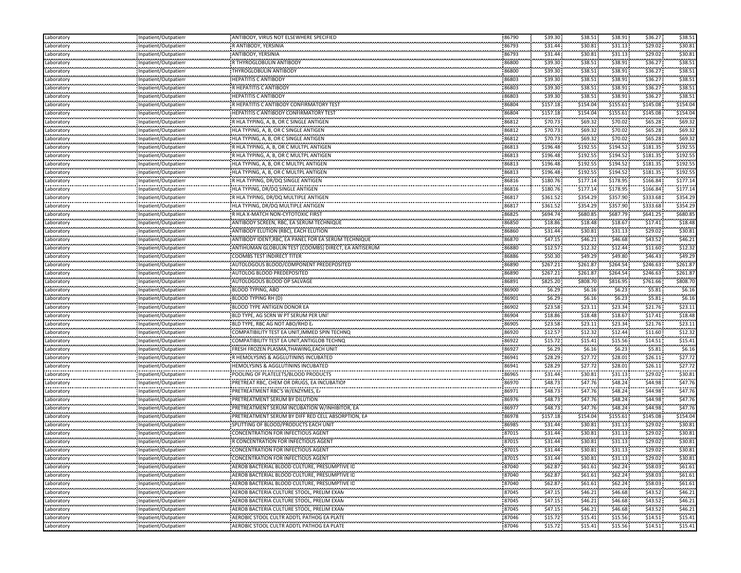| Laboratory | Inpatient/Outpatient | ANTIBODY, VIRUS NOT ELSEWHERE SPECIFIED | 86790 | $39.30 | $38.51 | $38.91 | $36.27 | $38.51 |
|---|---|---|---|---|---|---|---|---|
| Laboratory | Inpatient/Outpatient | R ANTIBODY, YERSINIA | 86793 | $31.44 | $30.81 | $31.13 | $29.02 | $30.81 |
| Laboratory | Inpatient/Outpatient | ANTIBODY, YERSINIA | 86793 | $31.44 | $30.81 | $31.13 | $29.02 | $30.81 |
| Laboratory | Inpatient/Outpatient | R THYROGLOBULIN ANTIBODY | 86800 | $39.30 | $38.51 | $38.91 | $36.27 | $38.51 |
| Laboratory | Inpatient/Outpatient | THYROGLOBULIN ANTIBODY | 86800 | $39.30 | $38.51 | $38.91 | $36.27 | $38.51 |
| Laboratory | Inpatient/Outpatient | HEPATITIS C ANTIBODY | 86803 | $39.30 | $38.51 | $38.91 | $36.27 | $38.51 |
| Laboratory | Inpatient/Outpatient | R HEPATITIS C ANTIBODY | 86803 | $39.30 | $38.51 | $38.91 | $36.27 | $38.51 |
| Laboratory | Inpatient/Outpatient | HEPATITIS C ANTIBODY | 86803 | $39.30 | $38.51 | $38.91 | $36.27 | $38.51 |
| Laboratory | Inpatient/Outpatient | R HEPATITIS C ANTIBODY CONFIRMATORY TEST | 86804 | $157.18 | $154.04 | $155.61 | $145.08 | $154.04 |
| Laboratory | Inpatient/Outpatient | HEPATITIS C ANTIBODY CONFIRMATORY TEST | 86804 | $157.18 | $154.04 | $155.61 | $145.08 | $154.04 |
| Laboratory | Inpatient/Outpatient | R HLA TYPING, A, B, OR C SINGLE ANTIGEN | 86812 | $70.73 | $69.32 | $70.02 | $65.28 | $69.32 |
| Laboratory | Inpatient/Outpatient | HLA TYPING, A, B, OR C SINGLE ANTIGEN | 86812 | $70.73 | $69.32 | $70.02 | $65.28 | $69.32 |
| Laboratory | Inpatient/Outpatient | HLA TYPING, A, B, OR C SINGLE ANTIGEN | 86812 | $70.73 | $69.32 | $70.02 | $65.28 | $69.32 |
| Laboratory | Inpatient/Outpatient | R HLA TYPING, A, B, OR C MULTPL ANTIGEN | 86813 | $196.48 | $192.55 | $194.52 | $181.35 | $192.55 |
| Laboratory | Inpatient/Outpatient | R HLA TYPING, A, B, OR C MULTPL ANTIGEN | 86813 | $196.48 | $192.55 | $194.52 | $181.35 | $192.55 |
| Laboratory | Inpatient/Outpatient | HLA TYPING, A, B, OR C MULTPL ANTIGEN | 86813 | $196.48 | $192.55 | $194.52 | $181.35 | $192.55 |
| Laboratory | Inpatient/Outpatient | HLA TYPING, A, B, OR C MULTPL ANTIGEN | 86813 | $196.48 | $192.55 | $194.52 | $181.35 | $192.55 |
| Laboratory | Inpatient/Outpatient | R HLA TYPING, DR/DQ SINGLE ANTIGEN | 86816 | $180.76 | $177.14 | $178.95 | $166.84 | $177.14 |
| Laboratory | Inpatient/Outpatient | HLA TYPING, DR/DQ SINGLE ANTIGEN | 86816 | $180.76 | $177.14 | $178.95 | $166.84 | $177.14 |
| Laboratory | Inpatient/Outpatient | R HLA TYPING, DR/DQ MULTIPLE ANTIGEN | 86817 | $361.52 | $354.29 | $357.90 | $333.68 | $354.29 |
| Laboratory | Inpatient/Outpatient | HLA TYPING, DR/DQ MULTIPLE ANTIGEN | 86817 | $361.52 | $354.29 | $357.90 | $333.68 | $354.29 |
| Laboratory | Inpatient/Outpatient | R HLA X-MATCH NON-CYTOTOXIC FIRST | 86825 | $694.74 | $680.85 | $687.79 | $641.25 | $680.85 |
| Laboratory | Inpatient/Outpatient | ANTIBODY SCREEN, RBC, EA SERUM TECHNIQUE | 86850 | $18.86 | $18.48 | $18.67 | $17.41 | $18.48 |
| Laboratory | Inpatient/Outpatient | ANTIBODY ELUTION (RBC), EACH ELUTION | 86860 | $31.44 | $30.81 | $31.13 | $29.02 | $30.81 |
| Laboratory | Inpatient/Outpatient | ANTIBODY IDENT,RBC, EA PANEL FOR EA SERUM TECHNIQUE | 86870 | $47.15 | $46.21 | $46.68 | $43.52 | $46.21 |
| Laboratory | Inpatient/Outpatient | ANTIHUMAN GLOBULIN TEST (COOMBS) DIRECT, EA ANTISERUM | 86880 | $12.57 | $12.32 | $12.44 | $11.60 | $12.32 |
| Laboratory | Inpatient/Outpatient | COOMBS TEST INDIRECT TITER | 86886 | $50.30 | $49.29 | $49.80 | $46.43 | $49.29 |
| Laboratory | Inpatient/Outpatient | AUTOLOGOUS BLOOD/COMPONENT PREDEPOSITED | 86890 | $267.21 | $261.87 | $264.54 | $246.63 | $261.87 |
| Laboratory | Inpatient/Outpatient | AUTOLOG BLOOD PREDEPOSITED | 86890 | $267.21 | $261.87 | $264.54 | $246.63 | $261.87 |
| Laboratory | Inpatient/Outpatient | AUTOLOGOUS BLOOD OP SALVAGE | 86891 | $825.20 | $808.70 | $816.95 | $761.66 | $808.70 |
| Laboratory | Inpatient/Outpatient | BLOOD TYPING, ABO | 86900 | $6.29 | $6.16 | $6.23 | $5.81 | $6.16 |
| Laboratory | Inpatient/Outpatient | BLOOD TYPING RH (D) | 86901 | $6.29 | $6.16 | $6.23 | $5.81 | $6.16 |
| Laboratory | Inpatient/Outpatient | BLOOD TYPE ANTIGEN DONOR EA | 86902 | $23.58 | $23.11 | $23.34 | $21.76 | $23.11 |
| Laboratory | Inpatient/Outpatient | BLD TYPE, AG SCRN W PT SERUM PER UNI | 86904 | $18.86 | $18.48 | $18.67 | $17.41 | $18.48 |
| Laboratory | Inpatient/Outpatient | BLD TYPE, RBC AG NOT ABO/RHD E/ | 86905 | $23.58 | $23.11 | $23.34 | $21.76 | $23.11 |
| Laboratory | Inpatient/Outpatient | COMPATIBILITY TEST EA UNIT,IMMED SPIN TECHNQ | 86920 | $12.57 | $12.32 | $12.44 | $11.60 | $12.32 |
| Laboratory | Inpatient/Outpatient | COMPATIBILITY TEST EA UNIT,ANTIGLOB TECHNQ | 86922 | $15.72 | $15.41 | $15.56 | $14.51 | $15.41 |
| Laboratory | Inpatient/Outpatient | FRESH FROZEN PLASMA,THAWING,EACH UNIT | 86927 | $6.29 | $6.16 | $6.23 | $5.81 | $6.16 |
| Laboratory | Inpatient/Outpatient | R HEMOLYSINS & AGGLUTININS INCUBATED | 86941 | $28.29 | $27.72 | $28.01 | $26.11 | $27.72 |
| Laboratory | Inpatient/Outpatient | HEMOLYSINS & AGGLUTININS INCUBATED | 86941 | $28.29 | $27.72 | $28.01 | $26.11 | $27.72 |
| Laboratory | Inpatient/Outpatient | POOLING OF PLATELETS/BLOOD PRODUCTS | 86965 | $31.44 | $30.81 | $31.13 | $29.02 | $30.81 |
| Laboratory | Inpatient/Outpatient | PRETREAT RBC, CHEM OR DRUGS, EA INCUBATION | 86970 | $48.73 | $47.76 | $48.24 | $44.98 | $47.76 |
| Laboratory | Inpatient/Outpatient | PRETREATMENT RBC'S W/ENZYMES, E/ | 86971 | $48.73 | $47.76 | $48.24 | $44.98 | $47.76 |
| Laboratory | Inpatient/Outpatient | PRETREATMENT SERUM BY DILUTION | 86976 | $48.73 | $47.76 | $48.24 | $44.98 | $47.76 |
| Laboratory | Inpatient/Outpatient | PRETREATMENT SERUM INCUBATION W/INHIBITOR, EA | 86977 | $48.73 | $47.76 | $48.24 | $44.98 | $47.76 |
| Laboratory | Inpatient/Outpatient | PRETREATMENT SERUM BY DIFF RED CELL ABSORPTION, EA | 86978 | $157.18 | $154.04 | $155.61 | $145.08 | $154.04 |
| Laboratory | Inpatient/Outpatient | SPLITTING OF BLOOD/PRODUCTS EACH UNIT | 86985 | $31.44 | $30.81 | $31.13 | $29.02 | $30.81 |
| Laboratory | Inpatient/Outpatient | CONCENTRATION FOR INFECTIOUS AGENT | 87015 | $31.44 | $30.81 | $31.13 | $29.02 | $30.81 |
| Laboratory | Inpatient/Outpatient | R CONCENTRATION FOR INFECTIOUS AGENT | 87015 | $31.44 | $30.81 | $31.13 | $29.02 | $30.81 |
| Laboratory | Inpatient/Outpatient | CONCENTRATION FOR INFECTIOUS AGENT | 87015 | $31.44 | $30.81 | $31.13 | $29.02 | $30.81 |
| Laboratory | Inpatient/Outpatient | CONCENTRATION FOR INFECTIOUS AGENT | 87015 | $31.44 | $30.81 | $31.13 | $29.02 | $30.81 |
| Laboratory | Inpatient/Outpatient | AEROB BACTERIAL BLOOD CULTURE, PRESUMPTIVE ID | 87040 | $62.87 | $61.61 | $62.24 | $58.03 | $61.61 |
| Laboratory | Inpatient/Outpatient | AEROB BACTERIAL BLOOD CULTURE, PRESUMPTIVE ID | 87040 | $62.87 | $61.61 | $62.24 | $58.03 | $61.61 |
| Laboratory | Inpatient/Outpatient | AEROB BACTERIAL BLOOD CULTURE, PRESUMPTIVE ID | 87040 | $62.87 | $61.61 | $62.24 | $58.03 | $61.61 |
| Laboratory | Inpatient/Outpatient | AEROB BACTERIA CULTURE STOOL, PRELIM EXAM | 87045 | $47.15 | $46.21 | $46.68 | $43.52 | $46.21 |
| Laboratory | Inpatient/Outpatient | AEROB BACTERIA CULTURE STOOL, PRELIM EXAM | 87045 | $47.15 | $46.21 | $46.68 | $43.52 | $46.21 |
| Laboratory | Inpatient/Outpatient | AEROB BACTERIA CULTURE STOOL, PRELIM EXAM | 87045 | $47.15 | $46.21 | $46.68 | $43.52 | $46.21 |
| Laboratory | Inpatient/Outpatient | AEROBIC STOOL CULTR ADDTL PATHOG EA PLATE | 87046 | $15.72 | $15.41 | $15.56 | $14.51 | $15.41 |
| Laboratory | Inpatient/Outpatient | AEROBIC STOOL CULTR ADDTL PATHOG EA PLATE | 87046 | $15.72 | $15.41 | $15.56 | $14.51 | $15.41 |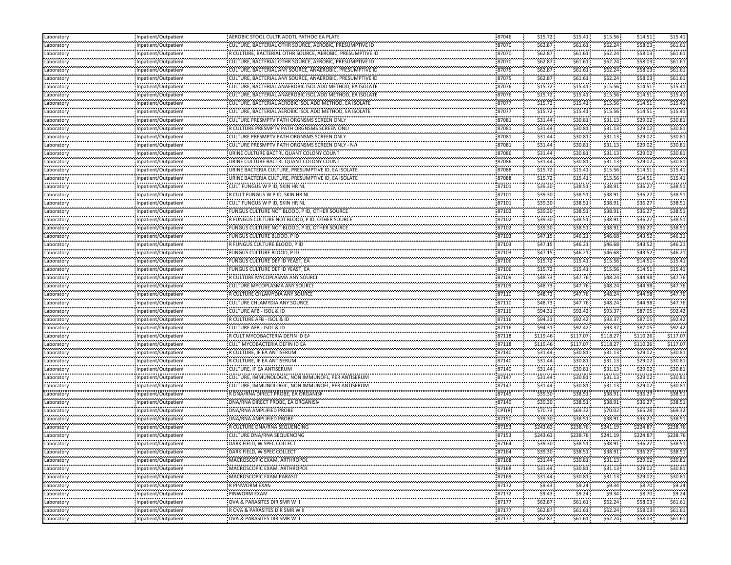| Laboratory | Inpatient/Outpatient | AEROBIC STOOL CULTR ADDTL PATHOG EA PLATE | 87046 | $15.72 | $15.41 | $15.56 | $14.51 | $15.41 |
|---|---|---|---|---|---|---|---|---|
| Laboratory | Inpatient/Outpatient | CULTURE, BACTERIAL OTHR SOURCE, AEROBIC, PRESUMPTIVE ID | 87070 | $62.87 | $61.61 | $62.24 | $58.03 | $61.61 |
| Laboratory | Inpatient/Outpatient | R CULTURE, BACTERIAL OTHR SOURCE, AEROBIC, PRESUMPTIVE ID | 87070 | $62.87 | $61.61 | $62.24 | $58.03 | $61.61 |
| Laboratory | Inpatient/Outpatient | CULTURE, BACTERIAL OTHR SOURCE, AEROBIC, PRESUMPTIVE ID | 87070 | $62.87 | $61.61 | $62.24 | $58.03 | $61.61 |
| Laboratory | Inpatient/Outpatient | CULTURE, BACTERIAL ANY SOURCE, ANAEROBIC, PRESUMPTIVE ID | 87075 | $62.87 | $61.61 | $62.24 | $58.03 | $61.61 |
| Laboratory | Inpatient/Outpatient | CULTURE, BACTERIAL ANY SOURCE, ANAEROBIC, PRESUMPTIVE ID | 87075 | $62.87 | $61.61 | $62.24 | $58.03 | $61.61 |
| Laboratory | Inpatient/Outpatient | CULTURE, BACTERIAL ANAEROBIC ISOL ADD METHOD, EA ISOLATE | 87076 | $15.72 | $15.41 | $15.56 | $14.51 | $15.41 |
| Laboratory | Inpatient/Outpatient | CULTURE, BACTERIAL ANAEROBIC ISOL ADD METHOD, EA ISOLATE | 87076 | $15.72 | $15.41 | $15.56 | $14.51 | $15.41 |
| Laboratory | Inpatient/Outpatient | CULTURE, BACTERIAL AEROBIC ISOL ADD METHOD, EA ISOLATE | 87077 | $15.72 | $15.41 | $15.56 | $14.51 | $15.41 |
| Laboratory | Inpatient/Outpatient | CULTURE, BACTERIAL AEROBIC ISOL ADD METHOD, EA ISOLATE | 87077 | $15.72 | $15.41 | $15.56 | $14.51 | $15.41 |
| Laboratory | Inpatient/Outpatient | CULTURE PRESMPTV PATH ORGNSMS SCREEN ONLY | 87081 | $31.44 | $30.81 | $31.13 | $29.02 | $30.81 |
| Laboratory | Inpatient/Outpatient | R CULTURE PRESMPTV PATH ORGNSMS SCREEN ONLY | 87081 | $31.44 | $30.81 | $31.13 | $29.02 | $30.81 |
| Laboratory | Inpatient/Outpatient | CULTURE PRESMPTV PATH ORGNSMS SCREEN ONLY | 87081 | $31.44 | $30.81 | $31.13 | $29.02 | $30.81 |
| Laboratory | Inpatient/Outpatient | CULTURE PRESMPTV PATH ORGNSMS SCREEN ONLY - N/C | 87081 | $31.44 | $30.81 | $31.13 | $29.02 | $30.81 |
| Laboratory | Inpatient/Outpatient | URINE CULTURE BACTRL QUANT COLONY COUNT | 87086 | $31.44 | $30.81 | $31.13 | $29.02 | $30.81 |
| Laboratory | Inpatient/Outpatient | URINE CULTURE BACTRL QUANT COLONY COUNT | 87086 | $31.44 | $30.81 | $31.13 | $29.02 | $30.81 |
| Laboratory | Inpatient/Outpatient | URINE BACTERIA CULTURE, PRESUMPTIVE ID, EA ISOLATE | 87088 | $15.72 | $15.41 | $15.56 | $14.51 | $15.41 |
| Laboratory | Inpatient/Outpatient | URINE BACTERIA CULTURE, PRESUMPTIVE ID, EA ISOLATE | 87088 | $15.72 | $15.41 | $15.56 | $14.51 | $15.41 |
| Laboratory | Inpatient/Outpatient | CULT FUNGUS W P ID, SKIN HR NL | 87101 | $39.30 | $38.51 | $38.91 | $36.27 | $38.51 |
| Laboratory | Inpatient/Outpatient | R CULT FUNGUS W P ID, SKIN HR NL | 87101 | $39.30 | $38.51 | $38.91 | $36.27 | $38.51 |
| Laboratory | Inpatient/Outpatient | CULT FUNGUS W P ID, SKIN HR NL | 87101 | $39.30 | $38.51 | $38.91 | $36.27 | $38.51 |
| Laboratory | Inpatient/Outpatient | FUNGUS CULTURE NOT BLOOD, P ID, OTHER SOURCE | 87102 | $39.30 | $38.51 | $38.91 | $36.27 | $38.51 |
| Laboratory | Inpatient/Outpatient | R FUNGUS CULTURE NOT BLOOD, P ID, OTHER SOURCE | 87102 | $39.30 | $38.51 | $38.91 | $36.27 | $38.51 |
| Laboratory | Inpatient/Outpatient | FUNGUS CULTURE NOT BLOOD, P ID, OTHER SOURCE | 87102 | $39.30 | $38.51 | $38.91 | $36.27 | $38.51 |
| Laboratory | Inpatient/Outpatient | FUNGUS CULTURE BLOOD, P ID | 87103 | $47.15 | $46.21 | $46.68 | $43.52 | $46.21 |
| Laboratory | Inpatient/Outpatient | R FUNGUS CULTURE BLOOD, P ID | 87103 | $47.15 | $46.21 | $46.68 | $43.52 | $46.21 |
| Laboratory | Inpatient/Outpatient | FUNGUS CULTURE BLOOD, P ID | 87103 | $47.15 | $46.21 | $46.68 | $43.52 | $46.21 |
| Laboratory | Inpatient/Outpatient | FUNGUS CULTURE DEF ID YEAST, EA | 87106 | $15.72 | $15.41 | $15.56 | $14.51 | $15.41 |
| Laboratory | Inpatient/Outpatient | FUNGUS CULTURE DEF ID YEAST, EA | 87106 | $15.72 | $15.41 | $15.56 | $14.51 | $15.41 |
| Laboratory | Inpatient/Outpatient | R CULTURE MYCOPLASMA ANY SOURCE | 87109 | $48.73 | $47.76 | $48.24 | $44.98 | $47.76 |
| Laboratory | Inpatient/Outpatient | CULTURE MYCOPLASMA ANY SOURCE | 87109 | $48.73 | $47.76 | $48.24 | $44.98 | $47.76 |
| Laboratory | Inpatient/Outpatient | R CULTURE CHLAMYDIA ANY SOURCE | 87110 | $48.73 | $47.76 | $48.24 | $44.98 | $47.76 |
| Laboratory | Inpatient/Outpatient | CULTURE CHLAMYDIA ANY SOURCE | 87110 | $48.73 | $47.76 | $48.24 | $44.98 | $47.76 |
| Laboratory | Inpatient/Outpatient | CULTURE AFB - ISOL & ID | 87116 | $94.31 | $92.42 | $93.37 | $87.05 | $92.42 |
| Laboratory | Inpatient/Outpatient | R CULTURE AFB - ISOL & ID | 87116 | $94.31 | $92.42 | $93.37 | $87.05 | $92.42 |
| Laboratory | Inpatient/Outpatient | CULTURE AFB - ISOL & ID | 87116 | $94.31 | $92.42 | $93.37 | $87.05 | $92.42 |
| Laboratory | Inpatient/Outpatient | R CULT MYCOBACTERIA DEFIN ID EA | 87118 | $119.46 | $117.07 | $118.27 | $110.26 | $117.07 |
| Laboratory | Inpatient/Outpatient | CULT MYCOBACTERIA DEFIN ID EA | 87118 | $119.46 | $117.07 | $118.27 | $110.26 | $117.07 |
| Laboratory | Inpatient/Outpatient | R CULTURE, IF EA ANTISERUM | 87140 | $31.44 | $30.81 | $31.13 | $29.02 | $30.81 |
| Laboratory | Inpatient/Outpatient | R CULTURE, IF EA ANTISERUM | 87140 | $31.44 | $30.81 | $31.13 | $29.02 | $30.81 |
| Laboratory | Inpatient/Outpatient | CULTURE, IF EA ANTISERUM | 87140 | $31.44 | $30.81 | $31.13 | $29.02 | $30.81 |
| Laboratory | Inpatient/Outpatient | CULTURE, IMMUNOLOGIC, NON IMMUNOFL, PER ANTISERUM | 87147 | $31.44 | $30.81 | $31.13 | $29.02 | $30.81 |
| Laboratory | Inpatient/Outpatient | CULTURE, IMMUNOLOGIC, NON IMMUNOFL, PER ANTISERUM | 87147 | $31.44 | $30.81 | $31.13 | $29.02 | $30.81 |
| Laboratory | Inpatient/Outpatient | R DNA/RNA DIRECT PROBE, EA ORGANISM | 87149 | $39.30 | $38.51 | $38.91 | $36.27 | $38.51 |
| Laboratory | Inpatient/Outpatient | DNA/RNA DIRECT PROBE, EA ORGANISM | 87149 | $39.30 | $38.51 | $38.91 | $36.27 | $38.51 |
| Laboratory | Inpatient/Outpatient | DNA/RNA AMPLIFIED PROBE | CPT(R) | $70.73 | $69.32 | $70.02 | $65.28 | $69.32 |
| Laboratory | Inpatient/Outpatient | DNA/RNA AMPLIFIED PROBE | 87150 | $39.30 | $38.51 | $38.91 | $36.27 | $38.51 |
| Laboratory | Inpatient/Outpatient | R CULTURE DNA/RNA SEQUENCING | 87153 | $243.63 | $238.76 | $241.19 | $224.87 | $238.76 |
| Laboratory | Inpatient/Outpatient | CULTURE DNA/RNA SEQUENCING | 87153 | $243.63 | $238.76 | $241.19 | $224.87 | $238.76 |
| Laboratory | Inpatient/Outpatient | DARK FIELD, W SPEC COLLECT | 87164 | $39.30 | $38.51 | $38.91 | $36.27 | $38.51 |
| Laboratory | Inpatient/Outpatient | DARK FIELD, W SPEC COLLECT | 87164 | $39.30 | $38.51 | $38.91 | $36.27 | $38.51 |
| Laboratory | Inpatient/Outpatient | MACROSCOPIC EXAM, ARTHROPOD | 87168 | $31.44 | $30.81 | $31.13 | $29.02 | $30.81 |
| Laboratory | Inpatient/Outpatient | MACROSCOPIC EXAM, ARTHROPOD | 87168 | $31.44 | $30.81 | $31.13 | $29.02 | $30.81 |
| Laboratory | Inpatient/Outpatient | MACROSCOPIC EXAM PARASIT | 87169 | $31.44 | $30.81 | $31.13 | $29.02 | $30.81 |
| Laboratory | Inpatient/Outpatient | R PINWORM EXAM | 87172 | $9.43 | $9.24 | $9.34 | $8.70 | $9.24 |
| Laboratory | Inpatient/Outpatient | PINWORM EXAM | 87172 | $9.43 | $9.24 | $9.34 | $8.70 | $9.24 |
| Laboratory | Inpatient/Outpatient | OVA & PARASITES DIR SMR W ID | 87177 | $62.87 | $61.61 | $62.24 | $58.03 | $61.61 |
| Laboratory | Inpatient/Outpatient | R OVA & PARASITES DIR SMR W ID | 87177 | $62.87 | $61.61 | $62.24 | $58.03 | $61.61 |
| Laboratory | Inpatient/Outpatient | OVA & PARASITES DIR SMR W ID | 87177 | $62.87 | $61.61 | $62.24 | $58.03 | $61.61 |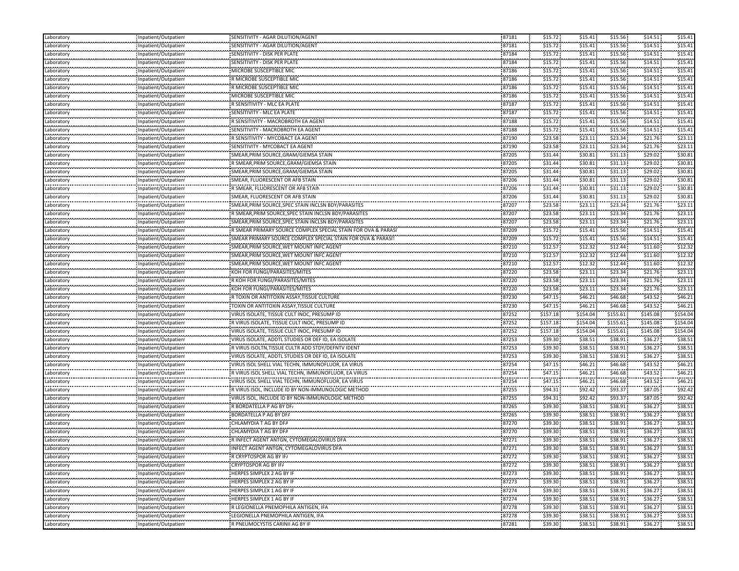| | | | | | | | | |
|---|---|---|---|---|---|---|---|---|
| Laboratory | Inpatient/Outpatient | SENSITIVITY - AGAR DILUTION/AGENT | 87181 | $15.72 | $15.41 | $15.56 | $14.51 | $15.41 |
| Laboratory | Inpatient/Outpatient | SENSITIVITY - AGAR DILUTION/AGENT | 87181 | $15.72 | $15.41 | $15.56 | $14.51 | $15.41 |
| Laboratory | Inpatient/Outpatient | SENSITIVITY - DISK PER PLATE | 87184 | $15.72 | $15.41 | $15.56 | $14.51 | $15.41 |
| Laboratory | Inpatient/Outpatient | SENSITIVITY - DISK PER PLATE | 87184 | $15.72 | $15.41 | $15.56 | $14.51 | $15.41 |
| Laboratory | Inpatient/Outpatient | MICROBE SUSCEPTIBLE MIC | 87186 | $15.72 | $15.41 | $15.56 | $14.51 | $15.41 |
| Laboratory | Inpatient/Outpatient | R MICROBE SUSCEPTIBLE MIC | 87186 | $15.72 | $15.41 | $15.56 | $14.51 | $15.41 |
| Laboratory | Inpatient/Outpatient | R MICROBE SUSCEPTIBLE MIC | 87186 | $15.72 | $15.41 | $15.56 | $14.51 | $15.41 |
| Laboratory | Inpatient/Outpatient | MICROBE SUSCEPTIBLE MIC | 87186 | $15.72 | $15.41 | $15.56 | $14.51 | $15.41 |
| Laboratory | Inpatient/Outpatient | R SENSITIVITY - MLC EA PLATE | 87187 | $15.72 | $15.41 | $15.56 | $14.51 | $15.41 |
| Laboratory | Inpatient/Outpatient | SENSITIVITY - MLC EA PLATE | 87187 | $15.72 | $15.41 | $15.56 | $14.51 | $15.41 |
| Laboratory | Inpatient/Outpatient | R SENSITIVITY - MACROBROTH EA AGENT | 87188 | $15.72 | $15.41 | $15.56 | $14.51 | $15.41 |
| Laboratory | Inpatient/Outpatient | SENSITIVITY - MACROBROTH EA AGENT | 87188 | $15.72 | $15.41 | $15.56 | $14.51 | $15.41 |
| Laboratory | Inpatient/Outpatient | R SENSITIVITY - MYCOBACT EA AGENT | 87190 | $23.58 | $23.11 | $23.34 | $21.76 | $23.11 |
| Laboratory | Inpatient/Outpatient | SENSITIVITY - MYCOBACT EA AGENT | 87190 | $23.58 | $23.11 | $23.34 | $21.76 | $23.11 |
| Laboratory | Inpatient/Outpatient | SMEAR,PRIM SOURCE,GRAM/GIEMSA STAIN | 87205 | $31.44 | $30.81 | $31.13 | $29.02 | $30.81 |
| Laboratory | Inpatient/Outpatient | R SMEAR,PRIM SOURCE,GRAM/GIEMSA STAIN | 87205 | $31.44 | $30.81 | $31.13 | $29.02 | $30.81 |
| Laboratory | Inpatient/Outpatient | SMEAR,PRIM SOURCE,GRAM/GIEMSA STAIN | 87205 | $31.44 | $30.81 | $31.13 | $29.02 | $30.81 |
| Laboratory | Inpatient/Outpatient | SMEAR, FLUORESCENT OR AFB STAIN | 87206 | $31.44 | $30.81 | $31.13 | $29.02 | $30.81 |
| Laboratory | Inpatient/Outpatient | R SMEAR, FLUORESCENT OR AFB STAIN | 87206 | $31.44 | $30.81 | $31.13 | $29.02 | $30.81 |
| Laboratory | Inpatient/Outpatient | SMEAR, FLUORESCENT OR AFB STAIN | 87206 | $31.44 | $30.81 | $31.13 | $29.02 | $30.81 |
| Laboratory | Inpatient/Outpatient | SMEAR,PRIM SOURCE,SPEC STAIN INCLSN BDY/PARASITES | 87207 | $23.58 | $23.11 | $23.34 | $21.76 | $23.11 |
| Laboratory | Inpatient/Outpatient | R SMEAR,PRIM SOURCE,SPEC STAIN INCLSN BDY/PARASITES | 87207 | $23.58 | $23.11 | $23.34 | $21.76 | $23.11 |
| Laboratory | Inpatient/Outpatient | SMEAR,PRIM SOURCE,SPEC STAIN INCLSN BDY/PARASITES | 87207 | $23.58 | $23.11 | $23.34 | $21.76 | $23.11 |
| Laboratory | Inpatient/Outpatient | R SMEAR PRIMARY SOURCE COMPLEX SPECIAL STAIN FOR OVA & PARASI | 87209 | $15.72 | $15.41 | $15.56 | $14.51 | $15.41 |
| Laboratory | Inpatient/Outpatient | SMEAR PRIMARY SOURCE COMPLEX SPECIAL STAIN FOR OVA & PARASIT | 87209 | $15.72 | $15.41 | $15.56 | $14.51 | $15.41 |
| Laboratory | Inpatient/Outpatient | SMEAR,PRIM SOURCE,WET MOUNT INFC AGENT | 87210 | $12.57 | $12.32 | $12.44 | $11.60 | $12.32 |
| Laboratory | Inpatient/Outpatient | SMEAR,PRIM SOURCE,WET MOUNT INFC AGENT | 87210 | $12.57 | $12.32 | $12.44 | $11.60 | $12.32 |
| Laboratory | Inpatient/Outpatient | SMEAR,PRIM SOURCE,WET MOUNT INFC AGENT | 87210 | $12.57 | $12.32 | $12.44 | $11.60 | $12.32 |
| Laboratory | Inpatient/Outpatient | KOH FOR FUNGI/PARASITES/MITES | 87220 | $23.58 | $23.11 | $23.34 | $21.76 | $23.11 |
| Laboratory | Inpatient/Outpatient | R KOH FOR FUNGI/PARASITES/MITES | 87220 | $23.58 | $23.11 | $23.34 | $21.76 | $23.11 |
| Laboratory | Inpatient/Outpatient | KOH FOR FUNGI/PARASITES/MITES | 87220 | $23.58 | $23.11 | $23.34 | $21.76 | $23.11 |
| Laboratory | Inpatient/Outpatient | R TOXIN OR ANTITOXIN ASSAY,TISSUE CULTURE | 87230 | $47.15 | $46.21 | $46.68 | $43.52 | $46.21 |
| Laboratory | Inpatient/Outpatient | TOXIN OR ANTITOXIN ASSAY,TISSUE CULTURE | 87230 | $47.15 | $46.21 | $46.68 | $43.52 | $46.21 |
| Laboratory | Inpatient/Outpatient | VIRUS ISOLATE, TISSUE CULT INOC, PRESUMP ID | 87252 | $157.18 | $154.04 | $155.61 | $145.08 | $154.04 |
| Laboratory | Inpatient/Outpatient | R VIRUS ISOLATE, TISSUE CULT INOC, PRESUMP ID | 87252 | $157.18 | $154.04 | $155.61 | $145.08 | $154.04 |
| Laboratory | Inpatient/Outpatient | VIRUS ISOLATE, TISSUE CULT INOC, PRESUMP ID | 87252 | $157.18 | $154.04 | $155.61 | $145.08 | $154.04 |
| Laboratory | Inpatient/Outpatient | VIRUS ISOLATE, ADDTL STUDIES OR DEF ID, EA ISOLATE | 87253 | $39.30 | $38.51 | $38.91 | $36.27 | $38.51 |
| Laboratory | Inpatient/Outpatient | R VIRUS ISOLTN,TISSUE CULTR ADD STDY/DEFNTV IDENT | 87253 | $39.30 | $38.51 | $38.91 | $36.27 | $38.51 |
| Laboratory | Inpatient/Outpatient | VIRUS ISOLATE, ADDTL STUDIES OR DEF ID, EA ISOLATE | 87253 | $39.30 | $38.51 | $38.91 | $36.27 | $38.51 |
| Laboratory | Inpatient/Outpatient | VIRUS ISOL SHELL VIAL TECHN, IMMUNOFLUOR, EA VIRUS | 87254 | $47.15 | $46.21 | $46.68 | $43.52 | $46.21 |
| Laboratory | Inpatient/Outpatient | R VIRUS ISOL SHELL VIAL TECHN, IMMUNOFLUOR, EA VIRUS | 87254 | $47.15 | $46.21 | $46.68 | $43.52 | $46.21 |
| Laboratory | Inpatient/Outpatient | VIRUS ISOL SHELL VIAL TECHN, IMMUNOFLUOR, EA VIRUS | 87254 | $47.15 | $46.21 | $46.68 | $43.52 | $46.21 |
| Laboratory | Inpatient/Outpatient | R VIRUS ISOL, INCLUDE ID BY NON-IMMUNOLOGIC METHOD | 87255 | $94.31 | $92.42 | $93.37 | $87.05 | $92.42 |
| Laboratory | Inpatient/Outpatient | VIRUS ISOL, INCLUDE ID BY NON-IMMUNOLOGIC METHOD | 87255 | $94.31 | $92.42 | $93.37 | $87.05 | $92.42 |
| Laboratory | Inpatient/Outpatient | R BORDATELLA P AG BY DFA | 87265 | $39.30 | $38.51 | $38.91 | $36.27 | $38.51 |
| Laboratory | Inpatient/Outpatient | BORDATELLA P AG BY DFA | 87265 | $39.30 | $38.51 | $38.91 | $36.27 | $38.51 |
| Laboratory | Inpatient/Outpatient | CHLAMYDIA T AG BY DFA | 87270 | $39.30 | $38.51 | $38.91 | $36.27 | $38.51 |
| Laboratory | Inpatient/Outpatient | CHLAMYDIA T AG BY DFA | 87270 | $39.30 | $38.51 | $38.91 | $36.27 | $38.51 |
| Laboratory | Inpatient/Outpatient | R INFECT AGENT ANTGN, CYTOMEGALOVIRUS DFA | 87271 | $39.30 | $38.51 | $38.91 | $36.27 | $38.51 |
| Laboratory | Inpatient/Outpatient | INFECT AGENT ANTGN, CYTOMEGALOVIRUS DFA | 87271 | $39.30 | $38.51 | $38.91 | $36.27 | $38.51 |
| Laboratory | Inpatient/Outpatient | R CRYPTOSPOR AG BY IFA | 87272 | $39.30 | $38.51 | $38.91 | $36.27 | $38.51 |
| Laboratory | Inpatient/Outpatient | CRYPTOSPOR AG BY IFA | 87272 | $39.30 | $38.51 | $38.91 | $36.27 | $38.51 |
| Laboratory | Inpatient/Outpatient | HERPES SIMPLEX 2 AG BY IF | 87273 | $39.30 | $38.51 | $38.91 | $36.27 | $38.51 |
| Laboratory | Inpatient/Outpatient | HERPES SIMPLEX 2 AG BY IF | 87273 | $39.30 | $38.51 | $38.91 | $36.27 | $38.51 |
| Laboratory | Inpatient/Outpatient | HERPES SIMPLEX 1 AG BY IF | 87274 | $39.30 | $38.51 | $38.91 | $36.27 | $38.51 |
| Laboratory | Inpatient/Outpatient | HERPES SIMPLEX 1 AG BY IF | 87274 | $39.30 | $38.51 | $38.91 | $36.27 | $38.51 |
| Laboratory | Inpatient/Outpatient | R LEGIONELLA PNEMOPHILA ANTIGEN, IFA | 87278 | $39.30 | $38.51 | $38.91 | $36.27 | $38.51 |
| Laboratory | Inpatient/Outpatient | LEGIONELLA PNEMOPHILA ANTIGEN, IFA | 87278 | $39.30 | $38.51 | $38.91 | $36.27 | $38.51 |
| Laboratory | Inpatient/Outpatient | R PNEUMOCYSTIS CARINII AG BY IF | 87281 | $39.30 | $38.51 | $38.91 | $36.27 | $38.51 |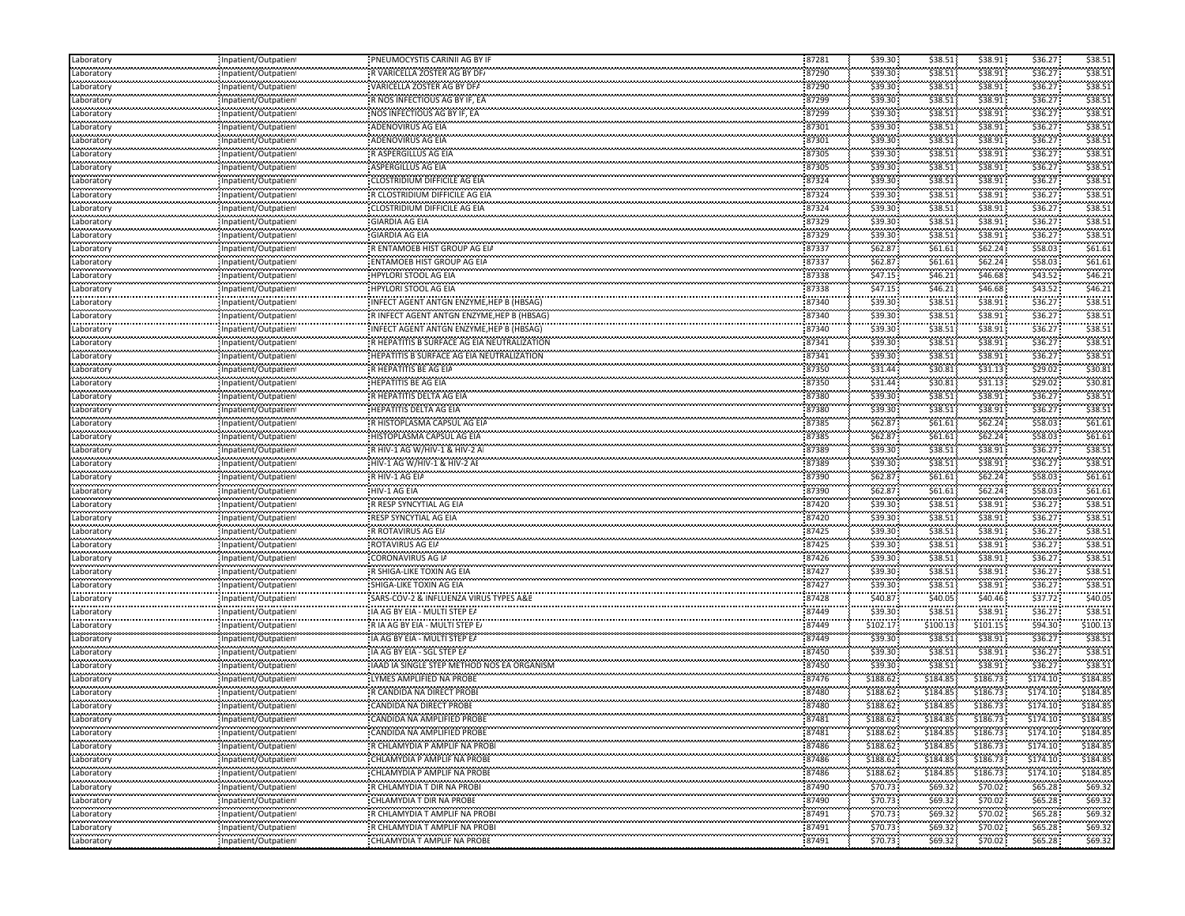| Laboratory | Inpatient/Outpatient | PNEUMOCYSTIS CARINII AG BY IF | 87281 | $39.30 | $38.51 | $38.91 | $36.27 | $38.51 |
|---|---|---|---|---|---|---|---|---|
| Laboratory | Inpatient/Outpatient | R VARICELLA ZOSTER AG BY DFA | 87290 | $39.30 | $38.51 | $38.91 | $36.27 | $38.51 |
| Laboratory | Inpatient/Outpatient | VARICELLA ZOSTER AG BY DFA | 87290 | $39.30 | $38.51 | $38.91 | $36.27 | $38.51 |
| Laboratory | Inpatient/Outpatient | R NOS INFECTIOUS AG BY IF, EA | 87299 | $39.30 | $38.51 | $38.91 | $36.27 | $38.51 |
| Laboratory | Inpatient/Outpatient | NOS INFECTIOUS AG BY IF, EA | 87299 | $39.30 | $38.51 | $38.91 | $36.27 | $38.51 |
| Laboratory | Inpatient/Outpatient | ADENOVIRUS AG EIA | 87301 | $39.30 | $38.51 | $38.91 | $36.27 | $38.51 |
| Laboratory | Inpatient/Outpatient | ADENOVIRUS AG EIA | 87301 | $39.30 | $38.51 | $38.91 | $36.27 | $38.51 |
| Laboratory | Inpatient/Outpatient | R ASPERGILLUS AG EIA | 87305 | $39.30 | $38.51 | $38.91 | $36.27 | $38.51 |
| Laboratory | Inpatient/Outpatient | ASPERGILLUS AG EIA | 87305 | $39.30 | $38.51 | $38.91 | $36.27 | $38.51 |
| Laboratory | Inpatient/Outpatient | CLOSTRIDIUM DIFFICILE AG EIA | 87324 | $39.30 | $38.51 | $38.91 | $36.27 | $38.51 |
| Laboratory | Inpatient/Outpatient | R CLOSTRIDIUM DIFFICILE AG EIA | 87324 | $39.30 | $38.51 | $38.91 | $36.27 | $38.51 |
| Laboratory | Inpatient/Outpatient | CLOSTRIDIUM DIFFICILE AG EIA | 87324 | $39.30 | $38.51 | $38.91 | $36.27 | $38.51 |
| Laboratory | Inpatient/Outpatient | GIARDIA AG EIA | 87329 | $39.30 | $38.51 | $38.91 | $36.27 | $38.51 |
| Laboratory | Inpatient/Outpatient | GIARDIA AG EIA | 87329 | $39.30 | $38.51 | $38.91 | $36.27 | $38.51 |
| Laboratory | Inpatient/Outpatient | R ENTAMOEB HIST GROUP AG EIA | 87337 | $62.87 | $61.61 | $62.24 | $58.03 | $61.61 |
| Laboratory | Inpatient/Outpatient | ENTAMOEB HIST GROUP AG EIA | 87337 | $62.87 | $61.61 | $62.24 | $58.03 | $61.61 |
| Laboratory | Inpatient/Outpatient | HPYLORI STOOL AG EIA | 87338 | $47.15 | $46.21 | $46.68 | $43.52 | $46.21 |
| Laboratory | Inpatient/Outpatient | HPYLORI STOOL AG EIA | 87338 | $47.15 | $46.21 | $46.68 | $43.52 | $46.21 |
| Laboratory | Inpatient/Outpatient | INFECT AGENT ANTGN ENZYME,HEP B (HBSAG) | 87340 | $39.30 | $38.51 | $38.91 | $36.27 | $38.51 |
| Laboratory | Inpatient/Outpatient | R INFECT AGENT ANTGN ENZYME,HEP B (HBSAG) | 87340 | $39.30 | $38.51 | $38.91 | $36.27 | $38.51 |
| Laboratory | Inpatient/Outpatient | INFECT AGENT ANTGN ENZYME,HEP B (HBSAG) | 87340 | $39.30 | $38.51 | $38.91 | $36.27 | $38.51 |
| Laboratory | Inpatient/Outpatient | R HEPATITIS B SURFACE AG EIA NEUTRALIZATION | 87341 | $39.30 | $38.51 | $38.91 | $36.27 | $38.51 |
| Laboratory | Inpatient/Outpatient | HEPATITIS B SURFACE AG EIA NEUTRALIZATION | 87341 | $39.30 | $38.51 | $38.91 | $36.27 | $38.51 |
| Laboratory | Inpatient/Outpatient | R HEPATITIS BE AG EIA | 87350 | $31.44 | $30.81 | $31.13 | $29.02 | $30.81 |
| Laboratory | Inpatient/Outpatient | HEPATITIS BE AG EIA | 87350 | $31.44 | $30.81 | $31.13 | $29.02 | $30.81 |
| Laboratory | Inpatient/Outpatient | R HEPATITIS DELTA AG EIA | 87380 | $39.30 | $38.51 | $38.91 | $36.27 | $38.51 |
| Laboratory | Inpatient/Outpatient | HEPATITIS DELTA AG EIA | 87380 | $39.30 | $38.51 | $38.91 | $36.27 | $38.51 |
| Laboratory | Inpatient/Outpatient | R HISTOPLASMA CAPSUL AG EIA | 87385 | $62.87 | $61.61 | $62.24 | $58.03 | $61.61 |
| Laboratory | Inpatient/Outpatient | HISTOPLASMA CAPSUL AG EIA | 87385 | $62.87 | $61.61 | $62.24 | $58.03 | $61.61 |
| Laboratory | Inpatient/Outpatient | R HIV-1 AG W/HIV-1 & HIV-2 AI | 87389 | $39.30 | $38.51 | $38.91 | $36.27 | $38.51 |
| Laboratory | Inpatient/Outpatient | HIV-1 AG W/HIV-1 & HIV-2 AE | 87389 | $39.30 | $38.51 | $38.91 | $36.27 | $38.51 |
| Laboratory | Inpatient/Outpatient | R HIV-1 AG EIA | 87390 | $62.87 | $61.61 | $62.24 | $58.03 | $61.61 |
| Laboratory | Inpatient/Outpatient | HIV-1 AG EIA | 87390 | $62.87 | $61.61 | $62.24 | $58.03 | $61.61 |
| Laboratory | Inpatient/Outpatient | R RESP SYNCYTIAL AG EIA | 87420 | $39.30 | $38.51 | $38.91 | $36.27 | $38.51 |
| Laboratory | Inpatient/Outpatient | RESP SYNCYTIAL AG EIA | 87420 | $39.30 | $38.51 | $38.91 | $36.27 | $38.51 |
| Laboratory | Inpatient/Outpatient | R ROTAVIRUS AG EIA | 87425 | $39.30 | $38.51 | $38.91 | $36.27 | $38.51 |
| Laboratory | Inpatient/Outpatient | ROTAVIRUS AG EIA | 87425 | $39.30 | $38.51 | $38.91 | $36.27 | $38.51 |
| Laboratory | Inpatient/Outpatient | CORONAVIRUS AG IA | 87426 | $39.30 | $38.51 | $38.91 | $36.27 | $38.51 |
| Laboratory | Inpatient/Outpatient | R SHIGA-LIKE TOXIN AG EIA | 87427 | $39.30 | $38.51 | $38.91 | $36.27 | $38.51 |
| Laboratory | Inpatient/Outpatient | SHIGA-LIKE TOXIN AG EIA | 87427 | $39.30 | $38.51 | $38.91 | $36.27 | $38.51 |
| Laboratory | Inpatient/Outpatient | SARS-COV-2 & INFLUENZA VIRUS TYPES A&E | 87428 | $40.87 | $40.05 | $40.46 | $37.72 | $40.05 |
| Laboratory | Inpatient/Outpatient | IA AG BY EIA - MULTI STEP EA | 87449 | $39.30 | $38.51 | $38.91 | $36.27 | $38.51 |
| Laboratory | Inpatient/Outpatient | R IA AG BY EIA - MULTI STEP EA | 87449 | $102.17 | $100.13 | $101.15 | $94.30 | $100.13 |
| Laboratory | Inpatient/Outpatient | IA AG BY EIA - MULTI STEP EA | 87449 | $39.30 | $38.51 | $38.91 | $36.27 | $38.51 |
| Laboratory | Inpatient/Outpatient | IA AG BY EIA - SGL STEP EA | 87450 | $39.30 | $38.51 | $38.91 | $36.27 | $38.51 |
| Laboratory | Inpatient/Outpatient | IAAD IA SINGLE STEP METHOD NOS EA ORGANISM | 87450 | $39.30 | $38.51 | $38.91 | $36.27 | $38.51 |
| Laboratory | Inpatient/Outpatient | LYMES AMPLIFIED NA PROBE | 87476 | $188.62 | $184.85 | $186.73 | $174.10 | $184.85 |
| Laboratory | Inpatient/Outpatient | R CANDIDA NA DIRECT PROBE | 87480 | $188.62 | $184.85 | $186.73 | $174.10 | $184.85 |
| Laboratory | Inpatient/Outpatient | CANDIDA NA DIRECT PROBE | 87480 | $188.62 | $184.85 | $186.73 | $174.10 | $184.85 |
| Laboratory | Inpatient/Outpatient | CANDIDA NA AMPLIFIED PROBE | 87481 | $188.62 | $184.85 | $186.73 | $174.10 | $184.85 |
| Laboratory | Inpatient/Outpatient | CANDIDA NA AMPLIFIED PROBE | 87481 | $188.62 | $184.85 | $186.73 | $174.10 | $184.85 |
| Laboratory | Inpatient/Outpatient | R CHLAMYDIA P AMPLIF NA PROBE | 87486 | $188.62 | $184.85 | $186.73 | $174.10 | $184.85 |
| Laboratory | Inpatient/Outpatient | CHLAMYDIA P AMPLIF NA PROBE | 87486 | $188.62 | $184.85 | $186.73 | $174.10 | $184.85 |
| Laboratory | Inpatient/Outpatient | CHLAMYDIA P AMPLIF NA PROBE | 87486 | $188.62 | $184.85 | $186.73 | $174.10 | $184.85 |
| Laboratory | Inpatient/Outpatient | R CHLAMYDIA T DIR NA PROBE | 87490 | $70.73 | $69.32 | $70.02 | $65.28 | $69.32 |
| Laboratory | Inpatient/Outpatient | CHLAMYDIA T DIR NA PROBE | 87490 | $70.73 | $69.32 | $70.02 | $65.28 | $69.32 |
| Laboratory | Inpatient/Outpatient | R CHLAMYDIA T AMPLIF NA PROBE | 87491 | $70.73 | $69.32 | $70.02 | $65.28 | $69.32 |
| Laboratory | Inpatient/Outpatient | R CHLAMYDIA T AMPLIF NA PROBE | 87491 | $70.73 | $69.32 | $70.02 | $65.28 | $69.32 |
| Laboratory | Inpatient/Outpatient | CHLAMYDIA T AMPLIF NA PROBE | 87491 | $70.73 | $69.32 | $70.02 | $65.28 | $69.32 |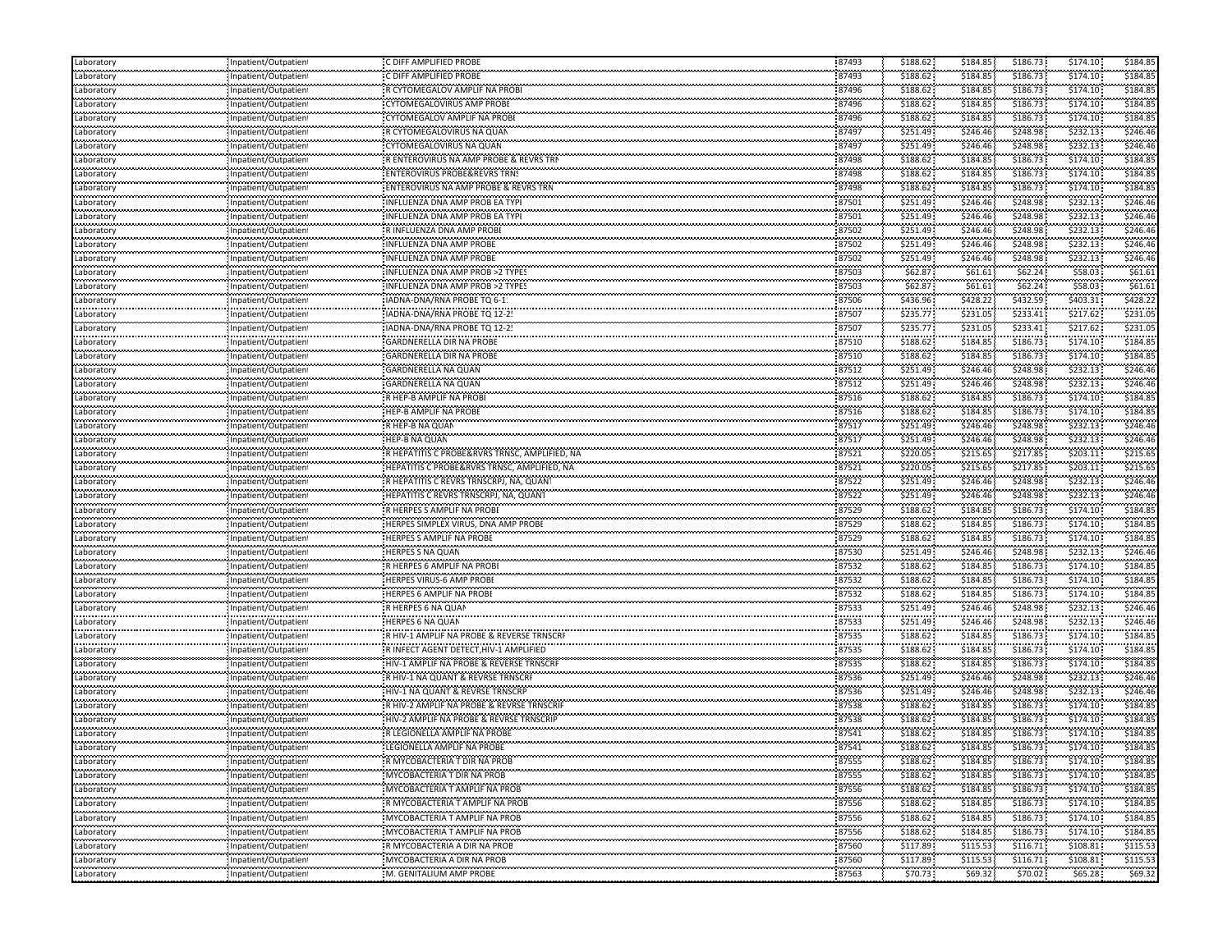| Laboratory | Inpatient/Outpatient | C DIFF AMPLIFIED PROBE | 87493 | $188.62 | $184.85 | $186.73 | $174.10 | $184.85 |
|---|---|---|---|---|---|---|---|---|
| Laboratory | Inpatient/Outpatient | C DIFF AMPLIFIED PROBE | 87493 | $188.62 | $184.85 | $186.73 | $174.10 | $184.85 |
| Laboratory | Inpatient/Outpatient | R CYTOMEGALOV AMPLIF NA PROBI | 87496 | $188.62 | $184.85 | $186.73 | $174.10 | $184.85 |
| Laboratory | Inpatient/Outpatient | CYTOMEGALOVIRUS AMP PROBE | 87496 | $188.62 | $184.85 | $186.73 | $174.10 | $184.85 |
| Laboratory | Inpatient/Outpatient | CYTOMEGALOV AMPLIF NA PROBI | 87496 | $188.62 | $184.85 | $186.73 | $174.10 | $184.85 |
| Laboratory | Inpatient/Outpatient | R CYTOMEGALOVIRUS NA QUAN | 87497 | $251.49 | $246.46 | $248.98 | $232.13 | $246.46 |
| Laboratory | Inpatient/Outpatient | CYTOMEGALOVIRUS NA QUAN | 87497 | $251.49 | $246.46 | $248.98 | $232.13 | $246.46 |
| Laboratory | Inpatient/Outpatient | R ENTEROVIRUS NA AMP PROBE & REVRS TRN | 87498 | $188.62 | $184.85 | $186.73 | $174.10 | $184.85 |
| Laboratory | Inpatient/Outpatient | ENTEROVIRUS PROBE&REVRS TRNS | 87498 | $188.62 | $184.85 | $186.73 | $174.10 | $184.85 |
| Laboratory | Inpatient/Outpatient | ENTEROVIRUS NA AMP PROBE & REVRS TRN | 87498 | $188.62 | $184.85 | $186.73 | $174.10 | $184.85 |
| Laboratory | Inpatient/Outpatient | INFLUENZA DNA AMP PROB EA TYPI | 87501 | $251.49 | $246.46 | $248.98 | $232.13 | $246.46 |
| Laboratory | Inpatient/Outpatient | INFLUENZA DNA AMP PROB EA TYPI | 87501 | $251.49 | $246.46 | $248.98 | $232.13 | $246.46 |
| Laboratory | Inpatient/Outpatient | R INFLUENZA DNA AMP PROBE | 87502 | $251.49 | $246.46 | $248.98 | $232.13 | $246.46 |
| Laboratory | Inpatient/Outpatient | INFLUENZA DNA AMP PROBE | 87502 | $251.49 | $246.46 | $248.98 | $232.13 | $246.46 |
| Laboratory | Inpatient/Outpatient | INFLUENZA DNA AMP PROBE | 87502 | $251.49 | $246.46 | $248.98 | $232.13 | $246.46 |
| Laboratory | Inpatient/Outpatient | INFLUENZA DNA AMP PROB >2 TYPES | 87503 | $62.87 | $61.61 | $62.24 | $58.03 | $61.61 |
| Laboratory | Inpatient/Outpatient | INFLUENZA DNA AMP PROB >2 TYPES | 87503 | $62.87 | $61.61 | $62.24 | $58.03 | $61.61 |
| Laboratory | Inpatient/Outpatient | IADNA-DNA/RNA PROBE TQ 6-1 | 87506 | $436.96 | $428.22 | $432.59 | $403.31 | $428.22 |
| Laboratory | Inpatient/Outpatient | IADNA-DNA/RNA PROBE TQ 12-2! | 87507 | $235.77 | $231.05 | $233.41 | $217.62 | $231.05 |
| Laboratory | Inpatient/Outpatient | IADNA-DNA/RNA PROBE TQ 12-2! | 87507 | $235.77 | $231.05 | $233.41 | $217.62 | $231.05 |
| Laboratory | Inpatient/Outpatient | GARDNERELLA DIR NA PROBE | 87510 | $188.62 | $184.85 | $186.73 | $174.10 | $184.85 |
| Laboratory | Inpatient/Outpatient | GARDNERELLA DIR NA PROBE | 87510 | $188.62 | $184.85 | $186.73 | $174.10 | $184.85 |
| Laboratory | Inpatient/Outpatient | GARDNERELLA NA QUAN | 87512 | $251.49 | $246.46 | $248.98 | $232.13 | $246.46 |
| Laboratory | Inpatient/Outpatient | GARDNERELLA NA QUAN | 87512 | $251.49 | $246.46 | $248.98 | $232.13 | $246.46 |
| Laboratory | Inpatient/Outpatient | R HEP-B AMPLIF NA PROBI | 87516 | $188.62 | $184.85 | $186.73 | $174.10 | $184.85 |
| Laboratory | Inpatient/Outpatient | HEP-B AMPLIF NA PROBE | 87516 | $188.62 | $184.85 | $186.73 | $174.10 | $184.85 |
| Laboratory | Inpatient/Outpatient | R HEP-B NA QUAN | 87517 | $251.49 | $246.46 | $248.98 | $232.13 | $246.46 |
| Laboratory | Inpatient/Outpatient | HEP-B NA QUAN | 87517 | $251.49 | $246.46 | $248.98 | $232.13 | $246.46 |
| Laboratory | Inpatient/Outpatient | R HEPATITIS C PROBE&RVRS TRNSC, AMPLIFIED, NA | 87521 | $220.05 | $215.65 | $217.85 | $203.11 | $215.65 |
| Laboratory | Inpatient/Outpatient | HEPATITIS C PROBE&RVRS TRNSC, AMPLIFIED, NA | 87521 | $220.05 | $215.65 | $217.85 | $203.11 | $215.65 |
| Laboratory | Inpatient/Outpatient | R HEPATITIS C REVRS TRNSCRPJ, NA, QUANT | 87522 | $251.49 | $246.46 | $248.98 | $232.13 | $246.46 |
| Laboratory | Inpatient/Outpatient | HEPATITIS C REVRS TRNSCRPJ, NA, QUANT | 87522 | $251.49 | $246.46 | $248.98 | $232.13 | $246.46 |
| Laboratory | Inpatient/Outpatient | R HERPES S AMPLIF NA PROBE | 87529 | $188.62 | $184.85 | $186.73 | $174.10 | $184.85 |
| Laboratory | Inpatient/Outpatient | HERPES SIMPLEX VIRUS, DNA AMP PROBE | 87529 | $188.62 | $184.85 | $186.73 | $174.10 | $184.85 |
| Laboratory | Inpatient/Outpatient | HERPES S AMPLIF NA PROBE | 87529 | $188.62 | $184.85 | $186.73 | $174.10 | $184.85 |
| Laboratory | Inpatient/Outpatient | HERPES S NA QUAN | 87530 | $251.49 | $246.46 | $248.98 | $232.13 | $246.46 |
| Laboratory | Inpatient/Outpatient | R HERPES 6 AMPLIF NA PROBI | 87532 | $188.62 | $184.85 | $186.73 | $174.10 | $184.85 |
| Laboratory | Inpatient/Outpatient | HERPES VIRUS-6 AMP PROBE | 87532 | $188.62 | $184.85 | $186.73 | $174.10 | $184.85 |
| Laboratory | Inpatient/Outpatient | HERPES 6 AMPLIF NA PROBI | 87532 | $188.62 | $184.85 | $186.73 | $174.10 | $184.85 |
| Laboratory | Inpatient/Outpatient | R HERPES 6 NA QUAN | 87533 | $251.49 | $246.46 | $248.98 | $232.13 | $246.46 |
| Laboratory | Inpatient/Outpatient | HERPES 6 NA QUAN | 87533 | $251.49 | $246.46 | $248.98 | $232.13 | $246.46 |
| Laboratory | Inpatient/Outpatient | R HIV-1 AMPLIF NA PROBE & REVERSE TRNSCRF | 87535 | $188.62 | $184.85 | $186.73 | $174.10 | $184.85 |
| Laboratory | Inpatient/Outpatient | R INFECT AGENT DETECT,HIV-1 AMPLIFIED | 87535 | $188.62 | $184.85 | $186.73 | $174.10 | $184.85 |
| Laboratory | Inpatient/Outpatient | HIV-1 AMPLIF NA PROBE & REVERSE TRNSCRF | 87535 | $188.62 | $184.85 | $186.73 | $174.10 | $184.85 |
| Laboratory | Inpatient/Outpatient | R HIV-1 NA QUANT & REVRSE TRNSCRF | 87536 | $251.49 | $246.46 | $248.98 | $232.13 | $246.46 |
| Laboratory | Inpatient/Outpatient | HIV-1 NA QUANT & REVRSE TRNSCRP | 87536 | $251.49 | $246.46 | $248.98 | $232.13 | $246.46 |
| Laboratory | Inpatient/Outpatient | R HIV-2 AMPLIF NA PROBE & REVRSE TRNSCRIF | 87538 | $188.62 | $184.85 | $186.73 | $174.10 | $184.85 |
| Laboratory | Inpatient/Outpatient | HIV-2 AMPLIF NA PROBE & REVRSE TRNSCRIP | 87538 | $188.62 | $184.85 | $186.73 | $174.10 | $184.85 |
| Laboratory | Inpatient/Outpatient | R LEGIONELLA AMPLIF NA PROBE | 87541 | $188.62 | $184.85 | $186.73 | $174.10 | $184.85 |
| Laboratory | Inpatient/Outpatient | LEGIONELLA AMPLIF NA PROBE | 87541 | $188.62 | $184.85 | $186.73 | $174.10 | $184.85 |
| Laboratory | Inpatient/Outpatient | R MYCOBACTERIA T DIR NA PROB | 87555 | $188.62 | $184.85 | $186.73 | $174.10 | $184.85 |
| Laboratory | Inpatient/Outpatient | MYCOBACTERIA T DIR NA PROB | 87555 | $188.62 | $184.85 | $186.73 | $174.10 | $184.85 |
| Laboratory | Inpatient/Outpatient | MYCOBACTERIA T AMPLIF NA PROB | 87556 | $188.62 | $184.85 | $186.73 | $174.10 | $184.85 |
| Laboratory | Inpatient/Outpatient | R MYCOBACTERIA T AMPLIF NA PROB | 87556 | $188.62 | $184.85 | $186.73 | $174.10 | $184.85 |
| Laboratory | Inpatient/Outpatient | MYCOBACTERIA T AMPLIF NA PROB | 87556 | $188.62 | $184.85 | $186.73 | $174.10 | $184.85 |
| Laboratory | Inpatient/Outpatient | MYCOBACTERIA T AMPLIF NA PROB | 87556 | $188.62 | $184.85 | $186.73 | $174.10 | $184.85 |
| Laboratory | Inpatient/Outpatient | R MYCOBACTERIA A DIR NA PROB | 87560 | $117.89 | $115.53 | $116.71 | $108.81 | $115.53 |
| Laboratory | Inpatient/Outpatient | MYCOBACTERIA A DIR NA PROB | 87560 | $117.89 | $115.53 | $116.71 | $108.81 | $115.53 |
| Laboratory | Inpatient/Outpatient | M. GENITALIUM AMP PROBE | 87563 | $70.73 | $69.32 | $70.02 | $65.28 | $69.32 |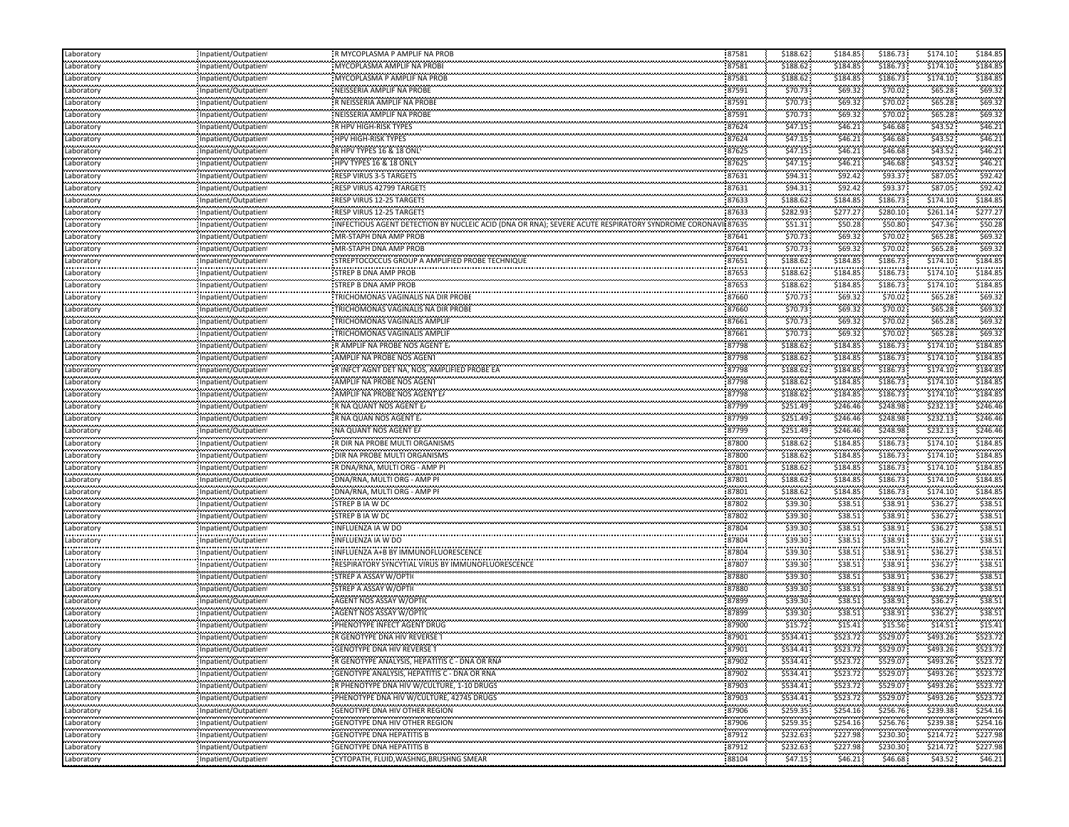| | | | | | | | | |
|---|---|---|---|---|---|---|---|---|
| Laboratory | Inpatient/Outpatient | R MYCOPLASMA P AMPLIF NA PROB | 87581 | $188.62 | $184.85 | $186.73 | $174.10 | $184.85 |
| Laboratory | Inpatient/Outpatient | MYCOPLASMA AMPLIF NA PROBE | 87581 | $188.62 | $184.85 | $186.73 | $174.10 | $184.85 |
| Laboratory | Inpatient/Outpatient | MYCOPLASMA P AMPLIF NA PROB | 87581 | $188.62 | $184.85 | $186.73 | $174.10 | $184.85 |
| Laboratory | Inpatient/Outpatient | NEISSERIA AMPLIF NA PROBE | 87591 | $70.73 | $69.32 | $70.02 | $65.28 | $69.32 |
| Laboratory | Inpatient/Outpatient | R NEISSERIA AMPLIF NA PROBE | 87591 | $70.73 | $69.32 | $70.02 | $65.28 | $69.32 |
| Laboratory | Inpatient/Outpatient | NEISSERIA AMPLIF NA PROBE | 87591 | $70.73 | $69.32 | $70.02 | $65.28 | $69.32 |
| Laboratory | Inpatient/Outpatient | R HPV HIGH-RISK TYPES | 87624 | $47.15 | $46.21 | $46.68 | $43.52 | $46.21 |
| Laboratory | Inpatient/Outpatient | HPV HIGH-RISK TYPES | 87624 | $47.15 | $46.21 | $46.68 | $43.52 | $46.21 |
| Laboratory | Inpatient/Outpatient | R HPV TYPES 16 & 18 ONLY | 87625 | $47.15 | $46.21 | $46.68 | $43.52 | $46.21 |
| Laboratory | Inpatient/Outpatient | HPV TYPES 16 & 18 ONLY | 87625 | $47.15 | $46.21 | $46.68 | $43.52 | $46.21 |
| Laboratory | Inpatient/Outpatient | RESP VIRUS 3-5 TARGETS | 87631 | $94.31 | $92.42 | $93.37 | $87.05 | $92.42 |
| Laboratory | Inpatient/Outpatient | RESP VIRUS 42799 TARGETS | 87631 | $94.31 | $92.42 | $93.37 | $87.05 | $92.42 |
| Laboratory | Inpatient/Outpatient | RESP VIRUS 12-25 TARGETS | 87633 | $188.62 | $184.85 | $186.73 | $174.10 | $184.85 |
| Laboratory | Inpatient/Outpatient | RESP VIRUS 12-25 TARGETS | 87633 | $282.93 | $277.27 | $280.10 | $261.14 | $277.27 |
| Laboratory | Inpatient/Outpatient | INFECTIOUS AGENT DETECTION BY NUCLEIC ACID (DNA OR RNA); SEVERE ACUTE RESPIRATORY SYNDROME CORONAVI | 87635 | $51.31 | $50.28 | $50.80 | $47.36 | $50.28 |
| Laboratory | Inpatient/Outpatient | MR-STAPH DNA AMP PROB | 87641 | $70.73 | $69.32 | $70.02 | $65.28 | $69.32 |
| Laboratory | Inpatient/Outpatient | MR-STAPH DNA AMP PROB | 87641 | $70.73 | $69.32 | $70.02 | $65.28 | $69.32 |
| Laboratory | Inpatient/Outpatient | STREPTOCOCCUS GROUP A AMPLIFIED PROBE TECHNIQUE | 87651 | $188.62 | $184.85 | $186.73 | $174.10 | $184.85 |
| Laboratory | Inpatient/Outpatient | STREP B DNA AMP PROB | 87653 | $188.62 | $184.85 | $186.73 | $174.10 | $184.85 |
| Laboratory | Inpatient/Outpatient | STREP B DNA AMP PROB | 87653 | $188.62 | $184.85 | $186.73 | $174.10 | $184.85 |
| Laboratory | Inpatient/Outpatient | TRICHOMONAS VAGINALIS NA DIR PROBE | 87660 | $70.73 | $69.32 | $70.02 | $65.28 | $69.32 |
| Laboratory | Inpatient/Outpatient | TRICHOMONAS VAGINALIS NA DIR PROBE | 87660 | $70.73 | $69.32 | $70.02 | $65.28 | $69.32 |
| Laboratory | Inpatient/Outpatient | TRICHOMONAS VAGINALIS AMPLIF | 87661 | $70.73 | $69.32 | $70.02 | $65.28 | $69.32 |
| Laboratory | Inpatient/Outpatient | TRICHOMONAS VAGINALIS AMPLIF | 87661 | $70.73 | $69.32 | $70.02 | $65.28 | $69.32 |
| Laboratory | Inpatient/Outpatient | R AMPLIF NA PROBE NOS AGENT EA | 87798 | $188.62 | $184.85 | $186.73 | $174.10 | $184.85 |
| Laboratory | Inpatient/Outpatient | AMPLIF NA PROBE NOS AGENT | 87798 | $188.62 | $184.85 | $186.73 | $174.10 | $184.85 |
| Laboratory | Inpatient/Outpatient | R INFCT AGNT DET NA, NOS, AMPLIFIED PROBE EA | 87798 | $188.62 | $184.85 | $186.73 | $174.10 | $184.85 |
| Laboratory | Inpatient/Outpatient | AMPLIF NA PROBE NOS AGENT | 87798 | $188.62 | $184.85 | $186.73 | $174.10 | $184.85 |
| Laboratory | Inpatient/Outpatient | AMPLIF NA PROBE NOS AGENT EA | 87798 | $188.62 | $184.85 | $186.73 | $174.10 | $184.85 |
| Laboratory | Inpatient/Outpatient | R NA QUANT NOS AGENT EA | 87799 | $251.49 | $246.46 | $248.98 | $232.13 | $246.46 |
| Laboratory | Inpatient/Outpatient | R NA QUAN NOS AGENT EA | 87799 | $251.49 | $246.46 | $248.98 | $232.13 | $246.46 |
| Laboratory | Inpatient/Outpatient | NA QUANT NOS AGENT EA | 87799 | $251.49 | $246.46 | $248.98 | $232.13 | $246.46 |
| Laboratory | Inpatient/Outpatient | R DIR NA PROBE MULTI ORGANISMS | 87800 | $188.62 | $184.85 | $186.73 | $174.10 | $184.85 |
| Laboratory | Inpatient/Outpatient | DIR NA PROBE MULTI ORGANISMS | 87800 | $188.62 | $184.85 | $186.73 | $174.10 | $184.85 |
| Laboratory | Inpatient/Outpatient | R DNA/RNA, MULTI ORG - AMP PF | 87801 | $188.62 | $184.85 | $186.73 | $174.10 | $184.85 |
| Laboratory | Inpatient/Outpatient | DNA/RNA, MULTI ORG - AMP PF | 87801 | $188.62 | $184.85 | $186.73 | $174.10 | $184.85 |
| Laboratory | Inpatient/Outpatient | DNA/RNA, MULTI ORG - AMP PF | 87801 | $188.62 | $184.85 | $186.73 | $174.10 | $184.85 |
| Laboratory | Inpatient/Outpatient | STREP B IA W DO | 87802 | $39.30 | $38.51 | $38.91 | $36.27 | $38.51 |
| Laboratory | Inpatient/Outpatient | STREP B IA W DO | 87802 | $39.30 | $38.51 | $38.91 | $36.27 | $38.51 |
| Laboratory | Inpatient/Outpatient | INFLUENZA IA W DO | 87804 | $39.30 | $38.51 | $38.91 | $36.27 | $38.51 |
| Laboratory | Inpatient/Outpatient | INFLUENZA IA W DO | 87804 | $39.30 | $38.51 | $38.91 | $36.27 | $38.51 |
| Laboratory | Inpatient/Outpatient | INFLUENZA A+B BY IMMUNOFLUORESCENCE | 87804 | $39.30 | $38.51 | $38.91 | $36.27 | $38.51 |
| Laboratory | Inpatient/Outpatient | RESPIRATORY SYNCYTIAL VIRUS BY IMMUNOFLUORESCENCE | 87807 | $39.30 | $38.51 | $38.91 | $36.27 | $38.51 |
| Laboratory | Inpatient/Outpatient | STREP A ASSAY W/OPTIC | 87880 | $39.30 | $38.51 | $38.91 | $36.27 | $38.51 |
| Laboratory | Inpatient/Outpatient | STREP A ASSAY W/OPTIC | 87880 | $39.30 | $38.51 | $38.91 | $36.27 | $38.51 |
| Laboratory | Inpatient/Outpatient | AGENT NOS ASSAY W/OPTIC | 87899 | $39.30 | $38.51 | $38.91 | $36.27 | $38.51 |
| Laboratory | Inpatient/Outpatient | AGENT NOS ASSAY W/OPTIC | 87899 | $39.30 | $38.51 | $38.91 | $36.27 | $38.51 |
| Laboratory | Inpatient/Outpatient | PHENOTYPE INFECT AGENT DRUG | 87900 | $15.72 | $15.41 | $15.56 | $14.51 | $15.41 |
| Laboratory | Inpatient/Outpatient | R GENOTYPE DNA HIV REVERSE T | 87901 | $534.41 | $523.72 | $529.07 | $493.26 | $523.72 |
| Laboratory | Inpatient/Outpatient | GENOTYPE DNA HIV REVERSE T | 87901 | $534.41 | $523.72 | $529.07 | $493.26 | $523.72 |
| Laboratory | Inpatient/Outpatient | R GENOTYPE ANALYSIS, HEPATITIS C - DNA OR RNA | 87902 | $534.41 | $523.72 | $529.07 | $493.26 | $523.72 |
| Laboratory | Inpatient/Outpatient | GENOTYPE ANALYSIS, HEPATITIS C - DNA OR RNA | 87902 | $534.41 | $523.72 | $529.07 | $493.26 | $523.72 |
| Laboratory | Inpatient/Outpatient | R PHENOTYPE DNA HIV W/CULTURE, 1-10 DRUGS | 87903 | $534.41 | $523.72 | $529.07 | $493.26 | $523.72 |
| Laboratory | Inpatient/Outpatient | PHENOTYPE DNA HIV W/CULTURE, 42745 DRUGS | 87903 | $534.41 | $523.72 | $529.07 | $493.26 | $523.72 |
| Laboratory | Inpatient/Outpatient | GENOTYPE DNA HIV OTHER REGION | 87906 | $259.35 | $254.16 | $256.76 | $239.38 | $254.16 |
| Laboratory | Inpatient/Outpatient | GENOTYPE DNA HIV OTHER REGION | 87906 | $259.35 | $254.16 | $256.76 | $239.38 | $254.16 |
| Laboratory | Inpatient/Outpatient | GENOTYPE DNA HEPATITIS B | 87912 | $232.63 | $227.98 | $230.30 | $214.72 | $227.98 |
| Laboratory | Inpatient/Outpatient | GENOTYPE DNA HEPATITIS B | 87912 | $232.63 | $227.98 | $230.30 | $214.72 | $227.98 |
| Laboratory | Inpatient/Outpatient | CYTOPATH, FLUID,WASHNG,BRUSHNG SMEAR | 88104 | $47.15 | $46.21 | $46.68 | $43.52 | $46.21 |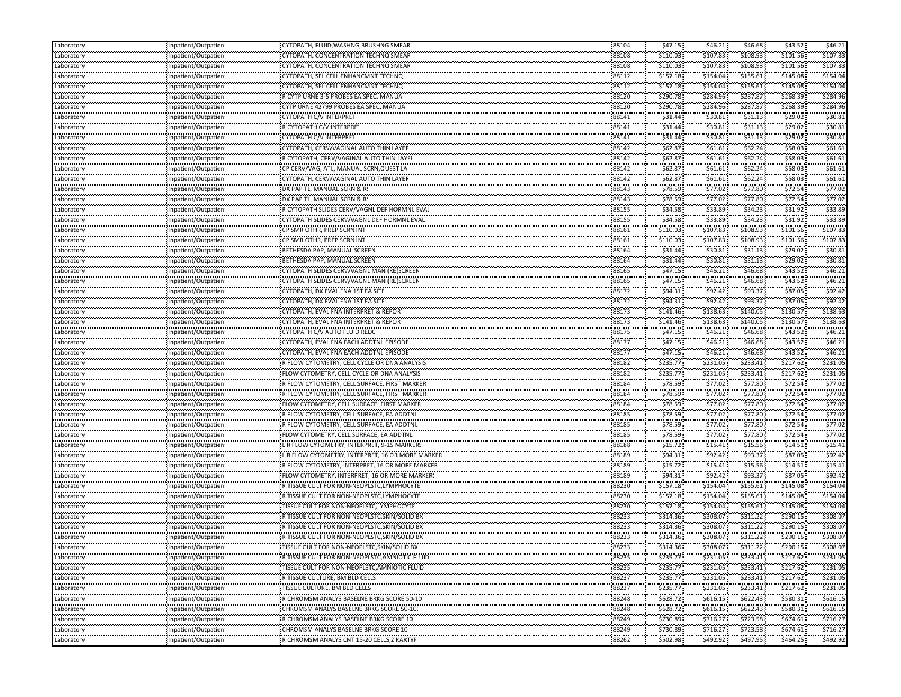| Laboratory | Inpatient/Outpatient | CYTOPATH, FLUID,WASHNG,BRUSHNG SMEAR | 88104 | $47.15 | $46.21 | $46.68 | $43.52 | $46.21 |
|---|---|---|---|---|---|---|---|---|
| Laboratory | Inpatient/Outpatient | CYTOPATH, CONCENTRATION TECHNQ SMEAR | 88108 | $110.03 | $107.83 | $108.93 | $101.56 | $107.83 |
| Laboratory | Inpatient/Outpatient | CYTOPATH, CONCENTRATION TECHNQ SMEAR | 88108 | $110.03 | $107.83 | $108.93 | $101.56 | $107.83 |
| Laboratory | Inpatient/Outpatient | CYTOPATH, SEL CELL ENHANCMNT TECHNQ | 88112 | $157.18 | $154.04 | $155.61 | $145.08 | $154.04 |
| Laboratory | Inpatient/Outpatient | CYTOPATH, SEL CELL ENHANCMNT TECHNQ | 88112 | $157.18 | $154.04 | $155.61 | $145.08 | $154.04 |
| Laboratory | Inpatient/Outpatient | R CYTP URNE 3-5 PROBES EA SPEC, MANUA | 88120 | $290.78 | $284.96 | $287.87 | $268.39 | $284.96 |
| Laboratory | Inpatient/Outpatient | CYTP URNE 42799 PROBES EA SPEC, MANUA | 88120 | $290.78 | $284.96 | $287.87 | $268.39 | $284.96 |
| Laboratory | Inpatient/Outpatient | CYTOPATH C/V INTERPRET | 88141 | $31.44 | $30.81 | $31.13 | $29.02 | $30.81 |
| Laboratory | Inpatient/Outpatient | R CYTOPATH C/V INTERPRE | 88141 | $31.44 | $30.81 | $31.13 | $29.02 | $30.81 |
| Laboratory | Inpatient/Outpatient | CYTOPATH C/V INTERPRET | 88141 | $31.44 | $30.81 | $31.13 | $29.02 | $30.81 |
| Laboratory | Inpatient/Outpatient | CYTOPATH, CERV/VAGINAL AUTO THIN LAYER | 88142 | $62.87 | $61.61 | $62.24 | $58.03 | $61.61 |
| Laboratory | Inpatient/Outpatient | R CYTOPATH, CERV/VAGINAL AUTO THIN LAYEI | 88142 | $62.87 | $61.61 | $62.24 | $58.03 | $61.61 |
| Laboratory | Inpatient/Outpatient | CP CERV/VAG, ATL, MANUAL SCRN,QUEST LAI | 88142 | $62.87 | $61.61 | $62.24 | $58.03 | $61.61 |
| Laboratory | Inpatient/Outpatient | CYTOPATH, CERV/VAGINAL AUTO THIN LAYER | 88142 | $62.87 | $61.61 | $62.24 | $58.03 | $61.61 |
| Laboratory | Inpatient/Outpatient | DX PAP TL, MANUAL SCRN & R! | 88143 | $78.59 | $77.02 | $77.80 | $72.54 | $77.02 |
| Laboratory | Inpatient/Outpatient | DX PAP TL, MANUAL SCRN & R! | 88143 | $78.59 | $77.02 | $77.80 | $72.54 | $77.02 |
| Laboratory | Inpatient/Outpatient | R CYTOPATH SLIDES CERV/VAGNL DEF HORMNL EVAL | 88155 | $34.58 | $33.89 | $34.23 | $31.92 | $33.89 |
| Laboratory | Inpatient/Outpatient | CYTOPATH SLIDES CERV/VAGNL DEF HORMNL EVAL | 88155 | $34.58 | $33.89 | $34.23 | $31.92 | $33.89 |
| Laboratory | Inpatient/Outpatient | CP SMR OTHR, PREP SCRN INT | 88161 | $110.03 | $107.83 | $108.93 | $101.56 | $107.83 |
| Laboratory | Inpatient/Outpatient | CP SMR OTHR, PREP SCRN INT | 88161 | $110.03 | $107.83 | $108.93 | $101.56 | $107.83 |
| Laboratory | Inpatient/Outpatient | BETHESDA PAP, MANUAL SCREEN | 88164 | $31.44 | $30.81 | $31.13 | $29.02 | $30.81 |
| Laboratory | Inpatient/Outpatient | BETHESDA PAP, MANUAL SCREEN | 88164 | $31.44 | $30.81 | $31.13 | $29.02 | $30.81 |
| Laboratory | Inpatient/Outpatient | CYTOPATH SLIDES CERV/VAGNL MAN (RE)SCREEN | 88165 | $47.15 | $46.21 | $46.68 | $43.52 | $46.21 |
| Laboratory | Inpatient/Outpatient | CYTOPATH SLIDES CERV/VAGNL MAN (RE)SCREEN | 88165 | $47.15 | $46.21 | $46.68 | $43.52 | $46.21 |
| Laboratory | Inpatient/Outpatient | CYTOPATH, DX EVAL FNA 1ST EA SITE | 88172 | $94.31 | $92.42 | $93.37 | $87.05 | $92.42 |
| Laboratory | Inpatient/Outpatient | CYTOPATH, DX EVAL FNA 1ST EA SITE | 88172 | $94.31 | $92.42 | $93.37 | $87.05 | $92.42 |
| Laboratory | Inpatient/Outpatient | CYTOPATH, EVAL FNA INTERPRET & REPORT | 88173 | $141.46 | $138.63 | $140.05 | $130.57 | $138.63 |
| Laboratory | Inpatient/Outpatient | CYTOPATH, EVAL FNA INTERPRET & REPORT | 88173 | $141.46 | $138.63 | $140.05 | $130.57 | $138.63 |
| Laboratory | Inpatient/Outpatient | CYTOPATH C/V AUTO FLUID REDC | 88175 | $47.15 | $46.21 | $46.68 | $43.52 | $46.21 |
| Laboratory | Inpatient/Outpatient | CYTOPATH, EVAL FNA EACH ADDTNL EPISODE | 88177 | $47.15 | $46.21 | $46.68 | $43.52 | $46.21 |
| Laboratory | Inpatient/Outpatient | CYTOPATH, EVAL FNA EACH ADDTNL EPISODE | 88177 | $47.15 | $46.21 | $46.68 | $43.52 | $46.21 |
| Laboratory | Inpatient/Outpatient | R FLOW CYTOMETRY, CELL CYCLE OR DNA ANALYSIS | 88182 | $235.77 | $231.05 | $233.41 | $217.62 | $231.05 |
| Laboratory | Inpatient/Outpatient | FLOW CYTOMETRY, CELL CYCLE OR DNA ANALYSIS | 88182 | $235.77 | $231.05 | $233.41 | $217.62 | $231.05 |
| Laboratory | Inpatient/Outpatient | R FLOW CYTOMETRY, CELL SURFACE, FIRST MARKER | 88184 | $78.59 | $77.02 | $77.80 | $72.54 | $77.02 |
| Laboratory | Inpatient/Outpatient | R FLOW CYTOMETRY, CELL SURFACE, FIRST MARKER | 88184 | $78.59 | $77.02 | $77.80 | $72.54 | $77.02 |
| Laboratory | Inpatient/Outpatient | FLOW CYTOMETRY, CELL SURFACE, FIRST MARKER | 88184 | $78.59 | $77.02 | $77.80 | $72.54 | $77.02 |
| Laboratory | Inpatient/Outpatient | R FLOW CYTOMETRY, CELL SURFACE, EA ADDTNL | 88185 | $78.59 | $77.02 | $77.80 | $72.54 | $77.02 |
| Laboratory | Inpatient/Outpatient | R FLOW CYTOMETRY, CELL SURFACE, EA ADDTNL | 88185 | $78.59 | $77.02 | $77.80 | $72.54 | $77.02 |
| Laboratory | Inpatient/Outpatient | FLOW CYTOMETRY, CELL SURFACE, EA ADDTNL | 88185 | $78.59 | $77.02 | $77.80 | $72.54 | $77.02 |
| Laboratory | Inpatient/Outpatient | L R FLOW CYTOMETRY, INTERPRET, 9-15 MARKERS | 88188 | $15.72 | $15.41 | $15.56 | $14.51 | $15.41 |
| Laboratory | Inpatient/Outpatient | L R FLOW CYTOMETRY, INTERPRET, 16 OR MORE MARKER | 88189 | $94.31 | $92.42 | $93.37 | $87.05 | $92.42 |
| Laboratory | Inpatient/Outpatient | R FLOW CYTOMETRY, INTERPRET, 16 OR MORE MARKER | 88189 | $15.72 | $15.41 | $15.56 | $14.51 | $15.41 |
| Laboratory | Inpatient/Outpatient | FLOW CYTOMETRY, INTERPRET, 16 OR MORE MARKER! | 88189 | $94.31 | $92.42 | $93.37 | $87.05 | $92.42 |
| Laboratory | Inpatient/Outpatient | R TISSUE CULT FOR NON-NEOPLSTC,LYMPHOCYTE | 88230 | $157.18 | $154.04 | $155.61 | $145.08 | $154.04 |
| Laboratory | Inpatient/Outpatient | R TISSUE CULT FOR NON-NEOPLSTC,LYMPHOCYTE | 88230 | $157.18 | $154.04 | $155.61 | $145.08 | $154.04 |
| Laboratory | Inpatient/Outpatient | TISSUE CULT FOR NON-NEOPLSTC,LYMPHOCYTE | 88230 | $157.18 | $154.04 | $155.61 | $145.08 | $154.04 |
| Laboratory | Inpatient/Outpatient | R TISSUE CULT FOR NON-NEOPLSTC,SKIN/SOLID BX | 88233 | $314.36 | $308.07 | $311.22 | $290.15 | $308.07 |
| Laboratory | Inpatient/Outpatient | R TISSUE CULT FOR NON-NEOPLSTC,SKIN/SOLID BX | 88233 | $314.36 | $308.07 | $311.22 | $290.15 | $308.07 |
| Laboratory | Inpatient/Outpatient | R TISSUE CULT FOR NON-NEOPLSTC,SKIN/SOLID BX | 88233 | $314.36 | $308.07 | $311.22 | $290.15 | $308.07 |
| Laboratory | Inpatient/Outpatient | TISSUE CULT FOR NON-NEOPLSTC,SKIN/SOLID BX | 88233 | $314.36 | $308.07 | $311.22 | $290.15 | $308.07 |
| Laboratory | Inpatient/Outpatient | R TISSUE CULT FOR NON-NEOPLSTC,AMNIOTIC FLUID | 88235 | $235.77 | $231.05 | $233.41 | $217.62 | $231.05 |
| Laboratory | Inpatient/Outpatient | TISSUE CULT FOR NON-NEOPLSTC,AMNIOTIC FLUID | 88235 | $235.77 | $231.05 | $233.41 | $217.62 | $231.05 |
| Laboratory | Inpatient/Outpatient | R TISSUE CULTURE, BM BLD CELLS | 88237 | $235.77 | $231.05 | $233.41 | $217.62 | $231.05 |
| Laboratory | Inpatient/Outpatient | TISSUE CULTURE, BM BLD CELLS | 88237 | $235.77 | $231.05 | $233.41 | $217.62 | $231.05 |
| Laboratory | Inpatient/Outpatient | R CHROMSM ANALYS BASELNE BRKG SCORE 50-10 | 88248 | $628.72 | $616.15 | $622.43 | $580.31 | $616.15 |
| Laboratory | Inpatient/Outpatient | CHROMSM ANALYS BASELNE BRKG SCORE 50-10( | 88248 | $628.72 | $616.15 | $622.43 | $580.31 | $616.15 |
| Laboratory | Inpatient/Outpatient | R CHROMSM ANALYS BASELNE BRKG SCORE 10 | 88249 | $730.89 | $716.27 | $723.58 | $674.61 | $716.27 |
| Laboratory | Inpatient/Outpatient | CHROMSM ANALYS BASELNE BRKG SCORE 10( | 88249 | $730.89 | $716.27 | $723.58 | $674.61 | $716.27 |
| Laboratory | Inpatient/Outpatient | R CHROMSM ANALYS CNT 15-20 CELLS,2 KARTYI | 88262 | $502.98 | $492.92 | $497.95 | $464.25 | $492.92 |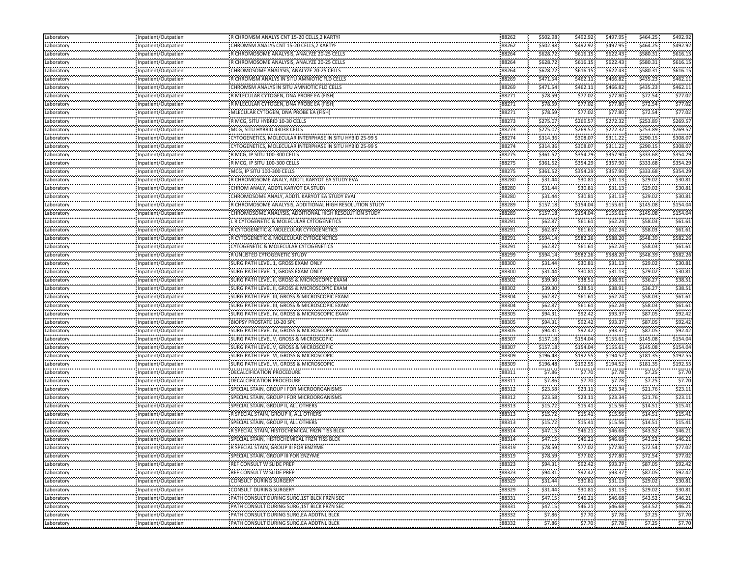| | | | | | | | | |
|---|---|---|---|---|---|---|---|---|
| Laboratory | Inpatient/Outpatient | R CHROMSM ANALYS CNT 15-20 CELLS,2 KARTYF | 88262 | $502.98 | $492.92 | $497.95 | $464.25 | $492.92 |
| Laboratory | Inpatient/Outpatient | CHROMSM ANALYS CNT 15-20 CELLS,2 KARTYF | 88262 | $502.98 | $492.92 | $497.95 | $464.25 | $492.92 |
| Laboratory | Inpatient/Outpatient | R CHROMOSOME ANALYSIS, ANALYZE 20-25 CELLS | 88264 | $628.72 | $616.15 | $622.43 | $580.31 | $616.15 |
| Laboratory | Inpatient/Outpatient | R CHROMOSOME ANALYSIS, ANALYZE 20-25 CELLS | 88264 | $628.72 | $616.15 | $622.43 | $580.31 | $616.15 |
| Laboratory | Inpatient/Outpatient | CHROMOSOME ANALYSIS, ANALYZE 20-25 CELLS | 88264 | $628.72 | $616.15 | $622.43 | $580.31 | $616.15 |
| Laboratory | Inpatient/Outpatient | R CHROMSM ANALYS IN SITU AMNIOTIC FLD CELLS | 88269 | $471.54 | $462.11 | $466.82 | $435.23 | $462.11 |
| Laboratory | Inpatient/Outpatient | CHROMSM ANALYS IN SITU AMNIOTIC FLD CELLS | 88269 | $471.54 | $462.11 | $466.82 | $435.23 | $462.11 |
| Laboratory | Inpatient/Outpatient | R MLECULAR CYTOGEN, DNA PROBE EA (FISH) | 88271 | $78.59 | $77.02 | $77.80 | $72.54 | $77.02 |
| Laboratory | Inpatient/Outpatient | R MLECULAR CYTOGEN, DNA PROBE EA (FISH) | 88271 | $78.59 | $77.02 | $77.80 | $72.54 | $77.02 |
| Laboratory | Inpatient/Outpatient | MLECULAR CYTOGEN, DNA PROBE EA (FISH) | 88271 | $78.59 | $77.02 | $77.80 | $72.54 | $77.02 |
| Laboratory | Inpatient/Outpatient | R MCG, SITU HYBRID 10-30 CELLS | 88273 | $275.07 | $269.57 | $272.32 | $253.89 | $269.57 |
| Laboratory | Inpatient/Outpatient | MCG, SITU HYBRID 43038 CELLS | 88273 | $275.07 | $269.57 | $272.32 | $253.89 | $269.57 |
| Laboratory | Inpatient/Outpatient | CYTOGENETICS, MOLECULAR INTERPHASE IN SITU HYBID 25-99 S | 88274 | $314.36 | $308.07 | $311.22 | $290.15 | $308.07 |
| Laboratory | Inpatient/Outpatient | CYTOGENETICS, MOLECULAR INTERPHASE IN SITU HYBID 25-99 S | 88274 | $314.36 | $308.07 | $311.22 | $290.15 | $308.07 |
| Laboratory | Inpatient/Outpatient | R MCG, IP SITU 100-300 CELLS | 88275 | $361.52 | $354.29 | $357.90 | $333.68 | $354.29 |
| Laboratory | Inpatient/Outpatient | R MCG, IP SITU 100-300 CELLS | 88275 | $361.52 | $354.29 | $357.90 | $333.68 | $354.29 |
| Laboratory | Inpatient/Outpatient | MCG, IP SITU 100-300 CELLS | 88275 | $361.52 | $354.29 | $357.90 | $333.68 | $354.29 |
| Laboratory | Inpatient/Outpatient | R CHROMOSOME ANALY, ADDTL KARYOT EA STUDY EVA | 88280 | $31.44 | $30.81 | $31.13 | $29.02 | $30.81 |
| Laboratory | Inpatient/Outpatient | CHROM ANALY, ADDTL KARYOT EA STUDY | 88280 | $31.44 | $30.81 | $31.13 | $29.02 | $30.81 |
| Laboratory | Inpatient/Outpatient | CHROMOSOME ANALY, ADDTL KARYOT EA STUDY EVAI | 88280 | $31.44 | $30.81 | $31.13 | $29.02 | $30.81 |
| Laboratory | Inpatient/Outpatient | R CHROMOSOME ANALYSIS, ADDITIONAL HIGH RESOLUTION STUDY | 88289 | $157.18 | $154.04 | $155.61 | $145.08 | $154.04 |
| Laboratory | Inpatient/Outpatient | CHROMOSOME ANALYSIS, ADDITIONAL HIGH RESOLUTION STUDY | 88289 | $157.18 | $154.04 | $155.61 | $145.08 | $154.04 |
| Laboratory | Inpatient/Outpatient | L R CYTOGENETIC & MOLECULAR CYTOGENETICS | 88291 | $62.87 | $61.61 | $62.24 | $58.03 | $61.61 |
| Laboratory | Inpatient/Outpatient | R CYTOGENETIC & MOLECULAR CYTOGENETICS | 88291 | $62.87 | $61.61 | $62.24 | $58.03 | $61.61 |
| Laboratory | Inpatient/Outpatient | R CYTOGENETIC & MOLECULAR CYTOGENETICS | 88291 | $594.14 | $582.26 | $588.20 | $548.39 | $582.26 |
| Laboratory | Inpatient/Outpatient | CYTOGENETIC & MOLECULAR CYTOGENETICS | 88291 | $62.87 | $61.61 | $62.24 | $58.03 | $61.61 |
| Laboratory | Inpatient/Outpatient | R UNLISTED CYTOGENETIC STUDY | 88299 | $594.14 | $582.26 | $588.20 | $548.39 | $582.26 |
| Laboratory | Inpatient/Outpatient | SURG PATH LEVEL 1, GROSS EXAM ONLY | 88300 | $31.44 | $30.81 | $31.13 | $29.02 | $30.81 |
| Laboratory | Inpatient/Outpatient | SURG PATH LEVEL 1, GROSS EXAM ONLY | 88300 | $31.44 | $30.81 | $31.13 | $29.02 | $30.81 |
| Laboratory | Inpatient/Outpatient | SURG PATH LEVEL II, GROSS & MICROSCOPIC EXAM | 88302 | $39.30 | $38.51 | $38.91 | $36.27 | $38.51 |
| Laboratory | Inpatient/Outpatient | SURG PATH LEVEL II, GROSS & MICROSCOPIC EXAM | 88302 | $39.30 | $38.51 | $38.91 | $36.27 | $38.51 |
| Laboratory | Inpatient/Outpatient | SURG PATH LEVEL III, GROSS & MICROSCOPIC EXAM | 88304 | $62.87 | $61.61 | $62.24 | $58.03 | $61.61 |
| Laboratory | Inpatient/Outpatient | SURG PATH LEVEL III, GROSS & MICROSCOPIC EXAM | 88304 | $62.87 | $61.61 | $62.24 | $58.03 | $61.61 |
| Laboratory | Inpatient/Outpatient | SURG PATH LEVEL IV, GROSS & MICROSCOPIC EXAM | 88305 | $94.31 | $92.42 | $93.37 | $87.05 | $92.42 |
| Laboratory | Inpatient/Outpatient | BIOPSY PROSTATE 10-20 SPC | 88305 | $94.31 | $92.42 | $93.37 | $87.05 | $92.42 |
| Laboratory | Inpatient/Outpatient | SURG PATH LEVEL IV, GROSS & MICROSCOPIC EXAM | 88305 | $94.31 | $92.42 | $93.37 | $87.05 | $92.42 |
| Laboratory | Inpatient/Outpatient | SURG PATH LEVEL V, GROSS & MICROSCOPIC | 88307 | $157.18 | $154.04 | $155.61 | $145.08 | $154.04 |
| Laboratory | Inpatient/Outpatient | SURG PATH LEVEL V, GROSS & MICROSCOPIC | 88307 | $157.18 | $154.04 | $155.61 | $145.08 | $154.04 |
| Laboratory | Inpatient/Outpatient | SURG PATH LEVEL VI, GROSS & MICROSCOPIC | 88309 | $196.48 | $192.55 | $194.52 | $181.35 | $192.55 |
| Laboratory | Inpatient/Outpatient | SURG PATH LEVEL VI, GROSS & MICROSCOPIC | 88309 | $196.48 | $192.55 | $194.52 | $181.35 | $192.55 |
| Laboratory | Inpatient/Outpatient | DECALCIFICATION PROCEDURE | 88311 | $7.86 | $7.70 | $7.78 | $7.25 | $7.70 |
| Laboratory | Inpatient/Outpatient | DECALCIFICATION PROCEDURE | 88311 | $7.86 | $7.70 | $7.78 | $7.25 | $7.70 |
| Laboratory | Inpatient/Outpatient | SPECIAL STAIN, GROUP I FOR MICROORGANISMS | 88312 | $23.58 | $23.11 | $23.34 | $21.76 | $23.11 |
| Laboratory | Inpatient/Outpatient | SPECIAL STAIN, GROUP I FOR MICROORGANISMS | 88312 | $23.58 | $23.11 | $23.34 | $21.76 | $23.11 |
| Laboratory | Inpatient/Outpatient | SPECIAL STAIN, GROUP II, ALL OTHERS | 88313 | $15.72 | $15.41 | $15.56 | $14.51 | $15.41 |
| Laboratory | Inpatient/Outpatient | R SPECIAL STAIN, GROUP II, ALL OTHERS | 88313 | $15.72 | $15.41 | $15.56 | $14.51 | $15.41 |
| Laboratory | Inpatient/Outpatient | SPECIAL STAIN, GROUP II, ALL OTHERS | 88313 | $15.72 | $15.41 | $15.56 | $14.51 | $15.41 |
| Laboratory | Inpatient/Outpatient | R SPECIAL STAIN, HISTOCHEMICAL FRZN TISS BLCK | 88314 | $47.15 | $46.21 | $46.68 | $43.52 | $46.21 |
| Laboratory | Inpatient/Outpatient | SPECIAL STAIN, HISTOCHEMICAL FRZN TISS BLCK | 88314 | $47.15 | $46.21 | $46.68 | $43.52 | $46.21 |
| Laboratory | Inpatient/Outpatient | R SPECIAL STAIN, GROUP III FOR ENZYME | 88319 | $78.59 | $77.02 | $77.80 | $72.54 | $77.02 |
| Laboratory | Inpatient/Outpatient | SPECIAL STAIN, GROUP III FOR ENZYME | 88319 | $78.59 | $77.02 | $77.80 | $72.54 | $77.02 |
| Laboratory | Inpatient/Outpatient | REF CONSULT W SLIDE PREP | 88323 | $94.31 | $92.42 | $93.37 | $87.05 | $92.42 |
| Laboratory | Inpatient/Outpatient | REF CONSULT W SLIDE PREP | 88323 | $94.31 | $92.42 | $93.37 | $87.05 | $92.42 |
| Laboratory | Inpatient/Outpatient | CONSULT DURING SURGERY | 88329 | $31.44 | $30.81 | $31.13 | $29.02 | $30.81 |
| Laboratory | Inpatient/Outpatient | CONSULT DURING SURGERY | 88329 | $31.44 | $30.81 | $31.13 | $29.02 | $30.81 |
| Laboratory | Inpatient/Outpatient | PATH CONSULT DURING SURG,1ST BLCK FRZN SEC | 88331 | $47.15 | $46.21 | $46.68 | $43.52 | $46.21 |
| Laboratory | Inpatient/Outpatient | PATH CONSULT DURING SURG,1ST BLCK FRZN SEC | 88331 | $47.15 | $46.21 | $46.68 | $43.52 | $46.21 |
| Laboratory | Inpatient/Outpatient | PATH CONSULT DURING SURG,EA ADDTNL BLCK | 88332 | $7.86 | $7.70 | $7.78 | $7.25 | $7.70 |
| Laboratory | Inpatient/Outpatient | PATH CONSULT DURING SURG,EA ADDTNL BLCK | 88332 | $7.86 | $7.70 | $7.78 | $7.25 | $7.70 |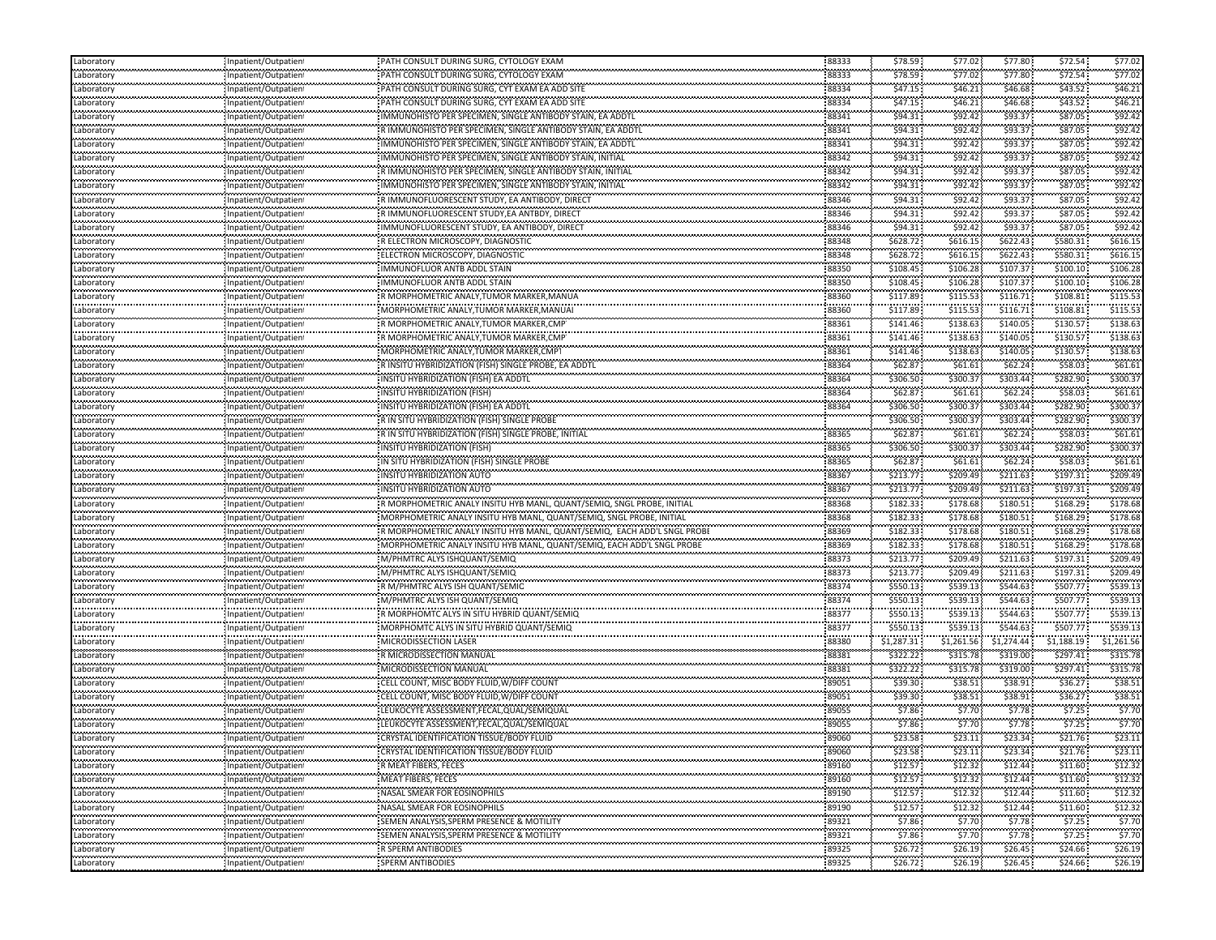| | | | | | | | | |
|---|---|---|---|---|---|---|---|---|
| Laboratory | Inpatient/Outpatient | PATH CONSULT DURING SURG, CYTOLOGY EXAM | 88333 | $78.59 | $77.02 | $77.80 | $72.54 | $77.02 |
| Laboratory | Inpatient/Outpatient | PATH CONSULT DURING SURG, CYTOLOGY EXAM | 88333 | $78.59 | $77.02 | $77.80 | $72.54 | $77.02 |
| Laboratory | Inpatient/Outpatient | PATH CONSULT DURING SURG, CYT EXAM EA ADD SITE | 88334 | $47.15 | $46.21 | $46.68 | $43.52 | $46.21 |
| Laboratory | Inpatient/Outpatient | PATH CONSULT DURING SURG, CYT EXAM EA ADD SITE | 88334 | $47.15 | $46.21 | $46.68 | $43.52 | $46.21 |
| Laboratory | Inpatient/Outpatient | IMMUNOHISTO PER SPECIMEN, SINGLE ANTIBODY STAIN, EA ADDTL | 88341 | $94.31 | $92.42 | $93.37 | $87.05 | $92.42 |
| Laboratory | Inpatient/Outpatient | R IMMUNOHISTO PER SPECIMEN, SINGLE ANTIBODY STAIN, EA ADDTL | 88341 | $94.31 | $92.42 | $93.37 | $87.05 | $92.42 |
| Laboratory | Inpatient/Outpatient | IMMUNOHISTO PER SPECIMEN, SINGLE ANTIBODY STAIN, EA ADDTL | 88341 | $94.31 | $92.42 | $93.37 | $87.05 | $92.42 |
| Laboratory | Inpatient/Outpatient | IMMUNOHISTO PER SPECIMEN, SINGLE ANTIBODY STAIN, INITIAL | 88342 | $94.31 | $92.42 | $93.37 | $87.05 | $92.42 |
| Laboratory | Inpatient/Outpatient | R IMMUNOHISTO PER SPECIMEN, SINGLE ANTIBODY STAIN, INITIAL | 88342 | $94.31 | $92.42 | $93.37 | $87.05 | $92.42 |
| Laboratory | Inpatient/Outpatient | IMMUNOHISTO PER SPECIMEN, SINGLE ANTIBODY STAIN, INITIAL | 88342 | $94.31 | $92.42 | $93.37 | $87.05 | $92.42 |
| Laboratory | Inpatient/Outpatient | R IMMUNOFLUORESCENT STUDY, EA ANTIBODY, DIRECT | 88346 | $94.31 | $92.42 | $93.37 | $87.05 | $92.42 |
| Laboratory | Inpatient/Outpatient | R IMMUNOFLUORESCENT STUDY,EA ANTBDY, DIRECT | 88346 | $94.31 | $92.42 | $93.37 | $87.05 | $92.42 |
| Laboratory | Inpatient/Outpatient | IMMUNOFLUORESCENT STUDY, EA ANTIBODY, DIRECT | 88346 | $94.31 | $92.42 | $93.37 | $87.05 | $92.42 |
| Laboratory | Inpatient/Outpatient | R ELECTRON MICROSCOPY, DIAGNOSTIC | 88348 | $628.72 | $616.15 | $622.43 | $580.31 | $616.15 |
| Laboratory | Inpatient/Outpatient | ELECTRON MICROSCOPY, DIAGNOSTIC | 88348 | $628.72 | $616.15 | $622.43 | $580.31 | $616.15 |
| Laboratory | Inpatient/Outpatient | IMMUNOFLUOR ANTB ADDL STAIN | 88350 | $108.45 | $106.28 | $107.37 | $100.10 | $106.28 |
| Laboratory | Inpatient/Outpatient | IMMUNOFLUOR ANTB ADDL STAIN | 88350 | $108.45 | $106.28 | $107.37 | $100.10 | $106.28 |
| Laboratory | Inpatient/Outpatient | R MORPHOMETRIC ANALY,TUMOR MARKER,MANUA | 88360 | $117.89 | $115.53 | $116.71 | $108.81 | $115.53 |
| Laboratory | Inpatient/Outpatient | MORPHOMETRIC ANALY,TUMOR MARKER,MANUAI | 88360 | $117.89 | $115.53 | $116.71 | $108.81 | $115.53 |
| Laboratory | Inpatient/Outpatient | R MORPHOMETRIC ANALY,TUMOR MARKER,CMP | 88361 | $141.46 | $138.63 | $140.05 | $130.57 | $138.63 |
| Laboratory | Inpatient/Outpatient | R MORPHOMETRIC ANALY,TUMOR MARKER,CMP | 88361 | $141.46 | $138.63 | $140.05 | $130.57 | $138.63 |
| Laboratory | Inpatient/Outpatient | MORPHOMETRIC ANALY,TUMOR MARKER,CMPT | 88361 | $141.46 | $138.63 | $140.05 | $130.57 | $138.63 |
| Laboratory | Inpatient/Outpatient | R INSITU HYBRIDIZATION (FISH) SINGLE PROBE, EA ADDTL | 88364 | $62.87 | $61.61 | $62.24 | $58.03 | $61.61 |
| Laboratory | Inpatient/Outpatient | INSITU HYBRIDIZATION (FISH) EA ADDTL | 88364 | $306.50 | $300.37 | $303.44 | $282.90 | $300.37 |
| Laboratory | Inpatient/Outpatient | INSITU HYBRIDIZATION (FISH) | 88364 | $62.87 | $61.61 | $62.24 | $58.03 | $61.61 |
| Laboratory | Inpatient/Outpatient | INSITU HYBRIDIZATION (FISH) EA ADDTL | 88364 | $306.50 | $300.37 | $303.44 | $282.90 | $300.37 |
| Laboratory | Inpatient/Outpatient | R IN SITU HYBRIDIZATION (FISH) SINGLE PROBE | | $306.50 | $300.37 | $303.44 | $282.90 | $300.37 |
| Laboratory | Inpatient/Outpatient | R IN SITU HYBRIDIZATION (FISH) SINGLE PROBE, INITIAL | 88365 | $62.87 | $61.61 | $62.24 | $58.03 | $61.61 |
| Laboratory | Inpatient/Outpatient | INSITU HYBRIDIZATION (FISH) | 88365 | $306.50 | $300.37 | $303.44 | $282.90 | $300.37 |
| Laboratory | Inpatient/Outpatient | IN SITU HYBRIDIZATION (FISH) SINGLE PROBE | 88365 | $62.87 | $61.61 | $62.24 | $58.03 | $61.61 |
| Laboratory | Inpatient/Outpatient | INSITU HYBRIDIZATION AUTO | 88367 | $213.77 | $209.49 | $211.63 | $197.31 | $209.49 |
| Laboratory | Inpatient/Outpatient | INSITU HYBRIDIZATION AUTO | 88367 | $213.77 | $209.49 | $211.63 | $197.31 | $209.49 |
| Laboratory | Inpatient/Outpatient | R MORPHOMETRIC ANALY INSITU HYB MANL, QUANT/SEMIQ, SNGL PROBE, INITIAL | 88368 | $182.33 | $178.68 | $180.51 | $168.29 | $178.68 |
| Laboratory | Inpatient/Outpatient | MORPHOMETRIC ANALY INSITU HYB MANL, QUANT/SEMIQ, SNGL PROBE, INITIAL | 88368 | $182.33 | $178.68 | $180.51 | $168.29 | $178.68 |
| Laboratory | Inpatient/Outpatient | R MORPHOMETRIC ANALY INSITU HYB MANL, QUANT/SEMIQ, EACH ADD'L SNGL PROBE | 88369 | $182.33 | $178.68 | $180.51 | $168.29 | $178.68 |
| Laboratory | Inpatient/Outpatient | MORPHOMETRIC ANALY INSITU HYB MANL, QUANT/SEMIQ, EACH ADD'L SNGL PROBE | 88369 | $182.33 | $178.68 | $180.51 | $168.29 | $178.68 |
| Laboratory | Inpatient/Outpatient | M/PHMTRC ALYS ISHQUANT/SEMIQ | 88373 | $213.77 | $209.49 | $211.63 | $197.31 | $209.49 |
| Laboratory | Inpatient/Outpatient | M/PHMTRC ALYS ISHQUANT/SEMIQ | 88373 | $213.77 | $209.49 | $211.63 | $197.31 | $209.49 |
| Laboratory | Inpatient/Outpatient | R M/PHMTRC ALYS ISH QUANT/SEMIC | 88374 | $550.13 | $539.13 | $544.63 | $507.77 | $539.13 |
| Laboratory | Inpatient/Outpatient | M/PHMTRC ALYS ISH QUANT/SEMIQ | 88374 | $550.13 | $539.13 | $544.63 | $507.77 | $539.13 |
| Laboratory | Inpatient/Outpatient | R MORPHOMTC ALYS IN SITU HYBRID QUANT/SEMIQ | 88377 | $550.13 | $539.13 | $544.63 | $507.77 | $539.13 |
| Laboratory | Inpatient/Outpatient | MORPHOMTC ALYS IN SITU HYBRID QUANT/SEMIQ | 88377 | $550.13 | $539.13 | $544.63 | $507.77 | $539.13 |
| Laboratory | Inpatient/Outpatient | MICRODISSECTION LASER | 88380 | $1,287.31 | $1,261.56 | $1,274.44 | $1,188.19 | $1,261.56 |
| Laboratory | Inpatient/Outpatient | R MICRODISSECTION MANUAL | 88381 | $322.22 | $315.78 | $319.00 | $297.41 | $315.78 |
| Laboratory | Inpatient/Outpatient | MICRODISSECTION MANUAL | 88381 | $322.22 | $315.78 | $319.00 | $297.41 | $315.78 |
| Laboratory | Inpatient/Outpatient | CELL COUNT, MISC BODY FLUID,W/DIFF COUNT | 89051 | $39.30 | $38.51 | $38.91 | $36.27 | $38.51 |
| Laboratory | Inpatient/Outpatient | CELL COUNT, MISC BODY FLUID,W/DIFF COUNT | 89051 | $39.30 | $38.51 | $38.91 | $36.27 | $38.51 |
| Laboratory | Inpatient/Outpatient | LEUKOCYTE ASSESSMENT,FECAL,QUAL/SEMIQUAL | 89055 | $7.86 | $7.70 | $7.78 | $7.25 | $7.70 |
| Laboratory | Inpatient/Outpatient | LEUKOCYTE ASSESSMENT,FECAL,QUAL/SEMIQUAL | 89055 | $7.86 | $7.70 | $7.78 | $7.25 | $7.70 |
| Laboratory | Inpatient/Outpatient | CRYSTAL IDENTIFICATION TISSUE/BODY FLUID | 89060 | $23.58 | $23.11 | $23.34 | $21.76 | $23.11 |
| Laboratory | Inpatient/Outpatient | CRYSTAL IDENTIFICATION TISSUE/BODY FLUID | 89060 | $23.58 | $23.11 | $23.34 | $21.76 | $23.11 |
| Laboratory | Inpatient/Outpatient | R MEAT FIBERS, FECES | 89160 | $12.57 | $12.32 | $12.44 | $11.60 | $12.32 |
| Laboratory | Inpatient/Outpatient | MEAT FIBERS, FECES | 89160 | $12.57 | $12.32 | $12.44 | $11.60 | $12.32 |
| Laboratory | Inpatient/Outpatient | NASAL SMEAR FOR EOSINOPHILS | 89190 | $12.57 | $12.32 | $12.44 | $11.60 | $12.32 |
| Laboratory | Inpatient/Outpatient | NASAL SMEAR FOR EOSINOPHILS | 89190 | $12.57 | $12.32 | $12.44 | $11.60 | $12.32 |
| Laboratory | Inpatient/Outpatient | SEMEN ANALYSIS,SPERM PRESENCE & MOTILITY | 89321 | $7.86 | $7.70 | $7.78 | $7.25 | $7.70 |
| Laboratory | Inpatient/Outpatient | SEMEN ANALYSIS,SPERM PRESENCE & MOTILITY | 89321 | $7.86 | $7.70 | $7.78 | $7.25 | $7.70 |
| Laboratory | Inpatient/Outpatient | R SPERM ANTIBODIES | 89325 | $26.72 | $26.19 | $26.45 | $24.66 | $26.19 |
| Laboratory | Inpatient/Outpatient | SPERM ANTIBODIES | 89325 | $26.72 | $26.19 | $26.45 | $24.66 | $26.19 |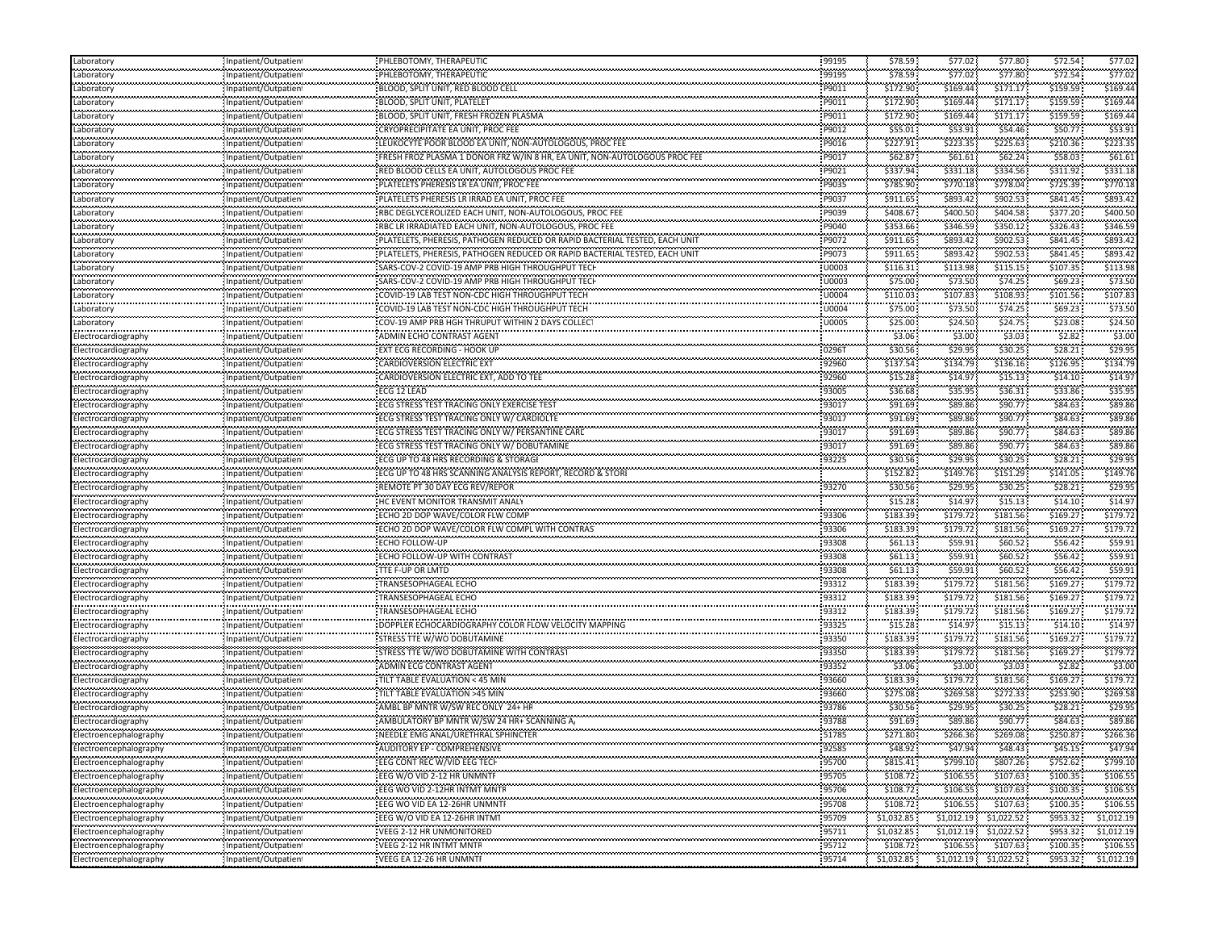| Laboratory | Inpatient/Outpatient | PHLEBOTOMY, THERAPEUTIC | 99195 | $78.59 | $77.02 | $77.80 | $72.54 | $77.02 |
|---|---|---|---|---|---|---|---|---|
| Laboratory | Inpatient/Outpatient | PHLEBOTOMY, THERAPEUTIC | 99195 | $78.59 | $77.02 | $77.80 | $72.54 | $77.02 |
| Laboratory | Inpatient/Outpatient | BLOOD, SPLIT UNIT, RED BLOOD CELL | P9011 | $172.90 | $169.44 | $171.17 | $159.59 | $169.44 |
| Laboratory | Inpatient/Outpatient | BLOOD, SPLIT UNIT, PLATELET | P9011 | $172.90 | $169.44 | $171.17 | $159.59 | $169.44 |
| Laboratory | Inpatient/Outpatient | BLOOD, SPLIT UNIT, FRESH FROZEN PLASMA | P9011 | $172.90 | $169.44 | $171.17 | $159.59 | $169.44 |
| Laboratory | Inpatient/Outpatient | CRYOPRECIPITATE EA UNIT, PROC FEE | P9012 | $55.01 | $53.91 | $54.46 | $50.77 | $53.91 |
| Laboratory | Inpatient/Outpatient | LEUKOCYTE POOR BLOOD EA UNIT, NON-AUTOLOGOUS, PROC FEE | P9016 | $227.91 | $223.35 | $225.63 | $210.36 | $223.35 |
| Laboratory | Inpatient/Outpatient | FRESH FROZ PLASMA 1 DONOR FRZ W/IN 8 HR, EA UNIT, NON-AUTOLOGOUS PROC FEE | P9017 | $62.87 | $61.61 | $62.24 | $58.03 | $61.61 |
| Laboratory | Inpatient/Outpatient | RED BLOOD CELLS EA UNIT, AUTOLOGOUS PROC FEE | P9021 | $337.94 | $331.18 | $334.56 | $311.92 | $331.18 |
| Laboratory | Inpatient/Outpatient | PLATELETS PHERESIS LR EA UNIT, PROC FEE | P9035 | $785.90 | $770.18 | $778.04 | $725.39 | $770.18 |
| Laboratory | Inpatient/Outpatient | PLATELETS PHERESIS LR IRRAD EA UNIT, PROC FEE | P9037 | $911.65 | $893.42 | $902.53 | $841.45 | $893.42 |
| Laboratory | Inpatient/Outpatient | RBC DEGLYCEROLIZED EACH UNIT, NON-AUTOLOGOUS, PROC FEE | P9039 | $408.67 | $400.50 | $404.58 | $377.20 | $400.50 |
| Laboratory | Inpatient/Outpatient | RBC LR IRRADIATED EACH UNIT, NON-AUTOLOGOUS, PROC FEE | P9040 | $353.66 | $346.59 | $350.12 | $326.43 | $346.59 |
| Laboratory | Inpatient/Outpatient | PLATELETS, PHERESIS, PATHOGEN REDUCED OR RAPID BACTERIAL TESTED, EACH UNIT | P9072 | $911.65 | $893.42 | $902.53 | $841.45 | $893.42 |
| Laboratory | Inpatient/Outpatient | PLATELETS, PHERESIS, PATHOGEN REDUCED OR RAPID BACTERIAL TESTED, EACH UNIT | P9073 | $911.65 | $893.42 | $902.53 | $841.45 | $893.42 |
| Laboratory | Inpatient/Outpatient | SARS-COV-2 COVID-19 AMP PRB HIGH THROUGHPUT TECH | U0003 | $116.31 | $113.98 | $115.15 | $107.35 | $113.98 |
| Laboratory | Inpatient/Outpatient | SARS-COV-2 COVID-19 AMP PRB HIGH THROUGHPUT TECH | U0003 | $75.00 | $73.50 | $74.25 | $69.23 | $73.50 |
| Laboratory | Inpatient/Outpatient | COVID-19 LAB TEST NON-CDC HIGH THROUGHPUT TECH | U0004 | $110.03 | $107.83 | $108.93 | $101.56 | $107.83 |
| Laboratory | Inpatient/Outpatient | COVID-19 LAB TEST NON-CDC HIGH THROUGHPUT TECH | U0004 | $75.00 | $73.50 | $74.25 | $69.23 | $73.50 |
| Laboratory | Inpatient/Outpatient | COV-19 AMP PRB HGH THRUPUT WITHIN 2 DAYS COLLECT | U0005 | $25.00 | $24.50 | $24.75 | $23.08 | $24.50 |
| Electrocardiography | Inpatient/Outpatient | ADMIN ECHO CONTRAST AGENT | | $3.06 | $3.00 | $3.03 | $2.82 | $3.00 |
| Electrocardiography | Inpatient/Outpatient | EXT ECG RECORDING - HOOK UP | 0296T | $30.56 | $29.95 | $30.25 | $28.21 | $29.95 |
| Electrocardiography | Inpatient/Outpatient | CARDIOVERSION ELECTRIC EXT | 92960 | $137.54 | $134.79 | $136.16 | $126.95 | $134.79 |
| Electrocardiography | Inpatient/Outpatient | CARDIOVERSION ELECTRIC EXT, ADD TO TEE | 92960 | $15.28 | $14.97 | $15.13 | $14.10 | $14.97 |
| Electrocardiography | Inpatient/Outpatient | ECG 12 LEAD | 93005 | $36.68 | $35.95 | $36.31 | $33.86 | $35.95 |
| Electrocardiography | Inpatient/Outpatient | ECG STRESS TEST TRACING ONLY EXERCISE TEST | 93017 | $91.69 | $89.86 | $90.77 | $84.63 | $89.86 |
| Electrocardiography | Inpatient/Outpatient | ECG STRESS TEST TRACING ONLY W/ CARDIOLITE | 93017 | $91.69 | $89.86 | $90.77 | $84.63 | $89.86 |
| Electrocardiography | Inpatient/Outpatient | ECG STRESS TEST TRACING ONLY W/ PERSANTINE CARD | 93017 | $91.69 | $89.86 | $90.77 | $84.63 | $89.86 |
| Electrocardiography | Inpatient/Outpatient | ECG STRESS TEST TRACING ONLY W/ DOBUTAMINE | 93017 | $91.69 | $89.86 | $90.77 | $84.63 | $89.86 |
| Electrocardiography | Inpatient/Outpatient | ECG UP TO 48 HRS RECORDING & STORAGE | 93225 | $30.56 | $29.95 | $30.25 | $28.21 | $29.95 |
| Electrocardiography | Inpatient/Outpatient | ECG UP TO 48 HRS SCANNING ANALYSIS REPORT, RECORD & STORE | | $152.82 | $149.76 | $151.29 | $141.05 | $149.76 |
| Electrocardiography | Inpatient/Outpatient | REMOTE PT 30 DAY ECG REV/REPOR | 93270 | $30.56 | $29.95 | $30.25 | $28.21 | $29.95 |
| Electrocardiography | Inpatient/Outpatient | HC EVENT MONITOR TRANSMIT ANALY | | $15.28 | $14.97 | $15.13 | $14.10 | $14.97 |
| Electrocardiography | Inpatient/Outpatient | ECHO 2D DOP WAVE/COLOR FLW COMP | 93306 | $183.39 | $179.72 | $181.56 | $169.27 | $179.72 |
| Electrocardiography | Inpatient/Outpatient | ECHO 2D DOP WAVE/COLOR FLW COMPL WITH CONTRAST | 93306 | $183.39 | $179.72 | $181.56 | $169.27 | $179.72 |
| Electrocardiography | Inpatient/Outpatient | ECHO FOLLOW-UP | 93308 | $61.13 | $59.91 | $60.52 | $56.42 | $59.91 |
| Electrocardiography | Inpatient/Outpatient | ECHO FOLLOW-UP WITH CONTRAST | 93308 | $61.13 | $59.91 | $60.52 | $56.42 | $59.91 |
| Electrocardiography | Inpatient/Outpatient | TTE F-UP OR LMTD | 93308 | $61.13 | $59.91 | $60.52 | $56.42 | $59.91 |
| Electrocardiography | Inpatient/Outpatient | TRANSESOPHAGEAL ECHO | 93312 | $183.39 | $179.72 | $181.56 | $169.27 | $179.72 |
| Electrocardiography | Inpatient/Outpatient | TRANSESOPHAGEAL ECHO | 93312 | $183.39 | $179.72 | $181.56 | $169.27 | $179.72 |
| Electrocardiography | Inpatient/Outpatient | TRANSESOPHAGEAL ECHO | 93312 | $183.39 | $179.72 | $181.56 | $169.27 | $179.72 |
| Electrocardiography | Inpatient/Outpatient | DOPPLER ECHOCARDIOGRAPHY COLOR FLOW VELOCITY MAPPING | 93325 | $15.28 | $14.97 | $15.13 | $14.10 | $14.97 |
| Electrocardiography | Inpatient/Outpatient | STRESS TTE W/WO DOBUTAMINE | 93350 | $183.39 | $179.72 | $181.56 | $169.27 | $179.72 |
| Electrocardiography | Inpatient/Outpatient | STRESS TTE W/WO DOBUTAMINE WITH CONTRAST | 93350 | $183.39 | $179.72 | $181.56 | $169.27 | $179.72 |
| Electrocardiography | Inpatient/Outpatient | ADMIN ECG CONTRAST AGENT | 93352 | $3.06 | $3.00 | $3.03 | $2.82 | $3.00 |
| Electrocardiography | Inpatient/Outpatient | TILT TABLE EVALUATION < 45 MIN | 93660 | $183.39 | $179.72 | $181.56 | $169.27 | $179.72 |
| Electrocardiography | Inpatient/Outpatient | TILT TABLE EVALUATION >45 MIN | 93660 | $275.08 | $269.58 | $272.33 | $253.90 | $269.58 |
| Electrocardiography | Inpatient/Outpatient | AMBL BP MNTR W/SW REC ONLY 24+ HR | 93786 | $30.56 | $29.95 | $30.25 | $28.21 | $29.95 |
| Electrocardiography | Inpatient/Outpatient | AMBULATORY BP MNTR W/SW 24 HR+ SCANNING A, | 93788 | $91.69 | $89.86 | $90.77 | $84.63 | $89.86 |
| Electroencephalography | Inpatient/Outpatient | NEEDLE EMG ANAL/URETHRAL SPHINCTER | 51785 | $271.80 | $266.36 | $269.08 | $250.87 | $266.36 |
| Electroencephalography | Inpatient/Outpatient | AUDITORY EP - COMPREHENSIVE | 92585 | $48.92 | $47.94 | $48.43 | $45.15 | $47.94 |
| Electroencephalography | Inpatient/Outpatient | EEG CONT REC W/VID EEG TECH | 95700 | $815.41 | $799.10 | $807.26 | $752.62 | $799.10 |
| Electroencephalography | Inpatient/Outpatient | EEG W/O VID 2-12 HR UNMNTR | 95705 | $108.72 | $106.55 | $107.63 | $100.35 | $106.55 |
| Electroencephalography | Inpatient/Outpatient | EEG WO VID 2-12HR INTMT MNTR | 95706 | $108.72 | $106.55 | $107.63 | $100.35 | $106.55 |
| Electroencephalography | Inpatient/Outpatient | EEG WO VID EA 12-26HR UNMNTR | 95708 | $108.72 | $106.55 | $107.63 | $100.35 | $106.55 |
| Electroencephalography | Inpatient/Outpatient | EEG W/O VID EA 12-26HR INTMT | 95709 | $1,032.85 | $1,012.19 | $1,022.52 | $953.32 | $1,012.19 |
| Electroencephalography | Inpatient/Outpatient | VEEG 2-12 HR UNMONITORED | 95711 | $1,032.85 | $1,012.19 | $1,022.52 | $953.32 | $1,012.19 |
| Electroencephalography | Inpatient/Outpatient | VEEG 2-12 HR INTMT MNTR | 95712 | $108.72 | $106.55 | $107.63 | $100.35 | $106.55 |
| Electroencephalography | Inpatient/Outpatient | VEEG EA 12-26 HR UNMNTR | 95714 | $1,032.85 | $1,012.19 | $1,022.52 | $953.32 | $1,012.19 |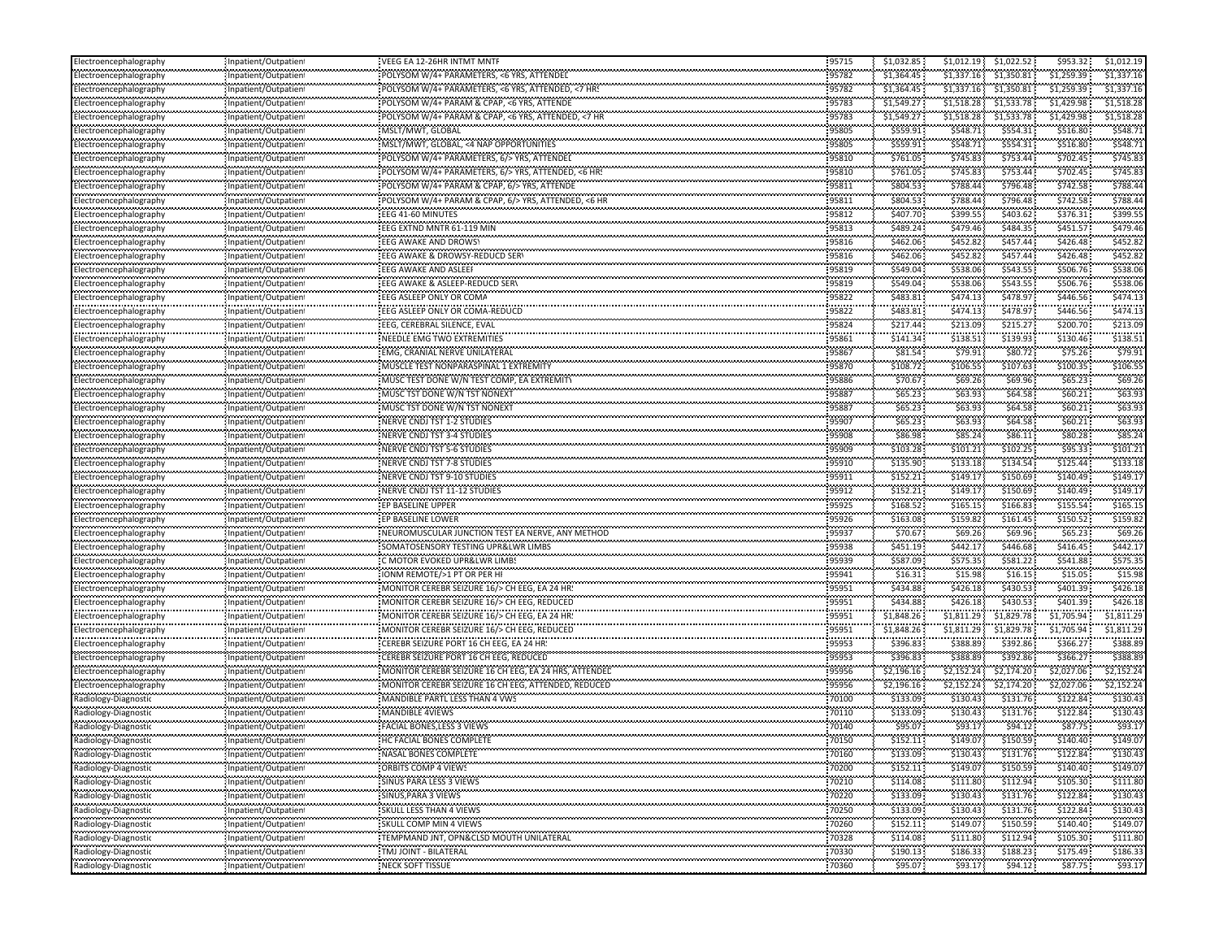| | | | | | | | | |
|---|---|---|---|---|---|---|---|---|
| Electroencephalography | Inpatient/Outpatient | VEEG EA 12-26HR INTMT MNTR | 95715 | $1,032.85 | $1,012.19 | $1,022.52 | $953.32 | $1,012.19 |
| Electroencephalography | Inpatient/Outpatient | POLYSOM W/4+ PARAMETERS, <6 YRS, ATTENDED | 95782 | $1,364.45 | $1,337.16 | $1,350.81 | $1,259.39 | $1,337.16 |
| Electroencephalography | Inpatient/Outpatient | POLYSOM W/4+ PARAMETERS, <6 YRS, ATTENDED, <7 HRS | 95782 | $1,364.45 | $1,337.16 | $1,350.81 | $1,259.39 | $1,337.16 |
| Electroencephalography | Inpatient/Outpatient | POLYSOM W/4+ PARAM & CPAP, <6 YRS, ATTENDE | 95783 | $1,549.27 | $1,518.28 | $1,533.78 | $1,429.98 | $1,518.28 |
| Electroencephalography | Inpatient/Outpatient | POLYSOM W/4+ PARAM & CPAP, <6 YRS, ATTENDED, <7 HR | 95783 | $1,549.27 | $1,518.28 | $1,533.78 | $1,429.98 | $1,518.28 |
| Electroencephalography | Inpatient/Outpatient | MSLT/MWT, GLOBAL | 95805 | $559.91 | $548.71 | $554.31 | $516.80 | $548.71 |
| Electroencephalography | Inpatient/Outpatient | MSLT/MWT, GLOBAL, <4 NAP OPPORTUNITIES | 95805 | $559.91 | $548.71 | $554.31 | $516.80 | $548.71 |
| Electroencephalography | Inpatient/Outpatient | POLYSOM W/4+ PARAMETERS, 6/> YRS, ATTENDED | 95810 | $761.05 | $745.83 | $753.44 | $702.45 | $745.83 |
| Electroencephalography | Inpatient/Outpatient | POLYSOM W/4+ PARAMETERS, 6/> YRS, ATTENDED, <6 HRS | 95810 | $761.05 | $745.83 | $753.44 | $702.45 | $745.83 |
| Electroencephalography | Inpatient/Outpatient | POLYSOM W/4+ PARAM & CPAP, 6/> YRS, ATTENDE | 95811 | $804.53 | $788.44 | $796.48 | $742.58 | $788.44 |
| Electroencephalography | Inpatient/Outpatient | POLYSOM W/4+ PARAM & CPAP, 6/> YRS, ATTENDED, <6 HR | 95811 | $804.53 | $788.44 | $796.48 | $742.58 | $788.44 |
| Electroencephalography | Inpatient/Outpatient | EEG 41-60 MINUTES | 95812 | $407.70 | $399.55 | $403.62 | $376.31 | $399.55 |
| Electroencephalography | Inpatient/Outpatient | EEG EXTND MNTR 61-119 MIN | 95813 | $489.24 | $479.46 | $484.35 | $451.57 | $479.46 |
| Electroencephalography | Inpatient/Outpatient | EEG AWAKE AND DROWSY | 95816 | $462.06 | $452.82 | $457.44 | $426.48 | $452.82 |
| Electroencephalography | Inpatient/Outpatient | EEG AWAKE & DROWSY-REDUCD SERV | 95816 | $462.06 | $452.82 | $457.44 | $426.48 | $452.82 |
| Electroencephalography | Inpatient/Outpatient | EEG AWAKE AND ASLEEP | 95819 | $549.04 | $538.06 | $543.55 | $506.76 | $538.06 |
| Electroencephalography | Inpatient/Outpatient | EEG AWAKE & ASLEEP-REDUCD SERV | 95819 | $549.04 | $538.06 | $543.55 | $506.76 | $538.06 |
| Electroencephalography | Inpatient/Outpatient | EEG ASLEEP ONLY OR COMA | 95822 | $483.81 | $474.13 | $478.97 | $446.56 | $474.13 |
| Electroencephalography | Inpatient/Outpatient | EEG ASLEEP ONLY OR COMA-REDUCD | 95822 | $483.81 | $474.13 | $478.97 | $446.56 | $474.13 |
| Electroencephalography | Inpatient/Outpatient | EEG, CEREBRAL SILENCE, EVAL | 95824 | $217.44 | $213.09 | $215.27 | $200.70 | $213.09 |
| Electroencephalography | Inpatient/Outpatient | NEEDLE EMG TWO EXTREMITIES | 95861 | $141.34 | $138.51 | $139.93 | $130.46 | $138.51 |
| Electroencephalography | Inpatient/Outpatient | EMG, CRANIAL NERVE UNILATERAL | 95867 | $81.54 | $79.91 | $80.72 | $75.26 | $79.91 |
| Electroencephalography | Inpatient/Outpatient | MUSCLE TEST NONPARASPINAL 1 EXTREMITY | 95870 | $108.72 | $106.55 | $107.63 | $100.35 | $106.55 |
| Electroencephalography | Inpatient/Outpatient | MUSC TEST DONE W/N TEST COMP, EA EXTREMITY | 95886 | $70.67 | $69.26 | $69.96 | $65.23 | $69.26 |
| Electroencephalography | Inpatient/Outpatient | MUSC TST DONE W/N TST NONEXT | 95887 | $65.23 | $63.93 | $64.58 | $60.21 | $63.93 |
| Electroencephalography | Inpatient/Outpatient | MUSC TST DONE W/N TST NONEXT | 95887 | $65.23 | $63.93 | $64.58 | $60.21 | $63.93 |
| Electroencephalography | Inpatient/Outpatient | NERVE CNDJ TST 1-2 STUDIES | 95907 | $65.23 | $63.93 | $64.58 | $60.21 | $63.93 |
| Electroencephalography | Inpatient/Outpatient | NERVE CNDJ TST 3-4 STUDIES | 95908 | $86.98 | $85.24 | $86.11 | $80.28 | $85.24 |
| Electroencephalography | Inpatient/Outpatient | NERVE CNDJ TST 5-6 STUDIES | 95909 | $103.28 | $101.21 | $102.25 | $95.33 | $101.21 |
| Electroencephalography | Inpatient/Outpatient | NERVE CNDJ TST 7-8 STUDIES | 95910 | $135.90 | $133.18 | $134.54 | $125.44 | $133.18 |
| Electroencephalography | Inpatient/Outpatient | NERVE CNDJ TST 9-10 STUDIES | 95911 | $152.21 | $149.17 | $150.69 | $140.49 | $149.17 |
| Electroencephalography | Inpatient/Outpatient | NERVE CNDJ TST 11-12 STUDIES | 95912 | $152.21 | $149.17 | $150.69 | $140.49 | $149.17 |
| Electroencephalography | Inpatient/Outpatient | EP BASELINE UPPER | 95925 | $168.52 | $165.15 | $166.83 | $155.54 | $165.15 |
| Electroencephalography | Inpatient/Outpatient | EP BASELINE LOWER | 95926 | $163.08 | $159.82 | $161.45 | $150.52 | $159.82 |
| Electroencephalography | Inpatient/Outpatient | NEUROMUSCULAR JUNCTION TEST EA NERVE, ANY METHOD | 95937 | $70.67 | $69.26 | $69.96 | $65.23 | $69.26 |
| Electroencephalography | Inpatient/Outpatient | SOMATOSENSORY TESTING UPR&LWR LIMBS | 95938 | $451.19 | $442.17 | $446.68 | $416.45 | $442.17 |
| Electroencephalography | Inpatient/Outpatient | C MOTOR EVOKED UPR&LWR LIMBS | 95939 | $587.09 | $575.35 | $581.22 | $541.88 | $575.35 |
| Electroencephalography | Inpatient/Outpatient | IONM REMOTE/>1 PT OR PER HR | 95941 | $16.31 | $15.98 | $16.15 | $15.05 | $15.98 |
| Electroencephalography | Inpatient/Outpatient | MONITOR CEREBR SEIZURE 16/> CH EEG, EA 24 HRS | 95951 | $434.88 | $426.18 | $430.53 | $401.39 | $426.18 |
| Electroencephalography | Inpatient/Outpatient | MONITOR CEREBR SEIZURE 16/> CH EEG, REDUCED | 95951 | $434.88 | $426.18 | $430.53 | $401.39 | $426.18 |
| Electroencephalography | Inpatient/Outpatient | MONITOR CEREBR SEIZURE 16/> CH EEG, EA 24 HRS | 95951 | $1,848.26 | $1,811.29 | $1,829.78 | $1,705.94 | $1,811.29 |
| Electroencephalography | Inpatient/Outpatient | MONITOR CEREBR SEIZURE 16/> CH EEG, REDUCED | 95951 | $1,848.26 | $1,811.29 | $1,829.78 | $1,705.94 | $1,811.29 |
| Electroencephalography | Inpatient/Outpatient | CEREBR SEIZURE PORT 16 CH EEG, EA 24 HRS | 95953 | $396.83 | $388.89 | $392.86 | $366.27 | $388.89 |
| Electroencephalography | Inpatient/Outpatient | CEREBR SEIZURE PORT 16 CH EEG, REDUCED | 95953 | $396.83 | $388.89 | $392.86 | $366.27 | $388.89 |
| Electroencephalography | Inpatient/Outpatient | MONITOR CEREBR SEIZURE 16 CH EEG, EA 24 HRS, ATTENDED | 95956 | $2,196.16 | $2,152.24 | $2,174.20 | $2,027.06 | $2,152.24 |
| Electroencephalography | Inpatient/Outpatient | MONITOR CEREBR SEIZURE 16 CH EEG, ATTENDED, REDUCED | 95956 | $2,196.16 | $2,152.24 | $2,174.20 | $2,027.06 | $2,152.24 |
| Radiology-Diagnostic | Inpatient/Outpatient | MANDIBLE PARTL LESS THAN 4 VWS | 70100 | $133.09 | $130.43 | $131.76 | $122.84 | $130.43 |
| Radiology-Diagnostic | Inpatient/Outpatient | MANDIBLE 4VIEWS | 70110 | $133.09 | $130.43 | $131.76 | $122.84 | $130.43 |
| Radiology-Diagnostic | Inpatient/Outpatient | FACIAL BONES,LESS 3 VIEWS | 70140 | $95.07 | $93.17 | $94.12 | $87.75 | $93.17 |
| Radiology-Diagnostic | Inpatient/Outpatient | HC FACIAL BONES COMPLETE | 70150 | $152.11 | $149.07 | $150.59 | $140.40 | $149.07 |
| Radiology-Diagnostic | Inpatient/Outpatient | NASAL BONES COMPLETE | 70160 | $133.09 | $130.43 | $131.76 | $122.84 | $130.43 |
| Radiology-Diagnostic | Inpatient/Outpatient | ORBITS COMP 4 VIEWS | 70200 | $152.11 | $149.07 | $150.59 | $140.40 | $149.07 |
| Radiology-Diagnostic | Inpatient/Outpatient | SINUS PARA LESS 3 VIEWS | 70210 | $114.08 | $111.80 | $112.94 | $105.30 | $111.80 |
| Radiology-Diagnostic | Inpatient/Outpatient | SINUS,PARA 3 VIEWS | 70220 | $133.09 | $130.43 | $131.76 | $122.84 | $130.43 |
| Radiology-Diagnostic | Inpatient/Outpatient | SKULL LESS THAN 4 VIEWS | 70250 | $133.09 | $130.43 | $131.76 | $122.84 | $130.43 |
| Radiology-Diagnostic | Inpatient/Outpatient | SKULL COMP MIN 4 VIEWS | 70260 | $152.11 | $149.07 | $150.59 | $140.40 | $149.07 |
| Radiology-Diagnostic | Inpatient/Outpatient | TEMPMAND JNT, OPN&CLSD MOUTH UNILATERAL | 70328 | $114.08 | $111.80 | $112.94 | $105.30 | $111.80 |
| Radiology-Diagnostic | Inpatient/Outpatient | TMJ JOINT - BILATERAL | 70330 | $190.13 | $186.33 | $188.23 | $175.49 | $186.33 |
| Radiology-Diagnostic | Inpatient/Outpatient | NECK SOFT TISSUE | 70360 | $95.07 | $93.17 | $94.12 | $87.75 | $93.17 |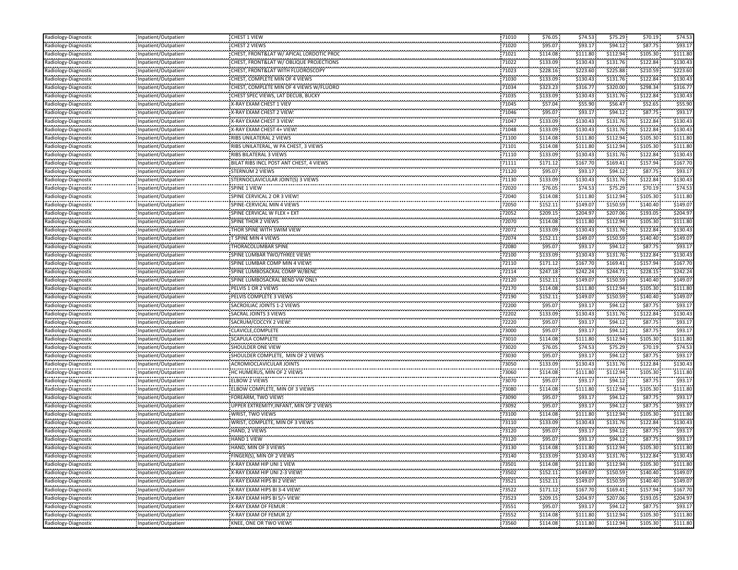| | | | | | | | | |
|---|---|---|---|---|---|---|---|---|
| Radiology-Diagnostic | Inpatient/Outpatient | CHEST 1 VIEW | 71010 | $76.05 | $74.53 | $75.29 | $70.19 | $74.53 |
| Radiology-Diagnostic | Inpatient/Outpatient | CHEST 2 VIEWS | 71020 | $95.07 | $93.17 | $94.12 | $87.75 | $93.17 |
| Radiology-Diagnostic | Inpatient/Outpatient | CHEST, FRONT&LAT W/ APICAL LORDOTIC PROC | 71021 | $114.08 | $111.80 | $112.94 | $105.30 | $111.80 |
| Radiology-Diagnostic | Inpatient/Outpatient | CHEST, FRONT&LAT W/ OBLIQUE PROJECTIONS | 71022 | $133.09 | $130.43 | $131.76 | $122.84 | $130.43 |
| Radiology-Diagnostic | Inpatient/Outpatient | CHEST, FRONT&LAT WITH FLUOROSCOPY | 71023 | $228.16 | $223.60 | $225.88 | $210.59 | $223.60 |
| Radiology-Diagnostic | Inpatient/Outpatient | CHEST, COMPLETE MIN OF 4 VIEWS | 71030 | $133.09 | $130.43 | $131.76 | $122.84 | $130.43 |
| Radiology-Diagnostic | Inpatient/Outpatient | CHEST, COMPLETE MIN OF 4 VIEWS W/FLUORO | 71034 | $323.23 | $316.77 | $320.00 | $298.34 | $316.77 |
| Radiology-Diagnostic | Inpatient/Outpatient | CHEST SPEC VIEWS, LAT DECUB, BUCKY | 71035 | $133.09 | $130.43 | $131.76 | $122.84 | $130.43 |
| Radiology-Diagnostic | Inpatient/Outpatient | X-RAY EXAM CHEST 1 VIEW | 71045 | $57.04 | $55.90 | $56.47 | $52.65 | $55.90 |
| Radiology-Diagnostic | Inpatient/Outpatient | X-RAY EXAM CHEST 2 VIEWS | 71046 | $95.07 | $93.17 | $94.12 | $87.75 | $93.17 |
| Radiology-Diagnostic | Inpatient/Outpatient | X-RAY EXAM CHEST 3 VIEWS | 71047 | $133.09 | $130.43 | $131.76 | $122.84 | $130.43 |
| Radiology-Diagnostic | Inpatient/Outpatient | X-RAY EXAM CHEST 4+ VIEWS | 71048 | $133.09 | $130.43 | $131.76 | $122.84 | $130.43 |
| Radiology-Diagnostic | Inpatient/Outpatient | RIBS UNILATERAL 2 VIEWS | 71100 | $114.08 | $111.80 | $112.94 | $105.30 | $111.80 |
| Radiology-Diagnostic | Inpatient/Outpatient | RIBS UNILATERAL, W PA CHEST, 3 VIEWS | 71101 | $114.08 | $111.80 | $112.94 | $105.30 | $111.80 |
| Radiology-Diagnostic | Inpatient/Outpatient | RIBS BILATERAL 3 VIEWS | 71110 | $133.09 | $130.43 | $131.76 | $122.84 | $130.43 |
| Radiology-Diagnostic | Inpatient/Outpatient | BILAT RIBS INCL POST ANT CHEST, 4 VIEWS | 71111 | $171.12 | $167.70 | $169.41 | $157.94 | $167.70 |
| Radiology-Diagnostic | Inpatient/Outpatient | STERNUM 2 VIEWS | 71120 | $95.07 | $93.17 | $94.12 | $87.75 | $93.17 |
| Radiology-Diagnostic | Inpatient/Outpatient | STERNOCLAVICULAR JOINT(S) 3 VIEWS | 71130 | $133.09 | $130.43 | $131.76 | $122.84 | $130.43 |
| Radiology-Diagnostic | Inpatient/Outpatient | SPINE 1 VIEW | 72020 | $76.05 | $74.53 | $75.29 | $70.19 | $74.53 |
| Radiology-Diagnostic | Inpatient/Outpatient | SPINE CERVICAL 2 OR 3 VIEWS | 72040 | $114.08 | $111.80 | $112.94 | $105.30 | $111.80 |
| Radiology-Diagnostic | Inpatient/Outpatient | SPINE-CERVICAL MIN 4 VIEWS | 72050 | $152.11 | $149.07 | $150.59 | $140.40 | $149.07 |
| Radiology-Diagnostic | Inpatient/Outpatient | SPINE CERVICAL W FLEX + EXT | 72052 | $209.15 | $204.97 | $207.06 | $193.05 | $204.97 |
| Radiology-Diagnostic | Inpatient/Outpatient | SPINE THOR 2 VIEWS | 72070 | $114.08 | $111.80 | $112.94 | $105.30 | $111.80 |
| Radiology-Diagnostic | Inpatient/Outpatient | THOR SPINE WITH SWIM VIEW | 72072 | $133.09 | $130.43 | $131.76 | $122.84 | $130.43 |
| Radiology-Diagnostic | Inpatient/Outpatient | T SPINE MIN 4 VIEWS | 72074 | $152.11 | $149.07 | $150.59 | $140.40 | $149.07 |
| Radiology-Diagnostic | Inpatient/Outpatient | THORACOLUMBAR SPINE | 72080 | $95.07 | $93.17 | $94.12 | $87.75 | $93.17 |
| Radiology-Diagnostic | Inpatient/Outpatient | SPINE LUMBAR TWO/THREE VIEWS | 72100 | $133.09 | $130.43 | $131.76 | $122.84 | $130.43 |
| Radiology-Diagnostic | Inpatient/Outpatient | SPINE LUMBAR COMP MIN 4 VIEWS | 72110 | $171.12 | $167.70 | $169.41 | $157.94 | $167.70 |
| Radiology-Diagnostic | Inpatient/Outpatient | SPINE LUMBOSACRAL COMP W/BEND | 72114 | $247.18 | $242.24 | $244.71 | $228.15 | $242.24 |
| Radiology-Diagnostic | Inpatient/Outpatient | SPINE LUMBOSACRAL BEND VW ONLY | 72120 | $152.11 | $149.07 | $150.59 | $140.40 | $149.07 |
| Radiology-Diagnostic | Inpatient/Outpatient | PELVIS 1 OR 2 VIEWS | 72170 | $114.08 | $111.80 | $112.94 | $105.30 | $111.80 |
| Radiology-Diagnostic | Inpatient/Outpatient | PELVIS COMPLETE 3 VIEWS | 72190 | $152.11 | $149.07 | $150.59 | $140.40 | $149.07 |
| Radiology-Diagnostic | Inpatient/Outpatient | SACROILIAC JOINTS 1-2 VIEWS | 72200 | $95.07 | $93.17 | $94.12 | $87.75 | $93.17 |
| Radiology-Diagnostic | Inpatient/Outpatient | SACRAL JOINTS 3 VIEWS | 72202 | $133.09 | $130.43 | $131.76 | $122.84 | $130.43 |
| Radiology-Diagnostic | Inpatient/Outpatient | SACRUM/COCCYX 2 VIEWS | 72220 | $95.07 | $93.17 | $94.12 | $87.75 | $93.17 |
| Radiology-Diagnostic | Inpatient/Outpatient | CLAVICLE,COMPLETE | 73000 | $95.07 | $93.17 | $94.12 | $87.75 | $93.17 |
| Radiology-Diagnostic | Inpatient/Outpatient | SCAPULA COMPLETE | 73010 | $114.08 | $111.80 | $112.94 | $105.30 | $111.80 |
| Radiology-Diagnostic | Inpatient/Outpatient | SHOULDER ONE VIEW | 73020 | $76.05 | $74.53 | $75.29 | $70.19 | $74.53 |
| Radiology-Diagnostic | Inpatient/Outpatient | SHOULDER COMPLETE, MIN OF 2 VIEWS | 73030 | $95.07 | $93.17 | $94.12 | $87.75 | $93.17 |
| Radiology-Diagnostic | Inpatient/Outpatient | ACROMIOCLAVICULAR JOINTS | 73050 | $133.09 | $130.43 | $131.76 | $122.84 | $130.43 |
| Radiology-Diagnostic | Inpatient/Outpatient | HC HUMERUS, MIN OF 2 VIEWS | 73060 | $114.08 | $111.80 | $112.94 | $105.30 | $111.80 |
| Radiology-Diagnostic | Inpatient/Outpatient | ELBOW 2 VIEWS | 73070 | $95.07 | $93.17 | $94.12 | $87.75 | $93.17 |
| Radiology-Diagnostic | Inpatient/Outpatient | ELBOW COMPLETE, MIN OF 3 VIEWS | 73080 | $114.08 | $111.80 | $112.94 | $105.30 | $111.80 |
| Radiology-Diagnostic | Inpatient/Outpatient | FOREARM, TWO VIEWS | 73090 | $95.07 | $93.17 | $94.12 | $87.75 | $93.17 |
| Radiology-Diagnostic | Inpatient/Outpatient | UPPER EXTREMITY,INFANT, MIN OF 2 VIEWS | 73092 | $95.07 | $93.17 | $94.12 | $87.75 | $93.17 |
| Radiology-Diagnostic | Inpatient/Outpatient | WRIST, TWO VIEWS | 73100 | $114.08 | $111.80 | $112.94 | $105.30 | $111.80 |
| Radiology-Diagnostic | Inpatient/Outpatient | WRIST, COMPLETE, MIN OF 3 VIEWS | 73110 | $133.09 | $130.43 | $131.76 | $122.84 | $130.43 |
| Radiology-Diagnostic | Inpatient/Outpatient | HAND, 2 VIEWS | 73120 | $95.07 | $93.17 | $94.12 | $87.75 | $93.17 |
| Radiology-Diagnostic | Inpatient/Outpatient | HAND 1 VIEW | 73120 | $95.07 | $93.17 | $94.12 | $87.75 | $93.17 |
| Radiology-Diagnostic | Inpatient/Outpatient | HAND, MIN OF 3 VIEWS | 73130 | $114.08 | $111.80 | $112.94 | $105.30 | $111.80 |
| Radiology-Diagnostic | Inpatient/Outpatient | FINGER(S), MIN OF 2 VIEWS | 73140 | $133.09 | $130.43 | $131.76 | $122.84 | $130.43 |
| Radiology-Diagnostic | Inpatient/Outpatient | X-RAY EXAM HIP UNI 1 VIEW | 73501 | $114.08 | $111.80 | $112.94 | $105.30 | $111.80 |
| Radiology-Diagnostic | Inpatient/Outpatient | X-RAY EXAM HIP UNI 2-3 VIEWS | 73502 | $152.11 | $149.07 | $150.59 | $140.40 | $149.07 |
| Radiology-Diagnostic | Inpatient/Outpatient | X-RAY EXAM HIPS BI 2 VIEWS | 73521 | $152.11 | $149.07 | $150.59 | $140.40 | $149.07 |
| Radiology-Diagnostic | Inpatient/Outpatient | X-RAY EXAM HIPS BI 3-4 VIEWS | 73522 | $171.12 | $167.70 | $169.41 | $157.94 | $167.70 |
| Radiology-Diagnostic | Inpatient/Outpatient | X-RAY EXAM HIPS BI 5/> VIEWS | 73523 | $209.15 | $204.97 | $207.06 | $193.05 | $204.97 |
| Radiology-Diagnostic | Inpatient/Outpatient | X-RAY EXAM OF FEMUR | 73551 | $95.07 | $93.17 | $94.12 | $87.75 | $93.17 |
| Radiology-Diagnostic | Inpatient/Outpatient | X-RAY EXAM OF FEMUR 2/ | 73552 | $114.08 | $111.80 | $112.94 | $105.30 | $111.80 |
| Radiology-Diagnostic | Inpatient/Outpatient | KNEE, ONE OR TWO VIEWS | 73560 | $114.08 | $111.80 | $112.94 | $105.30 | $111.80 |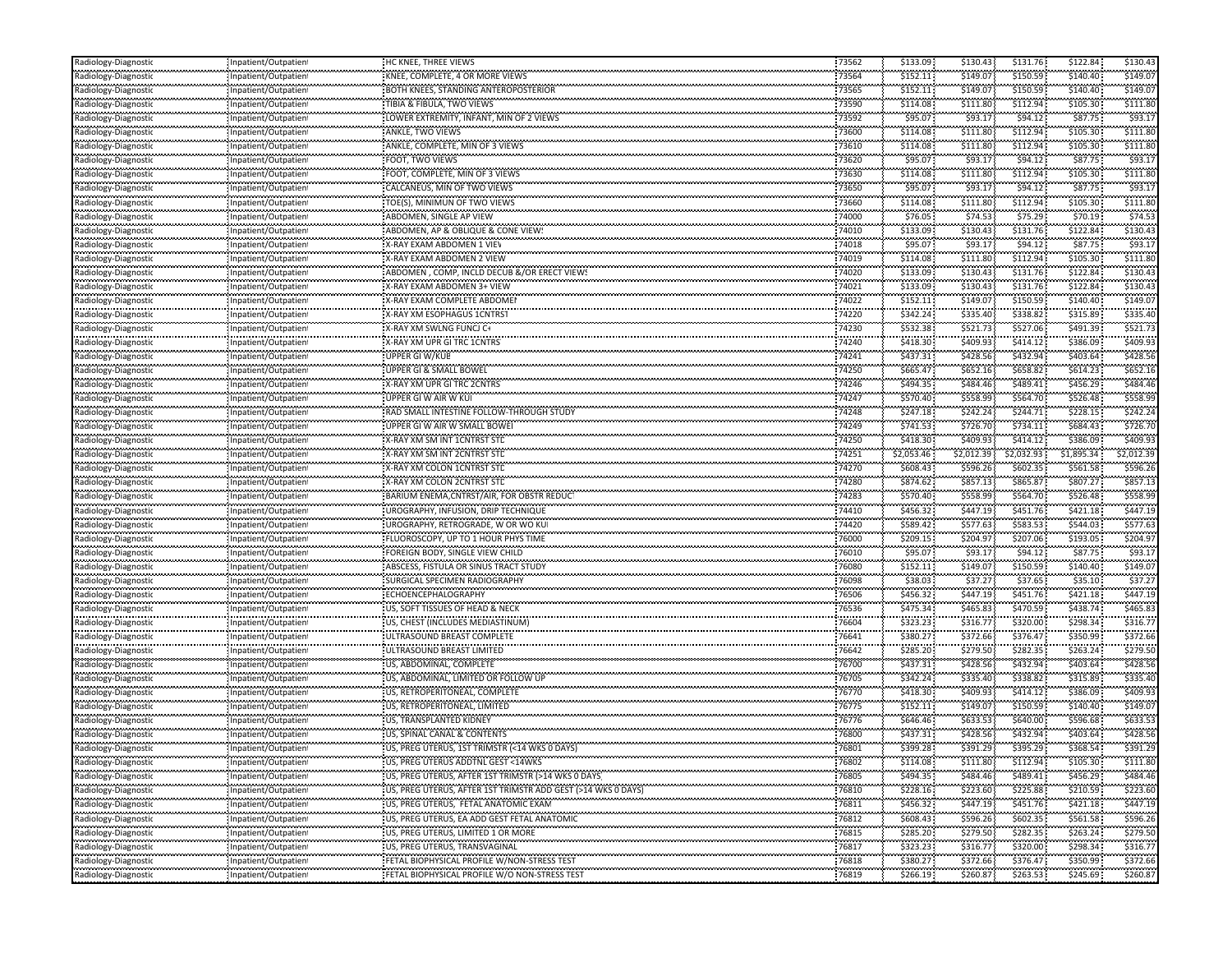| Radiology-Diagnostic | Inpatient/Outpatient | HC KNEE, THREE VIEWS | 73562 | $133.09 | $130.43 | $131.76 | $122.84 | $130.43 |
|---|---|---|---|---|---|---|---|---|
| Radiology-Diagnostic | Inpatient/Outpatient | KNEE, COMPLETE, 4 OR MORE VIEWS | 73564 | $152.11 | $149.07 | $150.59 | $140.40 | $149.07 |
| Radiology-Diagnostic | Inpatient/Outpatient | BOTH KNEES, STANDING ANTEROPOSTERIOR | 73565 | $152.11 | $149.07 | $150.59 | $140.40 | $149.07 |
| Radiology-Diagnostic | Inpatient/Outpatient | TIBIA & FIBULA, TWO VIEWS | 73590 | $114.08 | $111.80 | $112.94 | $105.30 | $111.80 |
| Radiology-Diagnostic | Inpatient/Outpatient | LOWER EXTREMITY, INFANT, MIN OF 2 VIEWS | 73592 | $95.07 | $93.17 | $94.12 | $87.75 | $93.17 |
| Radiology-Diagnostic | Inpatient/Outpatient | ANKLE, TWO VIEWS | 73600 | $114.08 | $111.80 | $112.94 | $105.30 | $111.80 |
| Radiology-Diagnostic | Inpatient/Outpatient | ANKLE, COMPLETE, MIN OF 3 VIEWS | 73610 | $114.08 | $111.80 | $112.94 | $105.30 | $111.80 |
| Radiology-Diagnostic | Inpatient/Outpatient | FOOT, TWO VIEWS | 73620 | $95.07 | $93.17 | $94.12 | $87.75 | $93.17 |
| Radiology-Diagnostic | Inpatient/Outpatient | FOOT, COMPLETE, MIN OF 3 VIEWS | 73630 | $114.08 | $111.80 | $112.94 | $105.30 | $111.80 |
| Radiology-Diagnostic | Inpatient/Outpatient | CALCANEUS, MIN OF TWO VIEWS | 73650 | $95.07 | $93.17 | $94.12 | $87.75 | $93.17 |
| Radiology-Diagnostic | Inpatient/Outpatient | TOE(S), MINIMUN OF TWO VIEWS | 73660 | $114.08 | $111.80 | $112.94 | $105.30 | $111.80 |
| Radiology-Diagnostic | Inpatient/Outpatient | ABDOMEN, SINGLE AP VIEW | 74000 | $76.05 | $74.53 | $75.29 | $70.19 | $74.53 |
| Radiology-Diagnostic | Inpatient/Outpatient | ABDOMEN, AP & OBLIQUE & CONE VIEWS | 74010 | $133.09 | $130.43 | $131.76 | $122.84 | $130.43 |
| Radiology-Diagnostic | Inpatient/Outpatient | X-RAY EXAM ABDOMEN 1 VIEW | 74018 | $95.07 | $93.17 | $94.12 | $87.75 | $93.17 |
| Radiology-Diagnostic | Inpatient/Outpatient | X-RAY EXAM ABDOMEN 2 VIEW | 74019 | $114.08 | $111.80 | $112.94 | $105.30 | $111.80 |
| Radiology-Diagnostic | Inpatient/Outpatient | ABDOMEN , COMP, INCLD DECUB &/OR ERECT VIEWS | 74020 | $133.09 | $130.43 | $131.76 | $122.84 | $130.43 |
| Radiology-Diagnostic | Inpatient/Outpatient | X-RAY EXAM ABDOMEN 3+ VIEW | 74021 | $133.09 | $130.43 | $131.76 | $122.84 | $130.43 |
| Radiology-Diagnostic | Inpatient/Outpatient | X-RAY EXAM COMPLETE ABDOMEN | 74022 | $152.11 | $149.07 | $150.59 | $140.40 | $149.07 |
| Radiology-Diagnostic | Inpatient/Outpatient | X-RAY XM ESOPHAGUS 1CNTRST | 74220 | $342.24 | $335.40 | $338.82 | $315.89 | $335.40 |
| Radiology-Diagnostic | Inpatient/Outpatient | X-RAY XM SWLNG FUNCJ C+ | 74230 | $532.38 | $521.73 | $527.06 | $491.39 | $521.73 |
| Radiology-Diagnostic | Inpatient/Outpatient | X-RAY XM UPR GI TRC 1CNTRS | 74240 | $418.30 | $409.93 | $414.12 | $386.09 | $409.93 |
| Radiology-Diagnostic | Inpatient/Outpatient | UPPER GI W/KUB | 74241 | $437.31 | $428.56 | $432.94 | $403.64 | $428.56 |
| Radiology-Diagnostic | Inpatient/Outpatient | UPPER GI & SMALL BOWEL | 74250 | $665.47 | $652.16 | $658.82 | $614.23 | $652.16 |
| Radiology-Diagnostic | Inpatient/Outpatient | X-RAY XM UPR GI TRC 2CNTRS | 74246 | $494.35 | $484.46 | $489.41 | $456.29 | $484.46 |
| Radiology-Diagnostic | Inpatient/Outpatient | UPPER GI W AIR W KUB | 74247 | $570.40 | $558.99 | $564.70 | $526.48 | $558.99 |
| Radiology-Diagnostic | Inpatient/Outpatient | RAD SMALL INTESTINE FOLLOW-THROUGH STUDY | 74248 | $247.18 | $242.24 | $244.71 | $228.15 | $242.24 |
| Radiology-Diagnostic | Inpatient/Outpatient | UPPER GI W AIR W SMALL BOWEL | 74249 | $741.53 | $726.70 | $734.11 | $684.43 | $726.70 |
| Radiology-Diagnostic | Inpatient/Outpatient | X-RAY XM SM INT 1CNTRST STD | 74250 | $418.30 | $409.93 | $414.12 | $386.09 | $409.93 |
| Radiology-Diagnostic | Inpatient/Outpatient | X-RAY XM SM INT 2CNTRST STD | 74251 | $2,053.46 | $2,012.39 | $2,032.93 | $1,895.34 | $2,012.39 |
| Radiology-Diagnostic | Inpatient/Outpatient | X-RAY XM COLON 1CNTRST STD | 74270 | $608.43 | $596.26 | $602.35 | $561.58 | $596.26 |
| Radiology-Diagnostic | Inpatient/Outpatient | X-RAY XM COLON 2CNTRST STD | 74280 | $874.62 | $857.13 | $865.87 | $807.27 | $857.13 |
| Radiology-Diagnostic | Inpatient/Outpatient | BARIUM ENEMA,CNTRST/AIR, FOR OBSTR REDUCT | 74283 | $570.40 | $558.99 | $564.70 | $526.48 | $558.99 |
| Radiology-Diagnostic | Inpatient/Outpatient | UROGRAPHY, INFUSION, DRIP TECHNIQUE | 74410 | $456.32 | $447.19 | $451.76 | $421.18 | $447.19 |
| Radiology-Diagnostic | Inpatient/Outpatient | UROGRAPHY, RETROGRADE, W OR WO KUB | 74420 | $589.42 | $577.63 | $583.53 | $544.03 | $577.63 |
| Radiology-Diagnostic | Inpatient/Outpatient | FLUOROSCOPY, UP TO 1 HOUR PHYS TIME | 76000 | $209.15 | $204.97 | $207.06 | $193.05 | $204.97 |
| Radiology-Diagnostic | Inpatient/Outpatient | FOREIGN BODY, SINGLE VIEW CHILD | 76010 | $95.07 | $93.17 | $94.12 | $87.75 | $93.17 |
| Radiology-Diagnostic | Inpatient/Outpatient | ABSCESS, FISTULA OR SINUS TRACT STUDY | 76080 | $152.11 | $149.07 | $150.59 | $140.40 | $149.07 |
| Radiology-Diagnostic | Inpatient/Outpatient | SURGICAL SPECIMEN RADIOGRAPHY | 76098 | $38.03 | $37.27 | $37.65 | $35.10 | $37.27 |
| Radiology-Diagnostic | Inpatient/Outpatient | ECHOENCEPHALOGRAPHY | 76506 | $456.32 | $447.19 | $451.76 | $421.18 | $447.19 |
| Radiology-Diagnostic | Inpatient/Outpatient | US, SOFT TISSUES OF HEAD & NECK | 76536 | $475.34 | $465.83 | $470.59 | $438.74 | $465.83 |
| Radiology-Diagnostic | Inpatient/Outpatient | US, CHEST (INCLUDES MEDIASTINUM) | 76604 | $323.23 | $316.77 | $320.00 | $298.34 | $316.77 |
| Radiology-Diagnostic | Inpatient/Outpatient | ULTRASOUND BREAST COMPLETE | 76641 | $380.27 | $372.66 | $376.47 | $350.99 | $372.66 |
| Radiology-Diagnostic | Inpatient/Outpatient | ULTRASOUND BREAST LIMITED | 76642 | $285.20 | $279.50 | $282.35 | $263.24 | $279.50 |
| Radiology-Diagnostic | Inpatient/Outpatient | US, ABDOMINAL, COMPLETE | 76700 | $437.31 | $428.56 | $432.94 | $403.64 | $428.56 |
| Radiology-Diagnostic | Inpatient/Outpatient | US, ABDOMINAL, LIMITED OR FOLLOW UP | 76705 | $342.24 | $335.40 | $338.82 | $315.89 | $335.40 |
| Radiology-Diagnostic | Inpatient/Outpatient | US, RETROPERITONEAL, COMPLETE | 76770 | $418.30 | $409.93 | $414.12 | $386.09 | $409.93 |
| Radiology-Diagnostic | Inpatient/Outpatient | US, RETROPERITONEAL, LIMITED | 76775 | $152.11 | $149.07 | $150.59 | $140.40 | $149.07 |
| Radiology-Diagnostic | Inpatient/Outpatient | US, TRANSPLANTED KIDNEY | 76776 | $646.46 | $633.53 | $640.00 | $596.68 | $633.53 |
| Radiology-Diagnostic | Inpatient/Outpatient | US, SPINAL CANAL & CONTENTS | 76800 | $437.31 | $428.56 | $432.94 | $403.64 | $428.56 |
| Radiology-Diagnostic | Inpatient/Outpatient | US, PREG UTERUS, 1ST TRIMSTR (<14 WKS 0 DAYS) | 76801 | $399.28 | $391.29 | $395.29 | $368.54 | $391.29 |
| Radiology-Diagnostic | Inpatient/Outpatient | US, PREG UTERUS ADDTNL GEST <14WKS | 76802 | $114.08 | $111.80 | $112.94 | $105.30 | $111.80 |
| Radiology-Diagnostic | Inpatient/Outpatient | US, PREG UTERUS, AFTER 1ST TRIMSTR (>14 WKS 0 DAYS) | 76805 | $494.35 | $484.46 | $489.41 | $456.29 | $484.46 |
| Radiology-Diagnostic | Inpatient/Outpatient | US, PREG UTERUS, AFTER 1ST TRIMSTR ADD GEST (>14 WKS 0 DAYS) | 76810 | $228.16 | $223.60 | $225.88 | $210.59 | $223.60 |
| Radiology-Diagnostic | Inpatient/Outpatient | US, PREG UTERUS, FETAL ANATOMIC EXAM | 76811 | $456.32 | $447.19 | $451.76 | $421.18 | $447.19 |
| Radiology-Diagnostic | Inpatient/Outpatient | US, PREG UTERUS, EA ADD GEST FETAL ANATOMIC | 76812 | $608.43 | $596.26 | $602.35 | $561.58 | $596.26 |
| Radiology-Diagnostic | Inpatient/Outpatient | US, PREG UTERUS, LIMITED 1 OR MORE | 76815 | $285.20 | $279.50 | $282.35 | $263.24 | $279.50 |
| Radiology-Diagnostic | Inpatient/Outpatient | US, PREG UTERUS, TRANSVAGINAL | 76817 | $323.23 | $316.77 | $320.00 | $298.34 | $316.77 |
| Radiology-Diagnostic | Inpatient/Outpatient | FETAL BIOPHYSICAL PROFILE W/NON-STRESS TEST | 76818 | $380.27 | $372.66 | $376.47 | $350.99 | $372.66 |
| Radiology-Diagnostic | Inpatient/Outpatient | FETAL BIOPHYSICAL PROFILE W/O NON-STRESS TEST | 76819 | $266.19 | $260.87 | $263.53 | $245.69 | $260.87 |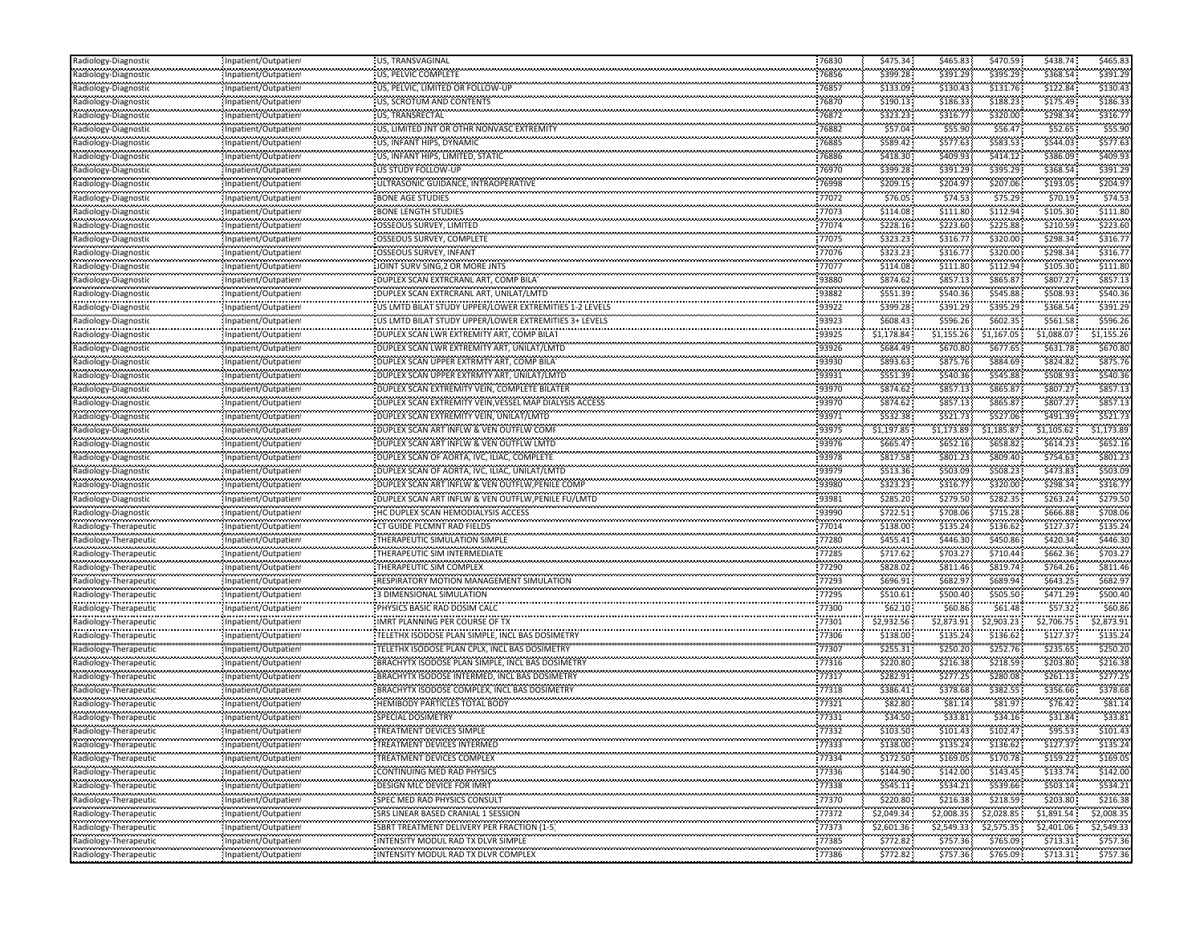| | | | | | | | | |
|---|---|---|---|---|---|---|---|---|
| Radiology-Diagnostic | Inpatient/Outpatient | US, TRANSVAGINAL | 76830 | $475.34 | $465.83 | $470.59 | $438.74 | $465.83 |
| Radiology-Diagnostic | Inpatient/Outpatient | US, PELVIC COMPLETE | 76856 | $399.28 | $391.29 | $395.29 | $368.54 | $391.29 |
| Radiology-Diagnostic | Inpatient/Outpatient | US, PELVIC, LIMITED OR FOLLOW-UP | 76857 | $133.09 | $130.43 | $131.76 | $122.84 | $130.43 |
| Radiology-Diagnostic | Inpatient/Outpatient | US, SCROTUM AND CONTENTS | 76870 | $190.13 | $186.33 | $188.23 | $175.49 | $186.33 |
| Radiology-Diagnostic | Inpatient/Outpatient | US, TRANSRECTAL | 76872 | $323.23 | $316.77 | $320.00 | $298.34 | $316.77 |
| Radiology-Diagnostic | Inpatient/Outpatient | US, LIMITED JNT OR OTHR NONVASC EXTREMITY | 76882 | $57.04 | $55.90 | $56.47 | $52.65 | $55.90 |
| Radiology-Diagnostic | Inpatient/Outpatient | US, INFANT HIPS, DYNAMIC | 76885 | $589.42 | $577.63 | $583.53 | $544.03 | $577.63 |
| Radiology-Diagnostic | Inpatient/Outpatient | US, INFANT HIPS, LIMITED, STATIC | 76886 | $418.30 | $409.93 | $414.12 | $386.09 | $409.93 |
| Radiology-Diagnostic | Inpatient/Outpatient | US STUDY FOLLOW-UP | 76970 | $399.28 | $391.29 | $395.29 | $368.54 | $391.29 |
| Radiology-Diagnostic | Inpatient/Outpatient | ULTRASONIC GUIDANCE, INTRAOPERATIVE | 76998 | $209.15 | $204.97 | $207.06 | $193.05 | $204.97 |
| Radiology-Diagnostic | Inpatient/Outpatient | BONE AGE STUDIES | 77072 | $76.05 | $74.53 | $75.29 | $70.19 | $74.53 |
| Radiology-Diagnostic | Inpatient/Outpatient | BONE LENGTH STUDIES | 77073 | $114.08 | $111.80 | $112.94 | $105.30 | $111.80 |
| Radiology-Diagnostic | Inpatient/Outpatient | OSSEOUS SURVEY, LIMITED | 77074 | $228.16 | $223.60 | $225.88 | $210.59 | $223.60 |
| Radiology-Diagnostic | Inpatient/Outpatient | OSSEOUS SURVEY, COMPLETE | 77075 | $323.23 | $316.77 | $320.00 | $298.34 | $316.77 |
| Radiology-Diagnostic | Inpatient/Outpatient | OSSEOUS SURVEY, INFANT | 77076 | $323.23 | $316.77 | $320.00 | $298.34 | $316.77 |
| Radiology-Diagnostic | Inpatient/Outpatient | JOINT SURV SING,2 OR MORE JNTS | 77077 | $114.08 | $111.80 | $112.94 | $105.30 | $111.80 |
| Radiology-Diagnostic | Inpatient/Outpatient | DUPLEX SCAN EXTRCRANL ART, COMP BILAT | 93880 | $874.62 | $857.13 | $865.87 | $807.27 | $857.13 |
| Radiology-Diagnostic | Inpatient/Outpatient | DUPLEX SCAN EXTRCRANL ART, UNILAT/LMTD | 93882 | $551.39 | $540.36 | $545.88 | $508.93 | $540.36 |
| Radiology-Diagnostic | Inpatient/Outpatient | US LMTD BILAT STUDY UPPER/LOWER EXTREMITIES 1-2 LEVELS | 93922 | $399.28 | $391.29 | $395.29 | $368.54 | $391.29 |
| Radiology-Diagnostic | Inpatient/Outpatient | US LMTD BILAT STUDY UPPER/LOWER EXTREMITIES 3+ LEVELS | 93923 | $608.43 | $596.26 | $602.35 | $561.58 | $596.26 |
| Radiology-Diagnostic | Inpatient/Outpatient | DUPLEX SCAN LWR EXTREMITY ART, COMP BILAT | 93925 | $1,178.84 | $1,155.26 | $1,167.05 | $1,088.07 | $1,155.26 |
| Radiology-Diagnostic | Inpatient/Outpatient | DUPLEX SCAN LWR EXTREMITY ART, UNILAT/LMTD | 93926 | $684.49 | $670.80 | $677.65 | $631.78 | $670.80 |
| Radiology-Diagnostic | Inpatient/Outpatient | DUPLEX SCAN UPPER EXTRMTY ART, COMP BILAT | 93930 | $893.63 | $875.76 | $884.69 | $824.82 | $875.76 |
| Radiology-Diagnostic | Inpatient/Outpatient | DUPLEX SCAN UPPER EXTRMTY ART, UNILAT/LMTD | 93931 | $551.39 | $540.36 | $545.88 | $508.93 | $540.36 |
| Radiology-Diagnostic | Inpatient/Outpatient | DUPLEX SCAN EXTREMITY VEIN, COMPLETE BILATER | 93970 | $874.62 | $857.13 | $865.87 | $807.27 | $857.13 |
| Radiology-Diagnostic | Inpatient/Outpatient | DUPLEX SCAN EXTREMITY VEIN,VESSEL MAP DIALYSIS ACCESS | 93970 | $874.62 | $857.13 | $865.87 | $807.27 | $857.13 |
| Radiology-Diagnostic | Inpatient/Outpatient | DUPLEX SCAN EXTREMITY VEIN, UNILAT/LMTD | 93971 | $532.38 | $521.73 | $527.06 | $491.39 | $521.73 |
| Radiology-Diagnostic | Inpatient/Outpatient | DUPLEX SCAN ART INFLW & VEN OUTFLW COMP | 93975 | $1,197.85 | $1,173.89 | $1,185.87 | $1,105.62 | $1,173.89 |
| Radiology-Diagnostic | Inpatient/Outpatient | DUPLEX SCAN ART INFLW & VEN OUTFLW LMTD | 93976 | $665.47 | $652.16 | $658.82 | $614.23 | $652.16 |
| Radiology-Diagnostic | Inpatient/Outpatient | DUPLEX SCAN OF AORTA, IVC, ILIAC, COMPLETE | 93978 | $817.58 | $801.23 | $809.40 | $754.63 | $801.23 |
| Radiology-Diagnostic | Inpatient/Outpatient | DUPLEX SCAN OF AORTA, IVC, ILIAC, UNILAT/LMTD | 93979 | $513.36 | $503.09 | $508.23 | $473.83 | $503.09 |
| Radiology-Diagnostic | Inpatient/Outpatient | DUPLEX SCAN ART INFLW & VEN OUTFLW,PENILE COMP | 93980 | $323.23 | $316.77 | $320.00 | $298.34 | $316.77 |
| Radiology-Diagnostic | Inpatient/Outpatient | DUPLEX SCAN ART INFLW & VEN OUTFLW,PENILE FU/LMTD | 93981 | $285.20 | $279.50 | $282.35 | $263.24 | $279.50 |
| Radiology-Diagnostic | Inpatient/Outpatient | HC DUPLEX SCAN HEMODIALYSIS ACCESS | 93990 | $722.51 | $708.06 | $715.28 | $666.88 | $708.06 |
| Radiology-Therapeutic | Inpatient/Outpatient | CT GUIDE PLCMNT RAD FIELDS | 77014 | $138.00 | $135.24 | $136.62 | $127.37 | $135.24 |
| Radiology-Therapeutic | Inpatient/Outpatient | THERAPEUTIC SIMULATION SIMPLE | 77280 | $455.41 | $446.30 | $450.86 | $420.34 | $446.30 |
| Radiology-Therapeutic | Inpatient/Outpatient | THERAPEUTIC SIM INTERMEDIATE | 77285 | $717.62 | $703.27 | $710.44 | $662.36 | $703.27 |
| Radiology-Therapeutic | Inpatient/Outpatient | THERAPEUTIC SIM COMPLEX | 77290 | $828.02 | $811.46 | $819.74 | $764.26 | $811.46 |
| Radiology-Therapeutic | Inpatient/Outpatient | RESPIRATORY MOTION MANAGEMENT SIMULATION | 77293 | $696.91 | $682.97 | $689.94 | $643.25 | $682.97 |
| Radiology-Therapeutic | Inpatient/Outpatient | 3 DIMENSIONAL SIMULATION | 77295 | $510.61 | $500.40 | $505.50 | $471.29 | $500.40 |
| Radiology-Therapeutic | Inpatient/Outpatient | PHYSICS BASIC RAD DOSIM CALC | 77300 | $62.10 | $60.86 | $61.48 | $57.32 | $60.86 |
| Radiology-Therapeutic | Inpatient/Outpatient | IMRT PLANNING PER COURSE OF TX | 77301 | $2,932.56 | $2,873.91 | $2,903.23 | $2,706.75 | $2,873.91 |
| Radiology-Therapeutic | Inpatient/Outpatient | TELETHX ISODOSE PLAN SIMPLE, INCL BAS DOSIMETRY | 77306 | $138.00 | $135.24 | $136.62 | $127.37 | $135.24 |
| Radiology-Therapeutic | Inpatient/Outpatient | TELETHX ISODOSE PLAN CPLX, INCL BAS DOSIMETRY | 77307 | $255.31 | $250.20 | $252.76 | $235.65 | $250.20 |
| Radiology-Therapeutic | Inpatient/Outpatient | BRACHYTX ISODOSE PLAN SIMPLE, INCL BAS DOSIMETRY | 77316 | $220.80 | $216.38 | $218.59 | $203.80 | $216.38 |
| Radiology-Therapeutic | Inpatient/Outpatient | BRACHYTX ISODOSE INTERMED, INCL BAS DOSIMETRY | 77317 | $282.91 | $277.25 | $280.08 | $261.13 | $277.25 |
| Radiology-Therapeutic | Inpatient/Outpatient | BRACHYTX ISODOSE COMPLEX, INCL BAS DOSIMETRY | 77318 | $386.41 | $378.68 | $382.55 | $356.66 | $378.68 |
| Radiology-Therapeutic | Inpatient/Outpatient | HEMIBODY PARTICLES TOTAL BODY | 77321 | $82.80 | $81.14 | $81.97 | $76.42 | $81.14 |
| Radiology-Therapeutic | Inpatient/Outpatient | SPECIAL DOSIMETRY | 77331 | $34.50 | $33.81 | $34.16 | $31.84 | $33.81 |
| Radiology-Therapeutic | Inpatient/Outpatient | TREATMENT DEVICES SIMPLE | 77332 | $103.50 | $101.43 | $102.47 | $95.53 | $101.43 |
| Radiology-Therapeutic | Inpatient/Outpatient | TREATMENT DEVICES INTERMED | 77333 | $138.00 | $135.24 | $136.62 | $127.37 | $135.24 |
| Radiology-Therapeutic | Inpatient/Outpatient | TREATMENT DEVICES COMPLEX | 77334 | $172.50 | $169.05 | $170.78 | $159.22 | $169.05 |
| Radiology-Therapeutic | Inpatient/Outpatient | CONTINUING MED RAD PHYSICS | 77336 | $144.90 | $142.00 | $143.45 | $133.74 | $142.00 |
| Radiology-Therapeutic | Inpatient/Outpatient | DESIGN MLC DEVICE FOR IMRT | 77338 | $545.11 | $534.21 | $539.66 | $503.14 | $534.21 |
| Radiology-Therapeutic | Inpatient/Outpatient | SPEC MED RAD PHYSICS CONSULT | 77370 | $220.80 | $216.38 | $218.59 | $203.80 | $216.38 |
| Radiology-Therapeutic | Inpatient/Outpatient | SRS LINEAR BASED CRANIAL 1 SESSION | 77372 | $2,049.34 | $2,008.35 | $2,028.85 | $1,891.54 | $2,008.35 |
| Radiology-Therapeutic | Inpatient/Outpatient | SBRT TREATMENT DELIVERY PER FRACTION (1-5) | 77373 | $2,601.36 | $2,549.33 | $2,575.35 | $2,401.06 | $2,549.33 |
| Radiology-Therapeutic | Inpatient/Outpatient | INTENSITY MODUL RAD TX DLVR SIMPLE | 77385 | $772.82 | $757.36 | $765.09 | $713.31 | $757.36 |
| Radiology-Therapeutic | Inpatient/Outpatient | INTENSITY MODUL RAD TX DLVR COMPLEX | 77386 | $772.82 | $757.36 | $765.09 | $713.31 | $757.36 |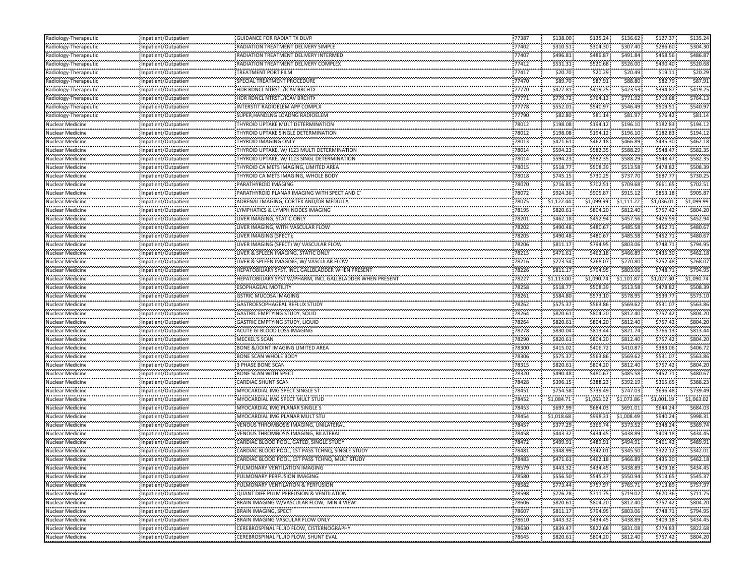| Radiology-Therapeutic | Inpatient/Outpatient | GUIDANCE FOR RADIAT TX DLVR | 77387 | $138.00 | $135.24 | $136.62 | $127.37 | $135.24 |
|---|---|---|---|---|---|---|---|---|
| Radiology-Therapeutic | Inpatient/Outpatient | RADIATION TREATMENT DELIVERY SIMPLE | 77402 | $310.51 | $304.30 | $307.40 | $286.60 | $304.30 |
| Radiology-Therapeutic | Inpatient/Outpatient | RADIATION TREATMENT DELIVERY INTERMED | 77407 | $496.81 | $486.87 | $491.84 | $458.56 | $486.87 |
| Radiology-Therapeutic | Inpatient/Outpatient | RADIATION TREATMENT DELIVERY COMPLEX | 77412 | $531.31 | $520.68 | $526.00 | $490.40 | $520.68 |
| Radiology-Therapeutic | Inpatient/Outpatient | TREATMENT PORT FILM | 77417 | $20.70 | $20.29 | $20.49 | $19.11 | $20.29 |
| Radiology-Therapeutic | Inpatient/Outpatient | SPECIAL TREATMENT PROCEDURE | 77470 | $89.70 | $87.91 | $88.80 | $82.79 | $87.91 |
| Radiology-Therapeutic | Inpatient/Outpatient | HDR RDNCL NTRSTL/ICAV BRCHTX | 77770 | $427.81 | $419.25 | $423.53 | $394.87 | $419.25 |
| Radiology-Therapeutic | Inpatient/Outpatient | HDR RDNCL NTRSTL/ICAV BRCHTX | 77771 | $779.72 | $764.13 | $771.92 | $719.68 | $764.13 |
| Radiology-Therapeutic | Inpatient/Outpatient | INTERSTIT RADIOELEM APP COMPLX | 77778 | $552.01 | $540.97 | $546.49 | $509.51 | $540.97 |
| Radiology-Therapeutic | Inpatient/Outpatient | SUPER,HANDLNG LOADNG RADIOELEM | 77790 | $82.80 | $81.14 | $81.97 | $76.42 | $81.14 |
| Nuclear Medicine | Inpatient/Outpatient | THYROID UPTAKE MULT DETERMINATION | 78012 | $198.08 | $194.12 | $196.10 | $182.83 | $194.12 |
| Nuclear Medicine | Inpatient/Outpatient | THYROID UPTAKE SINGLE DETERMINATION | 78012 | $198.08 | $194.12 | $196.10 | $182.83 | $194.12 |
| Nuclear Medicine | Inpatient/Outpatient | THYROID IMAGING ONLY | 78013 | $471.61 | $462.18 | $466.89 | $435.30 | $462.18 |
| Nuclear Medicine | Inpatient/Outpatient | THYROID UPTAKE, W/ I123 MULTI DETERMINATION | 78014 | $594.23 | $582.35 | $588.29 | $548.47 | $582.35 |
| Nuclear Medicine | Inpatient/Outpatient | THYROID UPTAKE, W/ I123 SINGL DETERMINATION | 78014 | $594.23 | $582.35 | $588.29 | $548.47 | $582.35 |
| Nuclear Medicine | Inpatient/Outpatient | THYROID CA METS IMAGING, LIMITED AREA | 78015 | $518.77 | $508.39 | $513.58 | $478.82 | $508.39 |
| Nuclear Medicine | Inpatient/Outpatient | THYROID CA METS IMAGING, WHOLE BODY | 78018 | $745.15 | $730.25 | $737.70 | $687.77 | $730.25 |
| Nuclear Medicine | Inpatient/Outpatient | PARATHYROID IMAGING | 78070 | $716.85 | $702.51 | $709.68 | $661.65 | $702.51 |
| Nuclear Medicine | Inpatient/Outpatient | PARATHYROID PLANAR IMAGING WITH SPECT AND C | 78072 | $924.36 | $905.87 | $915.12 | $853.18 | $905.87 |
| Nuclear Medicine | Inpatient/Outpatient | ADRENAL IMAGING, CORTEX AND/OR MEDULLA | 78075 | $1,122.44 | $1,099.99 | $1,111.22 | $1,036.01 | $1,099.99 |
| Nuclear Medicine | Inpatient/Outpatient | LYMPHATICS & LYMPH NODES IMAGING | 78195 | $820.61 | $804.20 | $812.40 | $757.42 | $804.20 |
| Nuclear Medicine | Inpatient/Outpatient | LIVER IMAGING, STATIC ONLY | 78201 | $462.18 | $452.94 | $457.56 | $426.59 | $452.94 |
| Nuclear Medicine | Inpatient/Outpatient | LIVER IMAGING, WITH VASCULAR FLOW | 78202 | $490.48 | $480.67 | $485.58 | $452.71 | $480.67 |
| Nuclear Medicine | Inpatient/Outpatient | LIVER IMAGING (SPECT); | 78205 | $490.48 | $480.67 | $485.58 | $452.71 | $480.67 |
| Nuclear Medicine | Inpatient/Outpatient | LIVER IMAGING (SPECT) W/ VASCULAR FLOW | 78206 | $811.17 | $794.95 | $803.06 | $748.71 | $794.95 |
| Nuclear Medicine | Inpatient/Outpatient | LIVER & SPLEEN IMAGING, STATIC ONLY | 78215 | $471.61 | $462.18 | $466.89 | $435.30 | $462.18 |
| Nuclear Medicine | Inpatient/Outpatient | LIVER & SPLEEN IMAGING, W/ VASCULAR FLOW | 78216 | $273.54 | $268.07 | $270.80 | $252.48 | $268.07 |
| Nuclear Medicine | Inpatient/Outpatient | HEPATOBILIARY SYST, INCL GALLBLADDER WHEN PRESENT | 78226 | $811.17 | $794.95 | $803.06 | $748.71 | $794.95 |
| Nuclear Medicine | Inpatient/Outpatient | HEPATOBILIARY SYST W/PHARM, INCL GALLBLADDER WHEN PRESENT | 78227 | $1,113.00 | $1,090.74 | $1,101.87 | $1,027.30 | $1,090.74 |
| Nuclear Medicine | Inpatient/Outpatient | ESOPHAGEAL MOTILITY | 78258 | $518.77 | $508.39 | $513.58 | $478.82 | $508.39 |
| Nuclear Medicine | Inpatient/Outpatient | GSTRIC MUCOSA IMAGING | 78261 | $584.80 | $573.10 | $578.95 | $539.77 | $573.10 |
| Nuclear Medicine | Inpatient/Outpatient | GASTROESOPHAGEAL REFLUX STUDY | 78262 | $575.37 | $563.86 | $569.62 | $531.07 | $563.86 |
| Nuclear Medicine | Inpatient/Outpatient | GASTRIC EMPTYING STUDY, SOLID | 78264 | $820.61 | $804.20 | $812.40 | $757.42 | $804.20 |
| Nuclear Medicine | Inpatient/Outpatient | GASTRIC EMPTYING STUDY, LIQUID | 78264 | $820.61 | $804.20 | $812.40 | $757.42 | $804.20 |
| Nuclear Medicine | Inpatient/Outpatient | ACUTE GI BLOOD LOSS IMAGING | 78278 | $830.04 | $813.44 | $821.74 | $766.13 | $813.44 |
| Nuclear Medicine | Inpatient/Outpatient | MECKEL'S SCAN | 78290 | $820.61 | $804.20 | $812.40 | $757.42 | $804.20 |
| Nuclear Medicine | Inpatient/Outpatient | BONE &/JOINT IMAGING LIMITED AREA | 78300 | $415.02 | $406.72 | $410.87 | $383.06 | $406.72 |
| Nuclear Medicine | Inpatient/Outpatient | BONE SCAN WHOLE BODY | 78306 | $575.37 | $563.86 | $569.62 | $531.07 | $563.86 |
| Nuclear Medicine | Inpatient/Outpatient | 3 PHASE BONE SCAN | 78315 | $820.61 | $804.20 | $812.40 | $757.42 | $804.20 |
| Nuclear Medicine | Inpatient/Outpatient | BONE SCAN WITH SPECT | 78320 | $490.48 | $480.67 | $485.58 | $452.71 | $480.67 |
| Nuclear Medicine | Inpatient/Outpatient | CARDIAC SHUNT SCAN | 78428 | $396.15 | $388.23 | $392.19 | $365.65 | $388.23 |
| Nuclear Medicine | Inpatient/Outpatient | MYOCARDIAL IMG SPECT SINGLE ST | 78451 | $754.58 | $739.49 | $747.03 | $696.48 | $739.49 |
| Nuclear Medicine | Inpatient/Outpatient | MYOCARDIAL IMG SPECT MULT STUD | 78452 | $1,084.71 | $1,063.02 | $1,073.86 | $1,001.19 | $1,063.02 |
| Nuclear Medicine | Inpatient/Outpatient | MYOCARDIAL IMG PLANAR SINGLE S | 78453 | $697.99 | $684.03 | $691.01 | $644.24 | $684.03 |
| Nuclear Medicine | Inpatient/Outpatient | MYOCARDIAL IMG PLANAR MULT STU | 78454 | $1,018.68 | $998.31 | $1,008.49 | $940.24 | $998.31 |
| Nuclear Medicine | Inpatient/Outpatient | VENOUS THROMBOSIS IMAGING, UNILATERAL | 78457 | $377.29 | $369.74 | $373.52 | $348.24 | $369.74 |
| Nuclear Medicine | Inpatient/Outpatient | VENOUS THROMBOSIS IMAGING, BILATERAL | 78458 | $443.32 | $434.45 | $438.89 | $409.18 | $434.45 |
| Nuclear Medicine | Inpatient/Outpatient | CARDIAC BLOOD POOL, GATED, SINGLE STUDY | 78472 | $499.91 | $489.91 | $494.91 | $461.42 | $489.91 |
| Nuclear Medicine | Inpatient/Outpatient | CARDIAC BLOOD POOL, 1ST PASS TCHNQ, SINGLE STUDY | 78481 | $348.99 | $342.01 | $345.50 | $322.12 | $342.01 |
| Nuclear Medicine | Inpatient/Outpatient | CARDIAC BLOOD POOL, 1ST PASS TCHNQ, MULT STUDY | 78483 | $471.61 | $462.18 | $466.89 | $435.30 | $462.18 |
| Nuclear Medicine | Inpatient/Outpatient | PULMONARY VENTILATION IMAGING | 78579 | $443.32 | $434.45 | $438.89 | $409.18 | $434.45 |
| Nuclear Medicine | Inpatient/Outpatient | PULMONARY PERFUSION IMAGING | 78580 | $556.50 | $545.37 | $550.94 | $513.65 | $545.37 |
| Nuclear Medicine | Inpatient/Outpatient | PULMONARY VENTILATION & PERFUSION | 78582 | $773.44 | $757.97 | $765.71 | $713.89 | $757.97 |
| Nuclear Medicine | Inpatient/Outpatient | QUANT DIFF PULM PERFUSION & VENTILATION | 78598 | $726.28 | $711.75 | $719.02 | $670.36 | $711.75 |
| Nuclear Medicine | Inpatient/Outpatient | BRAIN IMAGING W/VASCULAR FLOW, MIN 4 VIEWS | 78606 | $820.61 | $804.20 | $812.40 | $757.42 | $804.20 |
| Nuclear Medicine | Inpatient/Outpatient | BRAIN IMAGING, SPECT | 78607 | $811.17 | $794.95 | $803.06 | $748.71 | $794.95 |
| Nuclear Medicine | Inpatient/Outpatient | BRAIN IMAGING VASCULAR FLOW ONLY | 78610 | $443.32 | $434.45 | $438.89 | $409.18 | $434.45 |
| Nuclear Medicine | Inpatient/Outpatient | CEREBROSPINAL FLUID FLOW, CISTERNOGRAPHY | 78630 | $839.47 | $822.68 | $831.08 | $774.83 | $822.68 |
| Nuclear Medicine | Inpatient/Outpatient | CEREBROSPINAL FLUID FLOW, SHUNT EVAL | 78645 | $820.61 | $804.20 | $812.40 | $757.42 | $804.20 |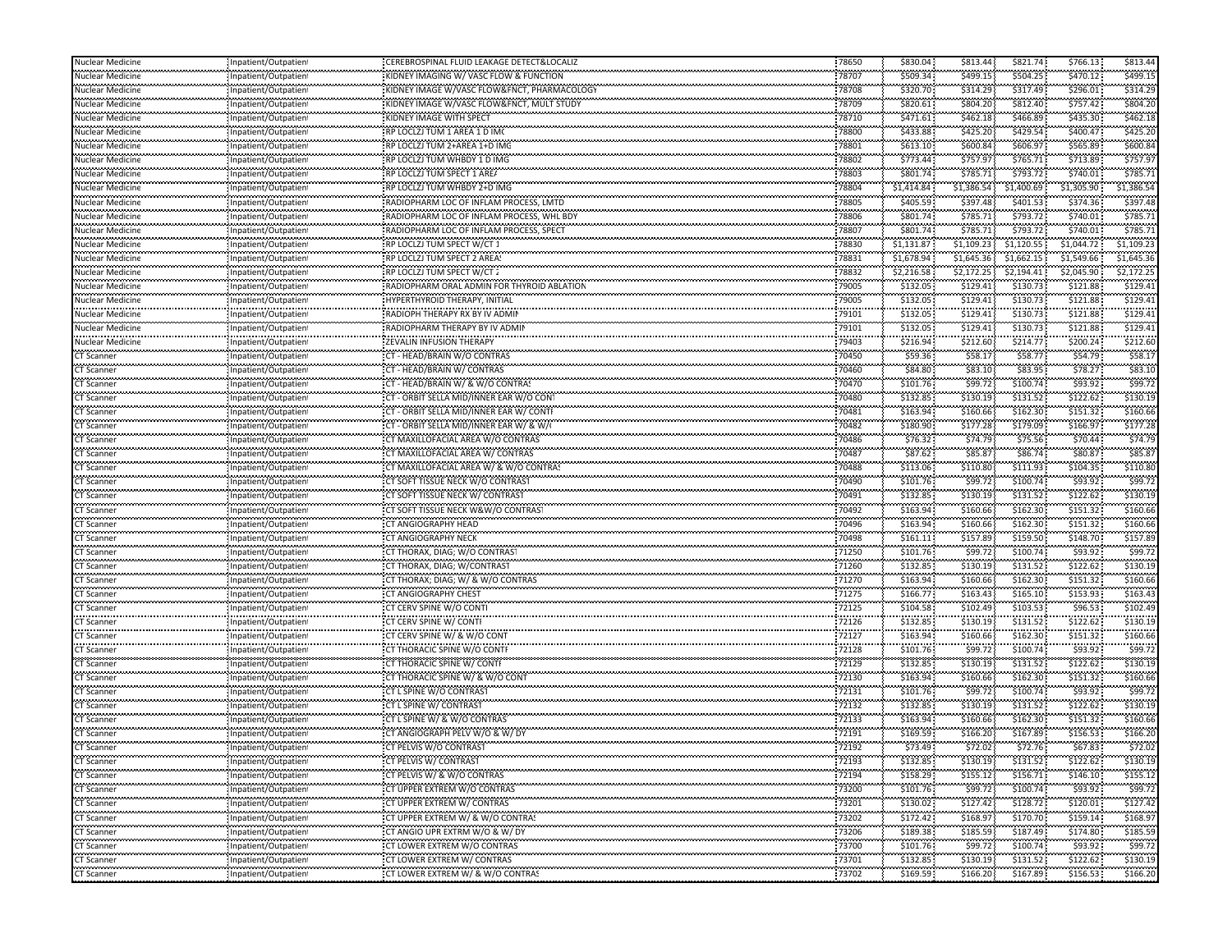| Nuclear Medicine | Inpatient/Outpatient | CEREBROSPINAL FLUID LEAKAGE DETECT&LOCALIZ | 78650 | $830.04 | $813.44 | $821.74 | $766.13 | $813.44 |
|---|---|---|---|---|---|---|---|---|
| Nuclear Medicine | Inpatient/Outpatient | KIDNEY IMAGING W/ VASC FLOW & FUNCTION | 78707 | $509.34 | $499.15 | $504.25 | $470.12 | $499.15 |
| Nuclear Medicine | Inpatient/Outpatient | KIDNEY IMAGE W/VASC FLOW&FNCT, PHARMACOLOGY | 78708 | $320.70 | $314.29 | $317.49 | $296.01 | $314.29 |
| Nuclear Medicine | Inpatient/Outpatient | KIDNEY IMAGE W/VASC FLOW&FNCT, MULT STUDY | 78709 | $820.61 | $804.20 | $812.40 | $757.42 | $804.20 |
| Nuclear Medicine | Inpatient/Outpatient | KIDNEY IMAGE WITH SPECT | 78710 | $471.61 | $462.18 | $466.89 | $435.30 | $462.18 |
| Nuclear Medicine | Inpatient/Outpatient | RP LOCLZJ TUM 1 AREA 1 D IMG | 78800 | $433.88 | $425.20 | $429.54 | $400.47 | $425.20 |
| Nuclear Medicine | Inpatient/Outpatient | RP LOCLZJ TUM 2+AREA 1+D IMG | 78801 | $613.10 | $600.84 | $606.97 | $565.89 | $600.84 |
| Nuclear Medicine | Inpatient/Outpatient | RP LOCLZJ TUM WHBDY 1 D IMG | 78802 | $773.44 | $757.97 | $765.71 | $713.89 | $757.97 |
| Nuclear Medicine | Inpatient/Outpatient | RP LOCLZJ TUM SPECT 1 AREA | 78803 | $801.74 | $785.71 | $793.72 | $740.01 | $785.71 |
| Nuclear Medicine | Inpatient/Outpatient | RP LOCLZJ TUM WHBDY 2+D IMG | 78804 | $1,414.84 | $1,386.54 | $1,400.69 | $1,305.90 | $1,386.54 |
| Nuclear Medicine | Inpatient/Outpatient | RADIOPHARM LOC OF INFLAM PROCESS, LMTD | 78805 | $405.59 | $397.48 | $401.53 | $374.36 | $397.48 |
| Nuclear Medicine | Inpatient/Outpatient | RADIOPHARM LOC OF INFLAM PROCESS, WHL BDY | 78806 | $801.74 | $785.71 | $793.72 | $740.01 | $785.71 |
| Nuclear Medicine | Inpatient/Outpatient | RADIOPHARM LOC OF INFLAM PROCESS, SPECT | 78807 | $801.74 | $785.71 | $793.72 | $740.01 | $785.71 |
| Nuclear Medicine | Inpatient/Outpatient | RP LOCLZJ TUM SPECT W/CT 1 | 78830 | $1,131.87 | $1,109.23 | $1,120.55 | $1,044.72 | $1,109.23 |
| Nuclear Medicine | Inpatient/Outpatient | RP LOCLZJ TUM SPECT 2 AREAS | 78831 | $1,678.94 | $1,645.36 | $1,662.15 | $1,549.66 | $1,645.36 |
| Nuclear Medicine | Inpatient/Outpatient | RP LOCLZJ TUM SPECT W/CT 2 | 78832 | $2,216.58 | $2,172.25 | $2,194.41 | $2,045.90 | $2,172.25 |
| Nuclear Medicine | Inpatient/Outpatient | RADIOPHARM ORAL ADMIN FOR THYROID ABLATION | 79005 | $132.05 | $129.41 | $130.73 | $121.88 | $129.41 |
| Nuclear Medicine | Inpatient/Outpatient | HYPERTHYROID THERAPY, INITIAL | 79005 | $132.05 | $129.41 | $130.73 | $121.88 | $129.41 |
| Nuclear Medicine | Inpatient/Outpatient | RADIOPH THERAPY RX BY IV ADMIN | 79101 | $132.05 | $129.41 | $130.73 | $121.88 | $129.41 |
| Nuclear Medicine | Inpatient/Outpatient | RADIOPHARM THERAPY BY IV ADMIN | 79101 | $132.05 | $129.41 | $130.73 | $121.88 | $129.41 |
| Nuclear Medicine | Inpatient/Outpatient | ZEVALIN INFUSION THERAPY | 79403 | $216.94 | $212.60 | $214.77 | $200.24 | $212.60 |
| CT Scanner | Inpatient/Outpatient | CT - HEAD/BRAIN W/O CONTRAS | 70450 | $59.36 | $58.17 | $58.77 | $54.79 | $58.17 |
| CT Scanner | Inpatient/Outpatient | CT - HEAD/BRAIN W/ CONTRAS | 70460 | $84.80 | $83.10 | $83.95 | $78.27 | $83.10 |
| CT Scanner | Inpatient/Outpatient | CT - HEAD/BRAIN W/ & W/O CONTRAS | 70470 | $101.76 | $99.72 | $100.74 | $93.92 | $99.72 |
| CT Scanner | Inpatient/Outpatient | CT - ORBIT SELLA MID/INNER EAR W/O CONT | 70480 | $132.85 | $130.19 | $131.52 | $122.62 | $130.19 |
| CT Scanner | Inpatient/Outpatient | CT - ORBIT SELLA MID/INNER EAR W/ CONTR | 70481 | $163.94 | $160.66 | $162.30 | $151.32 | $160.66 |
| CT Scanner | Inpatient/Outpatient | CT - ORBIT SELLA MID/INNER EAR W/ & W/O | 70482 | $180.90 | $177.28 | $179.09 | $166.97 | $177.28 |
| CT Scanner | Inpatient/Outpatient | CT MAXILLOFACIAL AREA W/O CONTRAS | 70486 | $76.32 | $74.79 | $75.56 | $70.44 | $74.79 |
| CT Scanner | Inpatient/Outpatient | CT MAXILLOFACIAL AREA W/ CONTRAS | 70487 | $87.62 | $85.87 | $86.74 | $80.87 | $85.87 |
| CT Scanner | Inpatient/Outpatient | CT MAXILLOFACIAL AREA W/ & W/O CONTRAS | 70488 | $113.06 | $110.80 | $111.93 | $104.35 | $110.80 |
| CT Scanner | Inpatient/Outpatient | CT SOFT TISSUE NECK W/O CONTRAST | 70490 | $101.76 | $99.72 | $100.74 | $93.92 | $99.72 |
| CT Scanner | Inpatient/Outpatient | CT SOFT TISSUE NECK W/ CONTRAST | 70491 | $132.85 | $130.19 | $131.52 | $122.62 | $130.19 |
| CT Scanner | Inpatient/Outpatient | CT SOFT TISSUE NECK W&W/O CONTRAST | 70492 | $163.94 | $160.66 | $162.30 | $151.32 | $160.66 |
| CT Scanner | Inpatient/Outpatient | CT ANGIOGRAPHY HEAD | 70496 | $163.94 | $160.66 | $162.30 | $151.32 | $160.66 |
| CT Scanner | Inpatient/Outpatient | CT ANGIOGRAPHY NECK | 70498 | $161.11 | $157.89 | $159.50 | $148.70 | $157.89 |
| CT Scanner | Inpatient/Outpatient | CT THORAX, DIAG; W/O CONTRAST | 71250 | $101.76 | $99.72 | $100.74 | $93.92 | $99.72 |
| CT Scanner | Inpatient/Outpatient | CT THORAX, DIAG; W/CONTRAST | 71260 | $132.85 | $130.19 | $131.52 | $122.62 | $130.19 |
| CT Scanner | Inpatient/Outpatient | CT THORAX; DIAG; W/ & W/O CONTRAS | 71270 | $163.94 | $160.66 | $162.30 | $151.32 | $160.66 |
| CT Scanner | Inpatient/Outpatient | CT ANGIOGRAPHY CHEST | 71275 | $166.77 | $163.43 | $165.10 | $153.93 | $163.43 |
| CT Scanner | Inpatient/Outpatient | CT CERV SPINE W/O CONTI | 72125 | $104.58 | $102.49 | $103.53 | $96.53 | $102.49 |
| CT Scanner | Inpatient/Outpatient | CT CERV SPINE W/ CONTI | 72126 | $132.85 | $130.19 | $131.52 | $122.62 | $130.19 |
| CT Scanner | Inpatient/Outpatient | CT CERV SPINE W/ & W/O CONT | 72127 | $163.94 | $160.66 | $162.30 | $151.32 | $160.66 |
| CT Scanner | Inpatient/Outpatient | CT THORACIC SPINE W/O CONTI | 72128 | $101.76 | $99.72 | $100.74 | $93.92 | $99.72 |
| CT Scanner | Inpatient/Outpatient | CT THORACIC SPINE W/ CONTI | 72129 | $132.85 | $130.19 | $131.52 | $122.62 | $130.19 |
| CT Scanner | Inpatient/Outpatient | CT THORACIC SPINE W/ & W/O CONT | 72130 | $163.94 | $160.66 | $162.30 | $151.32 | $160.66 |
| CT Scanner | Inpatient/Outpatient | CT L SPINE W/O CONTRAST | 72131 | $101.76 | $99.72 | $100.74 | $93.92 | $99.72 |
| CT Scanner | Inpatient/Outpatient | CT L SPINE W/ CONTRAST | 72132 | $132.85 | $130.19 | $131.52 | $122.62 | $130.19 |
| CT Scanner | Inpatient/Outpatient | CT L SPINE W/ & W/O CONTRAS | 72133 | $163.94 | $160.66 | $162.30 | $151.32 | $160.66 |
| CT Scanner | Inpatient/Outpatient | CT ANGIOGRAPH PELV W/O & W/ DY | 72191 | $169.59 | $166.20 | $167.89 | $156.53 | $166.20 |
| CT Scanner | Inpatient/Outpatient | CT PELVIS W/O CONTRAST | 72192 | $73.49 | $72.02 | $72.76 | $67.83 | $72.02 |
| CT Scanner | Inpatient/Outpatient | CT PELVIS W/ CONTRAST | 72193 | $132.85 | $130.19 | $131.52 | $122.62 | $130.19 |
| CT Scanner | Inpatient/Outpatient | CT PELVIS W/ & W/O CONTRAS | 72194 | $158.29 | $155.12 | $156.71 | $146.10 | $155.12 |
| CT Scanner | Inpatient/Outpatient | CT UPPER EXTREM W/O CONTRAS | 73200 | $101.76 | $99.72 | $100.74 | $93.92 | $99.72 |
| CT Scanner | Inpatient/Outpatient | CT UPPER EXTREM W/ CONTRAS | 73201 | $130.02 | $127.42 | $128.72 | $120.01 | $127.42 |
| CT Scanner | Inpatient/Outpatient | CT UPPER EXTREM W/ & W/O CONTRAS | 73202 | $172.42 | $168.97 | $170.70 | $159.14 | $168.97 |
| CT Scanner | Inpatient/Outpatient | CT ANGIO UPR EXTRM W/O & W/ DY | 73206 | $189.38 | $185.59 | $187.49 | $174.80 | $185.59 |
| CT Scanner | Inpatient/Outpatient | CT LOWER EXTREM W/O CONTRAS | 73700 | $101.76 | $99.72 | $100.74 | $93.92 | $99.72 |
| CT Scanner | Inpatient/Outpatient | CT LOWER EXTREM W/ CONTRAS | 73701 | $132.85 | $130.19 | $131.52 | $122.62 | $130.19 |
| CT Scanner | Inpatient/Outpatient | CT LOWER EXTREM W/ & W/O CONTRAS | 73702 | $169.59 | $166.20 | $167.89 | $156.53 | $166.20 |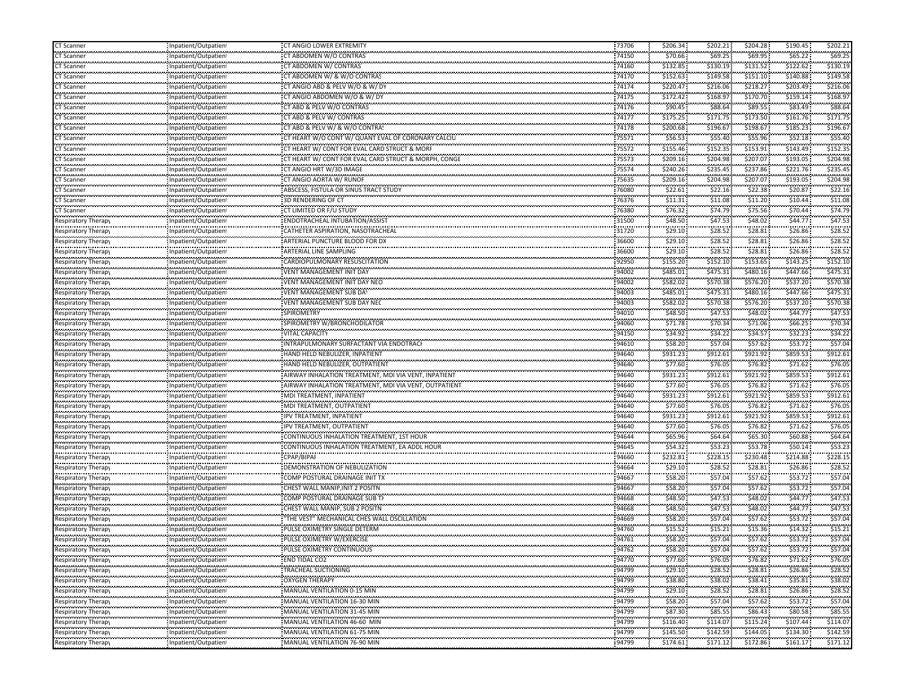| CT Scanner | Inpatient/Outpatient | CT ANGIO LOWER EXTREMITY | 73706 | $206.34 | $202.21 | $204.28 | $190.45 | $202.21 |
|---|---|---|---|---|---|---|---|---|
| CT Scanner | Inpatient/Outpatient | CT ABDOMEN W/O CONTRAS | 74150 | $70.66 | $69.25 | $69.95 | $65.22 | $69.25 |
| CT Scanner | Inpatient/Outpatient | CT ABDOMEN W/ CONTRAS | 74160 | $132.85 | $130.19 | $131.52 | $122.62 | $130.19 |
| CT Scanner | Inpatient/Outpatient | CT ABDOMEN W/ & W/O CONTRAS | 74170 | $152.63 | $149.58 | $151.10 | $140.88 | $149.58 |
| CT Scanner | Inpatient/Outpatient | CT ANGIO ABD & PELV W/O & W/ DY | 74174 | $220.47 | $216.06 | $218.27 | $203.49 | $216.06 |
| CT Scanner | Inpatient/Outpatient | CT ANGIO ABDOMEN W/O & W/ DY | 74175 | $172.42 | $168.97 | $170.70 | $159.14 | $168.97 |
| CT Scanner | Inpatient/Outpatient | CT ABD & PELV W/O CONTRAS | 74176 | $90.45 | $88.64 | $89.55 | $83.49 | $88.64 |
| CT Scanner | Inpatient/Outpatient | CT ABD & PELV W/ CONTRAS | 74177 | $175.25 | $171.75 | $173.50 | $161.76 | $171.75 |
| CT Scanner | Inpatient/Outpatient | CT ABD & PELV W/ & W/O CONTRAS | 74178 | $200.68 | $196.67 | $198.67 | $185.23 | $196.67 |
| CT Scanner | Inpatient/Outpatient | CT HEART W/O CONT W/ QUANT EVAL OF CORONARY CALCIU | 75571 | $56.53 | $55.40 | $55.96 | $52.18 | $55.40 |
| CT Scanner | Inpatient/Outpatient | CT HEART W/ CONT FOR EVAL CARD STRUCT & MORF | 75572 | $155.46 | $152.35 | $153.91 | $143.49 | $152.35 |
| CT Scanner | Inpatient/Outpatient | CT HEART W/ CONT FOR EVAL CARD STRUCT & MORPH, CONGE | 75573 | $209.16 | $204.98 | $207.07 | $193.05 | $204.98 |
| CT Scanner | Inpatient/Outpatient | CT ANGIO HRT W/3D IMAGE | 75574 | $240.26 | $235.45 | $237.86 | $221.76 | $235.45 |
| CT Scanner | Inpatient/Outpatient | CT ANGIO AORTA W/ RUNOF | 75635 | $209.16 | $204.98 | $207.07 | $193.05 | $204.98 |
| CT Scanner | Inpatient/Outpatient | ABSCESS, FISTULA OR SINUS TRACT STUDY | 76080 | $22.61 | $22.16 | $22.38 | $20.87 | $22.16 |
| CT Scanner | Inpatient/Outpatient | 3D RENDERING OF CT | 76376 | $11.31 | $11.08 | $11.20 | $10.44 | $11.08 |
| CT Scanner | Inpatient/Outpatient | CT LIMITED OR F/U STUDY | 76380 | $76.32 | $74.79 | $75.56 | $70.44 | $74.79 |
| Respiratory Therapy | Inpatient/Outpatient | ENDOTRACHEAL INTUBATION/ASSIST | 31500 | $48.50 | $47.53 | $48.02 | $44.77 | $47.53 |
| Respiratory Therapy | Inpatient/Outpatient | CATHETER ASPIRATION, NASOTRACHEAL | 31720 | $29.10 | $28.52 | $28.81 | $26.86 | $28.52 |
| Respiratory Therapy | Inpatient/Outpatient | ARTERIAL PUNCTURE BLOOD FOR DX | 36600 | $29.10 | $28.52 | $28.81 | $26.86 | $28.52 |
| Respiratory Therapy | Inpatient/Outpatient | ARTERIAL LINE SAMPLING | 36600 | $29.10 | $28.52 | $28.81 | $26.86 | $28.52 |
| Respiratory Therapy | Inpatient/Outpatient | CARDIOPULMONARY RESUSCITATION | 92950 | $155.20 | $152.10 | $153.65 | $143.25 | $152.10 |
| Respiratory Therapy | Inpatient/Outpatient | VENT MANAGEMENT INIT DAY | 94002 | $485.01 | $475.31 | $480.16 | $447.66 | $475.31 |
| Respiratory Therapy | Inpatient/Outpatient | VENT MANAGEMENT INIT DAY NEO | 94002 | $582.02 | $570.38 | $576.20 | $537.20 | $570.38 |
| Respiratory Therapy | Inpatient/Outpatient | VENT MANAGEMENT SUB DAY | 94003 | $485.01 | $475.31 | $480.16 | $447.66 | $475.31 |
| Respiratory Therapy | Inpatient/Outpatient | VENT MANAGEMENT SUB DAY NEO | 94003 | $582.02 | $570.38 | $576.20 | $537.20 | $570.38 |
| Respiratory Therapy | Inpatient/Outpatient | SPIROMETRY | 94010 | $48.50 | $47.53 | $48.02 | $44.77 | $47.53 |
| Respiratory Therapy | Inpatient/Outpatient | SPIROMETRY W/BRONCHODILATOR | 94060 | $71.78 | $70.34 | $71.06 | $66.25 | $70.34 |
| Respiratory Therapy | Inpatient/Outpatient | VITAL CAPACITY | 94150 | $34.92 | $34.22 | $34.57 | $32.23 | $34.22 |
| Respiratory Therapy | Inpatient/Outpatient | INTRAPULMONARY SURFACTANT VIA ENDOTRACH | 94610 | $58.20 | $57.04 | $57.62 | $53.72 | $57.04 |
| Respiratory Therapy | Inpatient/Outpatient | HAND HELD NEBULIZER, INPATIENT | 94640 | $931.23 | $912.61 | $921.92 | $859.53 | $912.61 |
| Respiratory Therapy | Inpatient/Outpatient | HAND HELD NEBULIZER, OUTPATIENT | 94640 | $77.60 | $76.05 | $76.82 | $71.62 | $76.05 |
| Respiratory Therapy | Inpatient/Outpatient | AIRWAY INHALATION TREATMENT, MDI VIA VENT, INPATIENT | 94640 | $931.23 | $912.61 | $921.92 | $859.53 | $912.61 |
| Respiratory Therapy | Inpatient/Outpatient | AIRWAY INHALATION TREATMENT, MDI VIA VENT, OUTPATIENT | 94640 | $77.60 | $76.05 | $76.82 | $71.62 | $76.05 |
| Respiratory Therapy | Inpatient/Outpatient | MDI TREATMENT, INPATIENT | 94640 | $931.23 | $912.61 | $921.92 | $859.53 | $912.61 |
| Respiratory Therapy | Inpatient/Outpatient | MDI TREATMENT, OUTPATIENT | 94640 | $77.60 | $76.05 | $76.82 | $71.62 | $76.05 |
| Respiratory Therapy | Inpatient/Outpatient | IPV TREATMENT, INPATIENT | 94640 | $931.23 | $912.61 | $921.92 | $859.53 | $912.61 |
| Respiratory Therapy | Inpatient/Outpatient | IPV TREATMENT, OUTPATIENT | 94640 | $77.60 | $76.05 | $76.82 | $71.62 | $76.05 |
| Respiratory Therapy | Inpatient/Outpatient | CONTINUOUS INHALATION TREATMENT, 1ST HOUR | 94644 | $65.96 | $64.64 | $65.30 | $60.88 | $64.64 |
| Respiratory Therapy | Inpatient/Outpatient | CONTINUOUS INHALATION TREATMENT, EA ADDL HOUR | 94645 | $54.32 | $53.23 | $53.78 | $50.14 | $53.23 |
| Respiratory Therapy | Inpatient/Outpatient | CPAP/BIPAP | 94660 | $232.81 | $228.15 | $230.48 | $214.88 | $228.15 |
| Respiratory Therapy | Inpatient/Outpatient | DEMONSTRATION OF NEBULIZATION | 94664 | $29.10 | $28.52 | $28.81 | $26.86 | $28.52 |
| Respiratory Therapy | Inpatient/Outpatient | COMP POSTURAL DRAINAGE INIT TX | 94667 | $58.20 | $57.04 | $57.62 | $53.72 | $57.04 |
| Respiratory Therapy | Inpatient/Outpatient | CHEST WALL MANIP,INIT 2 POSITN | 94667 | $58.20 | $57.04 | $57.62 | $53.72 | $57.04 |
| Respiratory Therapy | Inpatient/Outpatient | COMP POSTURAL DRAINAGE SUB TX | 94668 | $48.50 | $47.53 | $48.02 | $44.77 | $47.53 |
| Respiratory Therapy | Inpatient/Outpatient | CHEST WALL MANIP, SUB 2 POSITN | 94668 | $48.50 | $47.53 | $48.02 | $44.77 | $47.53 |
| Respiratory Therapy | Inpatient/Outpatient | "THE VEST" MECHANICAL CHES WALL OSCILLATION | 94669 | $58.20 | $57.04 | $57.62 | $53.72 | $57.04 |
| Respiratory Therapy | Inpatient/Outpatient | PULSE OXIMETRY SINGLE DETERM | 94760 | $15.52 | $15.21 | $15.36 | $14.32 | $15.21 |
| Respiratory Therapy | Inpatient/Outpatient | PULSE OXIMETRY W/EXERCISE | 94761 | $58.20 | $57.04 | $57.62 | $53.72 | $57.04 |
| Respiratory Therapy | Inpatient/Outpatient | PULSE OXIMETRY CONTINUOUS | 94762 | $58.20 | $57.04 | $57.62 | $53.72 | $57.04 |
| Respiratory Therapy | Inpatient/Outpatient | END TIDAL CO2 | 94770 | $77.60 | $76.05 | $76.82 | $71.62 | $76.05 |
| Respiratory Therapy | Inpatient/Outpatient | TRACHEAL SUCTIONING | 94799 | $29.10 | $28.52 | $28.81 | $26.86 | $28.52 |
| Respiratory Therapy | Inpatient/Outpatient | OXYGEN THERAPY | 94799 | $38.80 | $38.02 | $38.41 | $35.81 | $38.02 |
| Respiratory Therapy | Inpatient/Outpatient | MANUAL VENTILATION 0-15 MIN | 94799 | $29.10 | $28.52 | $28.81 | $26.86 | $28.52 |
| Respiratory Therapy | Inpatient/Outpatient | MANUAL VENTILATION 16-30 MIN | 94799 | $58.20 | $57.04 | $57.62 | $53.72 | $57.04 |
| Respiratory Therapy | Inpatient/Outpatient | MANUAL VENTILATION 31-45 MIN | 94799 | $87.30 | $85.55 | $86.43 | $80.58 | $85.55 |
| Respiratory Therapy | Inpatient/Outpatient | MANUAL VENTILATION 46-60 MIN | 94799 | $116.40 | $114.07 | $115.24 | $107.44 | $114.07 |
| Respiratory Therapy | Inpatient/Outpatient | MANUAL VENTILATION 61-75 MIN | 94799 | $145.50 | $142.59 | $144.05 | $134.30 | $142.59 |
| Respiratory Therapy | Inpatient/Outpatient | MANUAL VENTILATION 76-90 MIN | 94799 | $174.61 | $171.12 | $172.86 | $161.17 | $171.12 |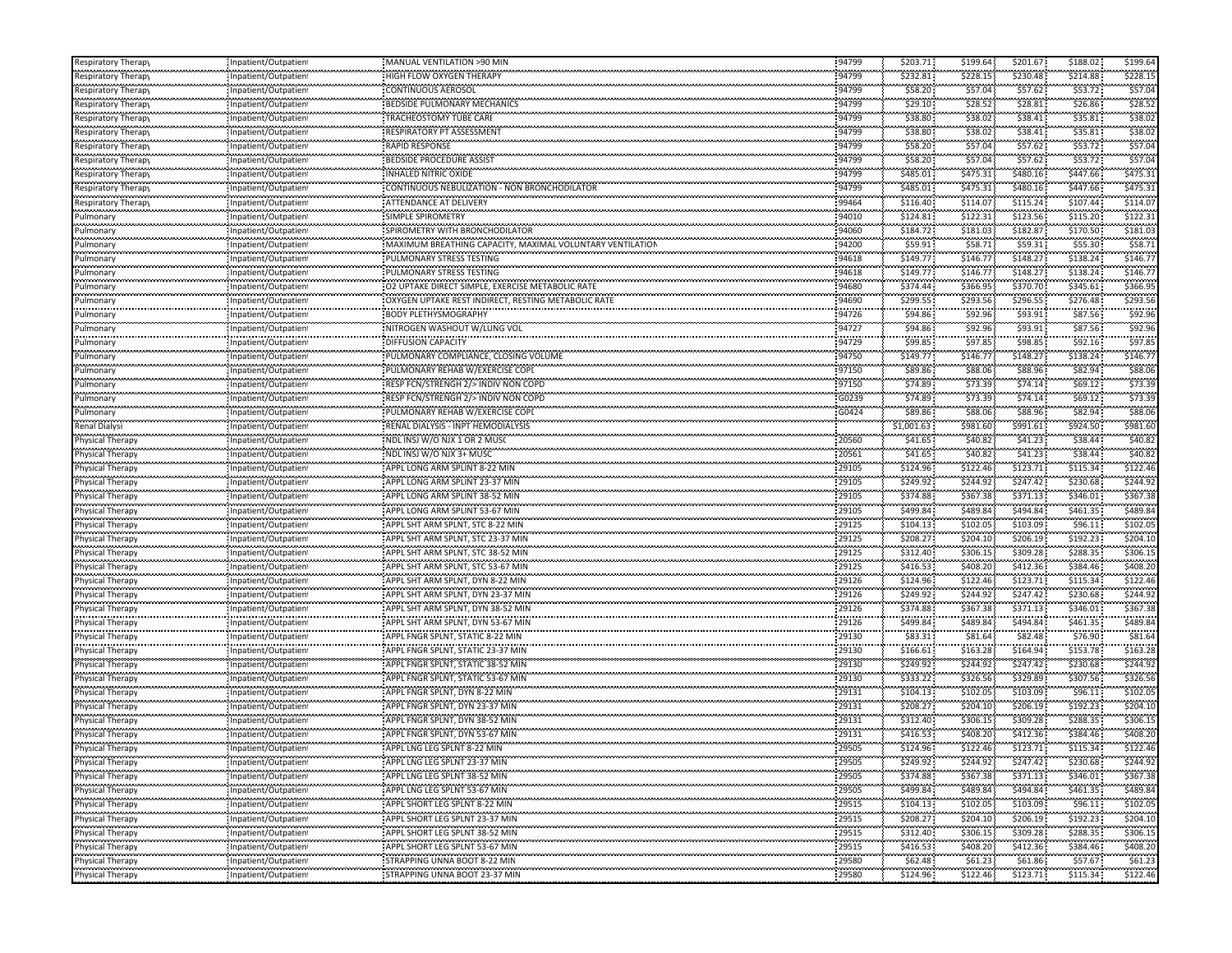| | | | | | | | | |
|---|---|---|---|---|---|---|---|---|
| Respiratory Therapy | Inpatient/Outpatient | MANUAL VENTILATION >90 MIN | 94799 | $203.71 | $199.64 | $201.67 | $188.02 | $199.64 |
| Respiratory Therapy | Inpatient/Outpatient | HIGH FLOW OXYGEN THERAPY | 94799 | $232.81 | $228.15 | $230.48 | $214.88 | $228.15 |
| Respiratory Therapy | Inpatient/Outpatient | CONTINUOUS AEROSOL | 94799 | $58.20 | $57.04 | $57.62 | $53.72 | $57.04 |
| Respiratory Therapy | Inpatient/Outpatient | BEDSIDE PULMONARY MECHANICS | 94799 | $29.10 | $28.52 | $28.81 | $26.86 | $28.52 |
| Respiratory Therapy | Inpatient/Outpatient | TRACHEOSTOMY TUBE CARE | 94799 | $38.80 | $38.02 | $38.41 | $35.81 | $38.02 |
| Respiratory Therapy | Inpatient/Outpatient | RESPIRATORY PT ASSESSMENT | 94799 | $38.80 | $38.02 | $38.41 | $35.81 | $38.02 |
| Respiratory Therapy | Inpatient/Outpatient | RAPID RESPONSE | 94799 | $58.20 | $57.04 | $57.62 | $53.72 | $57.04 |
| Respiratory Therapy | Inpatient/Outpatient | BEDSIDE PROCEDURE ASSIST | 94799 | $58.20 | $57.04 | $57.62 | $53.72 | $57.04 |
| Respiratory Therapy | Inpatient/Outpatient | INHALED NITRIC OXIDE | 94799 | $485.01 | $475.31 | $480.16 | $447.66 | $475.31 |
| Respiratory Therapy | Inpatient/Outpatient | CONTINUOUS NEBULIZATION - NON BRONCHODILATOR | 94799 | $485.01 | $475.31 | $480.16 | $447.66 | $475.31 |
| Respiratory Therapy | Inpatient/Outpatient | ATTENDANCE AT DELIVERY | 99464 | $116.40 | $114.07 | $115.24 | $107.44 | $114.07 |
| Pulmonary | Inpatient/Outpatient | SIMPLE SPIROMETRY | 94010 | $124.81 | $122.31 | $123.56 | $115.20 | $122.31 |
| Pulmonary | Inpatient/Outpatient | SPIROMETRY WITH BRONCHODILATOR | 94060 | $184.72 | $181.03 | $182.87 | $170.50 | $181.03 |
| Pulmonary | Inpatient/Outpatient | MAXIMUM BREATHING CAPACITY, MAXIMAL VOLUNTARY VENTILATION | 94200 | $59.91 | $58.71 | $59.31 | $55.30 | $58.71 |
| Pulmonary | Inpatient/Outpatient | PULMONARY STRESS TESTING | 94618 | $149.77 | $146.77 | $148.27 | $138.24 | $146.77 |
| Pulmonary | Inpatient/Outpatient | PULMONARY STRESS TESTING | 94618 | $149.77 | $146.77 | $148.27 | $138.24 | $146.77 |
| Pulmonary | Inpatient/Outpatient | O2 UPTAKE DIRECT SIMPLE, EXERCISE METABOLIC RATE | 94680 | $374.44 | $366.95 | $370.70 | $345.61 | $366.95 |
| Pulmonary | Inpatient/Outpatient | OXYGEN UPTAKE REST INDIRECT, RESTING METABOLIC RATE | 94690 | $299.55 | $293.56 | $296.55 | $276.48 | $293.56 |
| Pulmonary | Inpatient/Outpatient | BODY PLETHYSMOGRAPHY | 94726 | $94.86 | $92.96 | $93.91 | $87.56 | $92.96 |
| Pulmonary | Inpatient/Outpatient | NITROGEN WASHOUT W/LUNG VOL | 94727 | $94.86 | $92.96 | $93.91 | $87.56 | $92.96 |
| Pulmonary | Inpatient/Outpatient | DIFFUSION CAPACITY | 94729 | $99.85 | $97.85 | $98.85 | $92.16 | $97.85 |
| Pulmonary | Inpatient/Outpatient | PULMONARY COMPLIANCE, CLOSING VOLUME | 94750 | $149.77 | $146.77 | $148.27 | $138.24 | $146.77 |
| Pulmonary | Inpatient/Outpatient | PULMONARY REHAB W/EXERCISE COPD | 97150 | $89.86 | $88.06 | $88.96 | $82.94 | $88.06 |
| Pulmonary | Inpatient/Outpatient | RESP FCN/STRENGH 2/> INDIV NON COPD | 97150 | $74.89 | $73.39 | $74.14 | $69.12 | $73.39 |
| Pulmonary | Inpatient/Outpatient | RESP FCN/STRENGH 2/> INDIV NON COPD | G0239 | $74.89 | $73.39 | $74.14 | $69.12 | $73.39 |
| Pulmonary | Inpatient/Outpatient | PULMONARY REHAB W/EXERCISE COPD | G0424 | $89.86 | $88.06 | $88.96 | $82.94 | $88.06 |
| Renal Dialysis | Inpatient/Outpatient | RENAL DIALYSIS - INPT HEMODIALYSIS | | $1,001.63 | $981.60 | $991.61 | $924.50 | $981.60 |
| Physical Therapy | Inpatient/Outpatient | NDL INSJ W/O NJX 1 OR 2 MUSC | 20560 | $41.65 | $40.82 | $41.23 | $38.44 | $40.82 |
| Physical Therapy | Inpatient/Outpatient | NDL INSJ W/O NJX 3+ MUSC | 20561 | $41.65 | $40.82 | $41.23 | $38.44 | $40.82 |
| Physical Therapy | Inpatient/Outpatient | APPL LONG ARM SPLINT 8-22 MIN | 29105 | $124.96 | $122.46 | $123.71 | $115.34 | $122.46 |
| Physical Therapy | Inpatient/Outpatient | APPL LONG ARM SPLINT 23-37 MIN | 29105 | $249.92 | $244.92 | $247.42 | $230.68 | $244.92 |
| Physical Therapy | Inpatient/Outpatient | APPL LONG ARM SPLINT 38-52 MIN | 29105 | $374.88 | $367.38 | $371.13 | $346.01 | $367.38 |
| Physical Therapy | Inpatient/Outpatient | APPL LONG ARM SPLINT 53-67 MIN | 29105 | $499.84 | $489.84 | $494.84 | $461.35 | $489.84 |
| Physical Therapy | Inpatient/Outpatient | APPL SHT ARM SPLNT, STC 8-22 MIN | 29125 | $104.13 | $102.05 | $103.09 | $96.11 | $102.05 |
| Physical Therapy | Inpatient/Outpatient | APPL SHT ARM SPLNT, STC 23-37 MIN | 29125 | $208.27 | $204.10 | $206.19 | $192.23 | $204.10 |
| Physical Therapy | Inpatient/Outpatient | APPL SHT ARM SPLNT, STC 38-52 MIN | 29125 | $312.40 | $306.15 | $309.28 | $288.35 | $306.15 |
| Physical Therapy | Inpatient/Outpatient | APPL SHT ARM SPLNT, STC 53-67 MIN | 29125 | $416.53 | $408.20 | $412.36 | $384.46 | $408.20 |
| Physical Therapy | Inpatient/Outpatient | APPL SHT ARM SPLNT, DYN 8-22 MIN | 29126 | $124.96 | $122.46 | $123.71 | $115.34 | $122.46 |
| Physical Therapy | Inpatient/Outpatient | APPL SHT ARM SPLNT, DYN 23-37 MIN | 29126 | $249.92 | $244.92 | $247.42 | $230.68 | $244.92 |
| Physical Therapy | Inpatient/Outpatient | APPL SHT ARM SPLNT, DYN 38-52 MIN | 29126 | $374.88 | $367.38 | $371.13 | $346.01 | $367.38 |
| Physical Therapy | Inpatient/Outpatient | APPL SHT ARM SPLNT, DYN 53-67 MIN | 29126 | $499.84 | $489.84 | $494.84 | $461.35 | $489.84 |
| Physical Therapy | Inpatient/Outpatient | APPL FNGR SPLNT, STATIC 8-22 MIN | 29130 | $83.31 | $81.64 | $82.48 | $76.90 | $81.64 |
| Physical Therapy | Inpatient/Outpatient | APPL FNGR SPLNT, STATIC 23-37 MIN | 29130 | $166.61 | $163.28 | $164.94 | $153.78 | $163.28 |
| Physical Therapy | Inpatient/Outpatient | APPL FNGR SPLNT, STATIC 38-52 MIN | 29130 | $249.92 | $244.92 | $247.42 | $230.68 | $244.92 |
| Physical Therapy | Inpatient/Outpatient | APPL FNGR SPLNT, STATIC 53-67 MIN | 29130 | $333.22 | $326.56 | $329.89 | $307.56 | $326.56 |
| Physical Therapy | Inpatient/Outpatient | APPL FNGR SPLNT, DYN 8-22 MIN | 29131 | $104.13 | $102.05 | $103.09 | $96.11 | $102.05 |
| Physical Therapy | Inpatient/Outpatient | APPL FNGR SPLNT, DYN 23-37 MIN | 29131 | $208.27 | $204.10 | $206.19 | $192.23 | $204.10 |
| Physical Therapy | Inpatient/Outpatient | APPL FNGR SPLNT, DYN 38-52 MIN | 29131 | $312.40 | $306.15 | $309.28 | $288.35 | $306.15 |
| Physical Therapy | Inpatient/Outpatient | APPL FNGR SPLNT, DYN 53-67 MIN | 29131 | $416.53 | $408.20 | $412.36 | $384.46 | $408.20 |
| Physical Therapy | Inpatient/Outpatient | APPL LNG LEG SPLNT 8-22 MIN | 29505 | $124.96 | $122.46 | $123.71 | $115.34 | $122.46 |
| Physical Therapy | Inpatient/Outpatient | APPL LNG LEG SPLNT 23-37 MIN | 29505 | $249.92 | $244.92 | $247.42 | $230.68 | $244.92 |
| Physical Therapy | Inpatient/Outpatient | APPL LNG LEG SPLNT 38-52 MIN | 29505 | $374.88 | $367.38 | $371.13 | $346.01 | $367.38 |
| Physical Therapy | Inpatient/Outpatient | APPL LNG LEG SPLNT 53-67 MIN | 29505 | $499.84 | $489.84 | $494.84 | $461.35 | $489.84 |
| Physical Therapy | Inpatient/Outpatient | APPL SHORT LEG SPLNT 8-22 MIN | 29515 | $104.13 | $102.05 | $103.09 | $96.11 | $102.05 |
| Physical Therapy | Inpatient/Outpatient | APPL SHORT LEG SPLNT 23-37 MIN | 29515 | $208.27 | $204.10 | $206.19 | $192.23 | $204.10 |
| Physical Therapy | Inpatient/Outpatient | APPL SHORT LEG SPLNT 38-52 MIN | 29515 | $312.40 | $306.15 | $309.28 | $288.35 | $306.15 |
| Physical Therapy | Inpatient/Outpatient | APPL SHORT LEG SPLNT 53-67 MIN | 29515 | $416.53 | $408.20 | $412.36 | $384.46 | $408.20 |
| Physical Therapy | Inpatient/Outpatient | STRAPPING UNNA BOOT 8-22 MIN | 29580 | $62.48 | $61.23 | $61.86 | $57.67 | $61.23 |
| Physical Therapy | Inpatient/Outpatient | STRAPPING UNNA BOOT 23-37 MIN | 29580 | $124.96 | $122.46 | $123.71 | $115.34 | $122.46 |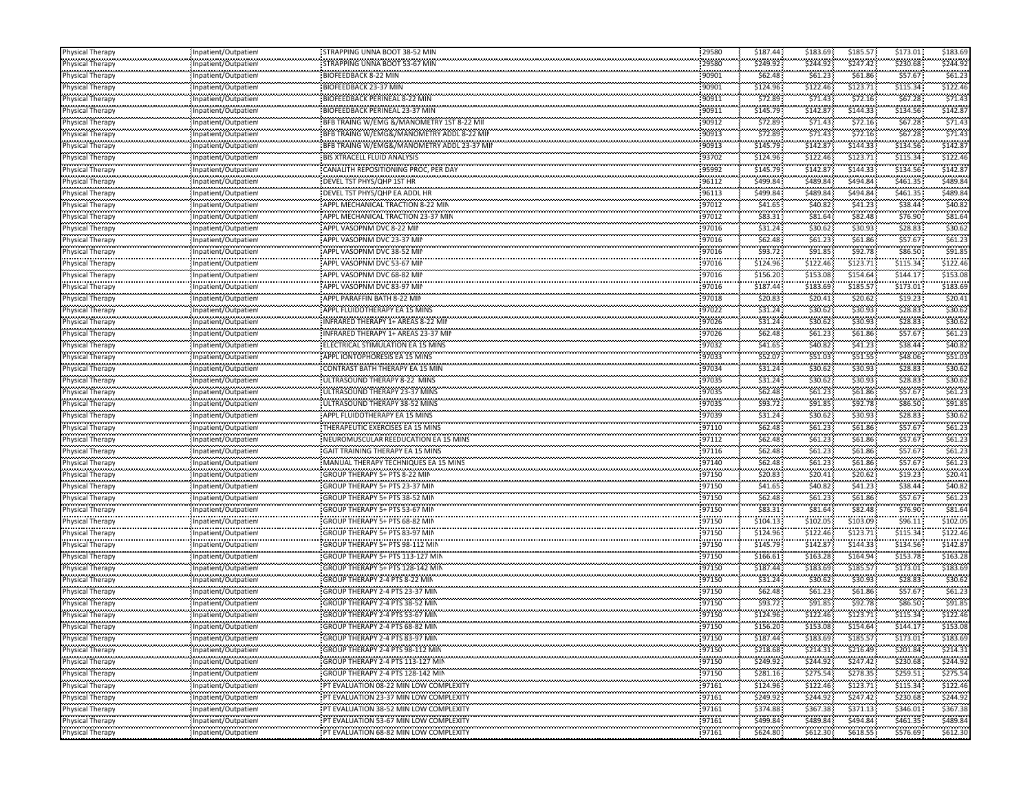| | | | | | | | | |
|---|---|---|---|---|---|---|---|---|
| Physical Therapy | Inpatient/Outpatient | STRAPPING UNNA BOOT 38-52 MIN | 29580 | $187.44 | $183.69 | $185.57 | $173.01 | $183.69 |
| Physical Therapy | Inpatient/Outpatient | STRAPPING UNNA BOOT 53-67 MIN | 29580 | $249.92 | $244.92 | $247.42 | $230.68 | $244.92 |
| Physical Therapy | Inpatient/Outpatient | BIOFEEDBACK 8-22 MIN | 90901 | $62.48 | $61.23 | $61.86 | $57.67 | $61.23 |
| Physical Therapy | Inpatient/Outpatient | BIOFEEDBACK 23-37 MIN | 90901 | $124.96 | $122.46 | $123.71 | $115.34 | $122.46 |
| Physical Therapy | Inpatient/Outpatient | BIOFEEDBACK PERINEAL 8-22 MIN | 90911 | $72.89 | $71.43 | $72.16 | $67.28 | $71.43 |
| Physical Therapy | Inpatient/Outpatient | BIOFEEDBACK PERINEAL 23-37 MIN | 90911 | $145.79 | $142.87 | $144.33 | $134.56 | $142.87 |
| Physical Therapy | Inpatient/Outpatient | BFB TRAING W/EMG &/MANOMETRY 1ST 8-22 MI | 90912 | $72.89 | $71.43 | $72.16 | $67.28 | $71.43 |
| Physical Therapy | Inpatient/Outpatient | BFB TRAING W/EMG&/MANOMETRY ADDL 8-22 MI | 90913 | $72.89 | $71.43 | $72.16 | $67.28 | $71.43 |
| Physical Therapy | Inpatient/Outpatient | BFB TRAING W/EMG&/MANOMETRY ADDL 23-37 MI | 90913 | $145.79 | $142.87 | $144.33 | $134.56 | $142.87 |
| Physical Therapy | Inpatient/Outpatient | BIS XTRACELL FLUID ANALYSIS | 93702 | $124.96 | $122.46 | $123.71 | $115.34 | $122.46 |
| Physical Therapy | Inpatient/Outpatient | CANALITH REPOSITIONING PROC, PER DAY | 95992 | $145.79 | $142.87 | $144.33 | $134.56 | $142.87 |
| Physical Therapy | Inpatient/Outpatient | DEVEL TST PHYS/QHP 1ST HR | 96112 | $499.84 | $489.84 | $494.84 | $461.35 | $489.84 |
| Physical Therapy | Inpatient/Outpatient | DEVEL TST PHYS/QHP EA ADDL HR | 96113 | $499.84 | $489.84 | $494.84 | $461.35 | $489.84 |
| Physical Therapy | Inpatient/Outpatient | APPL MECHANICAL TRACTION 8-22 MIN | 97012 | $41.65 | $40.82 | $41.23 | $38.44 | $40.82 |
| Physical Therapy | Inpatient/Outpatient | APPL MECHANICAL TRACTION 23-37 MIN | 97012 | $83.31 | $81.64 | $82.48 | $76.90 | $81.64 |
| Physical Therapy | Inpatient/Outpatient | APPL VASOPNM DVC 8-22 MIN | 97016 | $31.24 | $30.62 | $30.93 | $28.83 | $30.62 |
| Physical Therapy | Inpatient/Outpatient | APPL VASOPNM DVC 23-37 MIN | 97016 | $62.48 | $61.23 | $61.86 | $57.67 | $61.23 |
| Physical Therapy | Inpatient/Outpatient | APPL VASOPNM DVC 38-52 MIN | 97016 | $93.72 | $91.85 | $92.78 | $86.50 | $91.85 |
| Physical Therapy | Inpatient/Outpatient | APPL VASOPNM DVC 53-67 MIN | 97016 | $124.96 | $122.46 | $123.71 | $115.34 | $122.46 |
| Physical Therapy | Inpatient/Outpatient | APPL VASOPNM DVC 68-82 MIN | 97016 | $156.20 | $153.08 | $154.64 | $144.17 | $153.08 |
| Physical Therapy | Inpatient/Outpatient | APPL VASOPNM DVC 83-97 MIN | 97016 | $187.44 | $183.69 | $185.57 | $173.01 | $183.69 |
| Physical Therapy | Inpatient/Outpatient | APPL PARAFFIN BATH 8-22 MIN | 97018 | $20.83 | $20.41 | $20.62 | $19.23 | $20.41 |
| Physical Therapy | Inpatient/Outpatient | APPL FLUIDOTHERAPY EA 15 MINS | 97022 | $31.24 | $30.62 | $30.93 | $28.83 | $30.62 |
| Physical Therapy | Inpatient/Outpatient | INFRARED THERAPY 1+ AREAS 8-22 MIN | 97026 | $31.24 | $30.62 | $30.93 | $28.83 | $30.62 |
| Physical Therapy | Inpatient/Outpatient | INFRARED THERAPY 1+ AREAS 23-37 MIN | 97026 | $62.48 | $61.23 | $61.86 | $57.67 | $61.23 |
| Physical Therapy | Inpatient/Outpatient | ELECTRICAL STIMULATION EA 15 MINS | 97032 | $41.65 | $40.82 | $41.23 | $38.44 | $40.82 |
| Physical Therapy | Inpatient/Outpatient | APPL IONTOPHORESIS EA 15 MINS | 97033 | $52.07 | $51.03 | $51.55 | $48.06 | $51.03 |
| Physical Therapy | Inpatient/Outpatient | CONTRAST BATH THERAPY EA 15 MIN | 97034 | $31.24 | $30.62 | $30.93 | $28.83 | $30.62 |
| Physical Therapy | Inpatient/Outpatient | ULTRASOUND THERAPY 8-22 MINS | 97035 | $31.24 | $30.62 | $30.93 | $28.83 | $30.62 |
| Physical Therapy | Inpatient/Outpatient | ULTRASOUND THERAPY 23-37 MINS | 97035 | $62.48 | $61.23 | $61.86 | $57.67 | $61.23 |
| Physical Therapy | Inpatient/Outpatient | ULTRASOUND THERAPY 38-52 MINS | 97035 | $93.72 | $91.85 | $92.78 | $86.50 | $91.85 |
| Physical Therapy | Inpatient/Outpatient | APPL FLUIDOTHERAPY EA 15 MINS | 97039 | $31.24 | $30.62 | $30.93 | $28.83 | $30.62 |
| Physical Therapy | Inpatient/Outpatient | THERAPEUTIC EXERCISES EA 15 MINS | 97110 | $62.48 | $61.23 | $61.86 | $57.67 | $61.23 |
| Physical Therapy | Inpatient/Outpatient | NEUROMUSCULAR REEDUCATION EA 15 MINS | 97112 | $62.48 | $61.23 | $61.86 | $57.67 | $61.23 |
| Physical Therapy | Inpatient/Outpatient | GAIT TRAINING THERAPY EA 15 MINS | 97116 | $62.48 | $61.23 | $61.86 | $57.67 | $61.23 |
| Physical Therapy | Inpatient/Outpatient | MANUAL THERAPY TECHNIQUES EA 15 MINS | 97140 | $62.48 | $61.23 | $61.86 | $57.67 | $61.23 |
| Physical Therapy | Inpatient/Outpatient | GROUP THERAPY 5+ PTS 8-22 MIN | 97150 | $20.83 | $20.41 | $20.62 | $19.23 | $20.41 |
| Physical Therapy | Inpatient/Outpatient | GROUP THERAPY 5+ PTS 23-37 MIN | 97150 | $41.65 | $40.82 | $41.23 | $38.44 | $40.82 |
| Physical Therapy | Inpatient/Outpatient | GROUP THERAPY 5+ PTS 38-52 MIN | 97150 | $62.48 | $61.23 | $61.86 | $57.67 | $61.23 |
| Physical Therapy | Inpatient/Outpatient | GROUP THERAPY 5+ PTS 53-67 MIN | 97150 | $83.31 | $81.64 | $82.48 | $76.90 | $81.64 |
| Physical Therapy | Inpatient/Outpatient | GROUP THERAPY 5+ PTS 68-82 MIN | 97150 | $104.13 | $102.05 | $103.09 | $96.11 | $102.05 |
| Physical Therapy | Inpatient/Outpatient | GROUP THERAPY 5+ PTS 83-97 MIN | 97150 | $124.96 | $122.46 | $123.71 | $115.34 | $122.46 |
| Physical Therapy | Inpatient/Outpatient | GROUP THERAPY 5+ PTS 98-112 MIN | 97150 | $145.79 | $142.87 | $144.33 | $134.56 | $142.87 |
| Physical Therapy | Inpatient/Outpatient | GROUP THERAPY 5+ PTS 113-127 MIN | 97150 | $166.61 | $163.28 | $164.94 | $153.78 | $163.28 |
| Physical Therapy | Inpatient/Outpatient | GROUP THERAPY 5+ PTS 128-142 MIN | 97150 | $187.44 | $183.69 | $185.57 | $173.01 | $183.69 |
| Physical Therapy | Inpatient/Outpatient | GROUP THERAPY 2-4 PTS 8-22 MIN | 97150 | $31.24 | $30.62 | $30.93 | $28.83 | $30.62 |
| Physical Therapy | Inpatient/Outpatient | GROUP THERAPY 2-4 PTS 23-37 MIN | 97150 | $62.48 | $61.23 | $61.86 | $57.67 | $61.23 |
| Physical Therapy | Inpatient/Outpatient | GROUP THERAPY 2-4 PTS 38-52 MIN | 97150 | $93.72 | $91.85 | $92.78 | $86.50 | $91.85 |
| Physical Therapy | Inpatient/Outpatient | GROUP THERAPY 2-4 PTS 53-67 MIN | 97150 | $124.96 | $122.46 | $123.71 | $115.34 | $122.46 |
| Physical Therapy | Inpatient/Outpatient | GROUP THERAPY 2-4 PTS 68-82 MIN | 97150 | $156.20 | $153.08 | $154.64 | $144.17 | $153.08 |
| Physical Therapy | Inpatient/Outpatient | GROUP THERAPY 2-4 PTS 83-97 MIN | 97150 | $187.44 | $183.69 | $185.57 | $173.01 | $183.69 |
| Physical Therapy | Inpatient/Outpatient | GROUP THERAPY 2-4 PTS 98-112 MIN | 97150 | $218.68 | $214.31 | $216.49 | $201.84 | $214.31 |
| Physical Therapy | Inpatient/Outpatient | GROUP THERAPY 2-4 PTS 113-127 MIN | 97150 | $249.92 | $244.92 | $247.42 | $230.68 | $244.92 |
| Physical Therapy | Inpatient/Outpatient | GROUP THERAPY 2-4 PTS 128-142 MIN | 97150 | $281.16 | $275.54 | $278.35 | $259.51 | $275.54 |
| Physical Therapy | Inpatient/Outpatient | PT EVALUATION 08-22 MIN LOW COMPLEXITY | 97161 | $124.96 | $122.46 | $123.71 | $115.34 | $122.46 |
| Physical Therapy | Inpatient/Outpatient | PT EVALUATION 23-37 MIN LOW COMPLEXITY | 97161 | $249.92 | $244.92 | $247.42 | $230.68 | $244.92 |
| Physical Therapy | Inpatient/Outpatient | PT EVALUATION 38-52 MIN LOW COMPLEXITY | 97161 | $374.88 | $367.38 | $371.13 | $346.01 | $367.38 |
| Physical Therapy | Inpatient/Outpatient | PT EVALUATION 53-67 MIN LOW COMPLEXITY | 97161 | $499.84 | $489.84 | $494.84 | $461.35 | $489.84 |
| Physical Therapy | Inpatient/Outpatient | PT EVALUATION 68-82 MIN LOW COMPLEXITY | 97161 | $624.80 | $612.30 | $618.55 | $576.69 | $612.30 |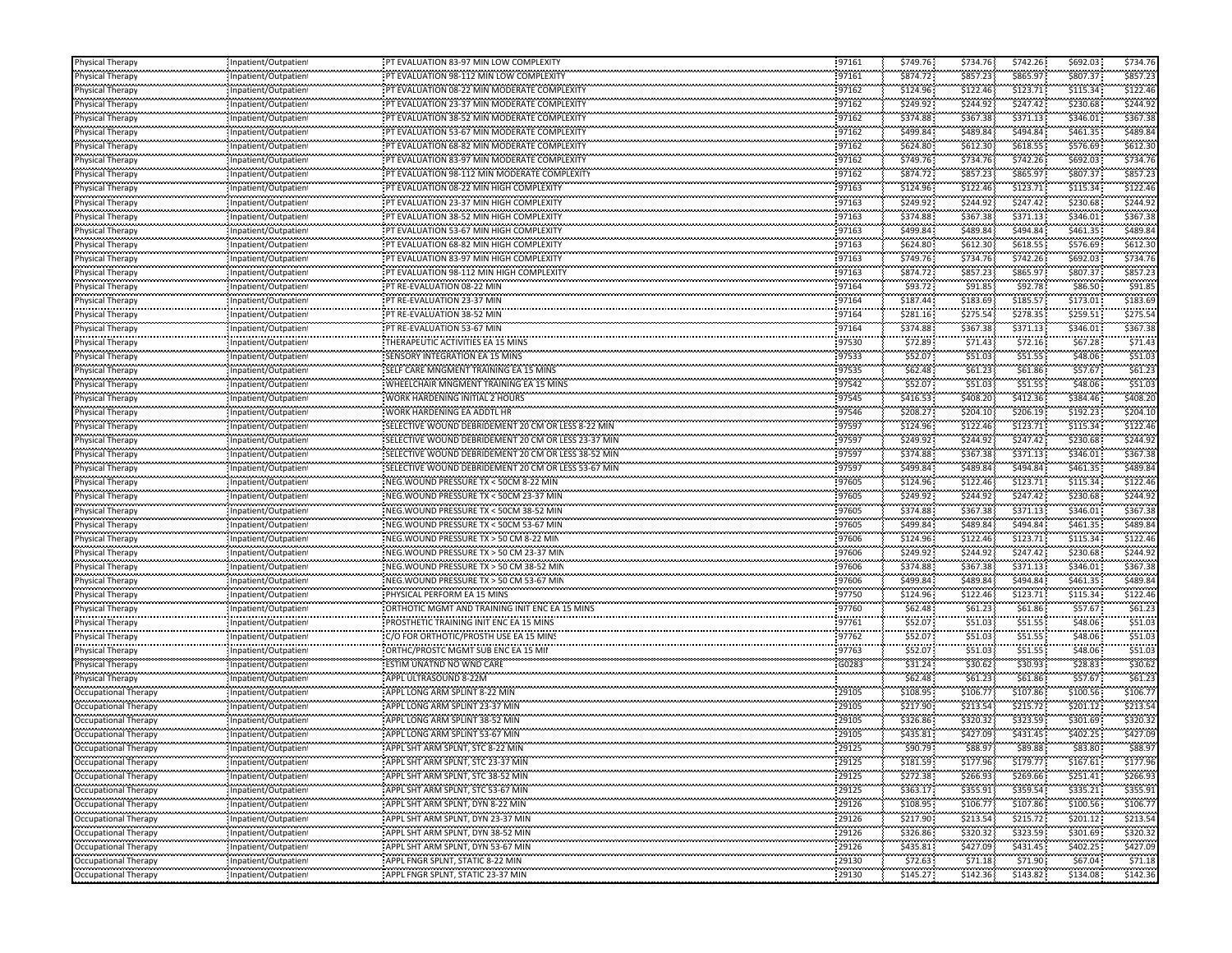| | | | | | | | | |
|---|---|---|---|---|---|---|---|---|
| Physical Therapy | Inpatient/Outpatient | PT EVALUATION 83-97 MIN LOW COMPLEXITY | 97161 | $749.76 | $734.76 | $742.26 | $692.03 | $734.76 |
| Physical Therapy | Inpatient/Outpatient | PT EVALUATION 98-112 MIN LOW COMPLEXITY | 97161 | $874.72 | $857.23 | $865.97 | $807.37 | $857.23 |
| Physical Therapy | Inpatient/Outpatient | PT EVALUATION 08-22 MIN MODERATE COMPLEXITY | 97162 | $124.96 | $122.46 | $123.71 | $115.34 | $122.46 |
| Physical Therapy | Inpatient/Outpatient | PT EVALUATION 23-37 MIN MODERATE COMPLEXITY | 97162 | $249.92 | $244.92 | $247.42 | $230.68 | $244.92 |
| Physical Therapy | Inpatient/Outpatient | PT EVALUATION 38-52 MIN MODERATE COMPLEXITY | 97162 | $374.88 | $367.38 | $371.13 | $346.01 | $367.38 |
| Physical Therapy | Inpatient/Outpatient | PT EVALUATION 53-67 MIN MODERATE COMPLEXITY | 97162 | $499.84 | $489.84 | $494.84 | $461.35 | $489.84 |
| Physical Therapy | Inpatient/Outpatient | PT EVALUATION 68-82 MIN MODERATE COMPLEXITY | 97162 | $624.80 | $612.30 | $618.55 | $576.69 | $612.30 |
| Physical Therapy | Inpatient/Outpatient | PT EVALUATION 83-97 MIN MODERATE COMPLEXITY | 97162 | $749.76 | $734.76 | $742.26 | $692.03 | $734.76 |
| Physical Therapy | Inpatient/Outpatient | PT EVALUATION 98-112 MIN MODERATE COMPLEXITY | 97162 | $874.72 | $857.23 | $865.97 | $807.37 | $857.23 |
| Physical Therapy | Inpatient/Outpatient | PT EVALUATION 08-22 MIN HIGH COMPLEXITY | 97163 | $124.96 | $122.46 | $123.71 | $115.34 | $122.46 |
| Physical Therapy | Inpatient/Outpatient | PT EVALUATION 23-37 MIN HIGH COMPLEXITY | 97163 | $249.92 | $244.92 | $247.42 | $230.68 | $244.92 |
| Physical Therapy | Inpatient/Outpatient | PT EVALUATION 38-52 MIN HIGH COMPLEXITY | 97163 | $374.88 | $367.38 | $371.13 | $346.01 | $367.38 |
| Physical Therapy | Inpatient/Outpatient | PT EVALUATION 53-67 MIN HIGH COMPLEXITY | 97163 | $499.84 | $489.84 | $494.84 | $461.35 | $489.84 |
| Physical Therapy | Inpatient/Outpatient | PT EVALUATION 68-82 MIN HIGH COMPLEXITY | 97163 | $624.80 | $612.30 | $618.55 | $576.69 | $612.30 |
| Physical Therapy | Inpatient/Outpatient | PT EVALUATION 83-97 MIN HIGH COMPLEXITY | 97163 | $749.76 | $734.76 | $742.26 | $692.03 | $734.76 |
| Physical Therapy | Inpatient/Outpatient | PT EVALUATION 98-112 MIN HIGH COMPLEXITY | 97163 | $874.72 | $857.23 | $865.97 | $807.37 | $857.23 |
| Physical Therapy | Inpatient/Outpatient | PT RE-EVALUATION 08-22 MIN | 97164 | $93.72 | $91.85 | $92.78 | $86.50 | $91.85 |
| Physical Therapy | Inpatient/Outpatient | PT RE-EVALUATION 23-37 MIN | 97164 | $187.44 | $183.69 | $185.57 | $173.01 | $183.69 |
| Physical Therapy | Inpatient/Outpatient | PT RE-EVALUATION 38-52 MIN | 97164 | $281.16 | $275.54 | $278.35 | $259.51 | $275.54 |
| Physical Therapy | Inpatient/Outpatient | PT RE-EVALUATION 53-67 MIN | 97164 | $374.88 | $367.38 | $371.13 | $346.01 | $367.38 |
| Physical Therapy | Inpatient/Outpatient | THERAPEUTIC ACTIVITIES EA 15 MINS | 97530 | $72.89 | $71.43 | $72.16 | $67.28 | $71.43 |
| Physical Therapy | Inpatient/Outpatient | SENSORY INTEGRATION EA 15 MINS | 97533 | $52.07 | $51.03 | $51.55 | $48.06 | $51.03 |
| Physical Therapy | Inpatient/Outpatient | SELF CARE MNGMENT TRAINING EA 15 MINS | 97535 | $62.48 | $61.23 | $61.86 | $57.67 | $61.23 |
| Physical Therapy | Inpatient/Outpatient | WHEELCHAIR MNGMENT TRAINING EA 15 MINS | 97542 | $52.07 | $51.03 | $51.55 | $48.06 | $51.03 |
| Physical Therapy | Inpatient/Outpatient | WORK HARDENING INITIAL 2 HOURS | 97545 | $416.53 | $408.20 | $412.36 | $384.46 | $408.20 |
| Physical Therapy | Inpatient/Outpatient | WORK HARDENING EA ADDTL HR | 97546 | $208.27 | $204.10 | $206.19 | $192.23 | $204.10 |
| Physical Therapy | Inpatient/Outpatient | SELECTIVE WOUND DEBRIDEMENT 20 CM OR LESS 8-22 MIN | 97597 | $124.96 | $122.46 | $123.71 | $115.34 | $122.46 |
| Physical Therapy | Inpatient/Outpatient | SELECTIVE WOUND DEBRIDEMENT 20 CM OR LESS 23-37 MIN | 97597 | $249.92 | $244.92 | $247.42 | $230.68 | $244.92 |
| Physical Therapy | Inpatient/Outpatient | SELECTIVE WOUND DEBRIDEMENT 20 CM OR LESS 38-52 MIN | 97597 | $374.88 | $367.38 | $371.13 | $346.01 | $367.38 |
| Physical Therapy | Inpatient/Outpatient | SELECTIVE WOUND DEBRIDEMENT 20 CM OR LESS 53-67 MIN | 97597 | $499.84 | $489.84 | $494.84 | $461.35 | $489.84 |
| Physical Therapy | Inpatient/Outpatient | NEG.WOUND PRESSURE TX < 50CM 8-22 MIN | 97605 | $124.96 | $122.46 | $123.71 | $115.34 | $122.46 |
| Physical Therapy | Inpatient/Outpatient | NEG.WOUND PRESSURE TX < 50CM 23-37 MIN | 97605 | $249.92 | $244.92 | $247.42 | $230.68 | $244.92 |
| Physical Therapy | Inpatient/Outpatient | NEG.WOUND PRESSURE TX < 50CM 38-52 MIN | 97605 | $374.88 | $367.38 | $371.13 | $346.01 | $367.38 |
| Physical Therapy | Inpatient/Outpatient | NEG.WOUND PRESSURE TX < 50CM 53-67 MIN | 97605 | $499.84 | $489.84 | $494.84 | $461.35 | $489.84 |
| Physical Therapy | Inpatient/Outpatient | NEG.WOUND PRESSURE TX > 50 CM 8-22 MIN | 97606 | $124.96 | $122.46 | $123.71 | $115.34 | $122.46 |
| Physical Therapy | Inpatient/Outpatient | NEG.WOUND PRESSURE TX > 50 CM 23-37 MIN | 97606 | $249.92 | $244.92 | $247.42 | $230.68 | $244.92 |
| Physical Therapy | Inpatient/Outpatient | NEG.WOUND PRESSURE TX > 50 CM 38-52 MIN | 97606 | $374.88 | $367.38 | $371.13 | $346.01 | $367.38 |
| Physical Therapy | Inpatient/Outpatient | NEG.WOUND PRESSURE TX > 50 CM 53-67 MIN | 97606 | $499.84 | $489.84 | $494.84 | $461.35 | $489.84 |
| Physical Therapy | Inpatient/Outpatient | PHYSICAL PERFORM EA 15 MINS | 97750 | $124.96 | $122.46 | $123.71 | $115.34 | $122.46 |
| Physical Therapy | Inpatient/Outpatient | ORTHOTIC MGMT AND TRAINING INIT ENC EA 15 MINS | 97760 | $62.48 | $61.23 | $61.86 | $57.67 | $61.23 |
| Physical Therapy | Inpatient/Outpatient | PROSTHETIC TRAINING INIT ENC EA 15 MINS | 97761 | $52.07 | $51.03 | $51.55 | $48.06 | $51.03 |
| Physical Therapy | Inpatient/Outpatient | C/O FOR ORTHOTIC/PROSTH USE EA 15 MINS | 97762 | $52.07 | $51.03 | $51.55 | $48.06 | $51.03 |
| Physical Therapy | Inpatient/Outpatient | ORTHC/PROSTC MGMT SUB ENC EA 15 MIN | 97763 | $52.07 | $51.03 | $51.55 | $48.06 | $51.03 |
| Physical Therapy | Inpatient/Outpatient | ESTIM UNATND NO WND CARE | G0283 | $31.24 | $30.62 | $30.93 | $28.83 | $30.62 |
| Physical Therapy | Inpatient/Outpatient | APPL ULTRASOUND 8-22M | | $62.48 | $61.23 | $61.86 | $57.67 | $61.23 |
| Occupational Therapy | Inpatient/Outpatient | APPL LONG ARM SPLINT 8-22 MIN | 29105 | $108.95 | $106.77 | $107.86 | $100.56 | $106.77 |
| Occupational Therapy | Inpatient/Outpatient | APPL LONG ARM SPLINT 23-37 MIN | 29105 | $217.90 | $213.54 | $215.72 | $201.12 | $213.54 |
| Occupational Therapy | Inpatient/Outpatient | APPL LONG ARM SPLINT 38-52 MIN | 29105 | $326.86 | $320.32 | $323.59 | $301.69 | $320.32 |
| Occupational Therapy | Inpatient/Outpatient | APPL LONG ARM SPLINT 53-67 MIN | 29105 | $435.81 | $427.09 | $431.45 | $402.25 | $427.09 |
| Occupational Therapy | Inpatient/Outpatient | APPL SHT ARM SPLNT, STC 8-22 MIN | 29125 | $90.79 | $88.97 | $89.88 | $83.80 | $88.97 |
| Occupational Therapy | Inpatient/Outpatient | APPL SHT ARM SPLNT, STC 23-37 MIN | 29125 | $181.59 | $177.96 | $179.77 | $167.61 | $177.96 |
| Occupational Therapy | Inpatient/Outpatient | APPL SHT ARM SPLNT, STC 38-52 MIN | 29125 | $272.38 | $266.93 | $269.66 | $251.41 | $266.93 |
| Occupational Therapy | Inpatient/Outpatient | APPL SHT ARM SPLNT, STC 53-67 MIN | 29125 | $363.17 | $355.91 | $359.54 | $335.21 | $355.91 |
| Occupational Therapy | Inpatient/Outpatient | APPL SHT ARM SPLNT, DYN 8-22 MIN | 29126 | $108.95 | $106.77 | $107.86 | $100.56 | $106.77 |
| Occupational Therapy | Inpatient/Outpatient | APPL SHT ARM SPLNT, DYN 23-37 MIN | 29126 | $217.90 | $213.54 | $215.72 | $201.12 | $213.54 |
| Occupational Therapy | Inpatient/Outpatient | APPL SHT ARM SPLNT, DYN 38-52 MIN | 29126 | $326.86 | $320.32 | $323.59 | $301.69 | $320.32 |
| Occupational Therapy | Inpatient/Outpatient | APPL SHT ARM SPLNT, DYN 53-67 MIN | 29126 | $435.81 | $427.09 | $431.45 | $402.25 | $427.09 |
| Occupational Therapy | Inpatient/Outpatient | APPL FNGR SPLNT, STATIC 8-22 MIN | 29130 | $72.63 | $71.18 | $71.90 | $67.04 | $71.18 |
| Occupational Therapy | Inpatient/Outpatient | APPL FNGR SPLNT, STATIC 23-37 MIN | 29130 | $145.27 | $142.36 | $143.82 | $134.08 | $142.36 |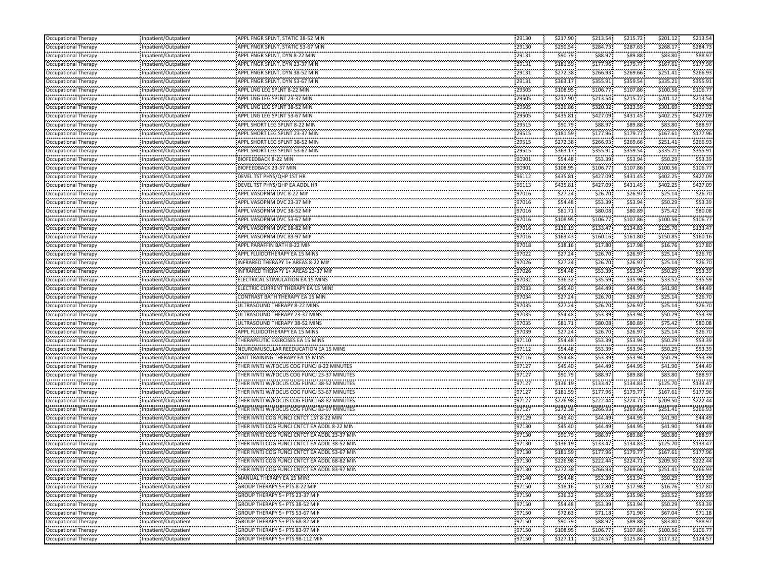| Occupational Therapy | Inpatient/Outpatient | APPL FNGR SPLNT, STATIC 38-52 MIN | 29130 | $217.90 | $213.54 | $215.72 | $201.12 | $213.54 |
|---|---|---|---|---|---|---|---|---|
| Occupational Therapy | Inpatient/Outpatient | APPL FNGR SPLNT, STATIC 53-67 MIN | 29130 | $290.54 | $284.73 | $287.63 | $268.17 | $284.73 |
| Occupational Therapy | Inpatient/Outpatient | APPL FNGR SPLNT, DYN 8-22 MIN | 29131 | $90.79 | $88.97 | $89.88 | $83.80 | $88.97 |
| Occupational Therapy | Inpatient/Outpatient | APPL FNGR SPLNT, DYN 23-37 MIN | 29131 | $181.59 | $177.96 | $179.77 | $167.61 | $177.96 |
| Occupational Therapy | Inpatient/Outpatient | APPL FNGR SPLNT, DYN 38-52 MIN | 29131 | $272.38 | $266.93 | $269.66 | $251.41 | $266.93 |
| Occupational Therapy | Inpatient/Outpatient | APPL FNGR SPLNT, DYN 53-67 MIN | 29131 | $363.17 | $355.91 | $359.54 | $335.21 | $355.91 |
| Occupational Therapy | Inpatient/Outpatient | APPL LNG LEG SPLNT 8-22 MIN | 29505 | $108.95 | $106.77 | $107.86 | $100.56 | $106.77 |
| Occupational Therapy | Inpatient/Outpatient | APPL LNG LEG SPLNT 23-37 MIN | 29505 | $217.90 | $213.54 | $215.72 | $201.12 | $213.54 |
| Occupational Therapy | Inpatient/Outpatient | APPL LNG LEG SPLNT 38-52 MIN | 29505 | $326.86 | $320.32 | $323.59 | $301.69 | $320.32 |
| Occupational Therapy | Inpatient/Outpatient | APPL LNG LEG SPLNT 53-67 MIN | 29505 | $435.81 | $427.09 | $431.45 | $402.25 | $427.09 |
| Occupational Therapy | Inpatient/Outpatient | APPL SHORT LEG SPLNT 8-22 MIN | 29515 | $90.79 | $88.97 | $89.88 | $83.80 | $88.97 |
| Occupational Therapy | Inpatient/Outpatient | APPL SHORT LEG SPLNT 23-37 MIN | 29515 | $181.59 | $177.96 | $179.77 | $167.61 | $177.96 |
| Occupational Therapy | Inpatient/Outpatient | APPL SHORT LEG SPLNT 38-52 MIN | 29515 | $272.38 | $266.93 | $269.66 | $251.41 | $266.93 |
| Occupational Therapy | Inpatient/Outpatient | APPL SHORT LEG SPLNT 53-67 MIN | 29515 | $363.17 | $355.91 | $359.54 | $335.21 | $355.91 |
| Occupational Therapy | Inpatient/Outpatient | BIOFEEDBACK 8-22 MIN | 90901 | $54.48 | $53.39 | $53.94 | $50.29 | $53.39 |
| Occupational Therapy | Inpatient/Outpatient | BIOFEEDBACK 23-37 MIN | 90901 | $108.95 | $106.77 | $107.86 | $100.56 | $106.77 |
| Occupational Therapy | Inpatient/Outpatient | DEVEL TST PHYS/QHP 1ST HR | 96112 | $435.81 | $427.09 | $431.45 | $402.25 | $427.09 |
| Occupational Therapy | Inpatient/Outpatient | DEVEL TST PHYS/QHP EA ADDL HR | 96113 | $435.81 | $427.09 | $431.45 | $402.25 | $427.09 |
| Occupational Therapy | Inpatient/Outpatient | APPL VASOPNM DVC 8-22 MIN | 97016 | $27.24 | $26.70 | $26.97 | $25.14 | $26.70 |
| Occupational Therapy | Inpatient/Outpatient | APPL VASOPNM DVC 23-37 MIN | 97016 | $54.48 | $53.39 | $53.94 | $50.29 | $53.39 |
| Occupational Therapy | Inpatient/Outpatient | APPL VASOPNM DVC 38-52 MIN | 97016 | $81.71 | $80.08 | $80.89 | $75.42 | $80.08 |
| Occupational Therapy | Inpatient/Outpatient | APPL VASOPNM DVC 53-67 MIN | 97016 | $108.95 | $106.77 | $107.86 | $100.56 | $106.77 |
| Occupational Therapy | Inpatient/Outpatient | APPL VASOPNM DVC 68-82 MIN | 97016 | $136.19 | $133.47 | $134.83 | $125.70 | $133.47 |
| Occupational Therapy | Inpatient/Outpatient | APPL VASOPNM DVC 83-97 MIN | 97016 | $163.43 | $160.16 | $161.80 | $150.85 | $160.16 |
| Occupational Therapy | Inpatient/Outpatient | APPL PARAFFIN BATH 8-22 MIN | 97018 | $18.16 | $17.80 | $17.98 | $16.76 | $17.80 |
| Occupational Therapy | Inpatient/Outpatient | APPL FLUIDOTHERAPY EA 15 MINS | 97022 | $27.24 | $26.70 | $26.97 | $25.14 | $26.70 |
| Occupational Therapy | Inpatient/Outpatient | INFRARED THERAPY 1+ AREAS 8-22 MIN | 97026 | $27.24 | $26.70 | $26.97 | $25.14 | $26.70 |
| Occupational Therapy | Inpatient/Outpatient | INFRARED THERAPY 1+ AREAS 23-37 MIN | 97026 | $54.48 | $53.39 | $53.94 | $50.29 | $53.39 |
| Occupational Therapy | Inpatient/Outpatient | ELECTRICAL STIMULATION EA 15 MINS | 97032 | $36.32 | $35.59 | $35.96 | $33.52 | $35.59 |
| Occupational Therapy | Inpatient/Outpatient | ELECTRIC CURRENT THERAPY EA 15 MINS | 97033 | $45.40 | $44.49 | $44.95 | $41.90 | $44.49 |
| Occupational Therapy | Inpatient/Outpatient | CONTRAST BATH THERAPY EA 15 MIN | 97034 | $27.24 | $26.70 | $26.97 | $25.14 | $26.70 |
| Occupational Therapy | Inpatient/Outpatient | ULTRASOUND THERAPY 8-22 MINS | 97035 | $27.24 | $26.70 | $26.97 | $25.14 | $26.70 |
| Occupational Therapy | Inpatient/Outpatient | ULTRASOUND THERAPY 23-37 MINS | 97035 | $54.48 | $53.39 | $53.94 | $50.29 | $53.39 |
| Occupational Therapy | Inpatient/Outpatient | ULTRASOUND THERAPY 38-52 MINS | 97035 | $81.71 | $80.08 | $80.89 | $75.42 | $80.08 |
| Occupational Therapy | Inpatient/Outpatient | APPL FLUIDOTHERAPY EA 15 MINS | 97039 | $27.24 | $26.70 | $26.97 | $25.14 | $26.70 |
| Occupational Therapy | Inpatient/Outpatient | THERAPEUTIC EXERCISES EA 15 MINS | 97110 | $54.48 | $53.39 | $53.94 | $50.29 | $53.39 |
| Occupational Therapy | Inpatient/Outpatient | NEUROMUSCULAR REEDUCATION EA 15 MINS | 97112 | $54.48 | $53.39 | $53.94 | $50.29 | $53.39 |
| Occupational Therapy | Inpatient/Outpatient | GAIT TRAINING THERAPY EA 15 MINS | 97116 | $54.48 | $53.39 | $53.94 | $50.29 | $53.39 |
| Occupational Therapy | Inpatient/Outpatient | THER IVNTJ W/FOCUS COG FUNCJ 8-22 MINUTES | 97127 | $45.40 | $44.49 | $44.95 | $41.90 | $44.49 |
| Occupational Therapy | Inpatient/Outpatient | THER IVNTJ W/FOCUS COG FUNCJ 23-37 MINUTES | 97127 | $90.79 | $88.97 | $89.88 | $83.80 | $88.97 |
| Occupational Therapy | Inpatient/Outpatient | THER IVNTJ W/FOCUS COG FUNCJ 38-52 MINUTES | 97127 | $136.19 | $133.47 | $134.83 | $125.70 | $133.47 |
| Occupational Therapy | Inpatient/Outpatient | THER IVNTJ W/FOCUS COG FUNCJ 53-67 MINUTES | 97127 | $181.59 | $177.96 | $179.77 | $167.61 | $177.96 |
| Occupational Therapy | Inpatient/Outpatient | THER IVNTJ W/FOCUS COG FUNCJ 68-82 MINUTES | 97127 | $226.98 | $222.44 | $224.71 | $209.50 | $222.44 |
| Occupational Therapy | Inpatient/Outpatient | THER IVNTJ W/FOCUS COG FUNCJ 83-97 MINUTES | 97127 | $272.38 | $266.93 | $269.66 | $251.41 | $266.93 |
| Occupational Therapy | Inpatient/Outpatient | THER IVNTJ COG FUNCJ CNTCT 1ST 8-22 MIN | 97129 | $45.40 | $44.49 | $44.95 | $41.90 | $44.49 |
| Occupational Therapy | Inpatient/Outpatient | THER IVNTJ COG FUNCJ CNTCT EA ADDL 8-22 MIN | 97130 | $45.40 | $44.49 | $44.95 | $41.90 | $44.49 |
| Occupational Therapy | Inpatient/Outpatient | THER IVNTJ COG FUNCJ CNTCT EA ADDL 23-37 MIN | 97130 | $90.79 | $88.97 | $89.88 | $83.80 | $88.97 |
| Occupational Therapy | Inpatient/Outpatient | THER IVNTJ COG FUNCJ CNTCT EA ADDL 38-52 MIN | 97130 | $136.19 | $133.47 | $134.83 | $125.70 | $133.47 |
| Occupational Therapy | Inpatient/Outpatient | THER IVNTJ COG FUNCJ CNTCT EA ADDL 53-67 MIN | 97130 | $181.59 | $177.96 | $179.77 | $167.61 | $177.96 |
| Occupational Therapy | Inpatient/Outpatient | THER IVNTJ COG FUNCJ CNTCT EA ADDL 68-82 MIN | 97130 | $226.98 | $222.44 | $224.71 | $209.50 | $222.44 |
| Occupational Therapy | Inpatient/Outpatient | THER IVNTJ COG FUNCJ CNTCT EA ADDL 83-97 MIN | 97130 | $272.38 | $266.93 | $269.66 | $251.41 | $266.93 |
| Occupational Therapy | Inpatient/Outpatient | MANUAL THERAPY EA 15 MINS | 97140 | $54.48 | $53.39 | $53.94 | $50.29 | $53.39 |
| Occupational Therapy | Inpatient/Outpatient | GROUP THERAPY 5+ PTS 8-22 MIN | 97150 | $18.16 | $17.80 | $17.98 | $16.76 | $17.80 |
| Occupational Therapy | Inpatient/Outpatient | GROUP THERAPY 5+ PTS 23-37 MIN | 97150 | $36.32 | $35.59 | $35.96 | $33.52 | $35.59 |
| Occupational Therapy | Inpatient/Outpatient | GROUP THERAPY 5+ PTS 38-52 MIN | 97150 | $54.48 | $53.39 | $53.94 | $50.29 | $53.39 |
| Occupational Therapy | Inpatient/Outpatient | GROUP THERAPY 5+ PTS 53-67 MIN | 97150 | $72.63 | $71.18 | $71.90 | $67.04 | $71.18 |
| Occupational Therapy | Inpatient/Outpatient | GROUP THERAPY 5+ PTS 68-82 MIN | 97150 | $90.79 | $88.97 | $89.88 | $83.80 | $88.97 |
| Occupational Therapy | Inpatient/Outpatient | GROUP THERAPY 5+ PTS 83-97 MIN | 97150 | $108.95 | $106.77 | $107.86 | $100.56 | $106.77 |
| Occupational Therapy | Inpatient/Outpatient | GROUP THERAPY 5+ PTS 98-112 MIN | 97150 | $127.11 | $124.57 | $125.84 | $117.32 | $124.57 |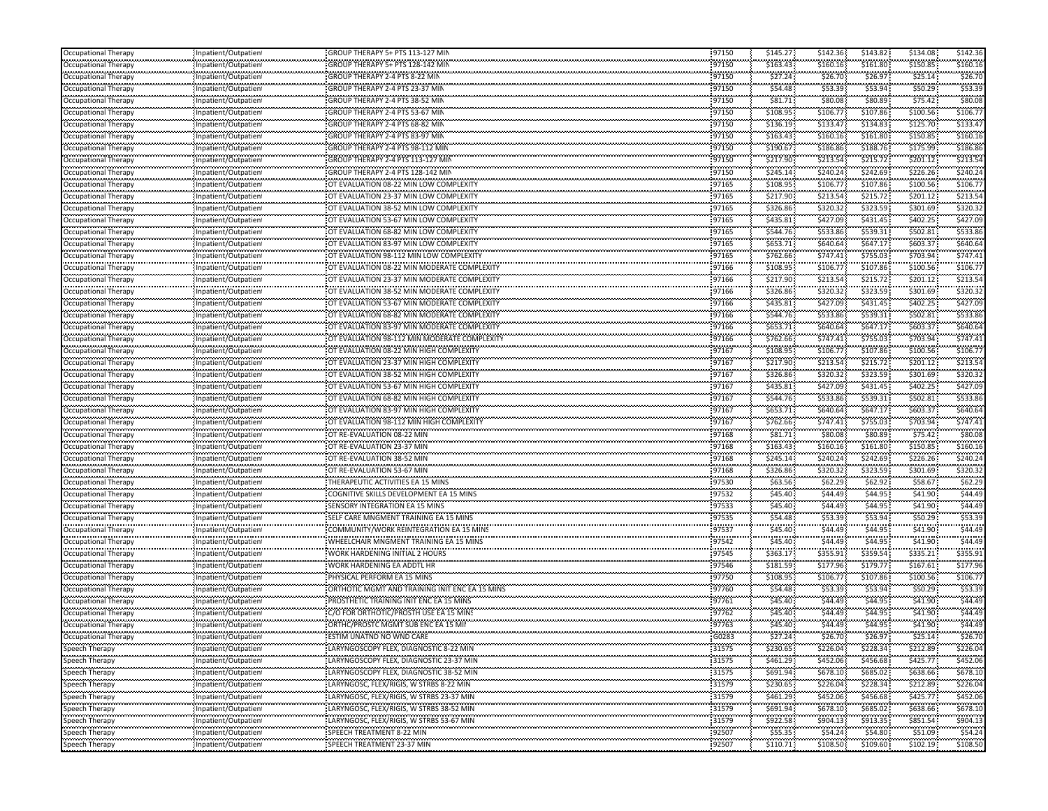| Occupational Therapy | Inpatient/Outpatient | GROUP THERAPY 5+ PTS 113-127 MIN | 97150 | $145.27 | $142.36 | $143.82 | $134.08 | $142.36 |
|---|---|---|---|---|---|---|---|---|
| Occupational Therapy | Inpatient/Outpatient | GROUP THERAPY 5+ PTS 128-142 MIN | 97150 | $163.43 | $160.16 | $161.80 | $150.85 | $160.16 |
| Occupational Therapy | Inpatient/Outpatient | GROUP THERAPY 2-4 PTS 8-22 MIN | 97150 | $27.24 | $26.70 | $26.97 | $25.14 | $26.70 |
| Occupational Therapy | Inpatient/Outpatient | GROUP THERAPY 2-4 PTS 23-37 MIN | 97150 | $54.48 | $53.39 | $53.94 | $50.29 | $53.39 |
| Occupational Therapy | Inpatient/Outpatient | GROUP THERAPY 2-4 PTS 38-52 MIN | 97150 | $81.71 | $80.08 | $80.89 | $75.42 | $80.08 |
| Occupational Therapy | Inpatient/Outpatient | GROUP THERAPY 2-4 PTS 53-67 MIN | 97150 | $108.95 | $106.77 | $107.86 | $100.56 | $106.77 |
| Occupational Therapy | Inpatient/Outpatient | GROUP THERAPY 2-4 PTS 68-82 MIN | 97150 | $136.19 | $133.47 | $134.83 | $125.70 | $133.47 |
| Occupational Therapy | Inpatient/Outpatient | GROUP THERAPY 2-4 PTS 83-97 MIN | 97150 | $163.43 | $160.16 | $161.80 | $150.85 | $160.16 |
| Occupational Therapy | Inpatient/Outpatient | GROUP THERAPY 2-4 PTS 98-112 MIN | 97150 | $190.67 | $186.86 | $188.76 | $175.99 | $186.86 |
| Occupational Therapy | Inpatient/Outpatient | GROUP THERAPY 2-4 PTS 113-127 MIN | 97150 | $217.90 | $213.54 | $215.72 | $201.12 | $213.54 |
| Occupational Therapy | Inpatient/Outpatient | GROUP THERAPY 2-4 PTS 128-142 MIN | 97150 | $245.14 | $240.24 | $242.69 | $226.26 | $240.24 |
| Occupational Therapy | Inpatient/Outpatient | OT EVALUATION 08-22 MIN LOW COMPLEXITY | 97165 | $108.95 | $106.77 | $107.86 | $100.56 | $106.77 |
| Occupational Therapy | Inpatient/Outpatient | OT EVALUATION 23-37 MIN LOW COMPLEXITY | 97165 | $217.90 | $213.54 | $215.72 | $201.12 | $213.54 |
| Occupational Therapy | Inpatient/Outpatient | OT EVALUATION 38-52 MIN LOW COMPLEXITY | 97165 | $326.86 | $320.32 | $323.59 | $301.69 | $320.32 |
| Occupational Therapy | Inpatient/Outpatient | OT EVALUATION 53-67 MIN LOW COMPLEXITY | 97165 | $435.81 | $427.09 | $431.45 | $402.25 | $427.09 |
| Occupational Therapy | Inpatient/Outpatient | OT EVALUATION 68-82 MIN LOW COMPLEXITY | 97165 | $544.76 | $533.86 | $539.31 | $502.81 | $533.86 |
| Occupational Therapy | Inpatient/Outpatient | OT EVALUATION 83-97 MIN LOW COMPLEXITY | 97165 | $653.71 | $640.64 | $647.17 | $603.37 | $640.64 |
| Occupational Therapy | Inpatient/Outpatient | OT EVALUATION 98-112 MIN LOW COMPLEXITY | 97165 | $762.66 | $747.41 | $755.03 | $703.94 | $747.41 |
| Occupational Therapy | Inpatient/Outpatient | OT EVALUATION 08-22 MIN MODERATE COMPLEXITY | 97166 | $108.95 | $106.77 | $107.86 | $100.56 | $106.77 |
| Occupational Therapy | Inpatient/Outpatient | OT EVALUATION 23-37 MIN MODERATE COMPLEXITY | 97166 | $217.90 | $213.54 | $215.72 | $201.12 | $213.54 |
| Occupational Therapy | Inpatient/Outpatient | OT EVALUATION 38-52 MIN MODERATE COMPLEXITY | 97166 | $326.86 | $320.32 | $323.59 | $301.69 | $320.32 |
| Occupational Therapy | Inpatient/Outpatient | OT EVALUATION 53-67 MIN MODERATE COMPLEXITY | 97166 | $435.81 | $427.09 | $431.45 | $402.25 | $427.09 |
| Occupational Therapy | Inpatient/Outpatient | OT EVALUATION 68-82 MIN MODERATE COMPLEXITY | 97166 | $544.76 | $533.86 | $539.31 | $502.81 | $533.86 |
| Occupational Therapy | Inpatient/Outpatient | OT EVALUATION 83-97 MIN MODERATE COMPLEXITY | 97166 | $653.71 | $640.64 | $647.17 | $603.37 | $640.64 |
| Occupational Therapy | Inpatient/Outpatient | OT EVALUATION 98-112 MIN MODERATE COMPLEXITY | 97166 | $762.66 | $747.41 | $755.03 | $703.94 | $747.41 |
| Occupational Therapy | Inpatient/Outpatient | OT EVALUATION 08-22 MIN HIGH COMPLEXITY | 97167 | $108.95 | $106.77 | $107.86 | $100.56 | $106.77 |
| Occupational Therapy | Inpatient/Outpatient | OT EVALUATION 23-37 MIN HIGH COMPLEXITY | 97167 | $217.90 | $213.54 | $215.72 | $201.12 | $213.54 |
| Occupational Therapy | Inpatient/Outpatient | OT EVALUATION 38-52 MIN HIGH COMPLEXITY | 97167 | $326.86 | $320.32 | $323.59 | $301.69 | $320.32 |
| Occupational Therapy | Inpatient/Outpatient | OT EVALUATION 53-67 MIN HIGH COMPLEXITY | 97167 | $435.81 | $427.09 | $431.45 | $402.25 | $427.09 |
| Occupational Therapy | Inpatient/Outpatient | OT EVALUATION 68-82 MIN HIGH COMPLEXITY | 97167 | $544.76 | $533.86 | $539.31 | $502.81 | $533.86 |
| Occupational Therapy | Inpatient/Outpatient | OT EVALUATION 83-97 MIN HIGH COMPLEXITY | 97167 | $653.71 | $640.64 | $647.17 | $603.37 | $640.64 |
| Occupational Therapy | Inpatient/Outpatient | OT EVALUATION 98-112 MIN HIGH COMPLEXITY | 97167 | $762.66 | $747.41 | $755.03 | $703.94 | $747.41 |
| Occupational Therapy | Inpatient/Outpatient | OT RE-EVALUATION 08-22 MIN | 97168 | $81.71 | $80.08 | $80.89 | $75.42 | $80.08 |
| Occupational Therapy | Inpatient/Outpatient | OT RE-EVALUATION 23-37 MIN | 97168 | $163.43 | $160.16 | $161.80 | $150.85 | $160.16 |
| Occupational Therapy | Inpatient/Outpatient | OT RE-EVALUATION 38-52 MIN | 97168 | $245.14 | $240.24 | $242.69 | $226.26 | $240.24 |
| Occupational Therapy | Inpatient/Outpatient | OT RE-EVALUATION 53-67 MIN | 97168 | $326.86 | $320.32 | $323.59 | $301.69 | $320.32 |
| Occupational Therapy | Inpatient/Outpatient | THERAPEUTIC ACTIVITIES EA 15 MINS | 97530 | $63.56 | $62.29 | $62.92 | $58.67 | $62.29 |
| Occupational Therapy | Inpatient/Outpatient | COGNITIVE SKILLS DEVELOPMENT EA 15 MINS | 97532 | $45.40 | $44.49 | $44.95 | $41.90 | $44.49 |
| Occupational Therapy | Inpatient/Outpatient | SENSORY INTEGRATION EA 15 MINS | 97533 | $45.40 | $44.49 | $44.95 | $41.90 | $44.49 |
| Occupational Therapy | Inpatient/Outpatient | SELF CARE MNGMENT TRAINING EA 15 MINS | 97535 | $54.48 | $53.39 | $53.94 | $50.29 | $53.39 |
| Occupational Therapy | Inpatient/Outpatient | COMMUNITY/WORK REINTEGRATION EA 15 MINS | 97537 | $45.40 | $44.49 | $44.95 | $41.90 | $44.49 |
| Occupational Therapy | Inpatient/Outpatient | WHEELCHAIR MNGMENT TRAINING EA 15 MINS | 97542 | $45.40 | $44.49 | $44.95 | $41.90 | $44.49 |
| Occupational Therapy | Inpatient/Outpatient | WORK HARDENING INITIAL 2 HOURS | 97545 | $363.17 | $355.91 | $359.54 | $335.21 | $355.91 |
| Occupational Therapy | Inpatient/Outpatient | WORK HARDENING EA ADDTL HR | 97546 | $181.59 | $177.96 | $179.77 | $167.61 | $177.96 |
| Occupational Therapy | Inpatient/Outpatient | PHYSICAL PERFORM EA 15 MINS | 97750 | $108.95 | $106.77 | $107.86 | $100.56 | $106.77 |
| Occupational Therapy | Inpatient/Outpatient | ORTHOTIC MGMT AND TRAINING INIT ENC EA 15 MINS | 97760 | $54.48 | $53.39 | $53.94 | $50.29 | $53.39 |
| Occupational Therapy | Inpatient/Outpatient | PROSTHETIC TRAINING INIT ENC EA 15 MINS | 97761 | $45.40 | $44.49 | $44.95 | $41.90 | $44.49 |
| Occupational Therapy | Inpatient/Outpatient | C/O FOR ORTHOTIC/PROSTH USE EA 15 MINS | 97762 | $45.40 | $44.49 | $44.95 | $41.90 | $44.49 |
| Occupational Therapy | Inpatient/Outpatient | ORTHC/PROSTC MGMT SUB ENC EA 15 MIN | 97763 | $45.40 | $44.49 | $44.95 | $41.90 | $44.49 |
| Occupational Therapy | Inpatient/Outpatient | ESTIM UNATND NO WND CARE | G0283 | $27.24 | $26.70 | $26.97 | $25.14 | $26.70 |
| Speech Therapy | Inpatient/Outpatient | LARYNGOSCOPY FLEX, DIAGNOSTIC 8-22 MIN | 31575 | $230.65 | $226.04 | $228.34 | $212.89 | $226.04 |
| Speech Therapy | Inpatient/Outpatient | LARYNGOSCOPY FLEX, DIAGNOSTIC 23-37 MIN | 31575 | $461.29 | $452.06 | $456.68 | $425.77 | $452.06 |
| Speech Therapy | Inpatient/Outpatient | LARYNGOSCOPY FLEX, DIAGNOSTIC 38-52 MIN | 31575 | $691.94 | $678.10 | $685.02 | $638.66 | $678.10 |
| Speech Therapy | Inpatient/Outpatient | LARYNGOSC, FLEX/RIGIS, W STRBS 8-22 MIN | 31579 | $230.65 | $226.04 | $228.34 | $212.89 | $226.04 |
| Speech Therapy | Inpatient/Outpatient | LARYNGOSC, FLEX/RIGIS, W STRBS 23-37 MIN | 31579 | $461.29 | $452.06 | $456.68 | $425.77 | $452.06 |
| Speech Therapy | Inpatient/Outpatient | LARYNGOSC, FLEX/RIGIS, W STRBS 38-52 MIN | 31579 | $691.94 | $678.10 | $685.02 | $638.66 | $678.10 |
| Speech Therapy | Inpatient/Outpatient | LARYNGOSC, FLEX/RIGIS, W STRBS 53-67 MIN | 31579 | $922.58 | $904.13 | $913.35 | $851.54 | $904.13 |
| Speech Therapy | Inpatient/Outpatient | SPEECH TREATMENT 8-22 MIN | 92507 | $55.35 | $54.24 | $54.80 | $51.09 | $54.24 |
| Speech Therapy | Inpatient/Outpatient | SPEECH TREATMENT 23-37 MIN | 92507 | $110.71 | $108.50 | $109.60 | $102.19 | $108.50 |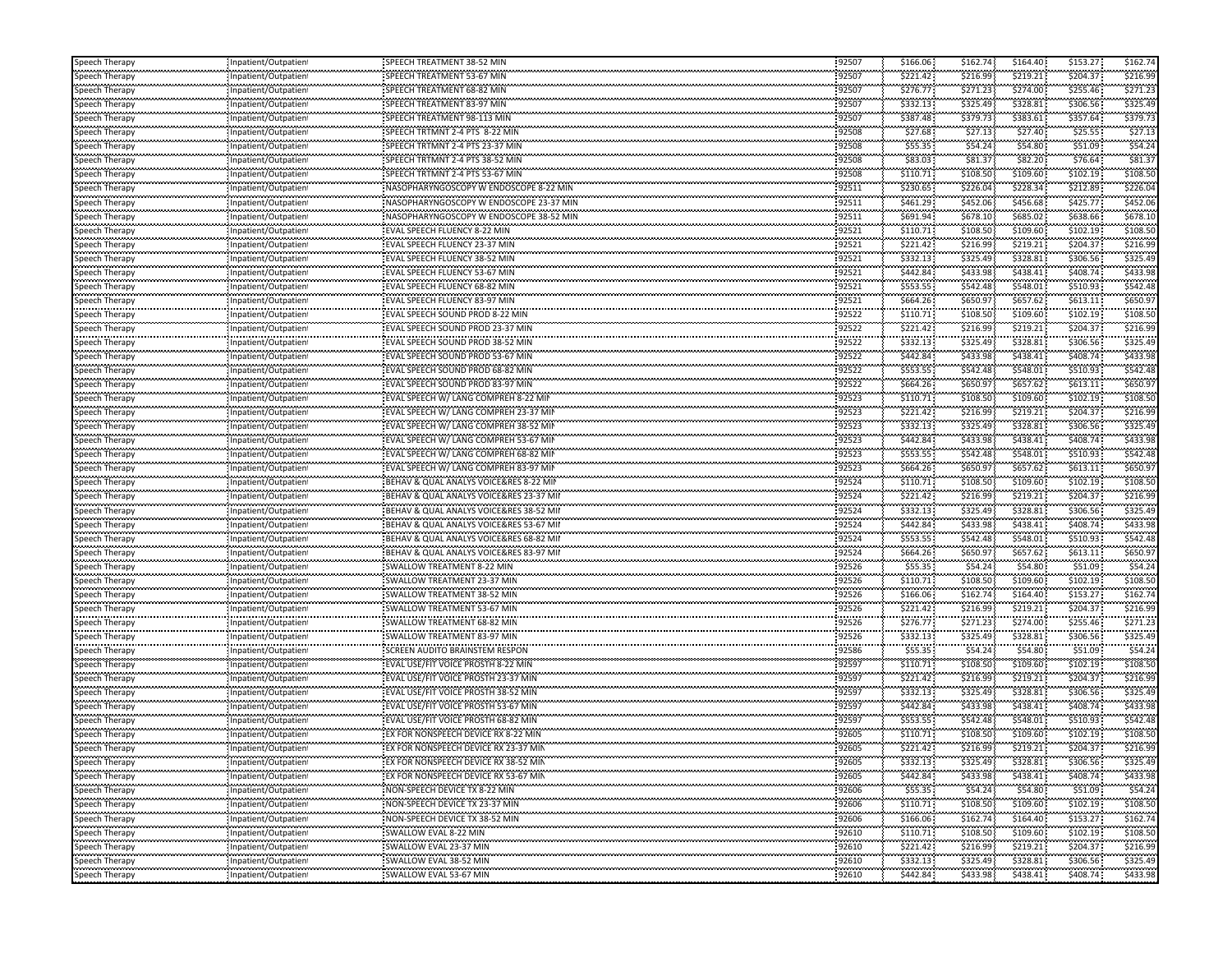| Speech Therapy | Inpatient/Outpatient | SPEECH TREATMENT 38-52 MIN | 92507 | $166.06 | $162.74 | $164.40 | $153.27 | $162.74 |
|---|---|---|---|---|---|---|---|---|
| Speech Therapy | Inpatient/Outpatient | SPEECH TREATMENT 53-67 MIN | 92507 | $221.42 | $216.99 | $219.21 | $204.37 | $216.99 |
| Speech Therapy | Inpatient/Outpatient | SPEECH TREATMENT 68-82 MIN | 92507 | $276.77 | $271.23 | $274.00 | $255.46 | $271.23 |
| Speech Therapy | Inpatient/Outpatient | SPEECH TREATMENT 83-97 MIN | 92507 | $332.13 | $325.49 | $328.81 | $306.56 | $325.49 |
| Speech Therapy | Inpatient/Outpatient | SPEECH TREATMENT 98-113 MIN | 92507 | $387.48 | $379.73 | $383.61 | $357.64 | $379.73 |
| Speech Therapy | Inpatient/Outpatient | SPEECH TRTMNT 2-4 PTS 8-22 MIN | 92508 | $27.68 | $27.13 | $27.40 | $25.55 | $27.13 |
| Speech Therapy | Inpatient/Outpatient | SPEECH TRTMNT 2-4 PTS 23-37 MIN | 92508 | $55.35 | $54.24 | $54.80 | $51.09 | $54.24 |
| Speech Therapy | Inpatient/Outpatient | SPEECH TRTMNT 2-4 PTS 38-52 MIN | 92508 | $83.03 | $81.37 | $82.20 | $76.64 | $81.37 |
| Speech Therapy | Inpatient/Outpatient | SPEECH TRTMNT 2-4 PTS 53-67 MIN | 92508 | $110.71 | $108.50 | $109.60 | $102.19 | $108.50 |
| Speech Therapy | Inpatient/Outpatient | NASOPHARYNGOSCOPY W ENDOSCOPE 8-22 MIN | 92511 | $230.65 | $226.04 | $228.34 | $212.89 | $226.04 |
| Speech Therapy | Inpatient/Outpatient | NASOPHARYNGOSCOPY W ENDOSCOPE 23-37 MIN | 92511 | $461.29 | $452.06 | $456.68 | $425.77 | $452.06 |
| Speech Therapy | Inpatient/Outpatient | NASOPHARYNGOSCOPY W ENDOSCOPE 38-52 MIN | 92511 | $691.94 | $678.10 | $685.02 | $638.66 | $678.10 |
| Speech Therapy | Inpatient/Outpatient | EVAL SPEECH FLUENCY 8-22 MIN | 92521 | $110.71 | $108.50 | $109.60 | $102.19 | $108.50 |
| Speech Therapy | Inpatient/Outpatient | EVAL SPEECH FLUENCY 23-37 MIN | 92521 | $221.42 | $216.99 | $219.21 | $204.37 | $216.99 |
| Speech Therapy | Inpatient/Outpatient | EVAL SPEECH FLUENCY 38-52 MIN | 92521 | $332.13 | $325.49 | $328.81 | $306.56 | $325.49 |
| Speech Therapy | Inpatient/Outpatient | EVAL SPEECH FLUENCY 53-67 MIN | 92521 | $442.84 | $433.98 | $438.41 | $408.74 | $433.98 |
| Speech Therapy | Inpatient/Outpatient | EVAL SPEECH FLUENCY 68-82 MIN | 92521 | $553.55 | $542.48 | $548.01 | $510.93 | $542.48 |
| Speech Therapy | Inpatient/Outpatient | EVAL SPEECH FLUENCY 83-97 MIN | 92521 | $664.26 | $650.97 | $657.62 | $613.11 | $650.97 |
| Speech Therapy | Inpatient/Outpatient | EVAL SPEECH SOUND PROD 8-22 MIN | 92522 | $110.71 | $108.50 | $109.60 | $102.19 | $108.50 |
| Speech Therapy | Inpatient/Outpatient | EVAL SPEECH SOUND PROD 23-37 MIN | 92522 | $221.42 | $216.99 | $219.21 | $204.37 | $216.99 |
| Speech Therapy | Inpatient/Outpatient | EVAL SPEECH SOUND PROD 38-52 MIN | 92522 | $332.13 | $325.49 | $328.81 | $306.56 | $325.49 |
| Speech Therapy | Inpatient/Outpatient | EVAL SPEECH SOUND PROD 53-67 MIN | 92522 | $442.84 | $433.98 | $438.41 | $408.74 | $433.98 |
| Speech Therapy | Inpatient/Outpatient | EVAL SPEECH SOUND PROD 68-82 MIN | 92522 | $553.55 | $542.48 | $548.01 | $510.93 | $542.48 |
| Speech Therapy | Inpatient/Outpatient | EVAL SPEECH SOUND PROD 83-97 MIN | 92522 | $664.26 | $650.97 | $657.62 | $613.11 | $650.97 |
| Speech Therapy | Inpatient/Outpatient | EVAL SPEECH W/ LANG COMPREH 8-22 MIN | 92523 | $110.71 | $108.50 | $109.60 | $102.19 | $108.50 |
| Speech Therapy | Inpatient/Outpatient | EVAL SPEECH W/ LANG COMPREH 23-37 MIN | 92523 | $221.42 | $216.99 | $219.21 | $204.37 | $216.99 |
| Speech Therapy | Inpatient/Outpatient | EVAL SPEECH W/ LANG COMPREH 38-52 MIN | 92523 | $332.13 | $325.49 | $328.81 | $306.56 | $325.49 |
| Speech Therapy | Inpatient/Outpatient | EVAL SPEECH W/ LANG COMPREH 53-67 MIN | 92523 | $442.84 | $433.98 | $438.41 | $408.74 | $433.98 |
| Speech Therapy | Inpatient/Outpatient | EVAL SPEECH W/ LANG COMPREH 68-82 MIN | 92523 | $553.55 | $542.48 | $548.01 | $510.93 | $542.48 |
| Speech Therapy | Inpatient/Outpatient | EVAL SPEECH W/ LANG COMPREH 83-97 MIN | 92523 | $664.26 | $650.97 | $657.62 | $613.11 | $650.97 |
| Speech Therapy | Inpatient/Outpatient | BEHAV & QUAL ANALYS VOICE&RES 8-22 MIN | 92524 | $110.71 | $108.50 | $109.60 | $102.19 | $108.50 |
| Speech Therapy | Inpatient/Outpatient | BEHAV & QUAL ANALYS VOICE&RES 23-37 MIN | 92524 | $221.42 | $216.99 | $219.21 | $204.37 | $216.99 |
| Speech Therapy | Inpatient/Outpatient | BEHAV & QUAL ANALYS VOICE&RES 38-52 MIN | 92524 | $332.13 | $325.49 | $328.81 | $306.56 | $325.49 |
| Speech Therapy | Inpatient/Outpatient | BEHAV & QUAL ANALYS VOICE&RES 53-67 MIN | 92524 | $442.84 | $433.98 | $438.41 | $408.74 | $433.98 |
| Speech Therapy | Inpatient/Outpatient | BEHAV & QUAL ANALYS VOICE&RES 68-82 MIN | 92524 | $553.55 | $542.48 | $548.01 | $510.93 | $542.48 |
| Speech Therapy | Inpatient/Outpatient | BEHAV & QUAL ANALYS VOICE&RES 83-97 MIN | 92524 | $664.26 | $650.97 | $657.62 | $613.11 | $650.97 |
| Speech Therapy | Inpatient/Outpatient | SWALLOW TREATMENT 8-22 MIN | 92526 | $55.35 | $54.24 | $54.80 | $51.09 | $54.24 |
| Speech Therapy | Inpatient/Outpatient | SWALLOW TREATMENT 23-37 MIN | 92526 | $110.71 | $108.50 | $109.60 | $102.19 | $108.50 |
| Speech Therapy | Inpatient/Outpatient | SWALLOW TREATMENT 38-52 MIN | 92526 | $166.06 | $162.74 | $164.40 | $153.27 | $162.74 |
| Speech Therapy | Inpatient/Outpatient | SWALLOW TREATMENT 53-67 MIN | 92526 | $221.42 | $216.99 | $219.21 | $204.37 | $216.99 |
| Speech Therapy | Inpatient/Outpatient | SWALLOW TREATMENT 68-82 MIN | 92526 | $276.77 | $271.23 | $274.00 | $255.46 | $271.23 |
| Speech Therapy | Inpatient/Outpatient | SWALLOW TREATMENT 83-97 MIN | 92526 | $332.13 | $325.49 | $328.81 | $306.56 | $325.49 |
| Speech Therapy | Inpatient/Outpatient | SCREEN AUDITO BRAINSTEM RESPON | 92586 | $55.35 | $54.24 | $54.80 | $51.09 | $54.24 |
| Speech Therapy | Inpatient/Outpatient | EVAL USE/FIT VOICE PROSTH 8-22 MIN | 92597 | $110.71 | $108.50 | $109.60 | $102.19 | $108.50 |
| Speech Therapy | Inpatient/Outpatient | EVAL USE/FIT VOICE PROSTH 23-37 MIN | 92597 | $221.42 | $216.99 | $219.21 | $204.37 | $216.99 |
| Speech Therapy | Inpatient/Outpatient | EVAL USE/FIT VOICE PROSTH 38-52 MIN | 92597 | $332.13 | $325.49 | $328.81 | $306.56 | $325.49 |
| Speech Therapy | Inpatient/Outpatient | EVAL USE/FIT VOICE PROSTH 53-67 MIN | 92597 | $442.84 | $433.98 | $438.41 | $408.74 | $433.98 |
| Speech Therapy | Inpatient/Outpatient | EVAL USE/FIT VOICE PROSTH 68-82 MIN | 92597 | $553.55 | $542.48 | $548.01 | $510.93 | $542.48 |
| Speech Therapy | Inpatient/Outpatient | EX FOR NONSPEECH DEVICE RX 8-22 MIN | 92605 | $110.71 | $108.50 | $109.60 | $102.19 | $108.50 |
| Speech Therapy | Inpatient/Outpatient | EX FOR NONSPEECH DEVICE RX 23-37 MIN | 92605 | $221.42 | $216.99 | $219.21 | $204.37 | $216.99 |
| Speech Therapy | Inpatient/Outpatient | EX FOR NONSPEECH DEVICE RX 38-52 MIN | 92605 | $332.13 | $325.49 | $328.81 | $306.56 | $325.49 |
| Speech Therapy | Inpatient/Outpatient | EX FOR NONSPEECH DEVICE RX 53-67 MIN | 92605 | $442.84 | $433.98 | $438.41 | $408.74 | $433.98 |
| Speech Therapy | Inpatient/Outpatient | NON-SPEECH DEVICE TX 8-22 MIN | 92606 | $55.35 | $54.24 | $54.80 | $51.09 | $54.24 |
| Speech Therapy | Inpatient/Outpatient | NON-SPEECH DEVICE TX 23-37 MIN | 92606 | $110.71 | $108.50 | $109.60 | $102.19 | $108.50 |
| Speech Therapy | Inpatient/Outpatient | NON-SPEECH DEVICE TX 38-52 MIN | 92606 | $166.06 | $162.74 | $164.40 | $153.27 | $162.74 |
| Speech Therapy | Inpatient/Outpatient | SWALLOW EVAL 8-22 MIN | 92610 | $110.71 | $108.50 | $109.60 | $102.19 | $108.50 |
| Speech Therapy | Inpatient/Outpatient | SWALLOW EVAL 23-37 MIN | 92610 | $221.42 | $216.99 | $219.21 | $204.37 | $216.99 |
| Speech Therapy | Inpatient/Outpatient | SWALLOW EVAL 38-52 MIN | 92610 | $332.13 | $325.49 | $328.81 | $306.56 | $325.49 |
| Speech Therapy | Inpatient/Outpatient | SWALLOW EVAL 53-67 MIN | 92610 | $442.84 | $433.98 | $438.41 | $408.74 | $433.98 |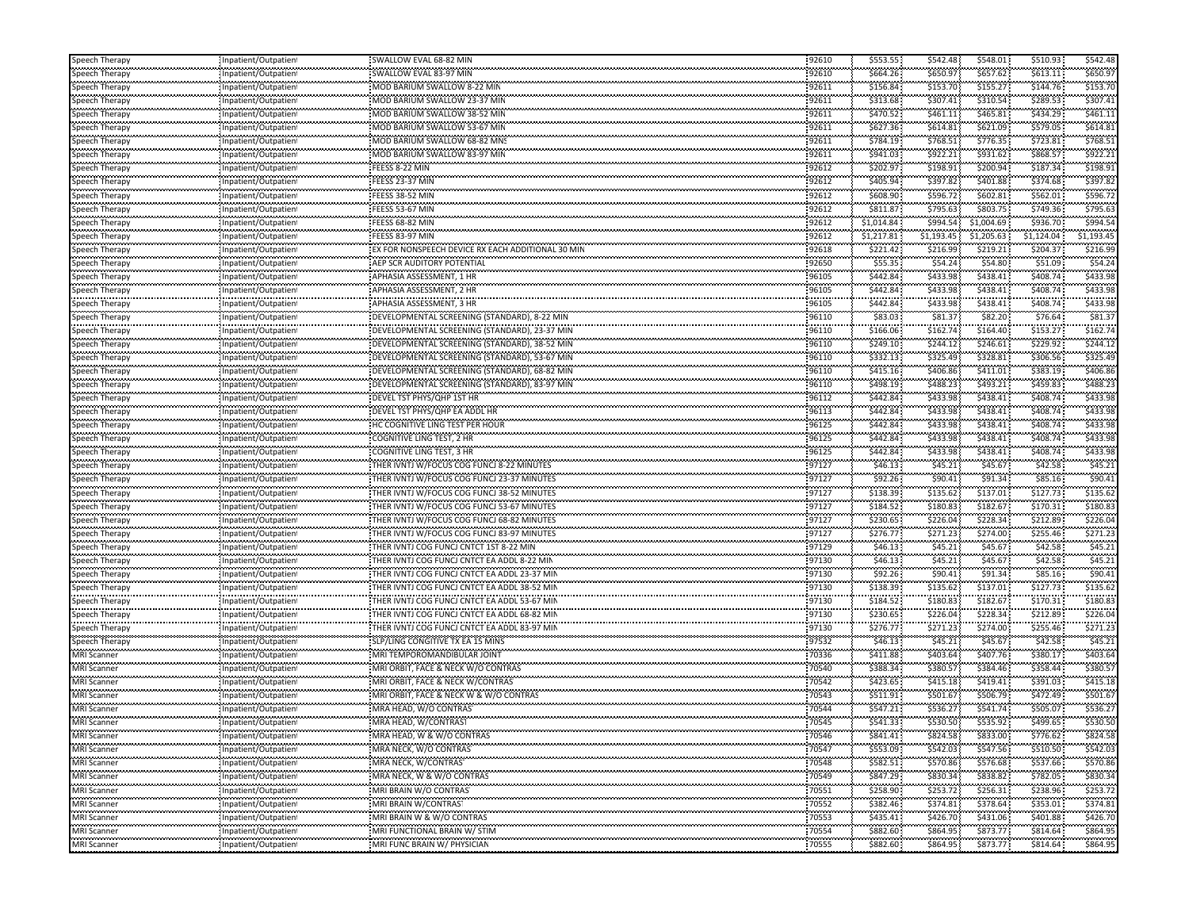| | | | | | | | | |
|---|---|---|---|---|---|---|---|---|
| Speech Therapy | Inpatient/Outpatient | SWALLOW EVAL 68-82 MIN | 92610 | $553.55 | $542.48 | $548.01 | $510.93 | $542.48 |
| Speech Therapy | Inpatient/Outpatient | SWALLOW EVAL 83-97 MIN | 92610 | $664.26 | $650.97 | $657.62 | $613.11 | $650.97 |
| Speech Therapy | Inpatient/Outpatient | MOD BARIUM SWALLOW 8-22 MIN | 92611 | $156.84 | $153.70 | $155.27 | $144.76 | $153.70 |
| Speech Therapy | Inpatient/Outpatient | MOD BARIUM SWALLOW 23-37 MIN | 92611 | $313.68 | $307.41 | $310.54 | $289.53 | $307.41 |
| Speech Therapy | Inpatient/Outpatient | MOD BARIUM SWALLOW 38-52 MIN | 92611 | $470.52 | $461.11 | $465.81 | $434.29 | $461.11 |
| Speech Therapy | Inpatient/Outpatient | MOD BARIUM SWALLOW 53-67 MIN | 92611 | $627.36 | $614.81 | $621.09 | $579.05 | $614.81 |
| Speech Therapy | Inpatient/Outpatient | MOD BARIUM SWALLOW 68-82 MNS | 92611 | $784.19 | $768.51 | $776.35 | $723.81 | $768.51 |
| Speech Therapy | Inpatient/Outpatient | MOD BARIUM SWALLOW 83-97 MIN | 92611 | $941.03 | $922.21 | $931.62 | $868.57 | $922.21 |
| Speech Therapy | Inpatient/Outpatient | FEESS 8-22 MIN | 92612 | $202.97 | $198.91 | $200.94 | $187.34 | $198.91 |
| Speech Therapy | Inpatient/Outpatient | FEESS 23-37 MIN | 92612 | $405.94 | $397.82 | $401.88 | $374.68 | $397.82 |
| Speech Therapy | Inpatient/Outpatient | FEESS 38-52 MIN | 92612 | $608.90 | $596.72 | $602.81 | $562.01 | $596.72 |
| Speech Therapy | Inpatient/Outpatient | FEESS 53-67 MIN | 92612 | $811.87 | $795.63 | $803.75 | $749.36 | $795.63 |
| Speech Therapy | Inpatient/Outpatient | FEESS 68-82 MIN | 92612 | $1,014.84 | $994.54 | $1,004.69 | $936.70 | $994.54 |
| Speech Therapy | Inpatient/Outpatient | FEESS 83-97 MIN | 92612 | $1,217.81 | $1,193.45 | $1,205.63 | $1,124.04 | $1,193.45 |
| Speech Therapy | Inpatient/Outpatient | EX FOR NONSPEECH DEVICE RX EACH ADDITIONAL 30 MIN | 92618 | $221.42 | $216.99 | $219.21 | $204.37 | $216.99 |
| Speech Therapy | Inpatient/Outpatient | AEP SCR AUDITORY POTENTIAL | 92650 | $55.35 | $54.24 | $54.80 | $51.09 | $54.24 |
| Speech Therapy | Inpatient/Outpatient | APHASIA ASSESSMENT, 1 HR | 96105 | $442.84 | $433.98 | $438.41 | $408.74 | $433.98 |
| Speech Therapy | Inpatient/Outpatient | APHASIA ASSESSMENT, 2 HR | 96105 | $442.84 | $433.98 | $438.41 | $408.74 | $433.98 |
| Speech Therapy | Inpatient/Outpatient | APHASIA ASSESSMENT, 3 HR | 96105 | $442.84 | $433.98 | $438.41 | $408.74 | $433.98 |
| Speech Therapy | Inpatient/Outpatient | DEVELOPMENTAL SCREENING (STANDARD), 8-22 MIN | 96110 | $83.03 | $81.37 | $82.20 | $76.64 | $81.37 |
| Speech Therapy | Inpatient/Outpatient | DEVELOPMENTAL SCREENING (STANDARD), 23-37 MIN | 96110 | $166.06 | $162.74 | $164.40 | $153.27 | $162.74 |
| Speech Therapy | Inpatient/Outpatient | DEVELOPMENTAL SCREENING (STANDARD), 38-52 MIN | 96110 | $249.10 | $244.12 | $246.61 | $229.92 | $244.12 |
| Speech Therapy | Inpatient/Outpatient | DEVELOPMENTAL SCREENING (STANDARD), 53-67 MIN | 96110 | $332.13 | $325.49 | $328.81 | $306.56 | $325.49 |
| Speech Therapy | Inpatient/Outpatient | DEVELOPMENTAL SCREENING (STANDARD), 68-82 MIN | 96110 | $415.16 | $406.86 | $411.01 | $383.19 | $406.86 |
| Speech Therapy | Inpatient/Outpatient | DEVELOPMENTAL SCREENING (STANDARD), 83-97 MIN | 96110 | $498.19 | $488.23 | $493.21 | $459.83 | $488.23 |
| Speech Therapy | Inpatient/Outpatient | DEVEL TST PHYS/QHP 1ST HR | 96112 | $442.84 | $433.98 | $438.41 | $408.74 | $433.98 |
| Speech Therapy | Inpatient/Outpatient | DEVEL TST PHYS/QHP EA ADDL HR | 96113 | $442.84 | $433.98 | $438.41 | $408.74 | $433.98 |
| Speech Therapy | Inpatient/Outpatient | HC COGNITIVE LING TEST PER HOUR | 96125 | $442.84 | $433.98 | $438.41 | $408.74 | $433.98 |
| Speech Therapy | Inpatient/Outpatient | COGNITIVE LING TEST, 2 HR | 96125 | $442.84 | $433.98 | $438.41 | $408.74 | $433.98 |
| Speech Therapy | Inpatient/Outpatient | COGNITIVE LING TEST, 3 HR | 96125 | $442.84 | $433.98 | $438.41 | $408.74 | $433.98 |
| Speech Therapy | Inpatient/Outpatient | THER IVNTJ W/FOCUS COG FUNCJ 8-22 MINUTES | 97127 | $46.13 | $45.21 | $45.67 | $42.58 | $45.21 |
| Speech Therapy | Inpatient/Outpatient | THER IVNTJ W/FOCUS COG FUNCJ 23-37 MINUTES | 97127 | $92.26 | $90.41 | $91.34 | $85.16 | $90.41 |
| Speech Therapy | Inpatient/Outpatient | THER IVNTJ W/FOCUS COG FUNCJ 38-52 MINUTES | 97127 | $138.39 | $135.62 | $137.01 | $127.73 | $135.62 |
| Speech Therapy | Inpatient/Outpatient | THER IVNTJ W/FOCUS COG FUNCJ 53-67 MINUTES | 97127 | $184.52 | $180.83 | $182.67 | $170.31 | $180.83 |
| Speech Therapy | Inpatient/Outpatient | THER IVNTJ W/FOCUS COG FUNCJ 68-82 MINUTES | 97127 | $230.65 | $226.04 | $228.34 | $212.89 | $226.04 |
| Speech Therapy | Inpatient/Outpatient | THER IVNTJ W/FOCUS COG FUNCJ 83-97 MINUTES | 97127 | $276.77 | $271.23 | $274.00 | $255.46 | $271.23 |
| Speech Therapy | Inpatient/Outpatient | THER IVNTJ COG FUNCJ CNTCT 1ST 8-22 MIN | 97129 | $46.13 | $45.21 | $45.67 | $42.58 | $45.21 |
| Speech Therapy | Inpatient/Outpatient | THER IVNTJ COG FUNCJ CNTCT EA ADDL 8-22 MIN | 97130 | $46.13 | $45.21 | $45.67 | $42.58 | $45.21 |
| Speech Therapy | Inpatient/Outpatient | THER IVNTJ COG FUNCJ CNTCT EA ADDL 23-37 MIN | 97130 | $92.26 | $90.41 | $91.34 | $85.16 | $90.41 |
| Speech Therapy | Inpatient/Outpatient | THER IVNTJ COG FUNCJ CNTCT EA ADDL 38-52 MIN | 97130 | $138.39 | $135.62 | $137.01 | $127.73 | $135.62 |
| Speech Therapy | Inpatient/Outpatient | THER IVNTJ COG FUNCJ CNTCT EA ADDL 53-67 MIN | 97130 | $184.52 | $180.83 | $182.67 | $170.31 | $180.83 |
| Speech Therapy | Inpatient/Outpatient | THER IVNTJ COG FUNCJ CNTCT EA ADDL 68-82 MIN | 97130 | $230.65 | $226.04 | $228.34 | $212.89 | $226.04 |
| Speech Therapy | Inpatient/Outpatient | THER IVNTJ COG FUNCJ CNTCT EA ADDL 83-97 MIN | 97130 | $276.77 | $271.23 | $274.00 | $255.46 | $271.23 |
| Speech Therapy | Inpatient/Outpatient | SLP/LING CONGITIVE TX EA 15 MINS | 97532 | $46.13 | $45.21 | $45.67 | $42.58 | $45.21 |
| MRI Scanner | Inpatient/Outpatient | MRI TEMPOROMANDIBULAR JOINT | 70336 | $411.88 | $403.64 | $407.76 | $380.17 | $403.64 |
| MRI Scanner | Inpatient/Outpatient | MRI ORBIT, FACE & NECK W/O CONTRAS | 70540 | $388.34 | $380.57 | $384.46 | $358.44 | $380.57 |
| MRI Scanner | Inpatient/Outpatient | MRI ORBIT, FACE & NECK W/CONTRAS | 70542 | $423.65 | $415.18 | $419.41 | $391.03 | $415.18 |
| MRI Scanner | Inpatient/Outpatient | MRI ORBIT, FACE & NECK W & W/O CONTRAS | 70543 | $511.91 | $501.67 | $506.79 | $472.49 | $501.67 |
| MRI Scanner | Inpatient/Outpatient | MRA HEAD, W/O CONTRAS | 70544 | $547.21 | $536.27 | $541.74 | $505.07 | $536.27 |
| MRI Scanner | Inpatient/Outpatient | MRA HEAD, W/CONTRAST | 70545 | $541.33 | $530.50 | $535.92 | $499.65 | $530.50 |
| MRI Scanner | Inpatient/Outpatient | MRA HEAD, W & W/O CONTRAS | 70546 | $841.41 | $824.58 | $833.00 | $776.62 | $824.58 |
| MRI Scanner | Inpatient/Outpatient | MRA NECK, W/O CONTRAS | 70547 | $553.09 | $542.03 | $547.56 | $510.50 | $542.03 |
| MRI Scanner | Inpatient/Outpatient | MRA NECK, W/CONTRAS | 70548 | $582.51 | $570.86 | $576.68 | $537.66 | $570.86 |
| MRI Scanner | Inpatient/Outpatient | MRA NECK, W & W/O CONTRAS | 70549 | $847.29 | $830.34 | $838.82 | $782.05 | $830.34 |
| MRI Scanner | Inpatient/Outpatient | MRI BRAIN W/O CONTRAS | 70551 | $258.90 | $253.72 | $256.31 | $238.96 | $253.72 |
| MRI Scanner | Inpatient/Outpatient | MRI BRAIN W/CONTRAST | 70552 | $382.46 | $374.81 | $378.64 | $353.01 | $374.81 |
| MRI Scanner | Inpatient/Outpatient | MRI BRAIN W & W/O CONTRAS | 70553 | $435.41 | $426.70 | $431.06 | $401.88 | $426.70 |
| MRI Scanner | Inpatient/Outpatient | MRI FUNCTIONAL BRAIN W/ STIM | 70554 | $882.60 | $864.95 | $873.77 | $814.64 | $864.95 |
| MRI Scanner | Inpatient/Outpatient | MRI FUNC BRAIN W/ PHYSICIAN | 70555 | $882.60 | $864.95 | $873.77 | $814.64 | $864.95 |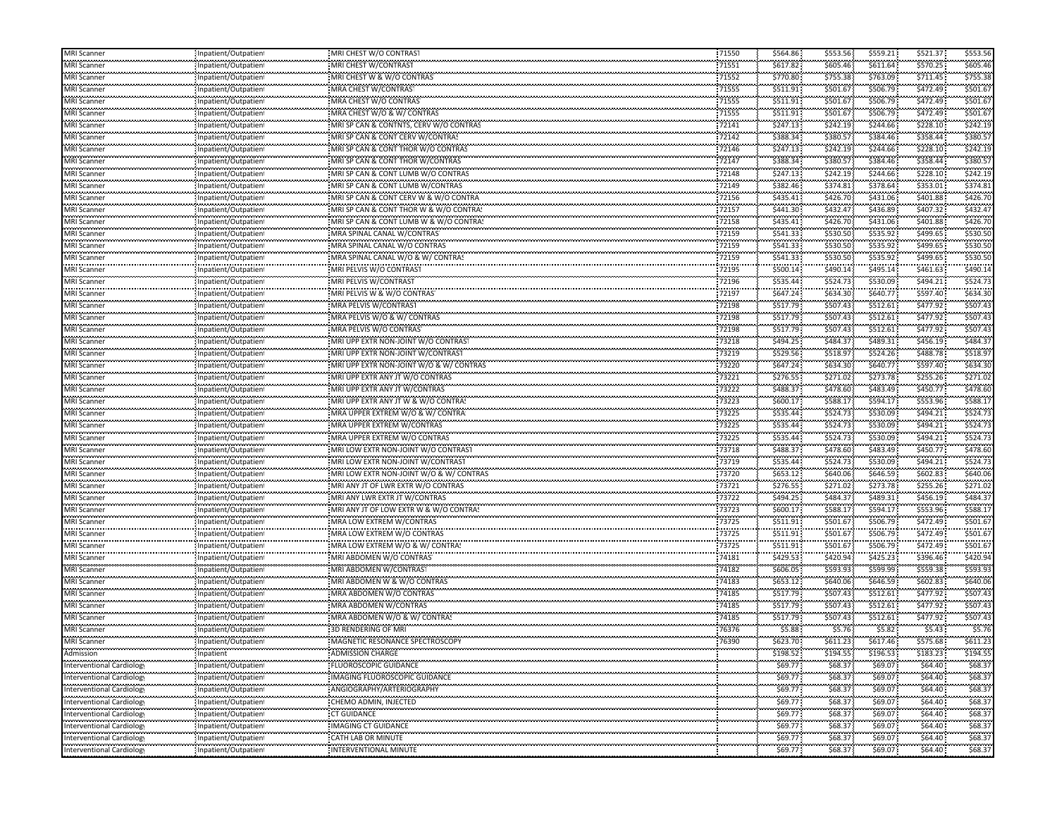| | | | | | | | | |
|---|---|---|---|---|---|---|---|---|
| MRI Scanner | Inpatient/Outpatient | MRI CHEST W/O CONTRAST | 71550 | $564.86 | $553.56 | $559.21 | $521.37 | $553.56 |
| MRI Scanner | Inpatient/Outpatient | MRI CHEST W/CONTRAST | 71551 | $617.82 | $605.46 | $611.64 | $570.25 | $605.46 |
| MRI Scanner | Inpatient/Outpatient | MRI CHEST W & W/O CONTRAS | 71552 | $770.80 | $755.38 | $763.09 | $711.45 | $755.38 |
| MRI Scanner | Inpatient/Outpatient | MRA CHEST W/CONTRAS | 71555 | $511.91 | $501.67 | $506.79 | $472.49 | $501.67 |
| MRI Scanner | Inpatient/Outpatient | MRA CHEST W/O CONTRAS | 71555 | $511.91 | $501.67 | $506.79 | $472.49 | $501.67 |
| MRI Scanner | Inpatient/Outpatient | MRA CHEST W/O & W/ CONTRAS | 71555 | $511.91 | $501.67 | $506.79 | $472.49 | $501.67 |
| MRI Scanner | Inpatient/Outpatient | MRI SP CAN & CONTNTS, CERV W/O CONTRAS | 72141 | $247.13 | $242.19 | $244.66 | $228.10 | $242.19 |
| MRI Scanner | Inpatient/Outpatient | MRI SP CAN & CONT CERV W/CONTRAS | 72142 | $388.34 | $380.57 | $384.46 | $358.44 | $380.57 |
| MRI Scanner | Inpatient/Outpatient | MRI SP CAN & CONT THOR W/O CONTRAS | 72146 | $247.13 | $242.19 | $244.66 | $228.10 | $242.19 |
| MRI Scanner | Inpatient/Outpatient | MRI SP CAN & CONT THOR W/CONTRAS | 72147 | $388.34 | $380.57 | $384.46 | $358.44 | $380.57 |
| MRI Scanner | Inpatient/Outpatient | MRI SP CAN & CONT LUMB W/O CONTRAS | 72148 | $247.13 | $242.19 | $244.66 | $228.10 | $242.19 |
| MRI Scanner | Inpatient/Outpatient | MRI SP CAN & CONT LUMB W/CONTRAS | 72149 | $382.46 | $374.81 | $378.64 | $353.01 | $374.81 |
| MRI Scanner | Inpatient/Outpatient | MRI SP CAN & CONT CERV W & W/O CONTRA | 72156 | $435.41 | $426.70 | $431.06 | $401.88 | $426.70 |
| MRI Scanner | Inpatient/Outpatient | MRI SP CAN & CONT THOR W & W/O CONTRA | 72157 | $441.30 | $432.47 | $436.89 | $407.32 | $432.47 |
| MRI Scanner | Inpatient/Outpatient | MRI SP CAN & CONT LUMB W & W/O CONTRA | 72158 | $435.41 | $426.70 | $431.06 | $401.88 | $426.70 |
| MRI Scanner | Inpatient/Outpatient | MRA SPINAL CANAL W/CONTRAS | 72159 | $541.33 | $530.50 | $535.92 | $499.65 | $530.50 |
| MRI Scanner | Inpatient/Outpatient | MRA SPINAL CANAL W/O CONTRAS | 72159 | $541.33 | $530.50 | $535.92 | $499.65 | $530.50 |
| MRI Scanner | Inpatient/Outpatient | MRA SPINAL CANAL W/O & W/ CONTRAS | 72159 | $541.33 | $530.50 | $535.92 | $499.65 | $530.50 |
| MRI Scanner | Inpatient/Outpatient | MRI PELVIS W/O CONTRAST | 72195 | $500.14 | $490.14 | $495.14 | $461.63 | $490.14 |
| MRI Scanner | Inpatient/Outpatient | MRI PELVIS W/CONTRAST | 72196 | $535.44 | $524.73 | $530.09 | $494.21 | $524.73 |
| MRI Scanner | Inpatient/Outpatient | MRI PELVIS W & W/O CONTRAS | 72197 | $647.24 | $634.30 | $640.77 | $597.40 | $634.30 |
| MRI Scanner | Inpatient/Outpatient | MRA PELVIS W/CONTRAST | 72198 | $517.79 | $507.43 | $512.61 | $477.92 | $507.43 |
| MRI Scanner | Inpatient/Outpatient | MRA PELVIS W/O & W/ CONTRAS | 72198 | $517.79 | $507.43 | $512.61 | $477.92 | $507.43 |
| MRI Scanner | Inpatient/Outpatient | MRA PELVIS W/O CONTRAS | 72198 | $517.79 | $507.43 | $512.61 | $477.92 | $507.43 |
| MRI Scanner | Inpatient/Outpatient | MRI UPP EXTR NON-JOINT W/O CONTRAST | 73218 | $494.25 | $484.37 | $489.31 | $456.19 | $484.37 |
| MRI Scanner | Inpatient/Outpatient | MRI UPP EXTR NON-JOINT W/CONTRAST | 73219 | $529.56 | $518.97 | $524.26 | $488.78 | $518.97 |
| MRI Scanner | Inpatient/Outpatient | MRI UPP EXTR NON-JOINT W/O & W/ CONTRAS | 73220 | $647.24 | $634.30 | $640.77 | $597.40 | $634.30 |
| MRI Scanner | Inpatient/Outpatient | MRI UPP EXTR ANY JT W/O CONTRAS | 73221 | $276.55 | $271.02 | $273.78 | $255.26 | $271.02 |
| MRI Scanner | Inpatient/Outpatient | MRI UPP EXTR ANY JT W/CONTRAS | 73222 | $488.37 | $478.60 | $483.49 | $450.77 | $478.60 |
| MRI Scanner | Inpatient/Outpatient | MRI UPP EXTR ANY JT W & W/O CONTRAS | 73223 | $600.17 | $588.17 | $594.17 | $553.96 | $588.17 |
| MRI Scanner | Inpatient/Outpatient | MRA UPPER EXTREM W/O & W/ CONTRA | 73225 | $535.44 | $524.73 | $530.09 | $494.21 | $524.73 |
| MRI Scanner | Inpatient/Outpatient | MRA UPPER EXTREM W/CONTRAS | 73225 | $535.44 | $524.73 | $530.09 | $494.21 | $524.73 |
| MRI Scanner | Inpatient/Outpatient | MRA UPPER EXTREM W/O CONTRAS | 73225 | $535.44 | $524.73 | $530.09 | $494.21 | $524.73 |
| MRI Scanner | Inpatient/Outpatient | MRI LOW EXTR NON-JOINT W/O CONTRAST | 73718 | $488.37 | $478.60 | $483.49 | $450.77 | $478.60 |
| MRI Scanner | Inpatient/Outpatient | MRI LOW EXTR NON-JOINT W/CONTRAST | 73719 | $535.44 | $524.73 | $530.09 | $494.21 | $524.73 |
| MRI Scanner | Inpatient/Outpatient | MRI LOW EXTR NON-JOINT W/O & W/ CONTRAS | 73720 | $653.12 | $640.06 | $646.59 | $602.83 | $640.06 |
| MRI Scanner | Inpatient/Outpatient | MRI ANY JT OF LWR EXTR W/O CONTRAS | 73721 | $276.55 | $271.02 | $273.78 | $255.26 | $271.02 |
| MRI Scanner | Inpatient/Outpatient | MRI ANY LWR EXTR JT W/CONTRAS | 73722 | $494.25 | $484.37 | $489.31 | $456.19 | $484.37 |
| MRI Scanner | Inpatient/Outpatient | MRI ANY JT OF LOW EXTR W & W/O CONTRAS | 73723 | $600.17 | $588.17 | $594.17 | $553.96 | $588.17 |
| MRI Scanner | Inpatient/Outpatient | MRA LOW EXTREM W/CONTRAS | 73725 | $511.91 | $501.67 | $506.79 | $472.49 | $501.67 |
| MRI Scanner | Inpatient/Outpatient | MRA LOW EXTREM W/O CONTRAS | 73725 | $511.91 | $501.67 | $506.79 | $472.49 | $501.67 |
| MRI Scanner | Inpatient/Outpatient | MRA LOW EXTREM W/O & W/ CONTRAS | 73725 | $511.91 | $501.67 | $506.79 | $472.49 | $501.67 |
| MRI Scanner | Inpatient/Outpatient | MRI ABDOMEN W/O CONTRAS | 74181 | $429.53 | $420.94 | $425.23 | $396.46 | $420.94 |
| MRI Scanner | Inpatient/Outpatient | MRI ABDOMEN W/CONTRAST | 74182 | $606.05 | $593.93 | $599.99 | $559.38 | $593.93 |
| MRI Scanner | Inpatient/Outpatient | MRI ABDOMEN W & W/O CONTRAS | 74183 | $653.12 | $640.06 | $646.59 | $602.83 | $640.06 |
| MRI Scanner | Inpatient/Outpatient | MRA ABDOMEN W/O CONTRAS | 74185 | $517.79 | $507.43 | $512.61 | $477.92 | $507.43 |
| MRI Scanner | Inpatient/Outpatient | MRA ABDOMEN W/CONTRAS | 74185 | $517.79 | $507.43 | $512.61 | $477.92 | $507.43 |
| MRI Scanner | Inpatient/Outpatient | MRA ABDOMEN W/O & W/ CONTRAS | 74185 | $517.79 | $507.43 | $512.61 | $477.92 | $507.43 |
| MRI Scanner | Inpatient/Outpatient | 3D RENDERING OF MRI | 76376 | $5.88 | $5.76 | $5.82 | $5.43 | $5.76 |
| MRI Scanner | Inpatient/Outpatient | MAGNETIC RESONANCE SPECTROSCOPY | 76390 | $623.70 | $611.23 | $617.46 | $575.68 | $611.23 |
| Admission | Inpatient | ADMISSION CHARGE | | $198.52 | $194.55 | $196.53 | $183.23 | $194.55 |
| Interventional Cardiology | Inpatient/Outpatient | FLUOROSCOPIC GUIDANCE | | $69.77 | $68.37 | $69.07 | $64.40 | $68.37 |
| Interventional Cardiology | Inpatient/Outpatient | IMAGING FLUOROSCOPIC GUIDANCE | | $69.77 | $68.37 | $69.07 | $64.40 | $68.37 |
| Interventional Cardiology | Inpatient/Outpatient | ANGIOGRAPHY/ARTERIOGRAPHY | | $69.77 | $68.37 | $69.07 | $64.40 | $68.37 |
| Interventional Cardiology | Inpatient/Outpatient | CHEMO ADMIN, INJECTED | | $69.77 | $68.37 | $69.07 | $64.40 | $68.37 |
| Interventional Cardiology | Inpatient/Outpatient | CT GUIDANCE | | $69.77 | $68.37 | $69.07 | $64.40 | $68.37 |
| Interventional Cardiology | Inpatient/Outpatient | IMAGING CT GUIDANCE | | $69.77 | $68.37 | $69.07 | $64.40 | $68.37 |
| Interventional Cardiology | Inpatient/Outpatient | CATH LAB OR MINUTE | | $69.77 | $68.37 | $69.07 | $64.40 | $68.37 |
| Interventional Cardiology | Inpatient/Outpatient | INTERVENTIONAL MINUTE | | $69.77 | $68.37 | $69.07 | $64.40 | $68.37 |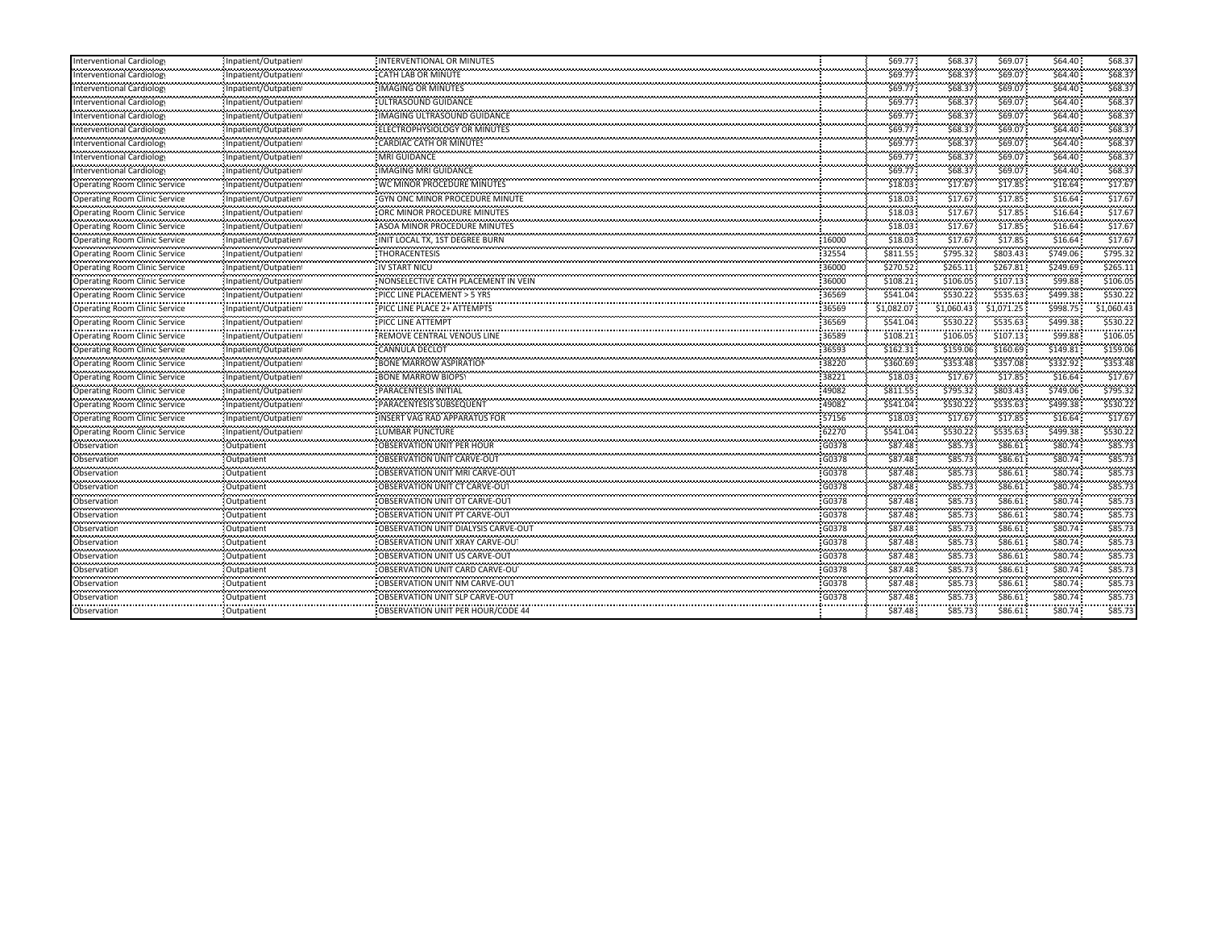| | | | | | | | | |
|---|---|---|---|---|---|---|---|---|
| Interventional Cardiology | Inpatient/Outpatient | INTERVENTIONAL OR MINUTES | | $69.77 | $68.37 | $69.07 | $64.40 | $68.37 |
| Interventional Cardiology | Inpatient/Outpatient | CATH LAB OR MINUTE | | $69.77 | $68.37 | $69.07 | $64.40 | $68.37 |
| Interventional Cardiology | Inpatient/Outpatient | IMAGING OR MINUTES | | $69.77 | $68.37 | $69.07 | $64.40 | $68.37 |
| Interventional Cardiology | Inpatient/Outpatient | ULTRASOUND GUIDANCE | | $69.77 | $68.37 | $69.07 | $64.40 | $68.37 |
| Interventional Cardiology | Inpatient/Outpatient | IMAGING ULTRASOUND GUIDANCE | | $69.77 | $68.37 | $69.07 | $64.40 | $68.37 |
| Interventional Cardiology | Inpatient/Outpatient | ELECTROPHYSIOLOGY OR MINUTES | | $69.77 | $68.37 | $69.07 | $64.40 | $68.37 |
| Interventional Cardiology | Inpatient/Outpatient | CARDIAC CATH OR MINUTES | | $69.77 | $68.37 | $69.07 | $64.40 | $68.37 |
| Interventional Cardiology | Inpatient/Outpatient | MRI GUIDANCE | | $69.77 | $68.37 | $69.07 | $64.40 | $68.37 |
| Interventional Cardiology | Inpatient/Outpatient | IMAGING MRI GUIDANCE | | $69.77 | $68.37 | $69.07 | $64.40 | $68.37 |
| Operating Room Clinic Service | Inpatient/Outpatient | WC MINOR PROCEDURE MINUTES | | $18.03 | $17.67 | $17.85 | $16.64 | $17.67 |
| Operating Room Clinic Service | Inpatient/Outpatient | GYN ONC MINOR PROCEDURE MINUTE | | $18.03 | $17.67 | $17.85 | $16.64 | $17.67 |
| Operating Room Clinic Service | Inpatient/Outpatient | ORC MINOR PROCEDURE MINUTES | | $18.03 | $17.67 | $17.85 | $16.64 | $17.67 |
| Operating Room Clinic Service | Inpatient/Outpatient | ASOA MINOR PROCEDURE MINUTES | | $18.03 | $17.67 | $17.85 | $16.64 | $17.67 |
| Operating Room Clinic Service | Inpatient/Outpatient | INIT LOCAL TX, 1ST DEGREE BURN | 16000 | $18.03 | $17.67 | $17.85 | $16.64 | $17.67 |
| Operating Room Clinic Service | Inpatient/Outpatient | THORACENTESIS | 32554 | $811.55 | $795.32 | $803.43 | $749.06 | $795.32 |
| Operating Room Clinic Service | Inpatient/Outpatient | IV START NICU | 36000 | $270.52 | $265.11 | $267.81 | $249.69 | $265.11 |
| Operating Room Clinic Service | Inpatient/Outpatient | NONSELECTIVE CATH PLACEMENT IN VEIN | 36000 | $108.21 | $106.05 | $107.13 | $99.88 | $106.05 |
| Operating Room Clinic Service | Inpatient/Outpatient | PICC LINE PLACEMENT > 5 YRS | 36569 | $541.04 | $530.22 | $535.63 | $499.38 | $530.22 |
| Operating Room Clinic Service | Inpatient/Outpatient | PICC LINE PLACE 2+ ATTEMPTS | 36569 | $1,082.07 | $1,060.43 | $1,071.25 | $998.75 | $1,060.43 |
| Operating Room Clinic Service | Inpatient/Outpatient | PICC LINE ATTEMPT | 36569 | $541.04 | $530.22 | $535.63 | $499.38 | $530.22 |
| Operating Room Clinic Service | Inpatient/Outpatient | REMOVE CENTRAL VENOUS LINE | 36589 | $108.21 | $106.05 | $107.13 | $99.88 | $106.05 |
| Operating Room Clinic Service | Inpatient/Outpatient | CANNULA DECLOT | 36593 | $162.31 | $159.06 | $160.69 | $149.81 | $159.06 |
| Operating Room Clinic Service | Inpatient/Outpatient | BONE MARROW ASPIRATION | 38220 | $360.69 | $353.48 | $357.08 | $332.92 | $353.48 |
| Operating Room Clinic Service | Inpatient/Outpatient | BONE MARROW BIOPSY | 38221 | $18.03 | $17.67 | $17.85 | $16.64 | $17.67 |
| Operating Room Clinic Service | Inpatient/Outpatient | PARACENTESIS INITIAL | 49082 | $811.55 | $795.32 | $803.43 | $749.06 | $795.32 |
| Operating Room Clinic Service | Inpatient/Outpatient | PARACENTESIS SUBSEQUENT | 49082 | $541.04 | $530.22 | $535.63 | $499.38 | $530.22 |
| Operating Room Clinic Service | Inpatient/Outpatient | INSERT VAG RAD APPARATUS FOR | 57156 | $18.03 | $17.67 | $17.85 | $16.64 | $17.67 |
| Operating Room Clinic Service | Inpatient/Outpatient | LUMBAR PUNCTURE | 62270 | $541.04 | $530.22 | $535.63 | $499.38 | $530.22 |
| Observation | Outpatient | OBSERVATION UNIT PER HOUR | G0378 | $87.48 | $85.73 | $86.61 | $80.74 | $85.73 |
| Observation | Outpatient | OBSERVATION UNIT CARVE-OUT | G0378 | $87.48 | $85.73 | $86.61 | $80.74 | $85.73 |
| Observation | Outpatient | OBSERVATION UNIT MRI CARVE-OUT | G0378 | $87.48 | $85.73 | $86.61 | $80.74 | $85.73 |
| Observation | Outpatient | OBSERVATION UNIT CT CARVE-OUT | G0378 | $87.48 | $85.73 | $86.61 | $80.74 | $85.73 |
| Observation | Outpatient | OBSERVATION UNIT OT CARVE-OUT | G0378 | $87.48 | $85.73 | $86.61 | $80.74 | $85.73 |
| Observation | Outpatient | OBSERVATION UNIT PT CARVE-OUT | G0378 | $87.48 | $85.73 | $86.61 | $80.74 | $85.73 |
| Observation | Outpatient | OBSERVATION UNIT DIALYSIS CARVE-OUT | G0378 | $87.48 | $85.73 | $86.61 | $80.74 | $85.73 |
| Observation | Outpatient | OBSERVATION UNIT XRAY CARVE-OUT | G0378 | $87.48 | $85.73 | $86.61 | $80.74 | $85.73 |
| Observation | Outpatient | OBSERVATION UNIT US CARVE-OUT | G0378 | $87.48 | $85.73 | $86.61 | $80.74 | $85.73 |
| Observation | Outpatient | OBSERVATION UNIT CARD CARVE-OUT | G0378 | $87.48 | $85.73 | $86.61 | $80.74 | $85.73 |
| Observation | Outpatient | OBSERVATION UNIT NM CARVE-OUT | G0378 | $87.48 | $85.73 | $86.61 | $80.74 | $85.73 |
| Observation | Outpatient | OBSERVATION UNIT SLP CARVE-OUT | G0378 | $87.48 | $85.73 | $86.61 | $80.74 | $85.73 |
| Observation | Outpatient | OBSERVATION UNIT PER HOUR/CODE 44 | | $87.48 | $85.73 | $86.61 | $80.74 | $85.73 |